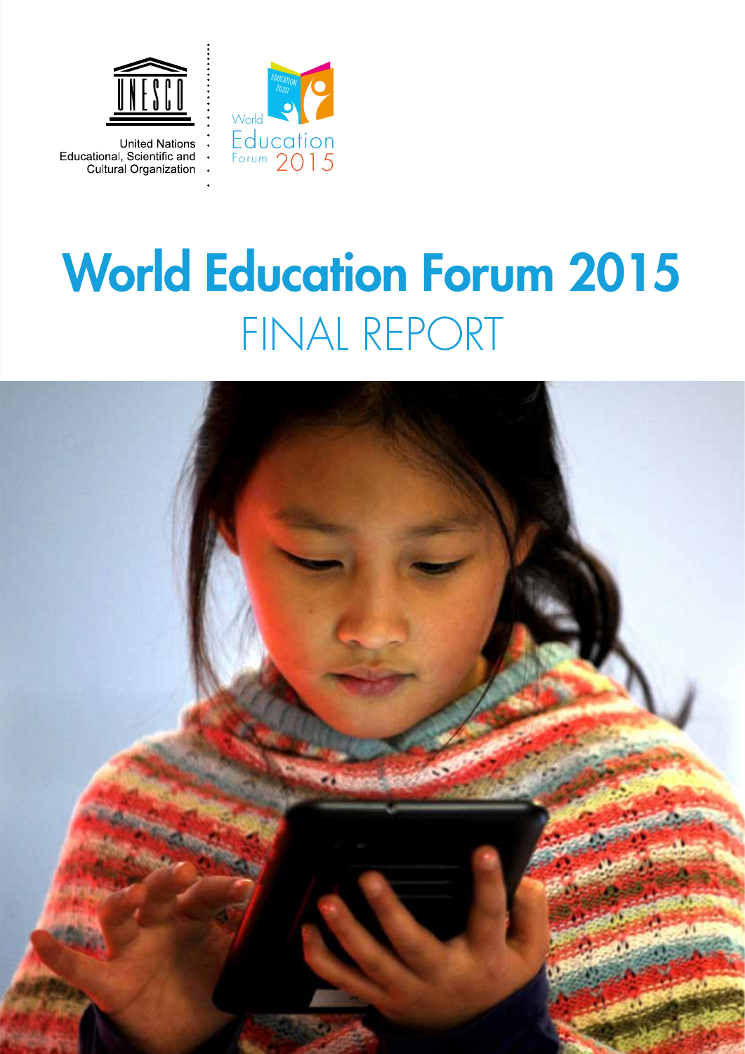United Nations
Educational, Scientific and
Cultural Organization

World Education Forum 2015

# World Education Forum 2015

## FINAL REPORT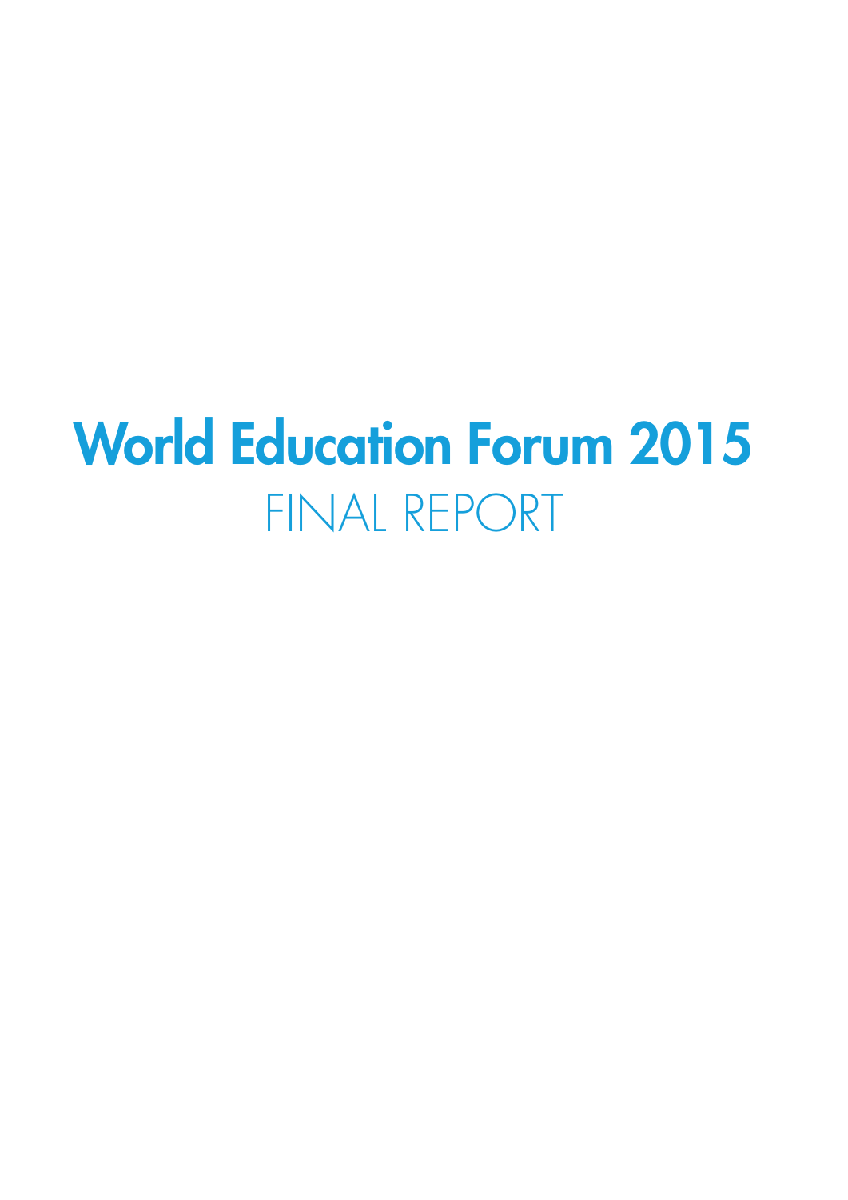# World Education Forum 2015

## FINAL REPORT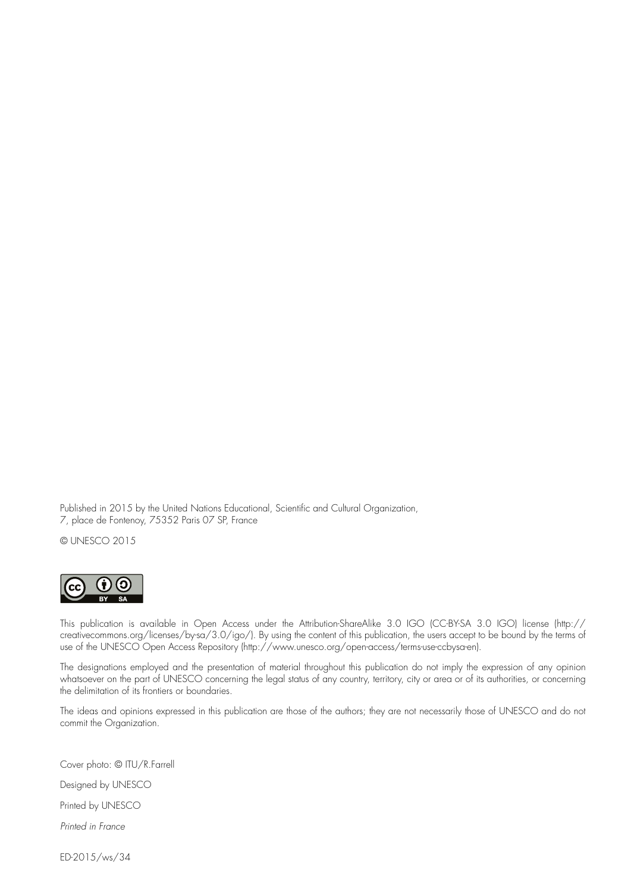Published in 2015 by the United Nations Educational, Scientific and Cultural Organization,
7, place de Fontenoy, 75352 Paris 07 SP, France

© UNESCO 2015

This publication is available in Open Access under the Attribution-ShareAlike 3.0 IGO (CC-BY-SA 3.0 IGO) license (http://creativecommons.org/licenses/by-sa/3.0/igo/). By using the content of this publication, the users accept to be bound by the terms of use of the UNESCO Open Access Repository (http://www.unesco.org/open-access/terms-use-ccbysa-en).

The designations employed and the presentation of material throughout this publication do not imply the expression of any opinion whatsoever on the part of UNESCO concerning the legal status of any country, territory, city or area or of its authorities, or concerning the delimitation of its frontiers or boundaries.

The ideas and opinions expressed in this publication are those of the authors; they are not necessarily those of UNESCO and do not commit the Organization.

Cover photo: © ITU/R.Farrell

Designed by UNESCO

Printed by UNESCO

*Printed in France*

ED-2015/ws/34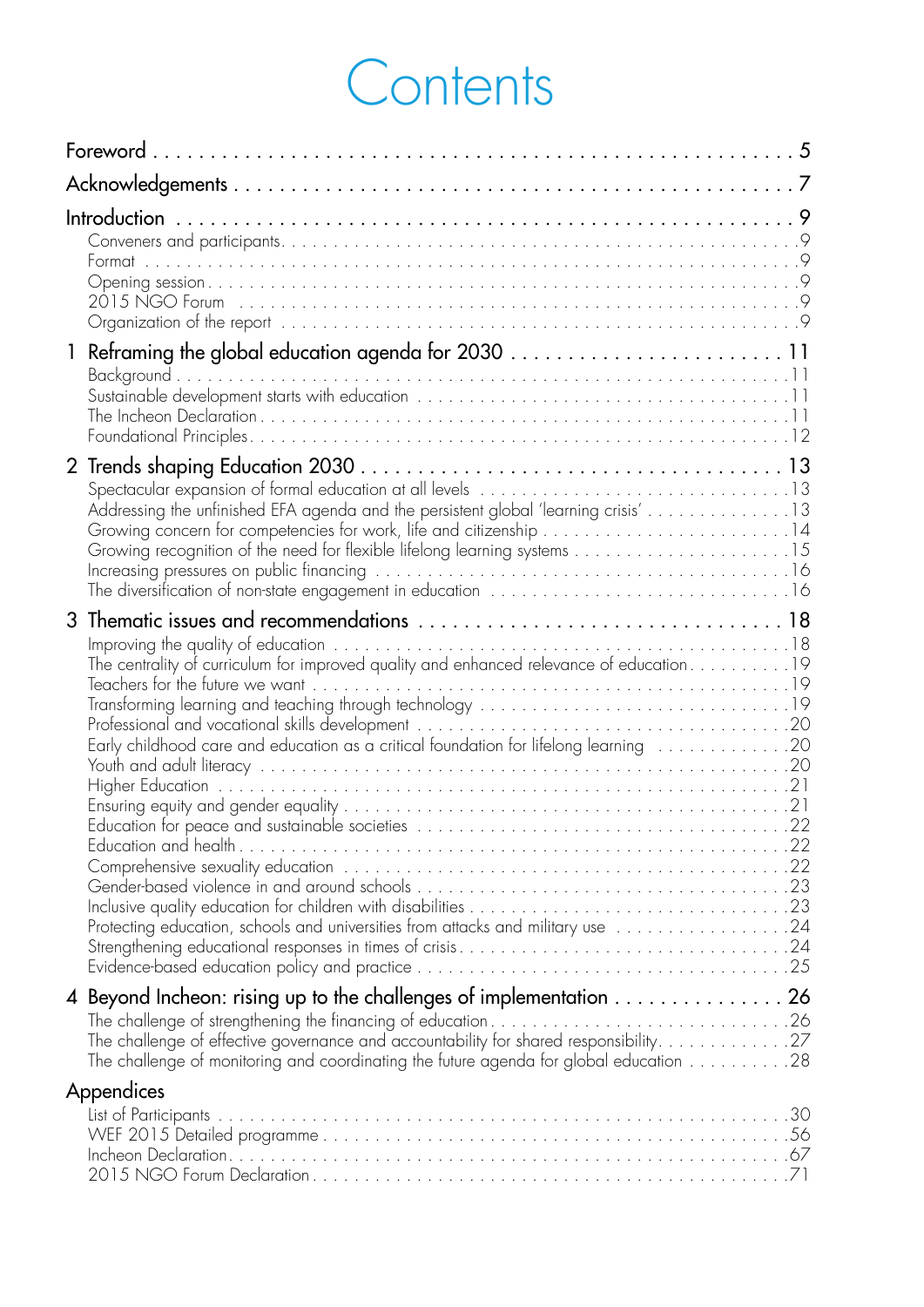# Contents

Foreword . . . 5

Acknowledgements . . . 7

Introduction . . . 9

- Conveners and participants . . . 9
- Format . . . 9
- Opening session . . . 9
- 2015 NGO Forum . . . 9
- Organization of the report . . . 9

1 Reframing the global education agenda for 2030 . . . 11

- Background . . . 11
- Sustainable development starts with education . . . 11
- The Incheon Declaration . . . 11
- Foundational Principles . . . 12

2 Trends shaping Education 2030 . . . 13

- Spectacular expansion of formal education at all levels . . . 13
- Addressing the unfinished EFA agenda and the persistent global 'learning crisis' . . . 13
- Growing concern for competencies for work, life and citizenship . . . 14
- Growing recognition of the need for flexible lifelong learning systems . . . 15
- Increasing pressures on public financing . . . 16
- The diversification of non-state engagement in education . . . 16

3 Thematic issues and recommendations . . . 18

- Improving the quality of education . . . 18
- The centrality of curriculum for improved quality and enhanced relevance of education . . . 19
- Teachers for the future we want . . . 19
- Transforming learning and teaching through technology . . . 19
- Professional and vocational skills development . . . 20
- Early childhood care and education as a critical foundation for lifelong learning . . . 20
- Youth and adult literacy . . . 20
- Higher Education . . . 21
- Ensuring equity and gender equality . . . 21
- Education for peace and sustainable societies . . . 22
- Education and health . . . 22
- Comprehensive sexuality education . . . 22
- Gender-based violence in and around schools . . . 23
- Inclusive quality education for children with disabilities . . . 23
- Protecting education, schools and universities from attacks and military use . . . 24
- Strengthening educational responses in times of crisis . . . 24
- Evidence-based education policy and practice . . . 25

4 Beyond Incheon: rising up to the challenges of implementation . . . 26

- The challenge of strengthening the financing of education . . . 26
- The challenge of effective governance and accountability for shared responsibility . . . 27
- The challenge of monitoring and coordinating the future agenda for global education . . . 28

Appendices

- List of Participants . . . 30
- WEF 2015 Detailed programme . . . 56
- Incheon Declaration . . . 67
- 2015 NGO Forum Declaration . . . 71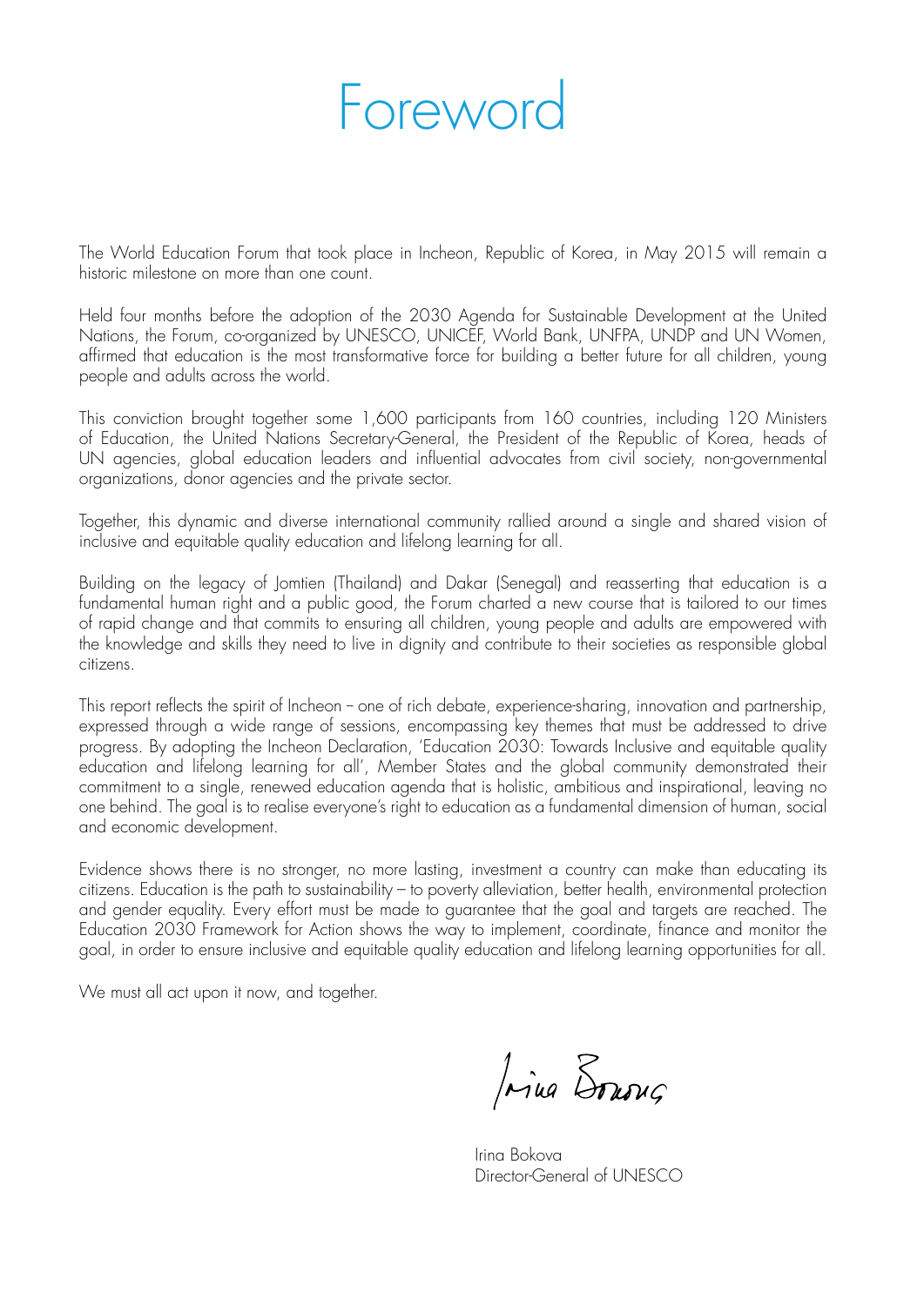# Foreword

The World Education Forum that took place in Incheon, Republic of Korea, in May 2015 will remain a historic milestone on more than one count.

Held four months before the adoption of the 2030 Agenda for Sustainable Development at the United Nations, the Forum, co-organized by UNESCO, UNICEF, World Bank, UNFPA, UNDP and UN Women, affirmed that education is the most transformative force for building a better future for all children, young people and adults across the world.

This conviction brought together some 1,600 participants from 160 countries, including 120 Ministers of Education, the United Nations Secretary-General, the President of the Republic of Korea, heads of UN agencies, global education leaders and influential advocates from civil society, non-governmental organizations, donor agencies and the private sector.

Together, this dynamic and diverse international community rallied around a single and shared vision of inclusive and equitable quality education and lifelong learning for all.

Building on the legacy of Jomtien (Thailand) and Dakar (Senegal) and reasserting that education is a fundamental human right and a public good, the Forum charted a new course that is tailored to our times of rapid change and that commits to ensuring all children, young people and adults are empowered with the knowledge and skills they need to live in dignity and contribute to their societies as responsible global citizens.

This report reflects the spirit of Incheon – one of rich debate, experience-sharing, innovation and partnership, expressed through a wide range of sessions, encompassing key themes that must be addressed to drive progress. By adopting the Incheon Declaration, 'Education 2030: Towards Inclusive and equitable quality education and lifelong learning for all', Member States and the global community demonstrated their commitment to a single, renewed education agenda that is holistic, ambitious and inspirational, leaving no one behind. The goal is to realise everyone's right to education as a fundamental dimension of human, social and economic development.

Evidence shows there is no stronger, no more lasting, investment a country can make than educating its citizens. Education is the path to sustainability – to poverty alleviation, better health, environmental protection and gender equality. Every effort must be made to guarantee that the goal and targets are reached. The Education 2030 Framework for Action shows the way to implement, coordinate, finance and monitor the goal, in order to ensure inclusive and equitable quality education and lifelong learning opportunities for all.

We must all act upon it now, and together.

Irina Bokova
Director-General of UNESCO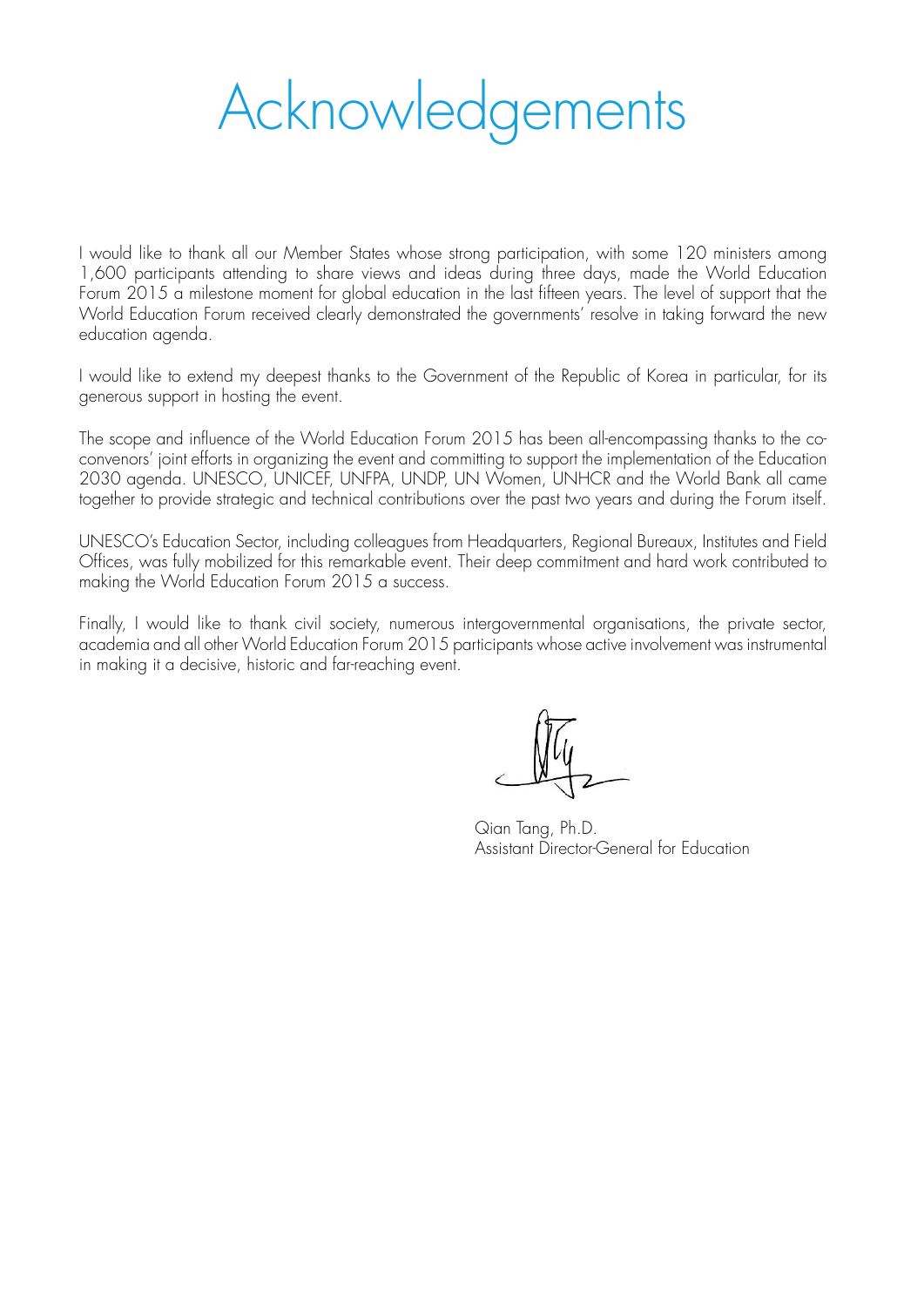# Acknowledgements

I would like to thank all our Member States whose strong participation, with some 120 ministers among 1,600 participants attending to share views and ideas during three days, made the World Education Forum 2015 a milestone moment for global education in the last fifteen years. The level of support that the World Education Forum received clearly demonstrated the governments' resolve in taking forward the new education agenda.

I would like to extend my deepest thanks to the Government of the Republic of Korea in particular, for its generous support in hosting the event.

The scope and influence of the World Education Forum 2015 has been all-encompassing thanks to the co-convenors' joint efforts in organizing the event and committing to support the implementation of the Education 2030 agenda. UNESCO, UNICEF, UNFPA, UNDP, UN Women, UNHCR and the World Bank all came together to provide strategic and technical contributions over the past two years and during the Forum itself.

UNESCO's Education Sector, including colleagues from Headquarters, Regional Bureaux, Institutes and Field Offices, was fully mobilized for this remarkable event. Their deep commitment and hard work contributed to making the World Education Forum 2015 a success.

Finally, I would like to thank civil society, numerous intergovernmental organisations, the private sector, academia and all other World Education Forum 2015 participants whose active involvement was instrumental in making it a decisive, historic and far-reaching event.

Qian Tang, Ph.D.
Assistant Director-General for Education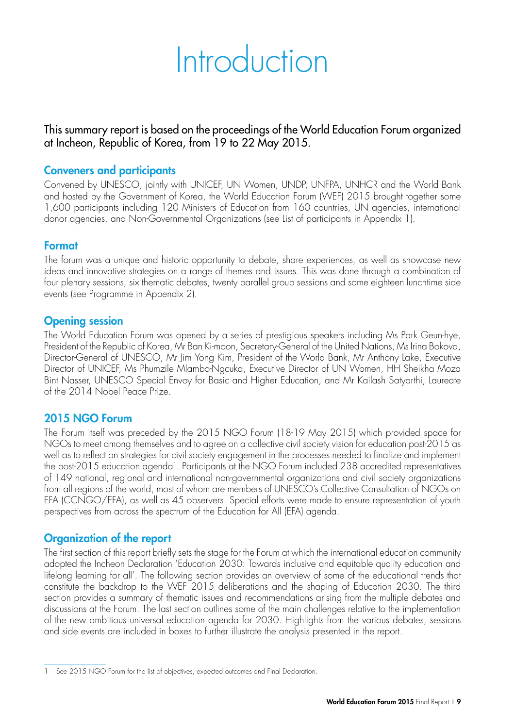# Introduction

This summary report is based on the proceedings of the World Education Forum organized at Incheon, Republic of Korea, from 19 to 22 May 2015.

## Conveners and participants

Convened by UNESCO, jointly with UNICEF, UN Women, UNDP, UNFPA, UNHCR and the World Bank and hosted by the Government of Korea, the World Education Forum (WEF) 2015 brought together some 1,600 participants including 120 Ministers of Education from 160 countries, UN agencies, international donor agencies, and Non-Governmental Organizations (see List of participants in Appendix 1).

## Format

The forum was a unique and historic opportunity to debate, share experiences, as well as showcase new ideas and innovative strategies on a range of themes and issues. This was done through a combination of four plenary sessions, six thematic debates, twenty parallel group sessions and some eighteen lunchtime side events (see Programme in Appendix 2).

## Opening session

The World Education Forum was opened by a series of prestigious speakers including Ms Park Geun-hye, President of the Republic of Korea, Mr Ban Ki-moon, Secretary-General of the United Nations, Ms Irina Bokova, Director-General of UNESCO, Mr Jim Yong Kim, President of the World Bank, Mr Anthony Lake, Executive Director of UNICEF, Ms Phumzile Mlambo-Ngcuka, Executive Director of UN Women, HH Sheikha Moza Bint Nasser, UNESCO Special Envoy for Basic and Higher Education, and Mr Kailash Satyarthi, Laureate of the 2014 Nobel Peace Prize.

## 2015 NGO Forum

The Forum itself was preceded by the 2015 NGO Forum (18-19 May 2015) which provided space for NGOs to meet among themselves and to agree on a collective civil society vision for education post-2015 as well as to reflect on strategies for civil society engagement in the processes needed to finalize and implement the post-2015 education agenda[1]. Participants at the NGO Forum included 238 accredited representatives of 149 national, regional and international non-governmental organizations and civil society organizations from all regions of the world, most of whom are members of UNESCO's Collective Consultation of NGOs on EFA (CCNGO/EFA), as well as 45 observers. Special efforts were made to ensure representation of youth perspectives from across the spectrum of the Education for All (EFA) agenda.

## Organization of the report

The first section of this report briefly sets the stage for the Forum at which the international education community adopted the Incheon Declaration 'Education 2030: Towards inclusive and equitable quality education and lifelong learning for all'. The following section provides an overview of some of the educational trends that constitute the backdrop to the WEF 2015 deliberations and the shaping of Education 2030. The third section provides a summary of thematic issues and recommendations arising from the multiple debates and discussions at the Forum. The last section outlines some of the main challenges relative to the implementation of the new ambitious universal education agenda for 2030. Highlights from the various debates, sessions and side events are included in boxes to further illustrate the analysis presented in the report.

---

[1] See 2015 NGO Forum for the list of objectives, expected outcomes and Final Declaration.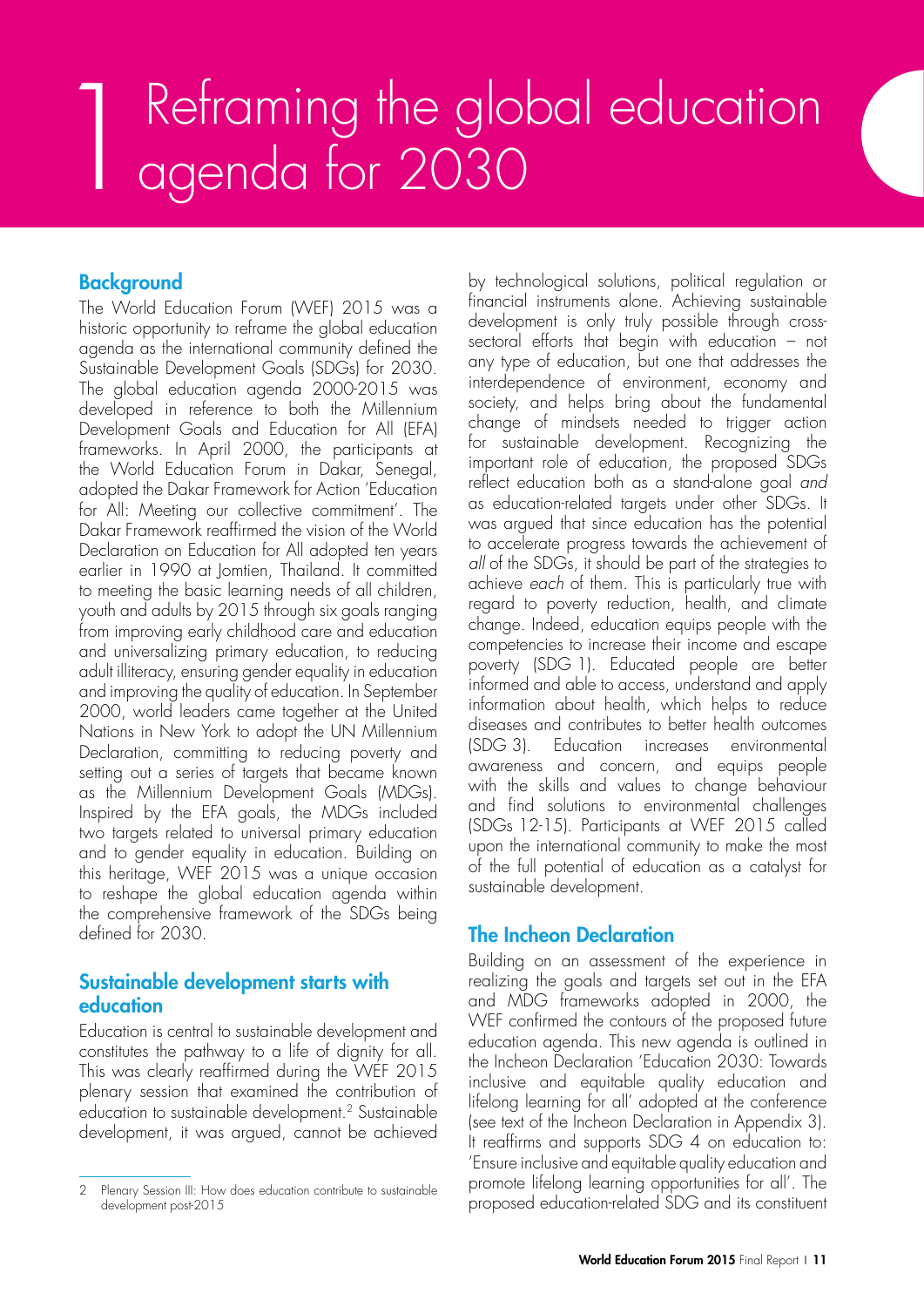# 1 Reframing the global education agenda for 2030

## Background

The World Education Forum (WEF) 2015 was a historic opportunity to reframe the global education agenda as the international community defined the Sustainable Development Goals (SDGs) for 2030. The global education agenda 2000-2015 was developed in reference to both the Millennium Development Goals and Education for All (EFA) frameworks. In April 2000, the participants at the World Education Forum in Dakar, Senegal, adopted the Dakar Framework for Action 'Education for All: Meeting our collective commitment'. The Dakar Framework reaffirmed the vision of the World Declaration on Education for All adopted ten years earlier in 1990 at Jomtien, Thailand. It committed to meeting the basic learning needs of all children, youth and adults by 2015 through six goals ranging from improving early childhood care and education and universalizing primary education, to reducing adult illiteracy, ensuring gender equality in education and improving the quality of education. In September 2000, world leaders came together at the United Nations in New York to adopt the UN Millennium Declaration, committing to reducing poverty and setting out a series of targets that became known as the Millennium Development Goals (MDGs). Inspired by the EFA goals, the MDGs included two targets related to universal primary education and to gender equality in education. Building on this heritage, WEF 2015 was a unique occasion to reshape the global education agenda within the comprehensive framework of the SDGs being defined for 2030.

## Sustainable development starts with education

Education is central to sustainable development and constitutes the pathway to a life of dignity for all. This was clearly reaffirmed during the WEF 2015 plenary session that examined the contribution of education to sustainable development.[2] Sustainable development, it was argued, cannot be achieved by technological solutions, political regulation or financial instruments alone. Achieving sustainable development is only truly possible through cross-sectoral efforts that begin with education – not any type of education, but one that addresses the interdependence of environment, economy and society, and helps bring about the fundamental change of mindsets needed to trigger action for sustainable development. Recognizing the important role of education, the proposed SDGs reflect education both as a stand-alone goal *and* as education-related targets under other SDGs. It was argued that since education has the potential to accelerate progress towards the achievement of *all* of the SDGs, it should be part of the strategies to achieve *each* of them. This is particularly true with regard to poverty reduction, health, and climate change. Indeed, education equips people with the competencies to increase their income and escape poverty (SDG 1). Educated people are better informed and able to access, understand and apply information about health, which helps to reduce diseases and contributes to better health outcomes (SDG 3). Education increases environmental awareness and concern, and equips people with the skills and values to change behaviour and find solutions to environmental challenges (SDGs 12-15). Participants at WEF 2015 called upon the international community to make the most of the full potential of education as a catalyst for sustainable development.

## The Incheon Declaration

Building on an assessment of the experience in realizing the goals and targets set out in the EFA and MDG frameworks adopted in 2000, the WEF confirmed the contours of the proposed future education agenda. This new agenda is outlined in the Incheon Declaration 'Education 2030: Towards inclusive and equitable quality education and lifelong learning for all' adopted at the conference (see text of the Incheon Declaration in Appendix 3). It reaffirms and supports SDG 4 on education to: 'Ensure inclusive and equitable quality education and promote lifelong learning opportunities for all'. The proposed education-related SDG and its constituent

---

2 Plenary Session III: How does education contribute to sustainable development post-2015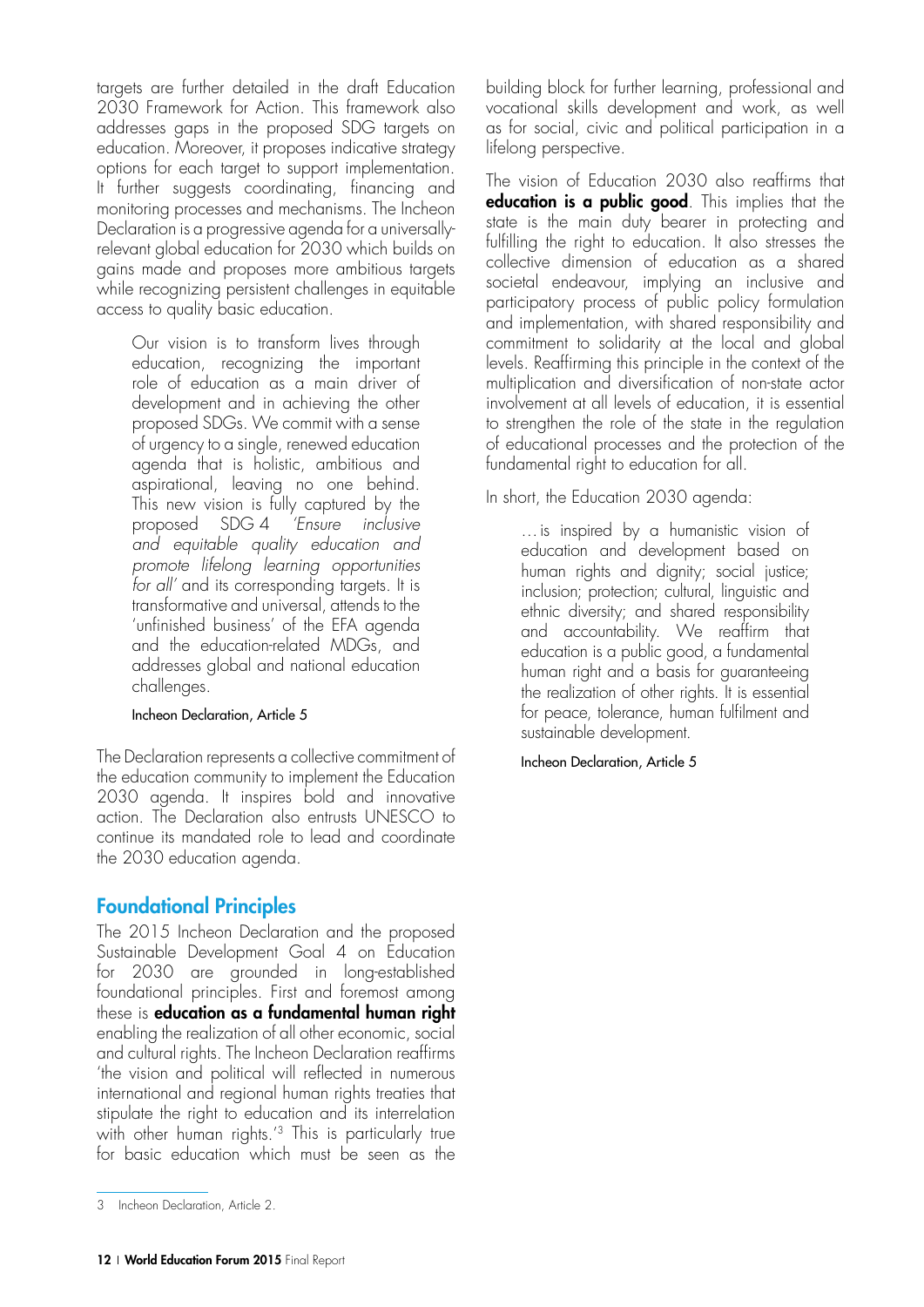targets are further detailed in the draft Education 2030 Framework for Action. This framework also addresses gaps in the proposed SDG targets on education. Moreover, it proposes indicative strategy options for each target to support implementation. It further suggests coordinating, financing and monitoring processes and mechanisms. The Incheon Declaration is a progressive agenda for a universally-relevant global education for 2030 which builds on gains made and proposes more ambitious targets while recognizing persistent challenges in equitable access to quality basic education.

> Our vision is to transform lives through education, recognizing the important role of education as a main driver of development and in achieving the other proposed SDGs. We commit with a sense of urgency to a single, renewed education agenda that is holistic, ambitious and aspirational, leaving no one behind. This new vision is fully captured by the proposed SDG 4 *'Ensure inclusive and equitable quality education and promote lifelong learning opportunities for all'* and its corresponding targets. It is transformative and universal, attends to the 'unfinished business' of the EFA agenda and the education-related MDGs, and addresses global and national education challenges.
>
> Incheon Declaration, Article 5

The Declaration represents a collective commitment of the education community to implement the Education 2030 agenda. It inspires bold and innovative action. The Declaration also entrusts UNESCO to continue its mandated role to lead and coordinate the 2030 education agenda.

## Foundational Principles

The 2015 Incheon Declaration and the proposed Sustainable Development Goal 4 on Education for 2030 are grounded in long-established foundational principles. First and foremost among these is **education as a fundamental human right** enabling the realization of all other economic, social and cultural rights. The Incheon Declaration reaffirms 'the vision and political will reflected in numerous international and regional human rights treaties that stipulate the right to education and its interrelation with other human rights.'[3] This is particularly true for basic education which must be seen as the building block for further learning, professional and vocational skills development and work, as well as for social, civic and political participation in a lifelong perspective.

The vision of Education 2030 also reaffirms that **education is a public good**. This implies that the state is the main duty bearer in protecting and fulfilling the right to education. It also stresses the collective dimension of education as a shared societal endeavour, implying an inclusive and participatory process of public policy formulation and implementation, with shared responsibility and commitment to solidarity at the local and global levels. Reaffirming this principle in the context of the multiplication and diversification of non-state actor involvement at all levels of education, it is essential to strengthen the role of the state in the regulation of educational processes and the protection of the fundamental right to education for all.

In short, the Education 2030 agenda:

> …is inspired by a humanistic vision of education and development based on human rights and dignity; social justice; inclusion; protection; cultural, linguistic and ethnic diversity; and shared responsibility and accountability. We reaffirm that education is a public good, a fundamental human right and a basis for guaranteeing the realization of other rights. It is essential for peace, tolerance, human fulfilment and sustainable development.
>
> Incheon Declaration, Article 5

---

3 Incheon Declaration, Article 2.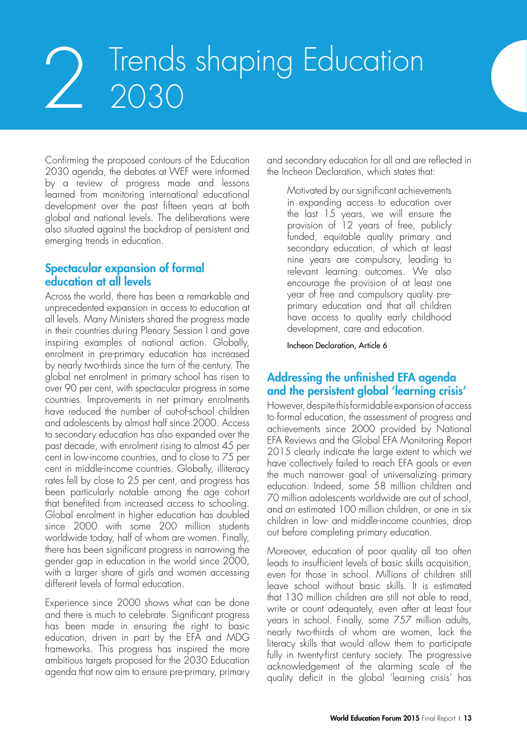# 2 Trends shaping Education 2030

Confirming the proposed contours of the Education 2030 agenda, the debates at WEF were informed by a review of progress made and lessons learned from monitoring international educational development over the past fifteen years at both global and national levels. The deliberations were also situated against the backdrop of persistent and emerging trends in education.

## Spectacular expansion of formal education at all levels

Across the world, there has been a remarkable and unprecedented expansion in access to education at all levels. Many Ministers shared the progress made in their countries during Plenary Session I and gave inspiring examples of national action. Globally, enrolment in pre-primary education has increased by nearly two-thirds since the turn of the century. The global net enrolment in primary school has risen to over 90 per cent, with spectacular progress in some countries. Improvements in net primary enrolments have reduced the number of out-of-school children and adolescents by almost half since 2000. Access to secondary education has also expanded over the past decade, with enrolment rising to almost 45 per cent in low-income countries, and to close to 75 per cent in middle-income countries. Globally, illiteracy rates fell by close to 25 per cent, and progress has been particularly notable among the age cohort that benefited from increased access to schooling. Global enrolment in higher education has doubled since 2000 with some 200 million students worldwide today, half of whom are women. Finally, there has been significant progress in narrowing the gender gap in education in the world since 2000, with a larger share of girls and women accessing different levels of formal education.

Experience since 2000 shows what can be done and there is much to celebrate. Significant progress has been made in ensuring the right to basic education, driven in part by the EFA and MDG frameworks. This progress has inspired the more ambitious targets proposed for the 2030 Education agenda that now aim to ensure pre-primary, primary and secondary education for all and are reflected in the Incheon Declaration, which states that:

> Motivated by our significant achievements in expanding access to education over the last 15 years, we will ensure the provision of 12 years of free, publicly funded, equitable quality primary and secondary education, of which at least nine years are compulsory, leading to relevant learning outcomes. We also encourage the provision of at least one year of free and compulsory quality pre-primary education and that all children have access to quality early childhood development, care and education.
>
> Incheon Declaration, Article 6

## Addressing the unfinished EFA agenda and the persistent global 'learning crisis'

However, despite this formidable expansion of access to formal education, the assessment of progress and achievements since 2000 provided by National EFA Reviews and the Global EFA Monitoring Report 2015 clearly indicate the large extent to which we have collectively failed to reach EFA goals or even the much narrower goal of universalizing primary education. Indeed, some 58 million children and 70 million adolescents worldwide are out of school, and an estimated 100 million children, or one in six children in low- and middle-income countries, drop out before completing primary education.

Moreover, education of poor quality all too often leads to insufficient levels of basic skills acquisition, even for those in school. Millions of children still leave school without basic skills. It is estimated that 130 million children are still not able to read, write or count adequately, even after at least four years in school. Finally, some 757 million adults, nearly two-thirds of whom are women, lack the literacy skills that would allow them to participate fully in twenty-first century society. The progressive acknowledgement of the alarming scale of the quality deficit in the global 'learning crisis' has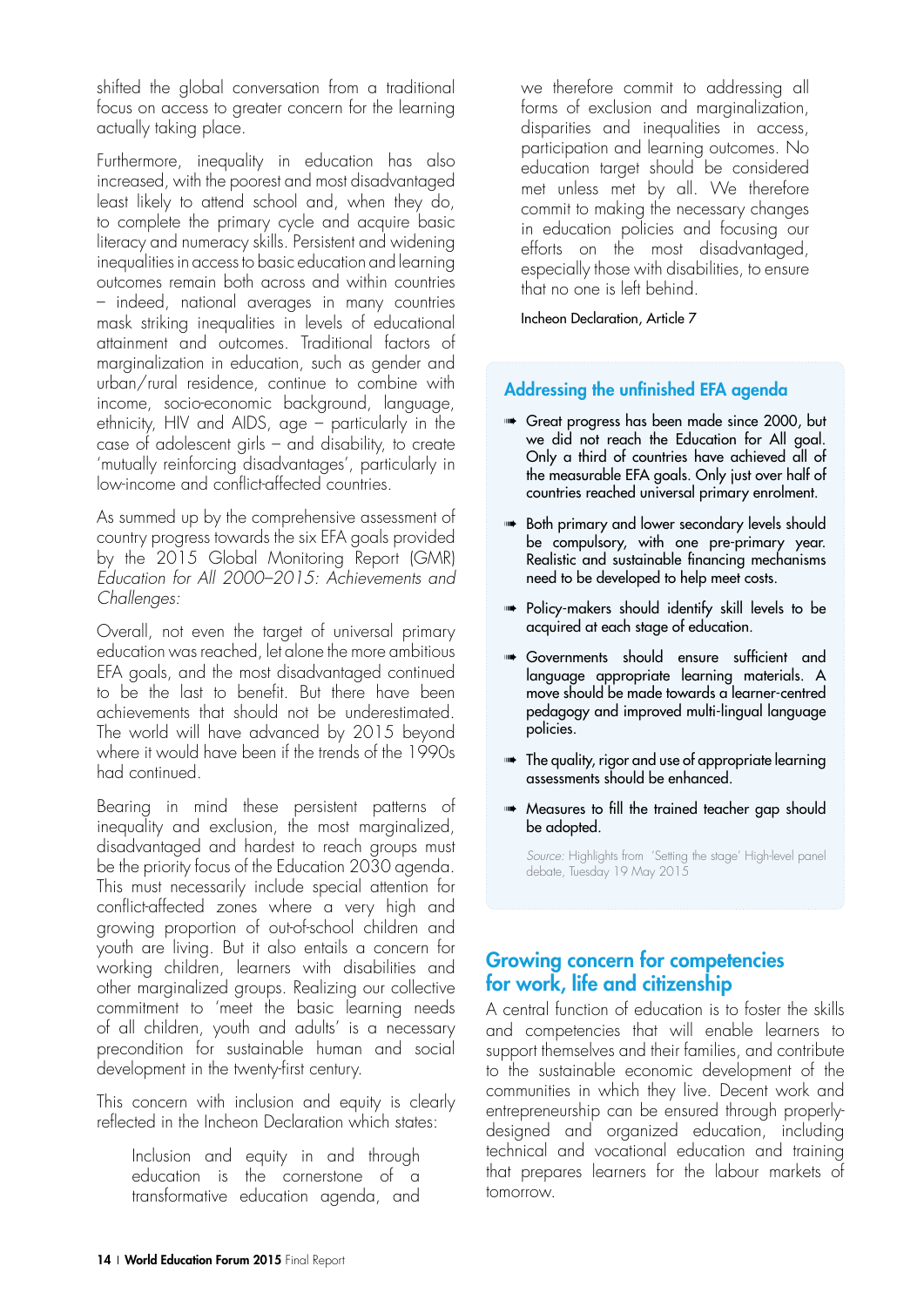shifted the global conversation from a traditional focus on access to greater concern for the learning actually taking place.

Furthermore, inequality in education has also increased, with the poorest and most disadvantaged least likely to attend school and, when they do, to complete the primary cycle and acquire basic literacy and numeracy skills. Persistent and widening inequalities in access to basic education and learning outcomes remain both across and within countries – indeed, national averages in many countries mask striking inequalities in levels of educational attainment and outcomes. Traditional factors of marginalization in education, such as gender and urban/rural residence, continue to combine with income, socio-economic background, language, ethnicity, HIV and AIDS, age – particularly in the case of adolescent girls – and disability, to create 'mutually reinforcing disadvantages', particularly in low-income and conflict-affected countries.

As summed up by the comprehensive assessment of country progress towards the six EFA goals provided by the 2015 Global Monitoring Report (GMR) *Education for All 2000–2015: Achievements and Challenges:*

Overall, not even the target of universal primary education was reached, let alone the more ambitious EFA goals, and the most disadvantaged continued to be the last to benefit. But there have been achievements that should not be underestimated. The world will have advanced by 2015 beyond where it would have been if the trends of the 1990s had continued.

Bearing in mind these persistent patterns of inequality and exclusion, the most marginalized, disadvantaged and hardest to reach groups must be the priority focus of the Education 2030 agenda. This must necessarily include special attention for conflict-affected zones where a very high and growing proportion of out-of-school children and youth are living. But it also entails a concern for working children, learners with disabilities and other marginalized groups. Realizing our collective commitment to 'meet the basic learning needs of all children, youth and adults' is a necessary precondition for sustainable human and social development in the twenty-first century.

This concern with inclusion and equity is clearly reflected in the Incheon Declaration which states:

> Inclusion and equity in and through education is the cornerstone of a transformative education agenda, and we therefore commit to addressing all forms of exclusion and marginalization, disparities and inequalities in access, participation and learning outcomes. No education target should be considered met unless met by all. We therefore commit to making the necessary changes in education policies and focusing our efforts on the most disadvantaged, especially those with disabilities, to ensure that no one is left behind.
>
> Incheon Declaration, Article 7

### Addressing the unfinished EFA agenda

- Great progress has been made since 2000, but we did not reach the Education for All goal. Only a third of countries have achieved all of the measurable EFA goals. Only just over half of countries reached universal primary enrolment.
- Both primary and lower secondary levels should be compulsory, with one pre-primary year. Realistic and sustainable financing mechanisms need to be developed to help meet costs.
- Policy-makers should identify skill levels to be acquired at each stage of education.
- Governments should ensure sufficient and language appropriate learning materials. A move should be made towards a learner-centred pedagogy and improved multi-lingual language policies.
- The quality, rigor and use of appropriate learning assessments should be enhanced.
- Measures to fill the trained teacher gap should be adopted.

*Source:* Highlights from 'Setting the stage' High-level panel debate, Tuesday 19 May 2015

## Growing concern for competencies for work, life and citizenship

A central function of education is to foster the skills and competencies that will enable learners to support themselves and their families, and contribute to the sustainable economic development of the communities in which they live. Decent work and entrepreneurship can be ensured through properly-designed and organized education, including technical and vocational education and training that prepares learners for the labour markets of tomorrow.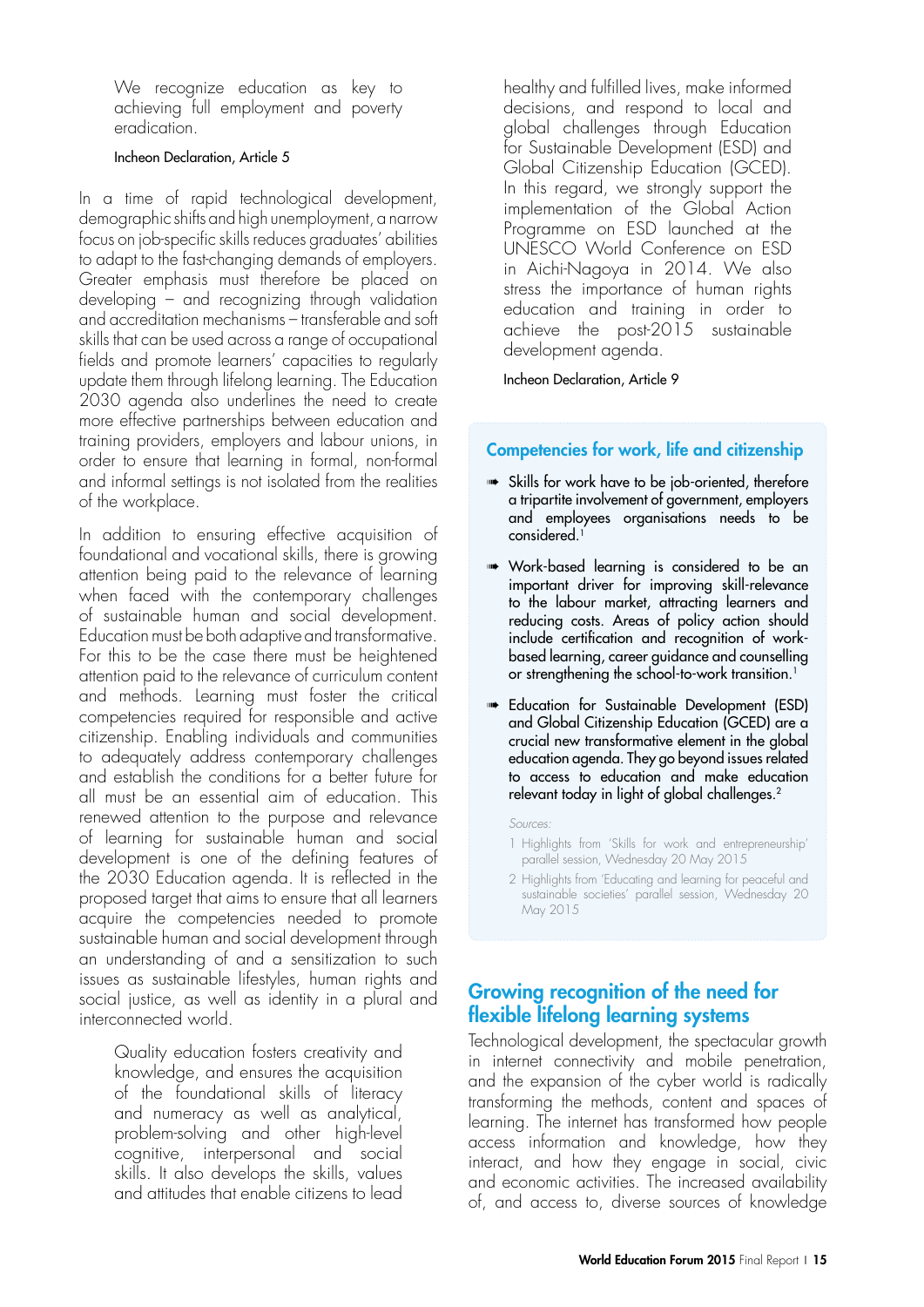> We recognize education as key to achieving full employment and poverty eradication.
>
> Incheon Declaration, Article 5

In a time of rapid technological development, demographic shifts and high unemployment, a narrow focus on job-specific skills reduces graduates' abilities to adapt to the fast-changing demands of employers. Greater emphasis must therefore be placed on developing – and recognizing through validation and accreditation mechanisms – transferable and soft skills that can be used across a range of occupational fields and promote learners' capacities to regularly update them through lifelong learning. The Education 2030 agenda also underlines the need to create more effective partnerships between education and training providers, employers and labour unions, in order to ensure that learning in formal, non-formal and informal settings is not isolated from the realities of the workplace.

In addition to ensuring effective acquisition of foundational and vocational skills, there is growing attention being paid to the relevance of learning when faced with the contemporary challenges of sustainable human and social development. Education must be both adaptive and transformative. For this to be the case there must be heightened attention paid to the relevance of curriculum content and methods. Learning must foster the critical competencies required for responsible and active citizenship. Enabling individuals and communities to adequately address contemporary challenges and establish the conditions for a better future for all must be an essential aim of education. This renewed attention to the purpose and relevance of learning for sustainable human and social development is one of the defining features of the 2030 Education agenda. It is reflected in the proposed target that aims to ensure that all learners acquire the competencies needed to promote sustainable human and social development through an understanding of and a sensitization to such issues as sustainable lifestyles, human rights and social justice, as well as identity in a plural and interconnected world.

> Quality education fosters creativity and knowledge, and ensures the acquisition of the foundational skills of literacy and numeracy as well as analytical, problem-solving and other high-level cognitive, interpersonal and social skills. It also develops the skills, values and attitudes that enable citizens to lead healthy and fulfilled lives, make informed decisions, and respond to local and global challenges through Education for Sustainable Development (ESD) and Global Citizenship Education (GCED). In this regard, we strongly support the implementation of the Global Action Programme on ESD launched at the UNESCO World Conference on ESD in Aichi-Nagoya in 2014. We also stress the importance of human rights education and training in order to achieve the post-2015 sustainable development agenda.
>
> Incheon Declaration, Article 9

### Competencies for work, life and citizenship

- Skills for work have to be job-oriented, therefore a tripartite involvement of government, employers and employees organisations needs to be considered.[1]
- Work-based learning is considered to be an important driver for improving skill-relevance to the labour market, attracting learners and reducing costs. Areas of policy action should include certification and recognition of work-based learning, career guidance and counselling or strengthening the school-to-work transition.[1]
- Education for Sustainable Development (ESD) and Global Citizenship Education (GCED) are a crucial new transformative element in the global education agenda. They go beyond issues related to access to education and make education relevant today in light of global challenges.[2]

*Sources:*

1 Highlights from 'Skills for work and entrepreneurship' parallel session, Wednesday 20 May 2015

2 Highlights from 'Educating and learning for peaceful and sustainable societies' parallel session, Wednesday 20 May 2015

## Growing recognition of the need for flexible lifelong learning systems

Technological development, the spectacular growth in internet connectivity and mobile penetration, and the expansion of the cyber world is radically transforming the methods, content and spaces of learning. The internet has transformed how people access information and knowledge, how they interact, and how they engage in social, civic and economic activities. The increased availability of, and access to, diverse sources of knowledge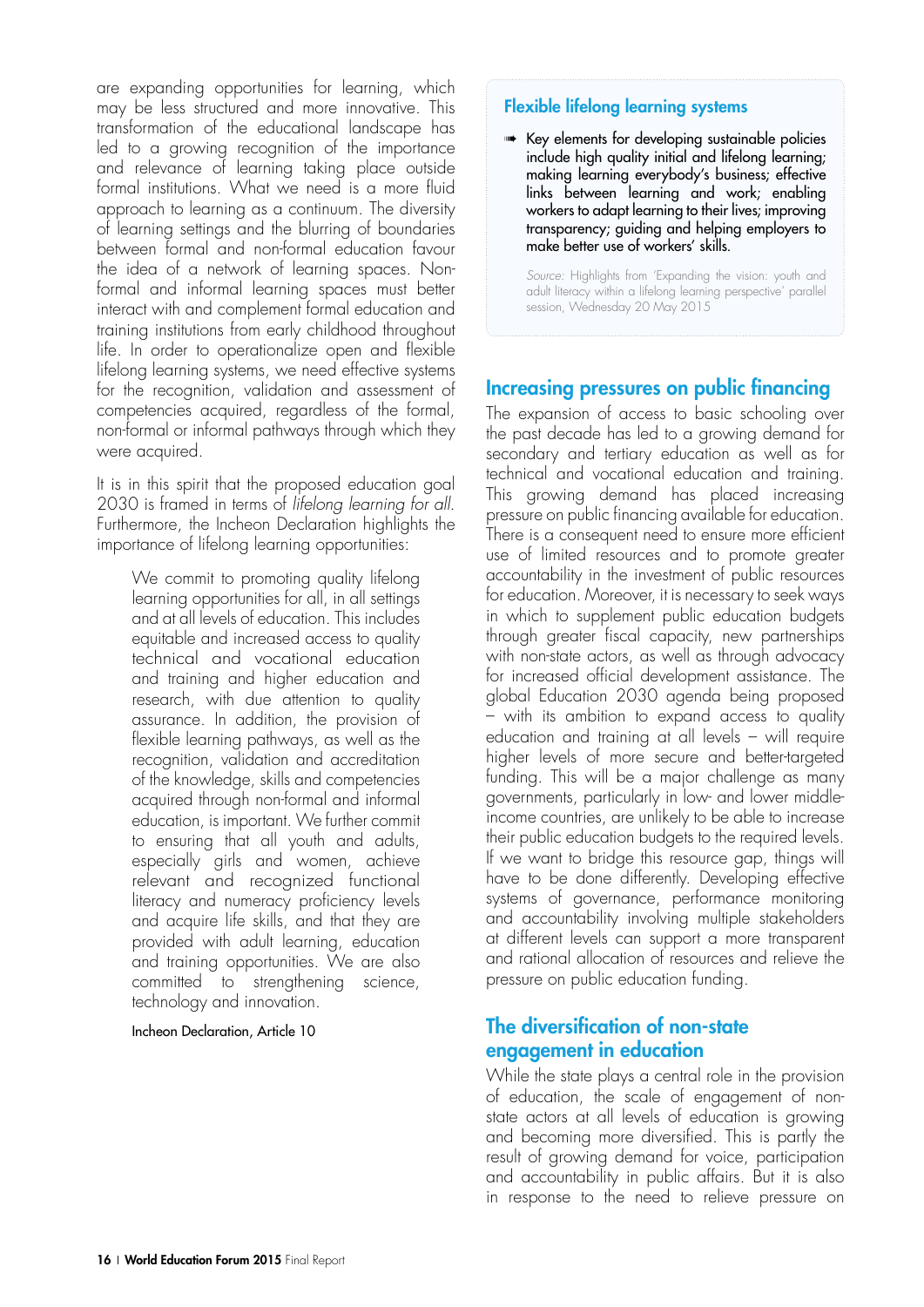are expanding opportunities for learning, which may be less structured and more innovative. This transformation of the educational landscape has led to a growing recognition of the importance and relevance of learning taking place outside formal institutions. What we need is a more fluid approach to learning as a continuum. The diversity of learning settings and the blurring of boundaries between formal and non-formal education favour the idea of a network of learning spaces. Non-formal and informal learning spaces must better interact with and complement formal education and training institutions from early childhood throughout life. In order to operationalize open and flexible lifelong learning systems, we need effective systems for the recognition, validation and assessment of competencies acquired, regardless of the formal, non-formal or informal pathways through which they were acquired.

It is in this spirit that the proposed education goal 2030 is framed in terms of *lifelong learning for all*. Furthermore, the Incheon Declaration highlights the importance of lifelong learning opportunities:

> We commit to promoting quality lifelong learning opportunities for all, in all settings and at all levels of education. This includes equitable and increased access to quality technical and vocational education and training and higher education and research, with due attention to quality assurance. In addition, the provision of flexible learning pathways, as well as the recognition, validation and accreditation of the knowledge, skills and competencies acquired through non-formal and informal education, is important. We further commit to ensuring that all youth and adults, especially girls and women, achieve relevant and recognized functional literacy and numeracy proficiency levels and acquire life skills, and that they are provided with adult learning, education and training opportunities. We are also committed to strengthening science, technology and innovation.
>
> Incheon Declaration, Article 10

### Flexible lifelong learning systems

- Key elements for developing sustainable policies include high quality initial and lifelong learning; making learning everybody's business; effective links between learning and work; enabling workers to adapt learning to their lives; improving transparency; guiding and helping employers to make better use of workers' skills.

*Source:* Highlights from 'Expanding the vision: youth and adult literacy within a lifelong learning perspective' parallel session, Wednesday 20 May 2015

## Increasing pressures on public financing

The expansion of access to basic schooling over the past decade has led to a growing demand for secondary and tertiary education as well as for technical and vocational education and training. This growing demand has placed increasing pressure on public financing available for education. There is a consequent need to ensure more efficient use of limited resources and to promote greater accountability in the investment of public resources for education. Moreover, it is necessary to seek ways in which to supplement public education budgets through greater fiscal capacity, new partnerships with non-state actors, as well as through advocacy for increased official development assistance. The global Education 2030 agenda being proposed – with its ambition to expand access to quality education and training at all levels – will require higher levels of more secure and better-targeted funding. This will be a major challenge as many governments, particularly in low- and lower middle-income countries, are unlikely to be able to increase their public education budgets to the required levels. If we want to bridge this resource gap, things will have to be done differently. Developing effective systems of governance, performance monitoring and accountability involving multiple stakeholders at different levels can support a more transparent and rational allocation of resources and relieve the pressure on public education funding.

## The diversification of non-state engagement in education

While the state plays a central role in the provision of education, the scale of engagement of non-state actors at all levels of education is growing and becoming more diversified. This is partly the result of growing demand for voice, participation and accountability in public affairs. But it is also in response to the need to relieve pressure on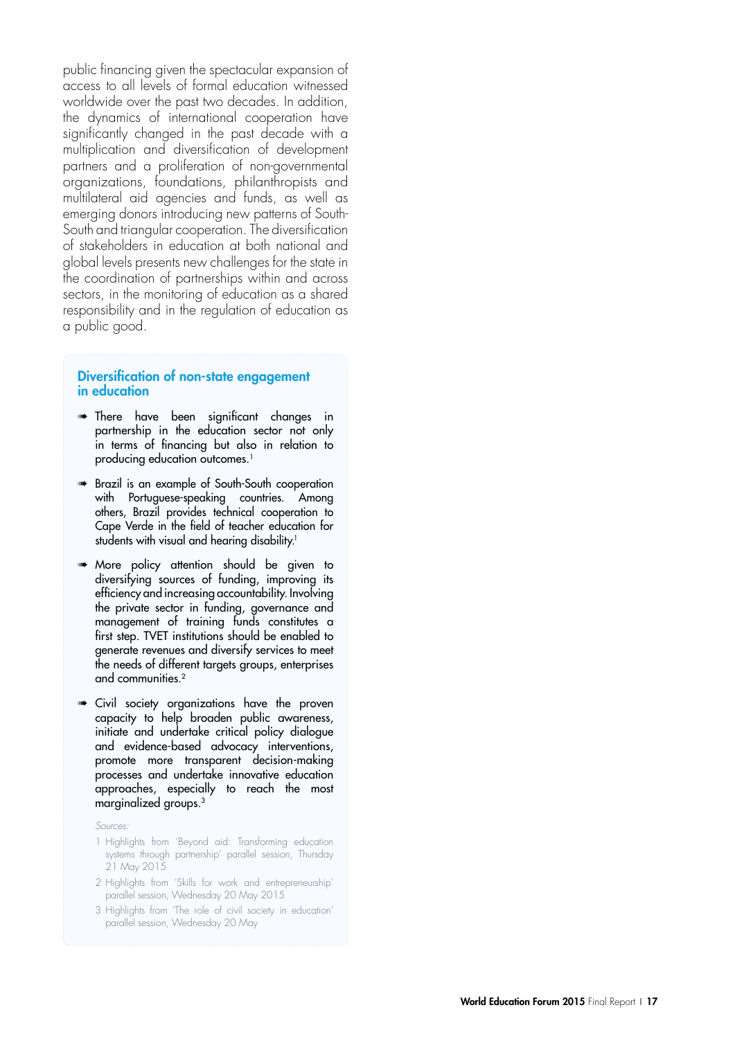public financing given the spectacular expansion of access to all levels of formal education witnessed worldwide over the past two decades. In addition, the dynamics of international cooperation have significantly changed in the past decade with a multiplication and diversification of development partners and a proliferation of non-governmental organizations, foundations, philanthropists and multilateral aid agencies and funds, as well as emerging donors introducing new patterns of South-South and triangular cooperation. The diversification of stakeholders in education at both national and global levels presents new challenges for the state in the coordination of partnerships within and across sectors, in the monitoring of education as a shared responsibility and in the regulation of education as a public good.

### Diversification of non-state engagement in education

- There have been significant changes in partnership in the education sector not only in terms of financing but also in relation to producing education outcomes.[1]
- Brazil is an example of South-South cooperation with Portuguese-speaking countries. Among others, Brazil provides technical cooperation to Cape Verde in the field of teacher education for students with visual and hearing disability.[1]
- More policy attention should be given to diversifying sources of funding, improving its efficiency and increasing accountability. Involving the private sector in funding, governance and management of training funds constitutes a first step. TVET institutions should be enabled to generate revenues and diversify services to meet the needs of different targets groups, enterprises and communities.[2]
- Civil society organizations have the proven capacity to help broaden public awareness, initiate and undertake critical policy dialogue and evidence-based advocacy interventions, promote more transparent decision-making processes and undertake innovative education approaches, especially to reach the most marginalized groups.[3]

*Sources:*

1. Highlights from 'Beyond aid: Transforming education systems through partnership' parallel session, Thursday 21 May 2015
2. Highlights from 'Skills for work and entrepreneurship' parallel session, Wednesday 20 May 2015
3. Highlights from 'The role of civil society in education' parallel session, Wednesday 20 May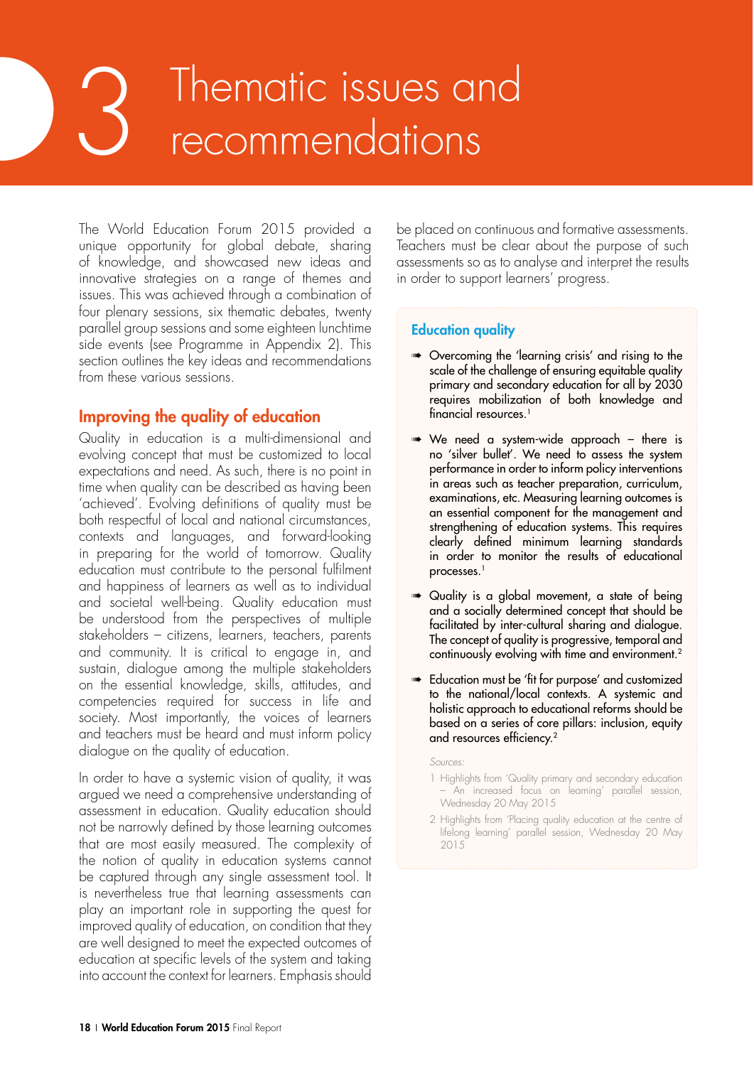# 3 Thematic issues and recommendations

The World Education Forum 2015 provided a unique opportunity for global debate, sharing of knowledge, and showcased new ideas and innovative strategies on a range of themes and issues. This was achieved through a combination of four plenary sessions, six thematic debates, twenty parallel group sessions and some eighteen lunchtime side events (see Programme in Appendix 2). This section outlines the key ideas and recommendations from these various sessions.

## Improving the quality of education

Quality in education is a multi-dimensional and evolving concept that must be customized to local expectations and need. As such, there is no point in time when quality can be described as having been 'achieved'. Evolving definitions of quality must be both respectful of local and national circumstances, contexts and languages, and forward-looking in preparing for the world of tomorrow. Quality education must contribute to the personal fulfilment and happiness of learners as well as to individual and societal well-being. Quality education must be understood from the perspectives of multiple stakeholders – citizens, learners, teachers, parents and community. It is critical to engage in, and sustain, dialogue among the multiple stakeholders on the essential knowledge, skills, attitudes, and competencies required for success in life and society. Most importantly, the voices of learners and teachers must be heard and must inform policy dialogue on the quality of education.

In order to have a systemic vision of quality, it was argued we need a comprehensive understanding of assessment in education. Quality education should not be narrowly defined by those learning outcomes that are most easily measured. The complexity of the notion of quality in education systems cannot be captured through any single assessment tool. It is nevertheless true that learning assessments can play an important role in supporting the quest for improved quality of education, on condition that they are well designed to meet the expected outcomes of education at specific levels of the system and taking into account the context for learners. Emphasis should be placed on continuous and formative assessments. Teachers must be clear about the purpose of such assessments so as to analyse and interpret the results in order to support learners' progress.

### Education quality

- Overcoming the 'learning crisis' and rising to the scale of the challenge of ensuring equitable quality primary and secondary education for all by 2030 requires mobilization of both knowledge and financial resources.[1]
- We need a system-wide approach – there is no 'silver bullet'. We need to assess the system performance in order to inform policy interventions in areas such as teacher preparation, curriculum, examinations, etc. Measuring learning outcomes is an essential component for the management and strengthening of education systems. This requires clearly defined minimum learning standards in order to monitor the results of educational processes.[1]
- Quality is a global movement, a state of being and a socially determined concept that should be facilitated by inter-cultural sharing and dialogue. The concept of quality is progressive, temporal and continuously evolving with time and environment.[2]
- Education must be 'fit for purpose' and customized to the national/local contexts. A systemic and holistic approach to educational reforms should be based on a series of core pillars: inclusion, equity and resources efficiency.[2]

*Sources:*

1 Highlights from 'Quality primary and secondary education – An increased focus on learning' parallel session, Wednesday 20 May 2015

2 Highlights from 'Placing quality education at the centre of lifelong learning' parallel session, Wednesday 20 May 2015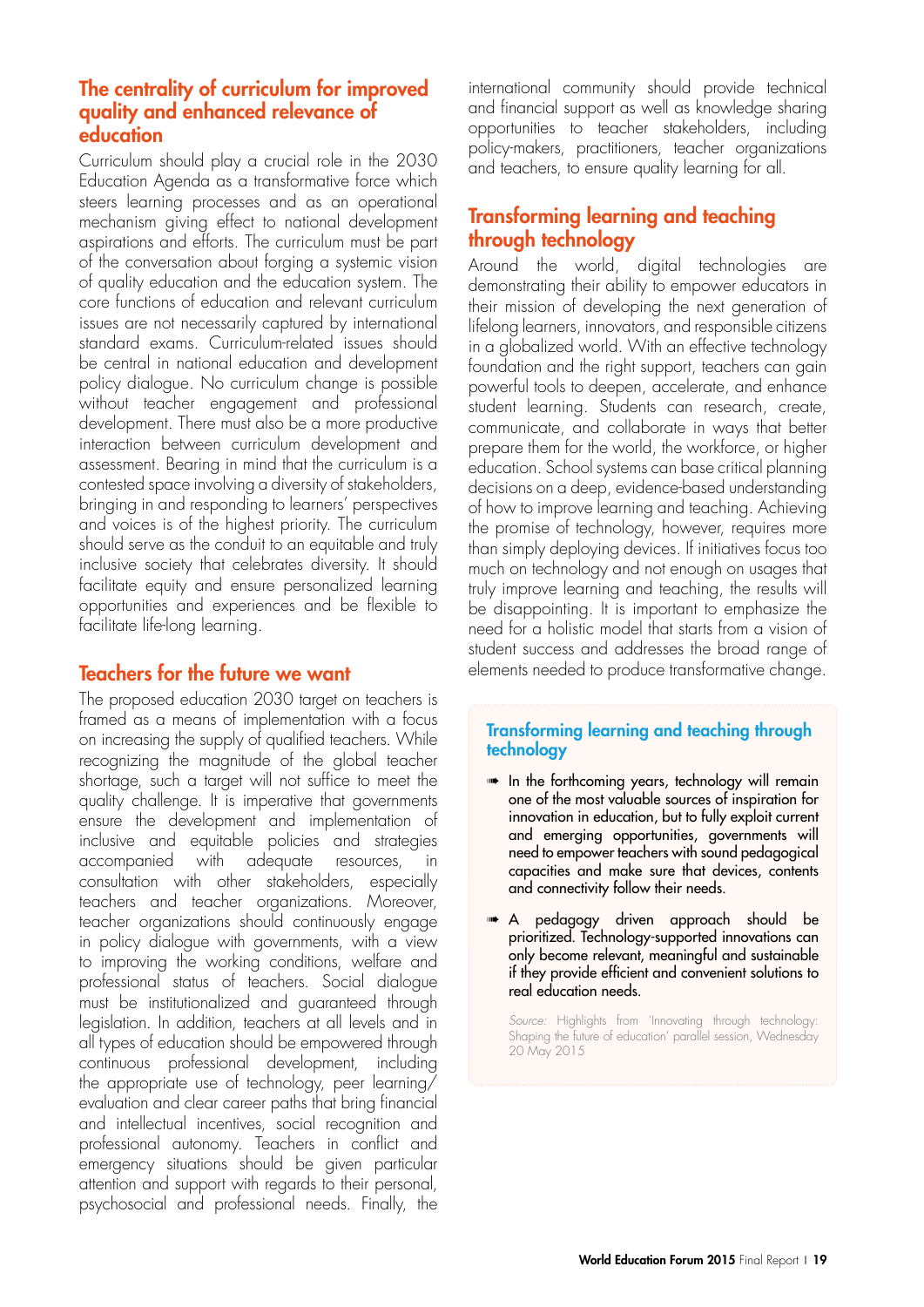## The centrality of curriculum for improved quality and enhanced relevance of education

Curriculum should play a crucial role in the 2030 Education Agenda as a transformative force which steers learning processes and as an operational mechanism giving effect to national development aspirations and efforts. The curriculum must be part of the conversation about forging a systemic vision of quality education and the education system. The core functions of education and relevant curriculum issues are not necessarily captured by international standard exams. Curriculum-related issues should be central in national education and development policy dialogue. No curriculum change is possible without teacher engagement and professional development. There must also be a more productive interaction between curriculum development and assessment. Bearing in mind that the curriculum is a contested space involving a diversity of stakeholders, bringing in and responding to learners' perspectives and voices is of the highest priority. The curriculum should serve as the conduit to an equitable and truly inclusive society that celebrates diversity. It should facilitate equity and ensure personalized learning opportunities and experiences and be flexible to facilitate life-long learning.

## Teachers for the future we want

The proposed education 2030 target on teachers is framed as a means of implementation with a focus on increasing the supply of qualified teachers. While recognizing the magnitude of the global teacher shortage, such a target will not suffice to meet the quality challenge. It is imperative that governments ensure the development and implementation of inclusive and equitable policies and strategies accompanied with adequate resources, in consultation with other stakeholders, especially teachers and teacher organizations. Moreover, teacher organizations should continuously engage in policy dialogue with governments, with a view to improving the working conditions, welfare and professional status of teachers. Social dialogue must be institutionalized and guaranteed through legislation. In addition, teachers at all levels and in all types of education should be empowered through continuous professional development, including the appropriate use of technology, peer learning/evaluation and clear career paths that bring financial and intellectual incentives, social recognition and professional autonomy. Teachers in conflict and emergency situations should be given particular attention and support with regards to their personal, psychosocial and professional needs. Finally, the international community should provide technical and financial support as well as knowledge sharing opportunities to teacher stakeholders, including policy-makers, practitioners, teacher organizations and teachers, to ensure quality learning for all.

## Transforming learning and teaching through technology

Around the world, digital technologies are demonstrating their ability to empower educators in their mission of developing the next generation of lifelong learners, innovators, and responsible citizens in a globalized world. With an effective technology foundation and the right support, teachers can gain powerful tools to deepen, accelerate, and enhance student learning. Students can research, create, communicate, and collaborate in ways that better prepare them for the world, the workforce, or higher education. School systems can base critical planning decisions on a deep, evidence-based understanding of how to improve learning and teaching. Achieving the promise of technology, however, requires more than simply deploying devices. If initiatives focus too much on technology and not enough on usages that truly improve learning and teaching, the results will be disappointing. It is important to emphasize the need for a holistic model that starts from a vision of student success and addresses the broad range of elements needed to produce transformative change.

### Transforming learning and teaching through technology

- In the forthcoming years, technology will remain one of the most valuable sources of inspiration for innovation in education, but to fully exploit current and emerging opportunities, governments will need to empower teachers with sound pedagogical capacities and make sure that devices, contents and connectivity follow their needs.
- A pedagogy driven approach should be prioritized. Technology-supported innovations can only become relevant, meaningful and sustainable if they provide efficient and convenient solutions to real education needs.

*Source:* Highlights from 'Innovating through technology: Shaping the future of education' parallel session, Wednesday 20 May 2015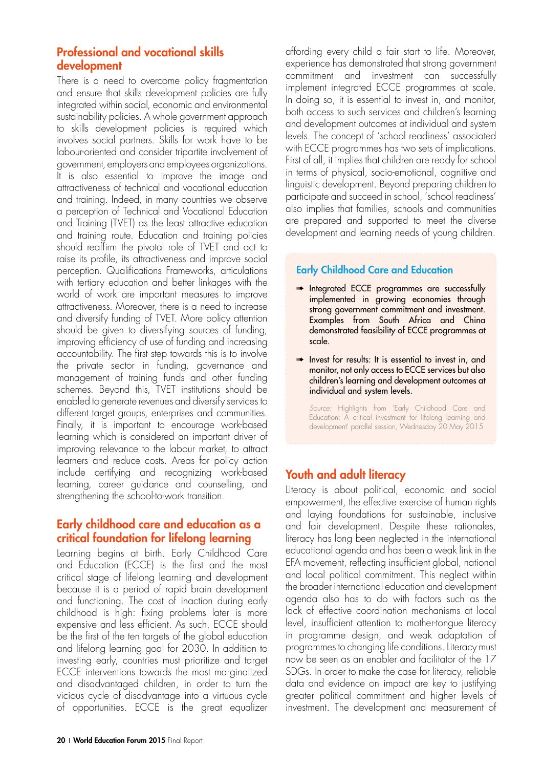## Professional and vocational skills development

There is a need to overcome policy fragmentation and ensure that skills development policies are fully integrated within social, economic and environmental sustainability policies. A whole government approach to skills development policies is required which involves social partners. Skills for work have to be labour-oriented and consider tripartite involvement of government, employers and employees organizations. It is also essential to improve the image and attractiveness of technical and vocational education and training. Indeed, in many countries we observe a perception of Technical and Vocational Education and Training (TVET) as the least attractive education and training route. Education and training policies should reaffirm the pivotal role of TVET and act to raise its profile, its attractiveness and improve social perception. Qualifications Frameworks, articulations with tertiary education and better linkages with the world of work are important measures to improve attractiveness. Moreover, there is a need to increase and diversify funding of TVET. More policy attention should be given to diversifying sources of funding, improving efficiency of use of funding and increasing accountability. The first step towards this is to involve the private sector in funding, governance and management of training funds and other funding schemes. Beyond this, TVET institutions should be enabled to generate revenues and diversify services to different target groups, enterprises and communities. Finally, it is important to encourage work-based learning which is considered an important driver of improving relevance to the labour market, to attract learners and reduce costs. Areas for policy action include certifying and recognizing work-based learning, career guidance and counselling, and strengthening the school-to-work transition.

## Early childhood care and education as a critical foundation for lifelong learning

Learning begins at birth. Early Childhood Care and Education (ECCE) is the first and the most critical stage of lifelong learning and development because it is a period of rapid brain development and functioning. The cost of inaction during early childhood is high: fixing problems later is more expensive and less efficient. As such, ECCE should be the first of the ten targets of the global education and lifelong learning goal for 2030. In addition to investing early, countries must prioritize and target ECCE interventions towards the most marginalized and disadvantaged children, in order to turn the vicious cycle of disadvantage into a virtuous cycle of opportunities. ECCE is the great equalizer affording every child a fair start to life. Moreover, experience has demonstrated that strong government commitment and investment can successfully implement integrated ECCE programmes at scale. In doing so, it is essential to invest in, and monitor, both access to such services and children's learning and development outcomes at individual and system levels. The concept of 'school readiness' associated with ECCE programmes has two sets of implications. First of all, it implies that children are ready for school in terms of physical, socio-emotional, cognitive and linguistic development. Beyond preparing children to participate and succeed in school, 'school readiness' also implies that families, schools and communities are prepared and supported to meet the diverse development and learning needs of young children.

### Early Childhood Care and Education

- Integrated ECCE programmes are successfully implemented in growing economies through strong government commitment and investment. Examples from South Africa and China demonstrated feasibility of ECCE programmes at scale.
- Invest for results: It is essential to invest in, and monitor, not only access to ECCE services but also children's learning and development outcomes at individual and system levels.

*Source:* Highlights from 'Early Childhood Care and Education: A critical investment for lifelong learning and development' parallel session, Wednesday 20 May 2015

## Youth and adult literacy

Literacy is about political, economic and social empowerment, the effective exercise of human rights and laying foundations for sustainable, inclusive and fair development. Despite these rationales, literacy has long been neglected in the international educational agenda and has been a weak link in the EFA movement, reflecting insufficient global, national and local political commitment. This neglect within the broader international education and development agenda also has to do with factors such as the lack of effective coordination mechanisms at local level, insufficient attention to mother-tongue literacy in programme design, and weak adaptation of programmes to changing life conditions. Literacy must now be seen as an enabler and facilitator of the 17 SDGs. In order to make the case for literacy, reliable data and evidence on impact are key to justifying greater political commitment and higher levels of investment. The development and measurement of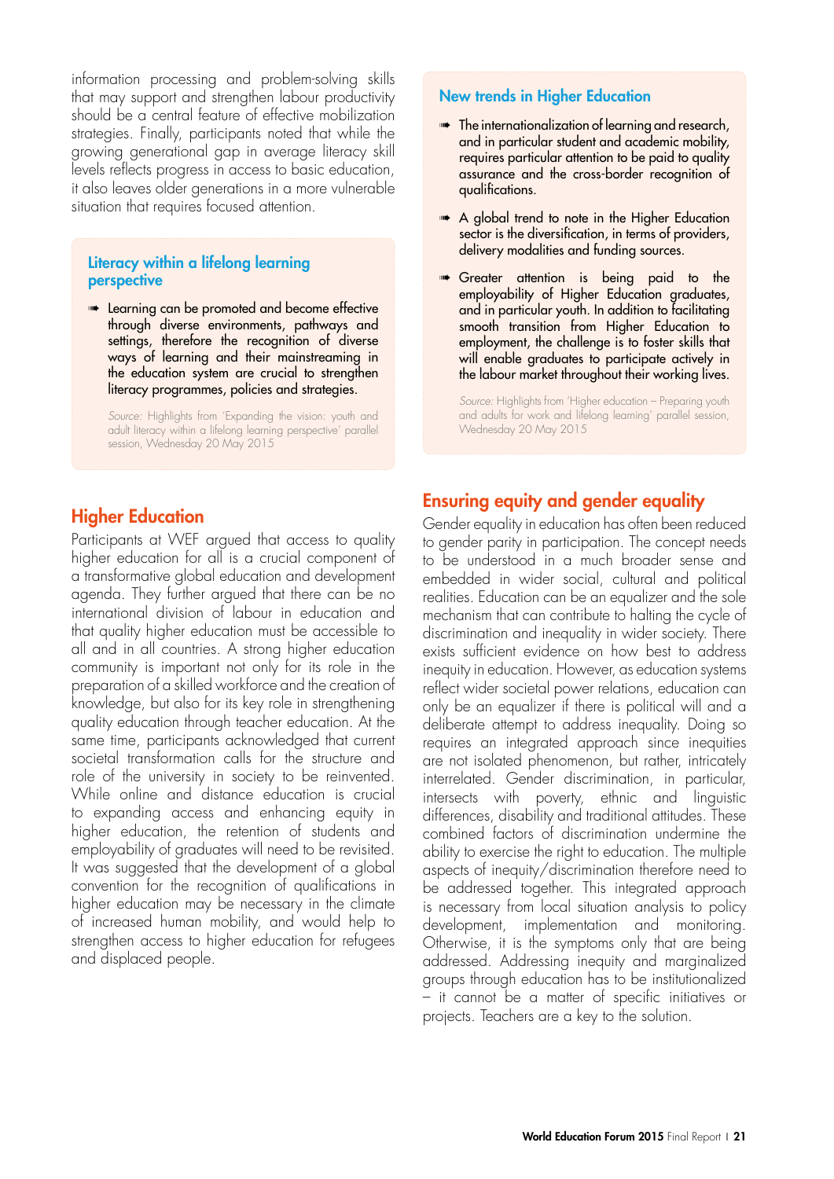information processing and problem-solving skills that may support and strengthen labour productivity should be a central feature of effective mobilization strategies. Finally, participants noted that while the growing generational gap in average literacy skill levels reflects progress in access to basic education, it also leaves older generations in a more vulnerable situation that requires focused attention.

### Literacy within a lifelong learning perspective

- Learning can be promoted and become effective through diverse environments, pathways and settings, therefore the recognition of diverse ways of learning and their mainstreaming in the education system are crucial to strengthen literacy programmes, policies and strategies.

*Source:* Highlights from 'Expanding the vision: youth and adult literacy within a lifelong learning perspective' parallel session, Wednesday 20 May 2015

## Higher Education

Participants at WEF argued that access to quality higher education for all is a crucial component of a transformative global education and development agenda. They further argued that there can be no international division of labour in education and that quality higher education must be accessible to all and in all countries. A strong higher education community is important not only for its role in the preparation of a skilled workforce and the creation of knowledge, but also for its key role in strengthening quality education through teacher education. At the same time, participants acknowledged that current societal transformation calls for the structure and role of the university in society to be reinvented. While online and distance education is crucial to expanding access and enhancing equity in higher education, the retention of students and employability of graduates will need to be revisited. It was suggested that the development of a global convention for the recognition of qualifications in higher education may be necessary in the climate of increased human mobility, and would help to strengthen access to higher education for refugees and displaced people.

### New trends in Higher Education

- The internationalization of learning and research, and in particular student and academic mobility, requires particular attention to be paid to quality assurance and the cross-border recognition of qualifications.
- A global trend to note in the Higher Education sector is the diversification, in terms of providers, delivery modalities and funding sources.
- Greater attention is being paid to the employability of Higher Education graduates, and in particular youth. In addition to facilitating smooth transition from Higher Education to employment, the challenge is to foster skills that will enable graduates to participate actively in the labour market throughout their working lives.

*Source:* Highlights from 'Higher education – Preparing youth and adults for work and lifelong learning' parallel session, Wednesday 20 May 2015

## Ensuring equity and gender equality

Gender equality in education has often been reduced to gender parity in participation. The concept needs to be understood in a much broader sense and embedded in wider social, cultural and political realities. Education can be an equalizer and the sole mechanism that can contribute to halting the cycle of discrimination and inequality in wider society. There exists sufficient evidence on how best to address inequity in education. However, as education systems reflect wider societal power relations, education can only be an equalizer if there is political will and a deliberate attempt to address inequality. Doing so requires an integrated approach since inequities are not isolated phenomenon, but rather, intricately interrelated. Gender discrimination, in particular, intersects with poverty, ethnic and linguistic differences, disability and traditional attitudes. These combined factors of discrimination undermine the ability to exercise the right to education. The multiple aspects of inequity/discrimination therefore need to be addressed together. This integrated approach is necessary from local situation analysis to policy development, implementation and monitoring. Otherwise, it is the symptoms only that are being addressed. Addressing inequity and marginalized groups through education has to be institutionalized – it cannot be a matter of specific initiatives or projects. Teachers are a key to the solution.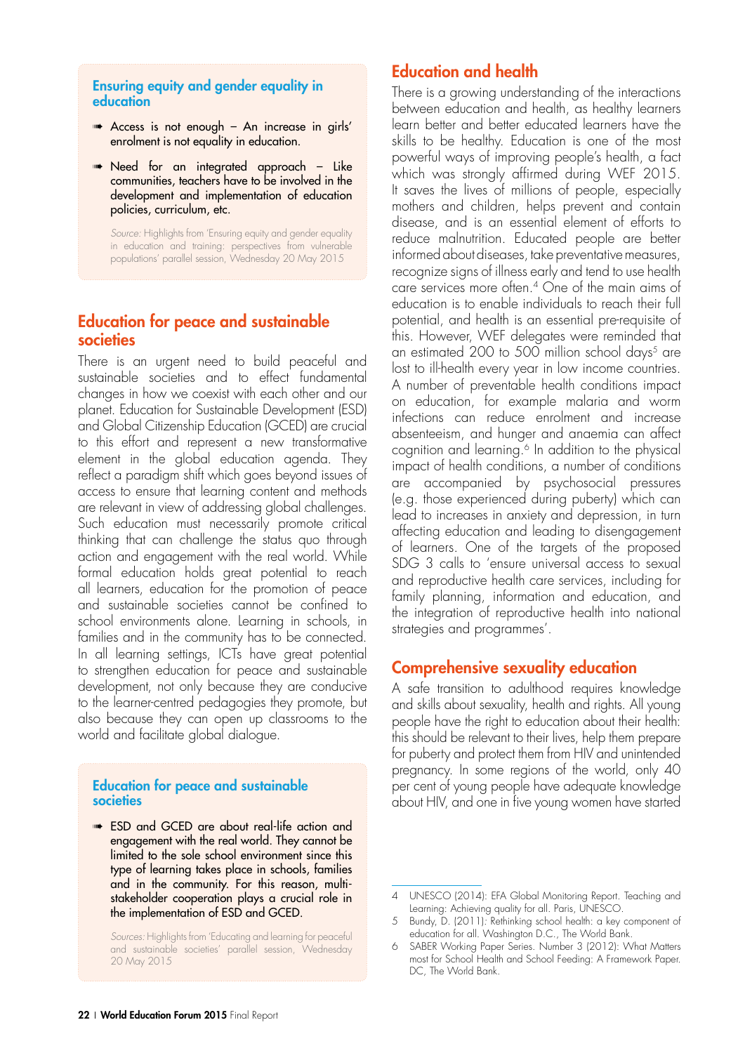### Ensuring equity and gender equality in education

- Access is not enough – An increase in girls' enrolment is not equality in education.
- Need for an integrated approach – Like communities, teachers have to be involved in the development and implementation of education policies, curriculum, etc.

*Source:* Highlights from 'Ensuring equity and gender equality in education and training: perspectives from vulnerable populations' parallel session, Wednesday 20 May 2015

## Education for peace and sustainable societies

There is an urgent need to build peaceful and sustainable societies and to effect fundamental changes in how we coexist with each other and our planet. Education for Sustainable Development (ESD) and Global Citizenship Education (GCED) are crucial to this effort and represent a new transformative element in the global education agenda. They reflect a paradigm shift which goes beyond issues of access to ensure that learning content and methods are relevant in view of addressing global challenges. Such education must necessarily promote critical thinking that can challenge the status quo through action and engagement with the real world. While formal education holds great potential to reach all learners, education for the promotion of peace and sustainable societies cannot be confined to school environments alone. Learning in schools, in families and in the community has to be connected. In all learning settings, ICTs have great potential to strengthen education for peace and sustainable development, not only because they are conducive to the learner-centred pedagogies they promote, but also because they can open up classrooms to the world and facilitate global dialogue.

### Education for peace and sustainable societies

- ESD and GCED are about real-life action and engagement with the real world. They cannot be limited to the sole school environment since this type of learning takes place in schools, families and in the community. For this reason, multi-stakeholder cooperation plays a crucial role in the implementation of ESD and GCED.

*Sources:* Highlights from 'Educating and learning for peaceful and sustainable societies' parallel session, Wednesday 20 May 2015

## Education and health

There is a growing understanding of the interactions between education and health, as healthy learners learn better and better educated learners have the skills to be healthy. Education is one of the most powerful ways of improving people's health, a fact which was strongly affirmed during WEF 2015. It saves the lives of millions of people, especially mothers and children, helps prevent and contain disease, and is an essential element of efforts to reduce malnutrition. Educated people are better informed about diseases, take preventative measures, recognize signs of illness early and tend to use health care services more often.[4] One of the main aims of education is to enable individuals to reach their full potential, and health is an essential pre-requisite of this. However, WEF delegates were reminded that an estimated 200 to 500 million school days[5] are lost to ill-health every year in low income countries. A number of preventable health conditions impact on education, for example malaria and worm infections can reduce enrolment and increase absenteeism, and hunger and anaemia can affect cognition and learning.[6] In addition to the physical impact of health conditions, a number of conditions are accompanied by psychosocial pressures (e.g. those experienced during puberty) which can lead to increases in anxiety and depression, in turn affecting education and leading to disengagement of learners. One of the targets of the proposed SDG 3 calls to 'ensure universal access to sexual and reproductive health care services, including for family planning, information and education, and the integration of reproductive health into national strategies and programmes'.

## Comprehensive sexuality education

A safe transition to adulthood requires knowledge and skills about sexuality, health and rights. All young people have the right to education about their health: this should be relevant to their lives, help them prepare for puberty and protect them from HIV and unintended pregnancy. In some regions of the world, only 40 per cent of young people have adequate knowledge about HIV, and one in five young women have started

---

4 UNESCO (2014): EFA Global Monitoring Report. Teaching and Learning: Achieving quality for all. Paris, UNESCO.

5 Bundy, D. (2011): Rethinking school health: a key component of education for all. Washington D.C., The World Bank.

6 SABER Working Paper Series. Number 3 (2012): What Matters most for School Health and School Feeding: A Framework Paper. DC, The World Bank.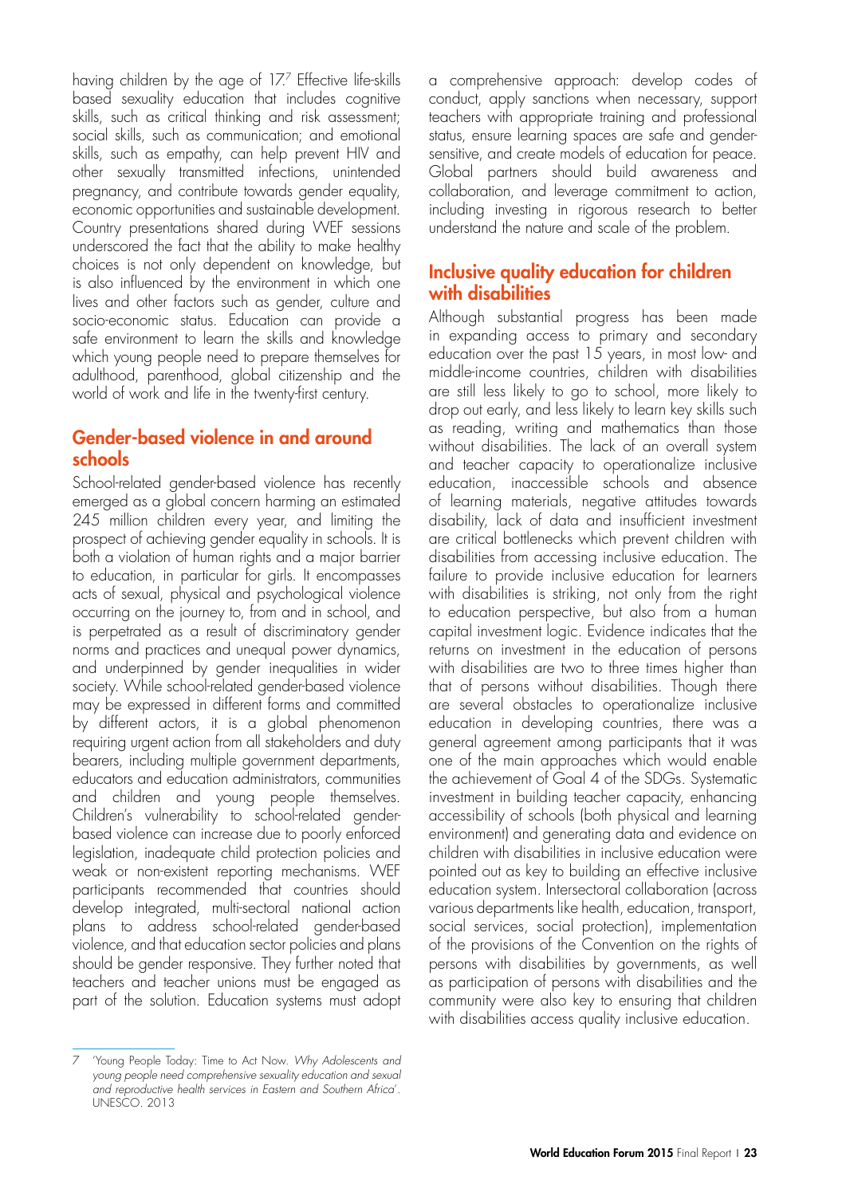having children by the age of 17.[7] Effective life-skills based sexuality education that includes cognitive skills, such as critical thinking and risk assessment; social skills, such as communication; and emotional skills, such as empathy, can help prevent HIV and other sexually transmitted infections, unintended pregnancy, and contribute towards gender equality, economic opportunities and sustainable development. Country presentations shared during WEF sessions underscored the fact that the ability to make healthy choices is not only dependent on knowledge, but is also influenced by the environment in which one lives and other factors such as gender, culture and socio-economic status. Education can provide a safe environment to learn the skills and knowledge which young people need to prepare themselves for adulthood, parenthood, global citizenship and the world of work and life in the twenty-first century.

## Gender-based violence in and around schools

School-related gender-based violence has recently emerged as a global concern harming an estimated 245 million children every year, and limiting the prospect of achieving gender equality in schools. It is both a violation of human rights and a major barrier to education, in particular for girls. It encompasses acts of sexual, physical and psychological violence occurring on the journey to, from and in school, and is perpetrated as a result of discriminatory gender norms and practices and unequal power dynamics, and underpinned by gender inequalities in wider society. While school-related gender-based violence may be expressed in different forms and committed by different actors, it is a global phenomenon requiring urgent action from all stakeholders and duty bearers, including multiple government departments, educators and education administrators, communities and children and young people themselves. Children's vulnerability to school-related gender-based violence can increase due to poorly enforced legislation, inadequate child protection policies and weak or non-existent reporting mechanisms. WEF participants recommended that countries should develop integrated, multi-sectoral national action plans to address school-related gender-based violence, and that education sector policies and plans should be gender responsive. They further noted that teachers and teacher unions must be engaged as part of the solution. Education systems must adopt a comprehensive approach: develop codes of conduct, apply sanctions when necessary, support teachers with appropriate training and professional status, ensure learning spaces are safe and gender-sensitive, and create models of education for peace. Global partners should build awareness and collaboration, and leverage commitment to action, including investing in rigorous research to better understand the nature and scale of the problem.

## Inclusive quality education for children with disabilities

Although substantial progress has been made in expanding access to primary and secondary education over the past 15 years, in most low- and middle-income countries, children with disabilities are still less likely to go to school, more likely to drop out early, and less likely to learn key skills such as reading, writing and mathematics than those without disabilities. The lack of an overall system and teacher capacity to operationalize inclusive education, inaccessible schools and absence of learning materials, negative attitudes towards disability, lack of data and insufficient investment are critical bottlenecks which prevent children with disabilities from accessing inclusive education. The failure to provide inclusive education for learners with disabilities is striking, not only from the right to education perspective, but also from a human capital investment logic. Evidence indicates that the returns on investment in the education of persons with disabilities are two to three times higher than that of persons without disabilities. Though there are several obstacles to operationalize inclusive education in developing countries, there was a general agreement among participants that it was one of the main approaches which would enable the achievement of Goal 4 of the SDGs. Systematic investment in building teacher capacity, enhancing accessibility of schools (both physical and learning environment) and generating data and evidence on children with disabilities in inclusive education were pointed out as key to building an effective inclusive education system. Intersectoral collaboration (across various departments like health, education, transport, social services, social protection), implementation of the provisions of the Convention on the rights of persons with disabilities by governments, as well as participation of persons with disabilities and the community were also key to ensuring that children with disabilities access quality inclusive education.

---

7 'Young People Today: Time to Act Now. *Why Adolescents and young people need comprehensive sexuality education and sexual and reproductive health services in Eastern and Southern Africa*'. UNESCO. 2013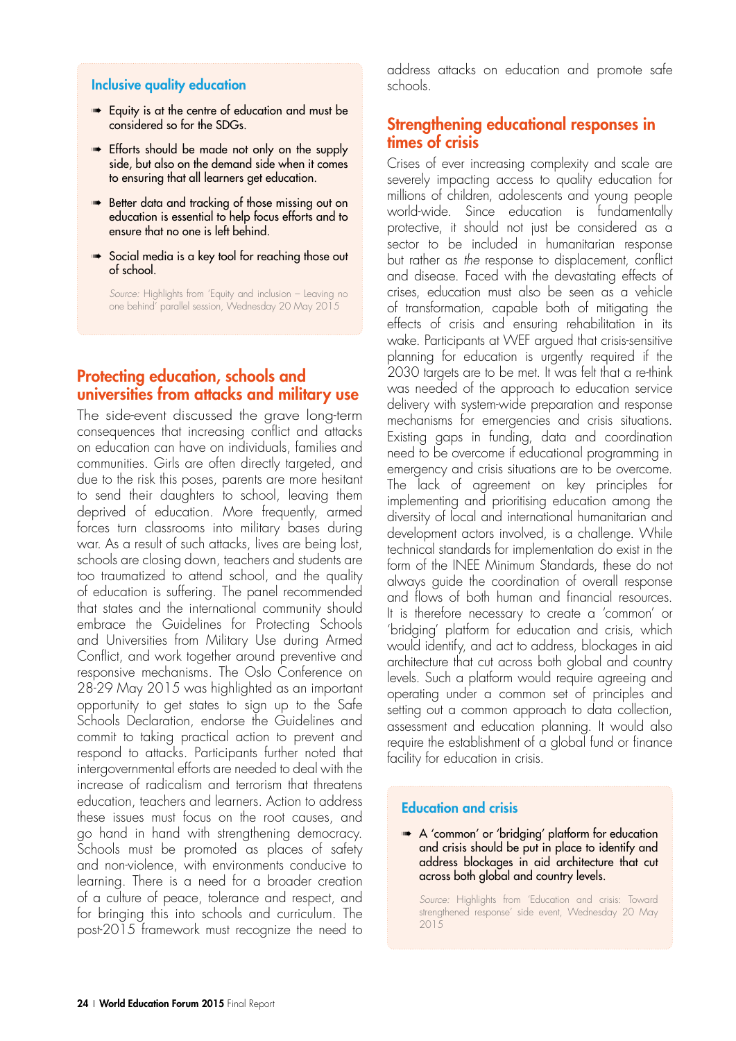### Inclusive quality education

- Equity is at the centre of education and must be considered so for the SDGs.
- Efforts should be made not only on the supply side, but also on the demand side when it comes to ensuring that all learners get education.
- Better data and tracking of those missing out on education is essential to help focus efforts and to ensure that no one is left behind.
- Social media is a key tool for reaching those out of school.

*Source:* Highlights from 'Equity and inclusion – Leaving no one behind' parallel session, Wednesday 20 May 2015

## Protecting education, schools and universities from attacks and military use

The side-event discussed the grave long-term consequences that increasing conflict and attacks on education can have on individuals, families and communities. Girls are often directly targeted, and due to the risk this poses, parents are more hesitant to send their daughters to school, leaving them deprived of education. More frequently, armed forces turn classrooms into military bases during war. As a result of such attacks, lives are being lost, schools are closing down, teachers and students are too traumatized to attend school, and the quality of education is suffering. The panel recommended that states and the international community should embrace the Guidelines for Protecting Schools and Universities from Military Use during Armed Conflict, and work together around preventive and responsive mechanisms. The Oslo Conference on 28-29 May 2015 was highlighted as an important opportunity to get states to sign up to the Safe Schools Declaration, endorse the Guidelines and commit to taking practical action to prevent and respond to attacks. Participants further noted that intergovernmental efforts are needed to deal with the increase of radicalism and terrorism that threatens education, teachers and learners. Action to address these issues must focus on the root causes, and go hand in hand with strengthening democracy. Schools must be promoted as places of safety and non-violence, with environments conducive to learning. There is a need for a broader creation of a culture of peace, tolerance and respect, and for bringing this into schools and curriculum. The post-2015 framework must recognize the need to address attacks on education and promote safe schools.

## Strengthening educational responses in times of crisis

Crises of ever increasing complexity and scale are severely impacting access to quality education for millions of children, adolescents and young people world-wide. Since education is fundamentally protective, it should not just be considered as a sector to be included in humanitarian response but rather as *the* response to displacement, conflict and disease. Faced with the devastating effects of crises, education must also be seen as a vehicle of transformation, capable both of mitigating the effects of crisis and ensuring rehabilitation in its wake. Participants at WEF argued that crisis-sensitive planning for education is urgently required if the 2030 targets are to be met. It was felt that a re-think was needed of the approach to education service delivery with system-wide preparation and response mechanisms for emergencies and crisis situations. Existing gaps in funding, data and coordination need to be overcome if educational programming in emergency and crisis situations are to be overcome. The lack of agreement on key principles for implementing and prioritising education among the diversity of local and international humanitarian and development actors involved, is a challenge. While technical standards for implementation do exist in the form of the INEE Minimum Standards, these do not always guide the coordination of overall response and flows of both human and financial resources. It is therefore necessary to create a 'common' or 'bridging' platform for education and crisis, which would identify, and act to address, blockages in aid architecture that cut across both global and country levels. Such a platform would require agreeing and operating under a common set of principles and setting out a common approach to data collection, assessment and education planning. It would also require the establishment of a global fund or finance facility for education in crisis.

### Education and crisis

- A 'common' or 'bridging' platform for education and crisis should be put in place to identify and address blockages in aid architecture that cut across both global and country levels.

*Source:* Highlights from 'Education and crisis: Toward strengthened response' side event, Wednesday 20 May 2015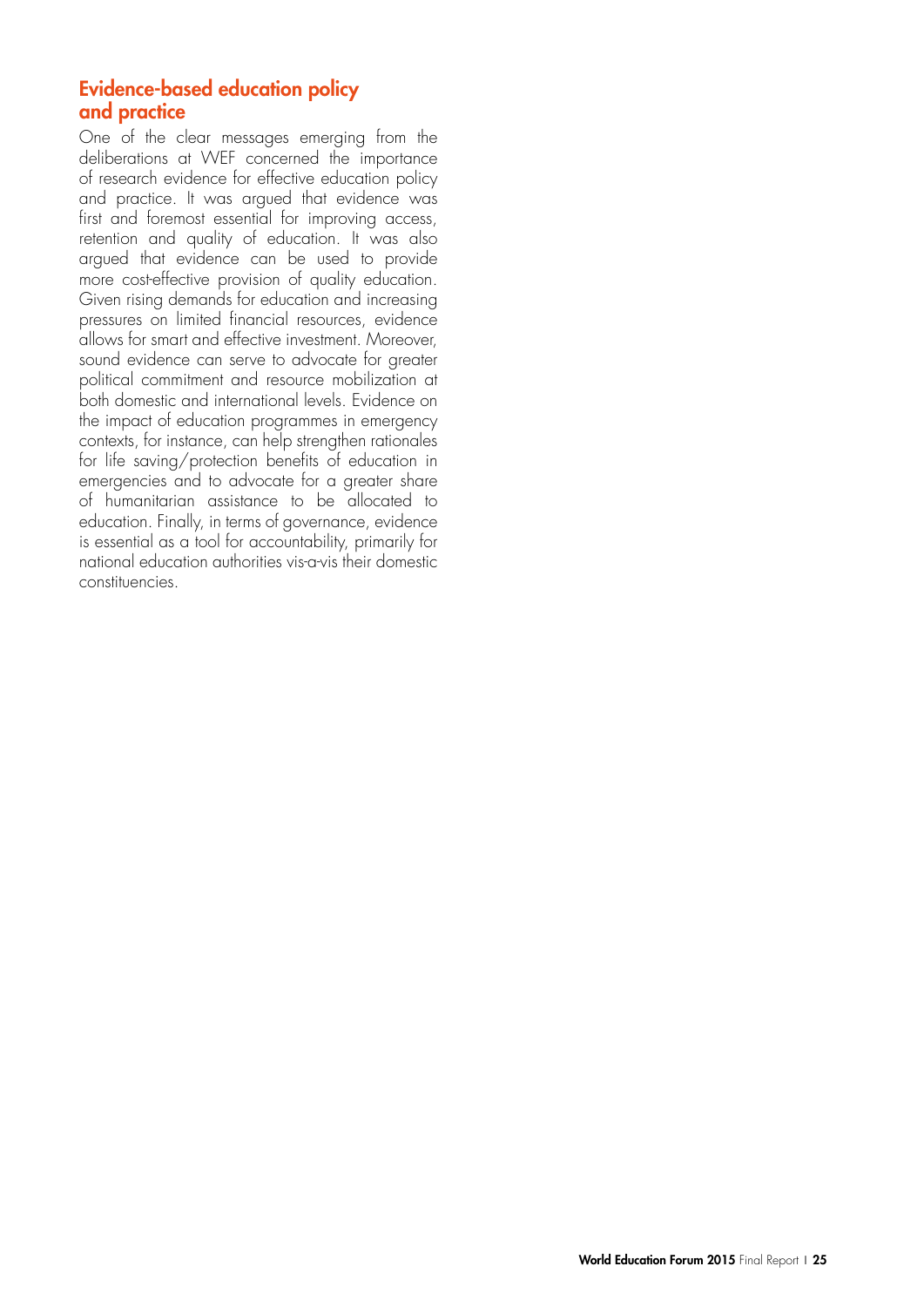## Evidence-based education policy and practice

One of the clear messages emerging from the deliberations at WEF concerned the importance of research evidence for effective education policy and practice. It was argued that evidence was first and foremost essential for improving access, retention and quality of education. It was also argued that evidence can be used to provide more cost-effective provision of quality education. Given rising demands for education and increasing pressures on limited financial resources, evidence allows for smart and effective investment. Moreover, sound evidence can serve to advocate for greater political commitment and resource mobilization at both domestic and international levels. Evidence on the impact of education programmes in emergency contexts, for instance, can help strengthen rationales for life saving/protection benefits of education in emergencies and to advocate for a greater share of humanitarian assistance to be allocated to education. Finally, in terms of governance, evidence is essential as a tool for accountability, primarily for national education authorities vis-a-vis their domestic constituencies.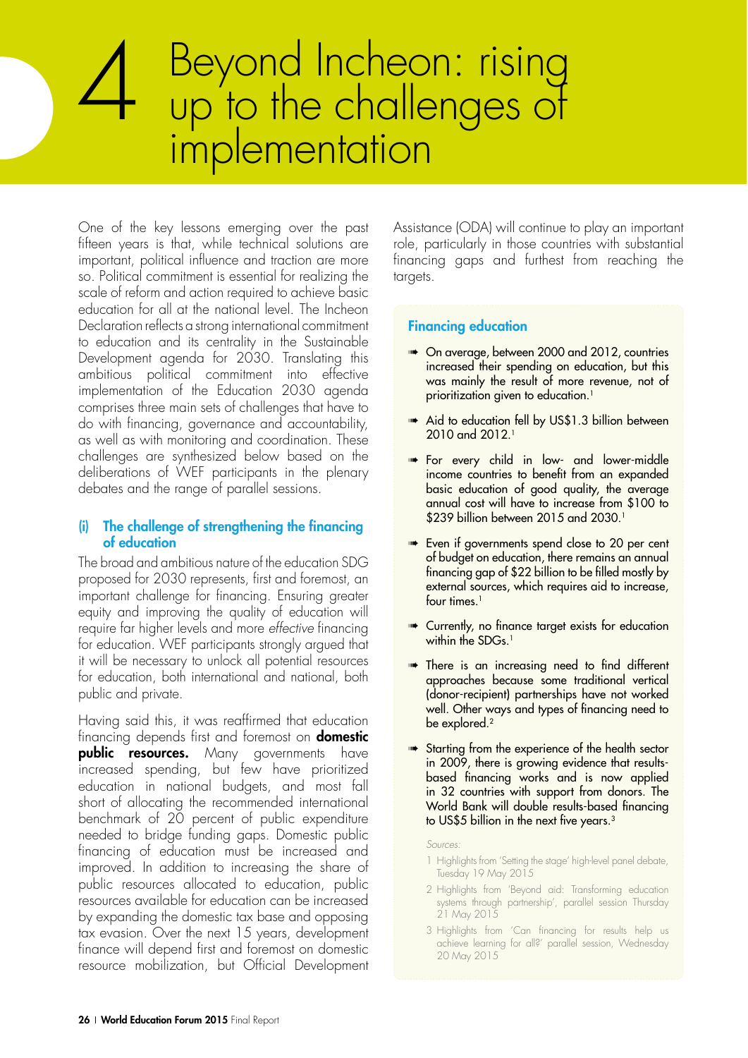# 4 Beyond Incheon: rising up to the challenges of implementation

One of the key lessons emerging over the past fifteen years is that, while technical solutions are important, political influence and traction are more so. Political commitment is essential for realizing the scale of reform and action required to achieve basic education for all at the national level. The Incheon Declaration reflects a strong international commitment to education and its centrality in the Sustainable Development agenda for 2030. Translating this ambitious political commitment into effective implementation of the Education 2030 agenda comprises three main sets of challenges that have to do with financing, governance and accountability, as well as with monitoring and coordination. These challenges are synthesized below based on the deliberations of WEF participants in the plenary debates and the range of parallel sessions.

## (i) The challenge of strengthening the financing of education

The broad and ambitious nature of the education SDG proposed for 2030 represents, first and foremost, an important challenge for financing. Ensuring greater equity and improving the quality of education will require far higher levels and more *effective* financing for education. WEF participants strongly argued that it will be necessary to unlock all potential resources for education, both international and national, both public and private.

Having said this, it was reaffirmed that education financing depends first and foremost on **domestic public resources.** Many governments have increased spending, but few have prioritized education in national budgets, and most fall short of allocating the recommended international benchmark of 20 percent of public expenditure needed to bridge funding gaps. Domestic public financing of education must be increased and improved. In addition to increasing the share of public resources allocated to education, public resources available for education can be increased by expanding the domestic tax base and opposing tax evasion. Over the next 15 years, development finance will depend first and foremost on domestic resource mobilization, but Official Development Assistance (ODA) will continue to play an important role, particularly in those countries with substantial financing gaps and furthest from reaching the targets.

### Financing education

- On average, between 2000 and 2012, countries increased their spending on education, but this was mainly the result of more revenue, not of prioritization given to education.[1]
- Aid to education fell by US$1.3 billion between 2010 and 2012.[1]
- For every child in low- and lower-middle income countries to benefit from an expanded basic education of good quality, the average annual cost will have to increase from $100 to $239 billion between 2015 and 2030.[1]
- Even if governments spend close to 20 per cent of budget on education, there remains an annual financing gap of $22 billion to be filled mostly by external sources, which requires aid to increase, four times.[1]
- Currently, no finance target exists for education within the SDGs.[1]
- There is an increasing need to find different approaches because some traditional vertical (donor-recipient) partnerships have not worked well. Other ways and types of financing need to be explored.[2]
- Starting from the experience of the health sector in 2009, there is growing evidence that results-based financing works and is now applied in 32 countries with support from donors. The World Bank will double results-based financing to US$5 billion in the next five years.[3]

*Sources:*

1. Highlights from 'Setting the stage' high-level panel debate, Tuesday 19 May 2015
2. Highlights from 'Beyond aid: Transforming education systems through partnership', parallel session Thursday 21 May 2015
3. Highlights from 'Can financing for results help us achieve learning for all?' parallel session, Wednesday 20 May 2015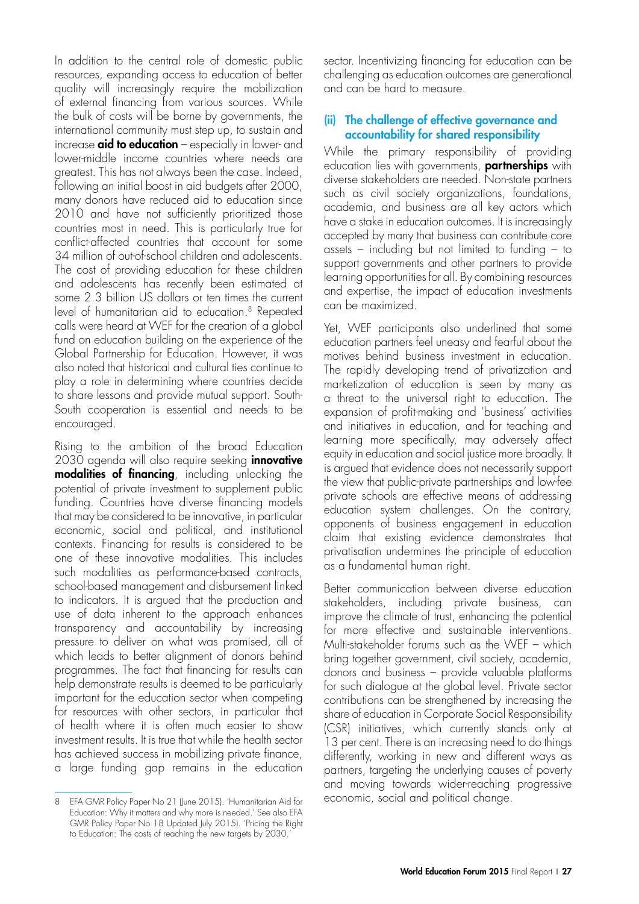In addition to the central role of domestic public resources, expanding access to education of better quality will increasingly require the mobilization of external financing from various sources. While the bulk of costs will be borne by governments, the international community must step up, to sustain and increase **aid to education** – especially in lower- and lower-middle income countries where needs are greatest. This has not always been the case. Indeed, following an initial boost in aid budgets after 2000, many donors have reduced aid to education since 2010 and have not sufficiently prioritized those countries most in need. This is particularly true for conflict-affected countries that account for some 34 million of out-of-school children and adolescents. The cost of providing education for these children and adolescents has recently been estimated at some 2.3 billion US dollars or ten times the current level of humanitarian aid to education.[8] Repeated calls were heard at WEF for the creation of a global fund on education building on the experience of the Global Partnership for Education. However, it was also noted that historical and cultural ties continue to play a role in determining where countries decide to share lessons and provide mutual support. South-South cooperation is essential and needs to be encouraged.

Rising to the ambition of the broad Education 2030 agenda will also require seeking **innovative modalities of financing**, including unlocking the potential of private investment to supplement public funding. Countries have diverse financing models that may be considered to be innovative, in particular economic, social and political, and institutional contexts. Financing for results is considered to be one of these innovative modalities. This includes such modalities as performance-based contracts, school-based management and disbursement linked to indicators. It is argued that the production and use of data inherent to the approach enhances transparency and accountability by increasing pressure to deliver on what was promised, all of which leads to better alignment of donors behind programmes. The fact that financing for results can help demonstrate results is deemed to be particularly important for the education sector when competing for resources with other sectors, in particular that of health where it is often much easier to show investment results. It is true that while the health sector has achieved success in mobilizing private finance, a large funding gap remains in the education sector. Incentivizing financing for education can be challenging as education outcomes are generational and can be hard to measure.

### (ii) The challenge of effective governance and accountability for shared responsibility

While the primary responsibility of providing education lies with governments, **partnerships** with diverse stakeholders are needed. Non-state partners such as civil society organizations, foundations, academia, and business are all key actors which have a stake in education outcomes. It is increasingly accepted by many that business can contribute core assets – including but not limited to funding – to support governments and other partners to provide learning opportunities for all. By combining resources and expertise, the impact of education investments can be maximized.

Yet, WEF participants also underlined that some education partners feel uneasy and fearful about the motives behind business investment in education. The rapidly developing trend of privatization and marketization of education is seen by many as a threat to the universal right to education. The expansion of profit-making and 'business' activities and initiatives in education, and for teaching and learning more specifically, may adversely affect equity in education and social justice more broadly. It is argued that evidence does not necessarily support the view that public-private partnerships and low-fee private schools are effective means of addressing education system challenges. On the contrary, opponents of business engagement in education claim that existing evidence demonstrates that privatisation undermines the principle of education as a fundamental human right.

Better communication between diverse education stakeholders, including private business, can improve the climate of trust, enhancing the potential for more effective and sustainable interventions. Multi-stakeholder forums such as the WEF – which bring together government, civil society, academia, donors and business – provide valuable platforms for such dialogue at the global level. Private sector contributions can be strengthened by increasing the share of education in Corporate Social Responsibility (CSR) initiatives, which currently stands only at 13 per cent. There is an increasing need to do things differently, working in new and different ways as partners, targeting the underlying causes of poverty and moving towards wider-reaching progressive economic, social and political change.

---

8 EFA GMR Policy Paper No 21 (June 2015). 'Humanitarian Aid for Education: Why it matters and why more is needed.' See also EFA GMR Policy Paper No 18 Updated July 2015). 'Pricing the Right to Education: The costs of reaching the new targets by 2030.'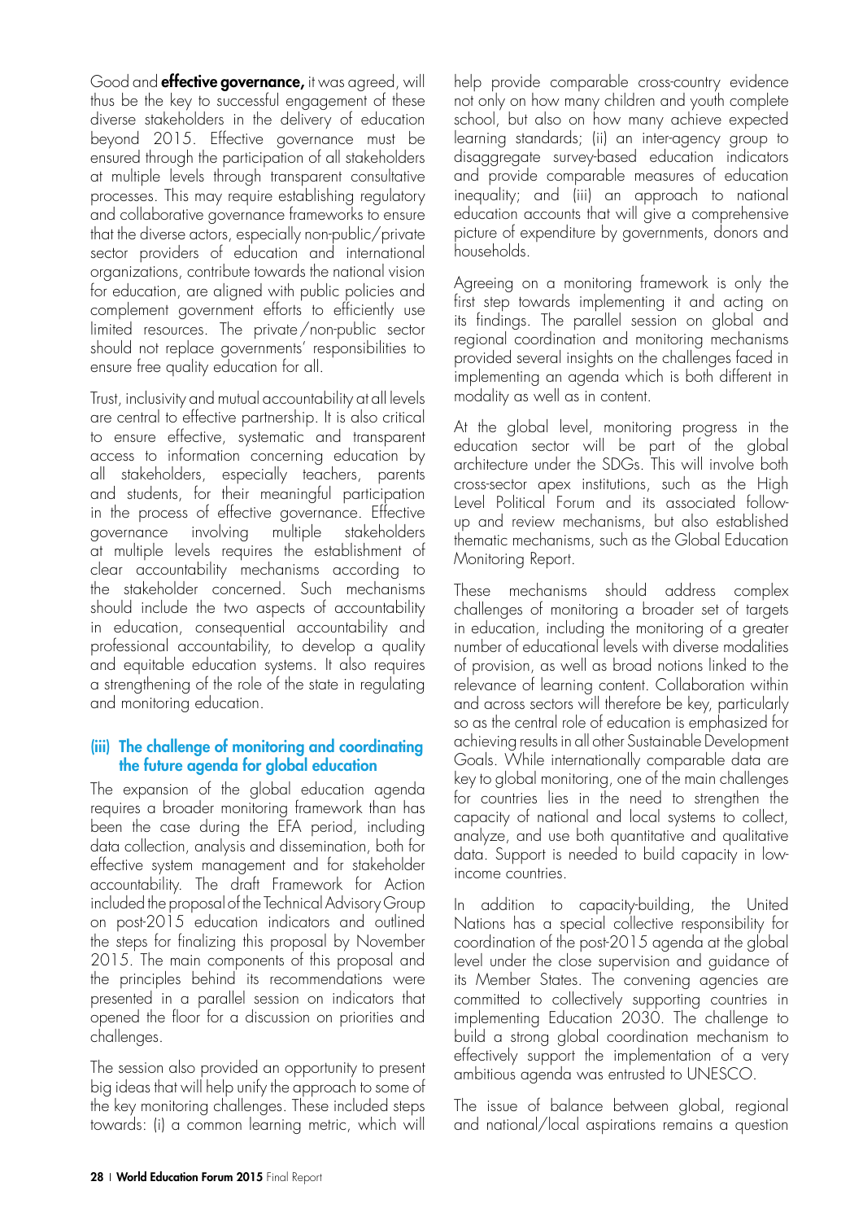Good and **effective governance,** it was agreed, will thus be the key to successful engagement of these diverse stakeholders in the delivery of education beyond 2015. Effective governance must be ensured through the participation of all stakeholders at multiple levels through transparent consultative processes. This may require establishing regulatory and collaborative governance frameworks to ensure that the diverse actors, especially non-public/private sector providers of education and international organizations, contribute towards the national vision for education, are aligned with public policies and complement government efforts to efficiently use limited resources. The private/non-public sector should not replace governments' responsibilities to ensure free quality education for all.

Trust, inclusivity and mutual accountability at all levels are central to effective partnership. It is also critical to ensure effective, systematic and transparent access to information concerning education by all stakeholders, especially teachers, parents and students, for their meaningful participation in the process of effective governance. Effective governance involving multiple stakeholders at multiple levels requires the establishment of clear accountability mechanisms according to the stakeholder concerned. Such mechanisms should include the two aspects of accountability in education, consequential accountability and professional accountability, to develop a quality and equitable education systems. It also requires a strengthening of the role of the state in regulating and monitoring education.

### (iii) The challenge of monitoring and coordinating the future agenda for global education

The expansion of the global education agenda requires a broader monitoring framework than has been the case during the EFA period, including data collection, analysis and dissemination, both for effective system management and for stakeholder accountability. The draft Framework for Action included the proposal of the Technical Advisory Group on post-2015 education indicators and outlined the steps for finalizing this proposal by November 2015. The main components of this proposal and the principles behind its recommendations were presented in a parallel session on indicators that opened the floor for a discussion on priorities and challenges.

The session also provided an opportunity to present big ideas that will help unify the approach to some of the key monitoring challenges. These included steps towards: (i) a common learning metric, which will help provide comparable cross-country evidence not only on how many children and youth complete school, but also on how many achieve expected learning standards; (ii) an inter-agency group to disaggregate survey-based education indicators and provide comparable measures of education inequality; and (iii) an approach to national education accounts that will give a comprehensive picture of expenditure by governments, donors and households.

Agreeing on a monitoring framework is only the first step towards implementing it and acting on its findings. The parallel session on global and regional coordination and monitoring mechanisms provided several insights on the challenges faced in implementing an agenda which is both different in modality as well as in content.

At the global level, monitoring progress in the education sector will be part of the global architecture under the SDGs. This will involve both cross-sector apex institutions, such as the High Level Political Forum and its associated follow-up and review mechanisms, but also established thematic mechanisms, such as the Global Education Monitoring Report.

These mechanisms should address complex challenges of monitoring a broader set of targets in education, including the monitoring of a greater number of educational levels with diverse modalities of provision, as well as broad notions linked to the relevance of learning content. Collaboration within and across sectors will therefore be key, particularly so as the central role of education is emphasized for achieving results in all other Sustainable Development Goals. While internationally comparable data are key to global monitoring, one of the main challenges for countries lies in the need to strengthen the capacity of national and local systems to collect, analyze, and use both quantitative and qualitative data. Support is needed to build capacity in low-income countries.

In addition to capacity-building, the United Nations has a special collective responsibility for coordination of the post-2015 agenda at the global level under the close supervision and guidance of its Member States. The convening agencies are committed to collectively supporting countries in implementing Education 2030. The challenge to build a strong global coordination mechanism to effectively support the implementation of a very ambitious agenda was entrusted to UNESCO.

The issue of balance between global, regional and national/local aspirations remains a question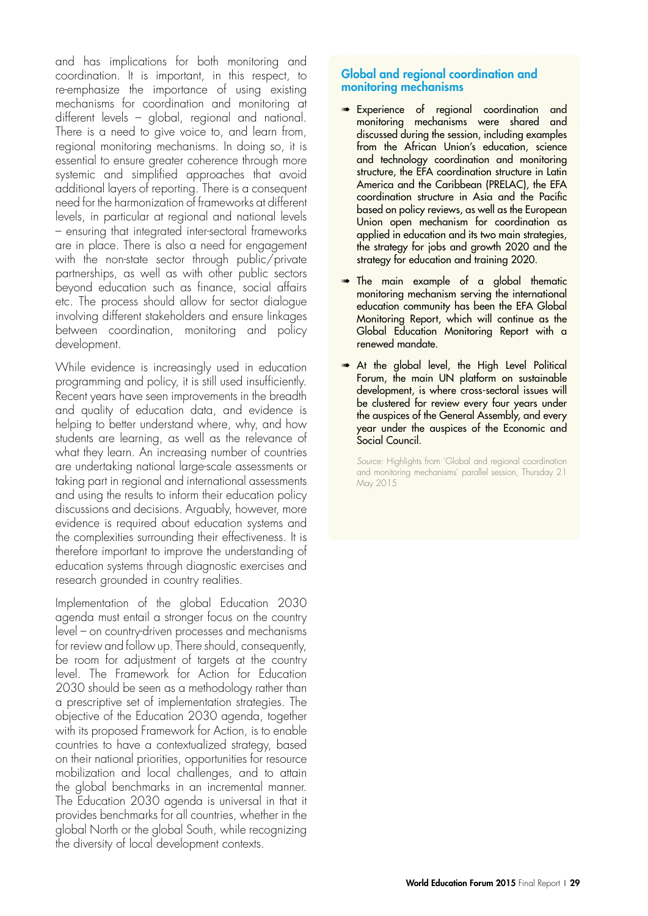and has implications for both monitoring and coordination. It is important, in this respect, to re-emphasize the importance of using existing mechanisms for coordination and monitoring at different levels – global, regional and national. There is a need to give voice to, and learn from, regional monitoring mechanisms. In doing so, it is essential to ensure greater coherence through more systemic and simplified approaches that avoid additional layers of reporting. There is a consequent need for the harmonization of frameworks at different levels, in particular at regional and national levels – ensuring that integrated inter-sectoral frameworks are in place. There is also a need for engagement with the non-state sector through public/private partnerships, as well as with other public sectors beyond education such as finance, social affairs etc. The process should allow for sector dialogue involving different stakeholders and ensure linkages between coordination, monitoring and policy development.

While evidence is increasingly used in education programming and policy, it is still used insufficiently. Recent years have seen improvements in the breadth and quality of education data, and evidence is helping to better understand where, why, and how students are learning, as well as the relevance of what they learn. An increasing number of countries are undertaking national large-scale assessments or taking part in regional and international assessments and using the results to inform their education policy discussions and decisions. Arguably, however, more evidence is required about education systems and the complexities surrounding their effectiveness. It is therefore important to improve the understanding of education systems through diagnostic exercises and research grounded in country realities.

Implementation of the global Education 2030 agenda must entail a stronger focus on the country level – on country-driven processes and mechanisms for review and follow up. There should, consequently, be room for adjustment of targets at the country level. The Framework for Action for Education 2030 should be seen as a methodology rather than a prescriptive set of implementation strategies. The objective of the Education 2030 agenda, together with its proposed Framework for Action, is to enable countries to have a contextualized strategy, based on their national priorities, opportunities for resource mobilization and local challenges, and to attain the global benchmarks in an incremental manner. The Education 2030 agenda is universal in that it provides benchmarks for all countries, whether in the global North or the global South, while recognizing the diversity of local development contexts.

## Global and regional coordination and monitoring mechanisms

- Experience of regional coordination and monitoring mechanisms were shared and discussed during the session, including examples from the African Union's education, science and technology coordination and monitoring structure, the EFA coordination structure in Latin America and the Caribbean (PRELAC), the EFA coordination structure in Asia and the Pacific based on policy reviews, as well as the European Union open mechanism for coordination as applied in education and its two main strategies, the strategy for jobs and growth 2020 and the strategy for education and training 2020.
- The main example of a global thematic monitoring mechanism serving the international education community has been the EFA Global Monitoring Report, which will continue as the Global Education Monitoring Report with a renewed mandate.
- At the global level, the High Level Political Forum, the main UN platform on sustainable development, is where cross-sectoral issues will be clustered for review every four years under the auspices of the General Assembly, and every year under the auspices of the Economic and Social Council.

*Source:* Highlights from 'Global and regional coordination and monitoring mechanisms' parallel session, Thursday 21 May 2015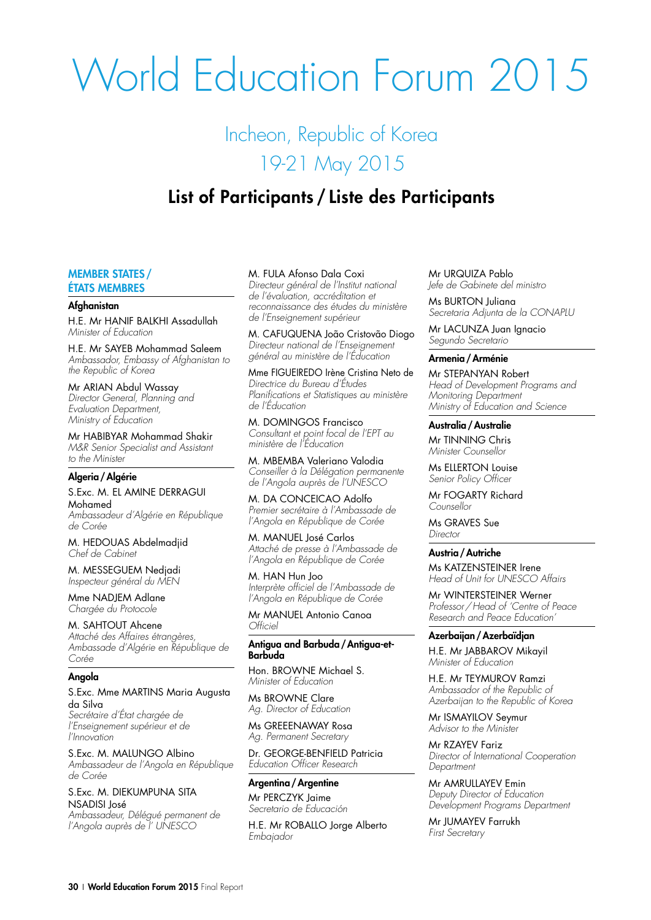# World Education Forum 2015

## Incheon, Republic of Korea
## 19-21 May 2015

## List of Participants / Liste des Participants

### MEMBER STATES / ÉTATS MEMBRES

#### Afghanistan

H.E. Mr HANIF BALKHI Assadullah
*Minister of Education*

H.E. Mr SAYEB Mohammad Saleem
*Ambassador, Embassy of Afghanistan to the Republic of Korea*

Mr ARIAN Abdul Wassay
*Director General, Planning and Evaluation Department, Ministry of Education*

Mr HABIBYAR Mohammad Shakir
*M&R Senior Specialist and Assistant to the Minister*

#### Algeria / Algérie

S.Exc. M. EL AMINE DERRAGUI Mohamed
*Ambassadeur d'Algérie en République de Corée*

M. HEDOUAS Abdelmadjid
*Chef de Cabinet*

M. MESSEGUEM Nedjadi
*Inspecteur général du MEN*

Mme NADJEM Adlane
*Chargée du Protocole*

M. SAHTOUT Ahcene
*Attaché des Affaires étrangères, Ambassade d'Algérie en République de Corée*

#### Angola

S.Exc. Mme MARTINS Maria Augusta da Silva
*Secrétaire d'État chargée de l'Enseignement supérieur et de l'Innovation*

S.Exc. M. MALUNGO Albino
*Ambassadeur de l'Angola en République de Corée*

S.Exc. M. DIEKUMPUNA SITA NSADISI José
*Ambassadeur, Délégué permanent de l'Angola auprès de l' UNESCO*

M. FULA Afonso Dala Coxi
*Directeur général de l'Institut national de l'évaluation, accréditation et reconnaissance des études du ministère de l'Enseignement supérieur*

M. CAFUQUENA João Cristovão Diogo
*Directeur national de l'Enseignement général au ministère de l'Éducation*

Mme FIGUEIREDO Irène Cristina Neto de
*Directrice du Bureau d'Études Planifications et Statistiques au ministère de l'Éducation*

M. DOMINGOS Francisco
*Consultant et point focal de l'EPT au ministère de l'Éducation*

M. MBEMBA Valeriano Valodia
*Conseiller à la Délégation permanente de l'Angola auprès de l'UNESCO*

M. DA CONCEICAO Adolfo
*Premier secrétaire à l'Ambassade de l'Angola en République de Corée*

M. MANUEL José Carlos
*Attaché de presse à l'Ambassade de l'Angola en République de Corée*

M. HAN Hun Joo
*Interprète officiel de l'Ambassade de l'Angola en République de Corée*

Mr MANUEL Antonio Canoa
*Officiel*

#### Antigua and Barbuda / Antigua-et-Barbuda

Hon. BROWNE Michael S.
*Minister of Education*

Ms BROWNE Clare
*Ag. Director of Education*

Ms GREEENAWAY Rosa
*Ag. Permanent Secretary*

Dr. GEORGE-BENFIELD Patricia
*Education Officer Research*

#### Argentina / Argentine

Mr PERCZYK Jaime
*Secretario de Educación*

H.E. Mr ROBALLO Jorge Alberto
*Embajador*

Mr URQUIZA Pablo
*Jefe de Gabinete del ministro*

Ms BURTON Juliana
*Secretaria Adjunta de la CONAPLU*

Mr LACUNZA Juan Ignacio
*Segundo Secretario*

#### Armenia / Arménie

Mr STEPANYAN Robert
*Head of Development Programs and Monitoring Department Ministry of Education and Science*

#### Australia / Australie

Mr TINNING Chris
*Minister Counsellor*

Ms ELLERTON Louise
*Senior Policy Officer*

Mr FOGARTY Richard
*Counsellor*

Ms GRAVES Sue
*Director*

#### Austria / Autriche

Ms KATZENSTEINER Irene
*Head of Unit for UNESCO Affairs*

Mr WINTERSTEINER Werner
*Professor / Head of 'Centre of Peace Research and Peace Education'*

#### Azerbaijan / Azerbaïdjan

H.E. Mr JABBAROV Mikayil
*Minister of Education*

H.E. Mr TEYMUROV Ramzi
*Ambassador of the Republic of Azerbaijan to the Republic of Korea*

Mr ISMAYILOV Seymur
*Advisor to the Minister*

Mr RZAYEV Fariz
*Director of International Cooperation Department*

Mr AMRULLAYEV Emin
*Deputy Director of Education Development Programs Department*

Mr JUMAYEV Farrukh
*First Secretary*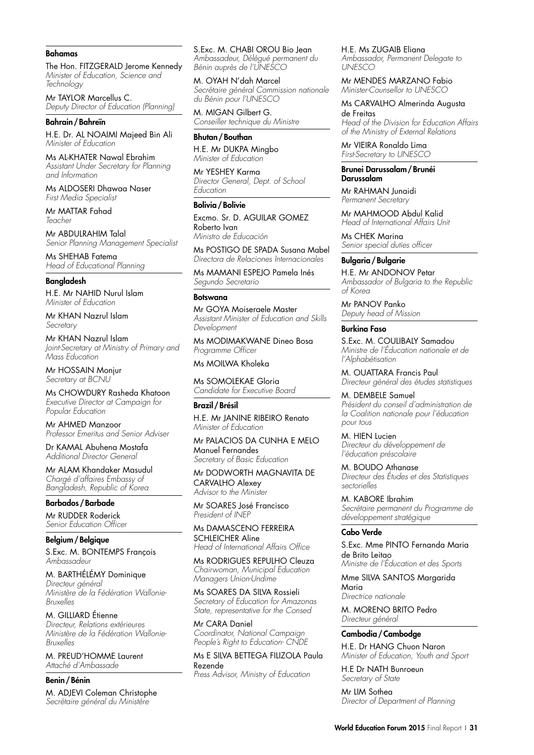**Bahamas**

The Hon. FITZGERALD Jerome Kennedy
*Minister of Education, Science and Technology*

Mr TAYLOR Marcellus C.
*Deputy Director of Education (Planning)*

**Bahrain / Bahreïn**

H.E. Dr. AL NOAIMI Majeed Bin Ali
*Minister of Education*

Ms AL-KHATER Nawal Ebrahim
*Assistant Under Secretary for Planning and Information*

Ms ALDOSERI Dhawaa Naser
*First Media Specialist*

Mr MATTAR Fahad
*Teacher*

Mr ABDULRAHIM Talal
*Senior Planning Management Specialist*

Ms SHEHAB Fatema
*Head of Educational Planning*

**Bangladesh**

H.E. Mr NAHID Nurul Islam
*Minister of Education*

Mr KHAN Nazrul Islam
*Secretary*

Mr KHAN Nazrul Islam
*Joint-Secretary at Ministry of Primary and Mass Education*

Mr HOSSAIN Monjur
*Secretary at BCNU*

Ms CHOWDURY Rasheda Khatoon
*Executive Director at Campaign for Popular Education*

Mr AHMED Manzoor
*Professor Emeritus and Senior Adviser*

Dr KAMAL Abuhena Mostafa
*Additional Director General*

Mr ALAM Khandaker Masudul
*Chargé d'affaires Embassy of Bangladesh, Republic of Korea*

**Barbados / Barbade**

Mr RUDDER Roderick
*Senior Education Officer*

**Belgium / Belgique**

S.Exc. M. BONTEMPS François
*Ambassadeur*

M. BARTHÉLÉMY Dominique
*Directeur général Ministère de la Fédération Wallonie-Bruxelles*

M. GILLIARD Étienne
*Directeur, Relations extérieures Ministère de la Fédération Wallonie-Bruxelles*

M. PREUD'HOMME Laurent
*Attaché d'Ambassade*

**Benin / Bénin**

M. ADJEVI Coleman Christophe
*Secrétaire général du Ministère*

S.Exc. M. CHABI OROU Bio Jean
*Ambassadeur, Délégué permanent du Bénin auprès de l'UNESCO*

M. OYAH N'dah Marcel
*Secrétaire général Commission nationale du Bénin pour l'UNESCO*

M. MIGAN Gilbert G.
*Conseiller technique du Ministre*

**Bhutan / Bouthan**

H.E. Mr DUKPA Mingbo
*Minister of Education*

Mr YESHEY Karma
*Director General, Dept. of School Education*

**Bolivia / Bolivie**

Excmo. Sr. D. AGUILAR GOMEZ Roberto Ivan
*Ministro de Educación*

Ms POSTIGO DE SPADA Susana Mabel
*Directora de Relaciones Internacionales*

Ms MAMANI ESPEJO Pamela Inés
*Segundo Secretario*

**Botswana**

Mr GOYA Moiseraele Master
*Assistant Minister of Education and Skills Development*

Ms MODIMAKWANE Dineo Bosa
*Programme Officer*

Ms MOILWA Kholeka

Ms SOMOLEKAE Gloria
*Candidate for Executive Board*

**Brazil / Brésil**

H.E. Mr JANINE RIBEIRO Renato
*Minister of Education*

Mr PALACIOS DA CUNHA E MELO Manuel Fernandes
*Secretary of Basic Education*

Mr DODWORTH MAGNAVITA DE CARVALHO Alexey
*Advisor to the Minister*

Mr SOARES José Francisco
*President of INEP*

Ms DAMASCENO FERREIRA SCHLEICHER Aline
*Head of International Affairs Office*

Ms RODRIGUES REPULHO Cleuza
*Chairwoman, Municipal Education Managers Union-Undime*

Ms SOARES DA SILVA Rossieli
*Secretary of Education for Amazonas State, representative for the Consed*

Mr CARA Daniel
*Coordinator, National Campaign People's Right to Education- CNDE*

Ms E SILVA BETTEGA FILIZOLA Paula Rezende
*Press Advisor, Ministry of Education*

H.E. Ms ZUGAIB Eliana
*Ambassador, Permanent Delegate to UNESCO*

Mr MENDES MARZANO Fabio
*Minister-Counsellor to UNESCO*

Ms CARVALHO Almerinda Augusta de Freitas
*Head of the Division for Education Affairs of the Ministry of External Relations*

Mr VIEIRA Ronaldo Lima
*First-Secretary to UNESCO*

**Brunei Darussalam / Brunéi Darussalam**

Mr RAHMAN Junaidi
*Permanent Secretary*

Mr MAHMOOD Abdul Kalid
*Head of International Affairs Unit*

Ms CHEK Marina
*Senior special duties officer*

**Bulgaria / Bulgarie**

H.E. Mr ANDONOV Petar
*Ambassador of Bulgaria to the Republic of Korea*

Mr PANOV Panko
*Deputy head of Mission*

**Burkina Faso**

S.Exc. M. COULIBALY Samadou
*Ministre de l'Éducation nationale et de l'Alphabétisation*

M. OUATTARA Francis Paul
*Directeur général des études statistiques*

M. DEMBELE Samuel
*Président du conseil d'administration de la Coalition nationale pour l'éducation pour tous*

M. HIEN Lucien
*Directeur du développement de l'éducation préscolaire*

M. BOUDO Athanase
*Directeur des Études et des Statistiques sectorielles*

M. KABORE Ibrahim
*Secrétaire permanent du Programme de développement stratégique*

**Cabo Verde**

S.Exc. Mme PINTO Fernanda Maria de Brito Leitao
*Ministre de l'Éducation et des Sports*

Mme SILVA SANTOS Margarida Maria
*Directrice nationale*

M. MORENO BRITO Pedro
*Directeur général*

**Cambodia / Cambodge**

H.E. Dr HANG Chuon Naron
*Minister of Education, Youth and Sport*

H.E Dr NATH Bunroeun
*Secretary of State*

Mr LIM Sothea
*Director of Department of Planning*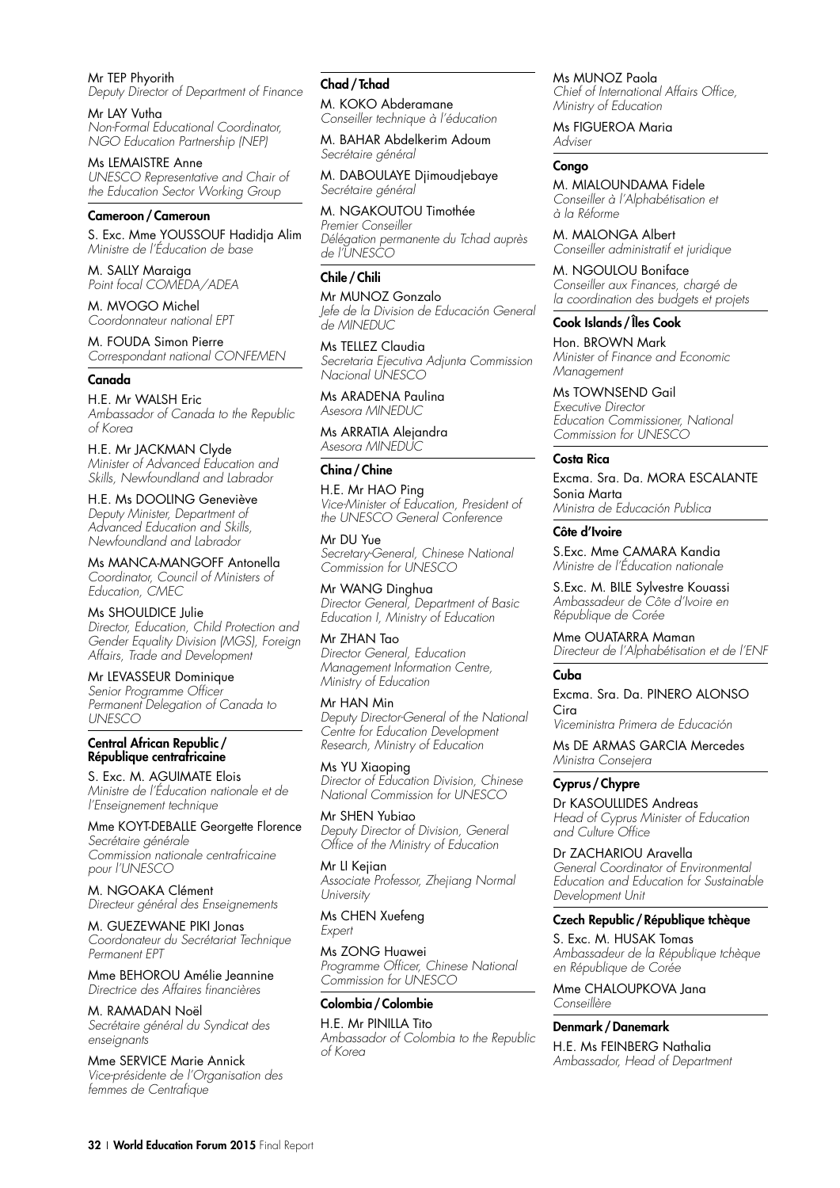Mr TEP Phyorith
*Deputy Director of Department of Finance*

Mr LAY Vutha
*Non-Formal Educational Coordinator, NGO Education Partnership (NEP)*

Ms LEMAISTRE Anne
*UNESCO Representative and Chair of the Education Sector Working Group*

**Cameroon / Cameroun**

S. Exc. Mme YOUSSOUF Hadidja Alim
*Ministre de l'Éducation de base*

M. SALLY Maraiga
*Point focal COMEDA/ADEA*

M. MVOGO Michel
*Coordonnateur national EPT*

M. FOUDA Simon Pierre
*Correspondant national CONFEMEN*

**Canada**

H.E. Mr WALSH Eric
*Ambassador of Canada to the Republic of Korea*

H.E. Mr JACKMAN Clyde
*Minister of Advanced Education and Skills, Newfoundland and Labrador*

H.E. Ms DOOLING Geneviève
*Deputy Minister, Department of Advanced Education and Skills, Newfoundland and Labrador*

Ms MANCA-MANGOFF Antonella
*Coordinator, Council of Ministers of Education, CMEC*

Ms SHOULDICE Julie
*Director, Education, Child Protection and Gender Equality Division (MGS), Foreign Affairs, Trade and Development*

Mr LEVASSEUR Dominique
*Senior Programme Officer Permanent Delegation of Canada to UNESCO*

**Central African Republic / République centrafricaine**

S. Exc. M. AGUIMATE Elois
*Ministre de l'Éducation nationale et de l'Enseignement technique*

Mme KOYT-DEBALLE Georgette Florence
*Secrétaire générale Commission nationale centrafricaine pour l'UNESCO*

M. NGOAKA Clément
*Directeur général des Enseignements*

M. GUEZEWANE PIKI Jonas
*Coordonateur du Secrétariat Technique Permanent EPT*

Mme BEHOROU Amélie Jeannine
*Directrice des Affaires financières*

M. RAMADAN Noël
*Secrétaire général du Syndicat des enseignants*

Mme SERVICE Marie Annick
*Vice-présidente de l'Organisation des femmes de Centrafique*

**Chad / Tchad**

M. KOKO Abderamane
*Conseiller technique à l'éducation*

M. BAHAR Abdelkerim Adoum
*Secrétaire général*

M. DABOULAYE Djimoudjebaye
*Secrétaire général*

M. NGAKOUTOU Timothée
*Premier Conseiller Délégation permanente du Tchad auprès de l'UNESCO*

**Chile / Chili**

Mr MUNOZ Gonzalo
*Jefe de la Division de Educación General de MINEDUC*

Ms TELLEZ Claudia
*Secretaria Ejecutiva Adjunta Commission Nacional UNESCO*

Ms ARADENA Paulina
*Asesora MINEDUC*

Ms ARRATIA Alejandra
*Asesora MINEDUC*

**China / Chine**

H.E. Mr HAO Ping
*Vice-Minister of Education, President of the UNESCO General Conference*

Mr DU Yue
*Secretary-General, Chinese National Commission for UNESCO*

Mr WANG Dinghua
*Director General, Department of Basic Education I, Ministry of Education*

Mr ZHAN Tao
*Director General, Education Management Information Centre, Ministry of Education*

Mr HAN Min
*Deputy Director-General of the National Centre for Education Development Research, Ministry of Education*

Ms YU Xiaoping
*Director of Education Division, Chinese National Commission for UNESCO*

Mr SHEN Yubiao
*Deputy Director of Division, General Office of the Ministry of Education*

Mr LI Kejian
*Associate Professor, Zhejiang Normal University*

Ms CHEN Xuefeng
*Expert*

Ms ZONG Huawei
*Programme Officer, Chinese National Commission for UNESCO*

**Colombia / Colombie**

H.E. Mr PINILLA Tito
*Ambassador of Colombia to the Republic of Korea*

Ms MUNOZ Paola
*Chief of International Affairs Office, Ministry of Education*

Ms FIGUEROA Maria
*Adviser*

**Congo**

M. MIALOUNDAMA Fidele
*Conseiller à l'Alphabétisation et à la Réforme*

M. MALONGA Albert
*Conseiller administratif et juridique*

M. NGOULOU Boniface
*Conseiller aux Finances, chargé de la coordination des budgets et projets*

**Cook Islands / Îles Cook**

Hon. BROWN Mark
*Minister of Finance and Economic Management*

Ms TOWNSEND Gail
*Executive Director Education Commissioner, National Commission for UNESCO*

**Costa Rica**

Excma. Sra. Da. MORA ESCALANTE Sonia Marta
*Ministra de Educación Publica*

**Côte d'Ivoire**

S.Exc. Mme CAMARA Kandia
*Ministre de l'Éducation nationale*

S.Exc. M. BILE Sylvestre Kouassi
*Ambassadeur de Côte d'Ivoire en République de Corée*

Mme OUATARRA Maman
*Directeur de l'Alphabétisation et de l'ENF*

**Cuba**

Excma. Sra. Da. PINERO ALONSO Cira
*Viceministra Primera de Educación*

Ms DE ARMAS GARCIA Mercedes
*Ministra Consejera*

**Cyprus / Chypre**

Dr KASOULLIDES Andreas
*Head of Cyprus Minister of Education and Culture Office*

Dr ZACHARIOU Aravella
*General Coordinator of Environmental Education and Education for Sustainable Development Unit*

**Czech Republic / République tchèque**

S. Exc. M. HUSAK Tomas
*Ambassadeur de la République tchèque en République de Corée*

Mme CHALOUPKOVA Jana
*Conseillère*

**Denmark / Danemark**

H.E. Ms FEINBERG Nathalia
*Ambassador, Head of Department*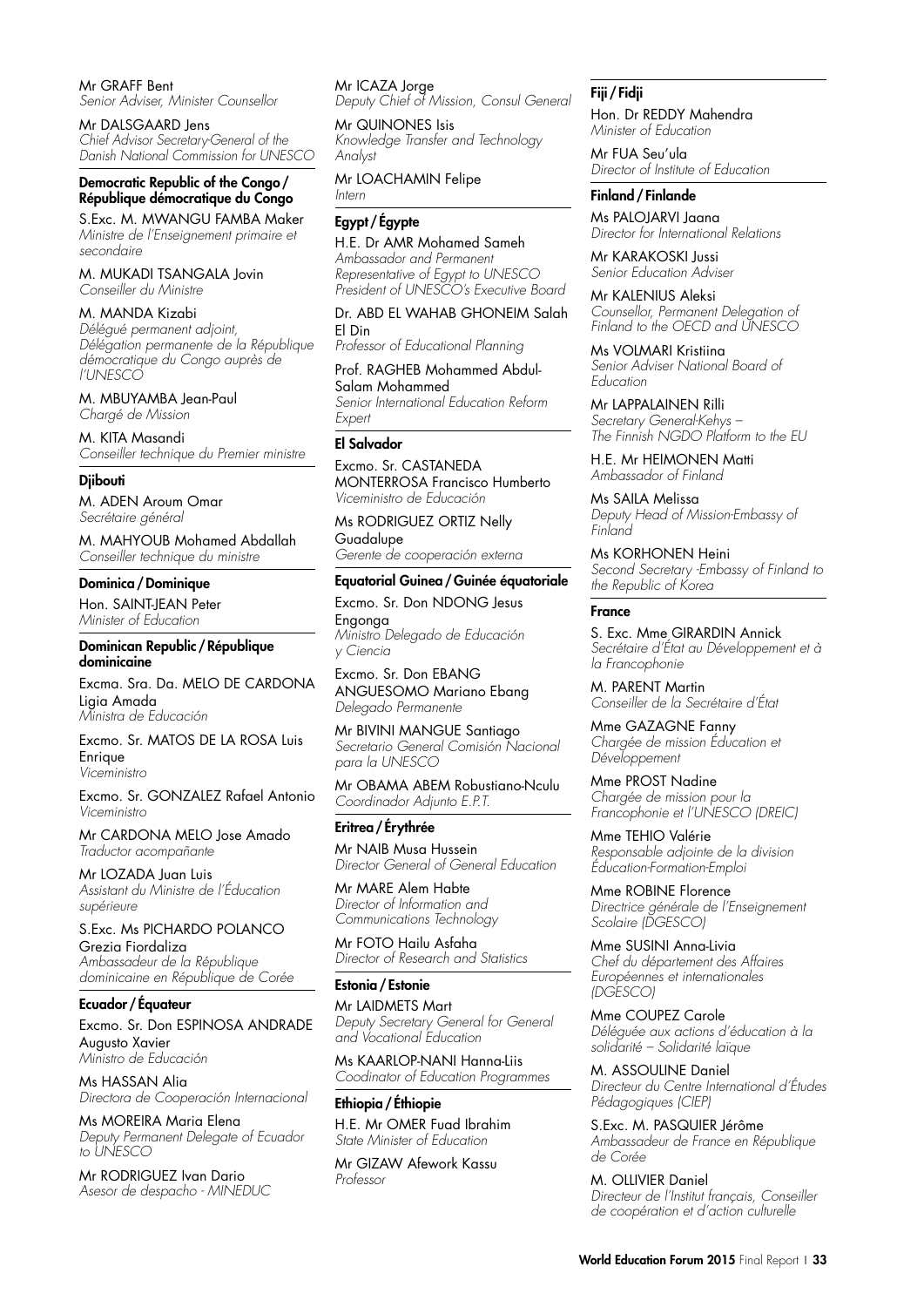Mr GRAFF Bent
*Senior Adviser, Minister Counsellor*

Mr DALSGAARD Jens
*Chief Advisor Secretary-General of the Danish National Commission for UNESCO*

### Democratic Republic of the Congo / République démocratique du Congo

S.Exc. M. MWANGU FAMBA Maker
*Ministre de l'Enseignement primaire et secondaire*

M. MUKADI TSANGALA Jovin
*Conseiller du Ministre*

M. MANDA Kizabi
*Délégué permanent adjoint, Délégation permanente de la République démocratique du Congo auprès de l'UNESCO*

M. MBUYAMBA Jean-Paul
*Chargé de Mission*

M. KITA Masandi
*Conseiller technique du Premier ministre*

### Djibouti

M. ADEN Aroum Omar
*Secrétaire général*

M. MAHYOUB Mohamed Abdallah
*Conseiller technique du ministre*

### Dominica / Dominique

Hon. SAINT-JEAN Peter
*Minister of Education*

### Dominican Republic / République dominicaine

Excma. Sra. Da. MELO DE CARDONA Ligia Amada
*Ministra de Educación*

Excmo. Sr. MATOS DE LA ROSA Luis Enrique
*Viceministro*

Excmo. Sr. GONZALEZ Rafael Antonio
*Viceministro*

Mr CARDONA MELO Jose Amado
*Traductor acompañante*

Mr LOZADA Juan Luis
*Assistant du Ministre de l'Éducation supérieure*

S.Exc. Ms PICHARDO POLANCO Grezia Fiordaliza
*Ambassadeur de la République dominicaine en République de Corée*

### Ecuador / Équateur

Excmo. Sr. Don ESPINOSA ANDRADE Augusto Xavier
*Ministro de Educación*

Ms HASSAN Alia
*Directora de Cooperación Internacional*

Ms MOREIRA Maria Elena
*Deputy Permanent Delegate of Ecuador to UNESCO*

Mr RODRIGUEZ Ivan Dario
*Asesor de despacho - MINEDUC*

Mr ICAZA Jorge
*Deputy Chief of Mission, Consul General*

Mr QUINONES Isis
*Knowledge Transfer and Technology Analyst*

Mr LOACHAMIN Felipe
*Intern*

### Egypt / Égypte

H.E. Dr AMR Mohamed Sameh
*Ambassador and Permanent Representative of Egypt to UNESCO President of UNESCO's Executive Board*

Dr. ABD EL WAHAB GHONEIM Salah El Din
*Professor of Educational Planning*

Prof. RAGHEB Mohammed Abdul-Salam Mohammed
*Senior International Education Reform Expert*

### El Salvador

Excmo. Sr. CASTANEDA MONTERROSA Francisco Humberto
*Viceministro de Educación*

Ms RODRIGUEZ ORTIZ Nelly Guadalupe
*Gerente de cooperación externa*

### Equatorial Guinea / Guinée équatoriale

Excmo. Sr. Don NDONG Jesus Engonga
*Ministro Delegado de Educación y Ciencia*

Excmo. Sr. Don EBANG ANGUESOMO Mariano Ebang
*Delegado Permanente*

Mr BIVINI MANGUE Santiago
*Secretario General Comisión Nacional para la UNESCO*

Mr OBAMA ABEM Robustiano-Nculu
*Coordinador Adjunto E.P.T.*

### Eritrea / Érythrée

Mr NAIB Musa Hussein
*Director General of General Education*

Mr MARE Alem Habte
*Director of Information and Communications Technology*

Mr FOTO Hailu Asfaha
*Director of Research and Statistics*

### Estonia / Estonie

Mr LAIDMETS Mart
*Deputy Secretary General for General and Vocational Education*

Ms KAARLOP-NANI Hanna-Liis
*Coodinator of Education Programmes*

### Ethiopia / Éthiopie

H.E. Mr OMER Fuad Ibrahim
*State Minister of Education*

Mr GIZAW Afework Kassu
*Professor*

### Fiji / Fidji

Hon. Dr REDDY Mahendra
*Minister of Education*

Mr FUA Seu'ula
*Director of Institute of Education*

### Finland / Finlande

Ms PALOJARVI Jaana
*Director for International Relations*

Mr KARAKOSKI Jussi
*Senior Education Adviser*

Mr KALENIUS Aleksi
*Counsellor, Permanent Delegation of Finland to the OECD and UNESCO*

Ms VOLMARI Kristiina
*Senior Adviser National Board of Education*

Mr LAPPALAINEN Rilli
*Secretary General-Kehys – The Finnish NGDO Platform to the EU*

H.E. Mr HEIMONEN Matti
*Ambassador of Finland*

Ms SAILA Melissa
*Deputy Head of Mission-Embassy of Finland*

Ms KORHONEN Heini
*Second Secretary -Embassy of Finland to the Republic of Korea*

### France

S. Exc. Mme GIRARDIN Annick
*Secrétaire d'État au Développement et à la Francophonie*

M. PARENT Martin
*Conseiller de la Secrétaire d'État*

Mme GAZAGNE Fanny
*Chargée de mission Éducation et Développement*

Mme PROST Nadine
*Chargée de mission pour la Francophonie et l'UNESCO (DREIC)*

Mme TEHIO Valérie
*Responsable adjointe de la division Éducation-Formation-Emploi*

Mme ROBINE Florence
*Directrice générale de l'Enseignement Scolaire (DGESCO)*

Mme SUSINI Anna-Livia
*Chef du département des Affaires Européennes et internationales (DGESCO)*

Mme COUPEZ Carole
*Déléguée aux actions d'éducation à la solidarité – Solidarité laïque*

M. ASSOULINE Daniel
*Directeur du Centre International d'Études Pédagogiques (CIEP)*

S.Exc. M. PASQUIER Jérôme
*Ambassadeur de France en République de Corée*

M. OLLIVIER Daniel
*Directeur de l'Institut français, Conseiller de coopération et d'action culturelle*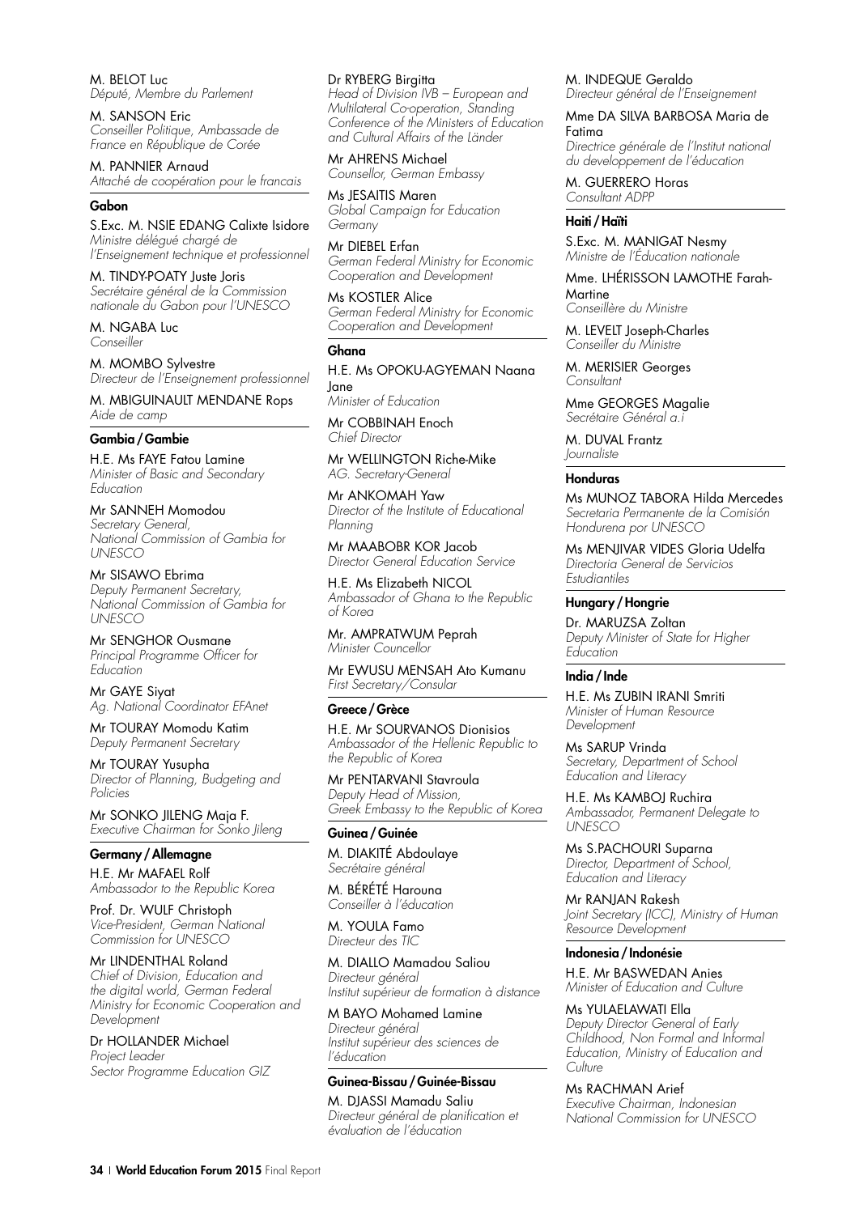M. BELOT Luc
*Député, Membre du Parlement*

M. SANSON Eric
*Conseiller Politique, Ambassade de France en République de Corée*

M. PANNIER Arnaud
*Attaché de coopération pour le francais*

**Gabon**

S.Exc. M. NSIE EDANG Calixte Isidore
*Ministre délégué chargé de l'Enseignement technique et professionnel*

M. TINDY-POATY Juste Joris
*Secrétaire général de la Commission nationale du Gabon pour l'UNESCO*

M. NGABA Luc
*Conseiller*

M. MOMBO Sylvestre
*Directeur de l'Enseignement professionnel*

M. MBIGUINAULT MENDANE Rops
*Aide de camp*

**Gambia / Gambie**

H.E. Ms FAYE Fatou Lamine
*Minister of Basic and Secondary Education*

Mr SANNEH Momodou
*Secretary General, National Commission of Gambia for UNESCO*

Mr SISAWO Ebrima
*Deputy Permanent Secretary, National Commission of Gambia for UNESCO*

Mr SENGHOR Ousmane
*Principal Programme Officer for Education*

Mr GAYE Siyat
*Ag. National Coordinator EFAnet*

Mr TOURAY Momodu Katim
*Deputy Permanent Secretary*

Mr TOURAY Yusupha
*Director of Planning, Budgeting and Policies*

Mr SONKO JILENG Maja F.
*Executive Chairman for Sonko Jileng*

**Germany / Allemagne**

H.E. Mr MAFAEL Rolf
*Ambassador to the Republic Korea*

Prof. Dr. WULF Christoph
*Vice-President, German National Commission for UNESCO*

Mr LINDENTHAL Roland
*Chief of Division, Education and the digital world, German Federal Ministry for Economic Cooperation and Development*

Dr HOLLANDER Michael
*Project Leader Sector Programme Education GIZ*

Dr RYBERG Birgitta
*Head of Division IVB – European and Multilateral Co-operation, Standing Conference of the Ministers of Education and Cultural Affairs of the Länder*

Mr AHRENS Michael
*Counsellor, German Embassy*

Ms JESAITIS Maren
*Global Campaign for Education Germany*

Mr DIEBEL Erfan
*German Federal Ministry for Economic Cooperation and Development*

Ms KOSTLER Alice
*German Federal Ministry for Economic Cooperation and Development*

**Ghana**

H.E. Ms OPOKU-AGYEMAN Naana Jane
*Minister of Education*

Mr COBBINAH Enoch
*Chief Director*

Mr WELLINGTON Riche-Mike
*AG. Secretary-General*

Mr ANKOMAH Yaw
*Director of the Institute of Educational Planning*

Mr MAABOBR KOR Jacob
*Director General Education Service*

H.E. Ms Elizabeth NICOL
*Ambassador of Ghana to the Republic of Korea*

Mr. AMPRATWUM Peprah
*Minister Councellor*

Mr EWUSU MENSAH Ato Kumanu
*First Secretary/Consular*

**Greece / Grèce**

H.E. Mr SOURVANOS Dionisios
*Ambassador of the Hellenic Republic to the Republic of Korea*

Mr PENTARVANI Stavroula
*Deputy Head of Mission, Greek Embassy to the Republic of Korea*

**Guinea / Guinée**

M. DIAKITÉ Abdoulaye
*Secrétaire général*

M. BÉRÉTÉ Harouna
*Conseiller à l'éducation*

M. YOULA Famo
*Directeur des TIC*

M. DIALLO Mamadou Saliou
*Directeur général Institut supérieur de formation à distance*

M BAYO Mohamed Lamine
*Directeur général Institut supérieur des sciences de l'éducation*

**Guinea-Bissau / Guinée-Bissau**

M. DJASSI Mamadu Saliu
*Directeur général de planification et évaluation de l'éducation*

M. INDEQUE Geraldo
*Directeur général de l'Enseignement*

Mme DA SILVA BARBOSA Maria de Fatima
*Directrice générale de l'Institut national du developpement de l'éducation*

M. GUERRERO Horas
*Consultant ADPP*

**Haiti / Haïti**

S.Exc. M. MANIGAT Nesmy
*Ministre de l'Éducation nationale*

Mme. LHÉRISSON LAMOTHE Farah-Martine
*Conseillère du Ministre*

M. LEVELT Joseph-Charles
*Conseiller du Ministre*

M. MERISIER Georges
*Consultant*

Mme GEORGES Magalie
*Secrétaire Général a.i*

M. DUVAL Frantz
*Journaliste*

**Honduras**

Ms MUNOZ TABORA Hilda Mercedes
*Secretaria Permanente de la Comisión Hondurena por UNESCO*

Ms MENJIVAR VIDES Gloria Udelfa
*Directoria General de Servicios Estudiantiles*

**Hungary / Hongrie**

Dr. MARUZSA Zoltan
*Deputy Minister of State for Higher Education*

**India / Inde**

H.E. Ms ZUBIN IRANI Smriti
*Minister of Human Resource Development*

Ms SARUP Vrinda
*Secretary, Department of School Education and Literacy*

H.E. Ms KAMBOJ Ruchira
*Ambassador, Permanent Delegate to UNESCO*

Ms S.PACHOURI Suparna
*Director, Department of School, Education and Literacy*

Mr RANJAN Rakesh
*Joint Secretary (ICC), Ministry of Human Resource Development*

**Indonesia / Indonésie**

H.E. Mr BASWEDAN Anies
*Minister of Education and Culture*

Ms YULAELAWATI Ella
*Deputy Director General of Early Childhood, Non Formal and Informal Education, Ministry of Education and Culture*

Ms RACHMAN Arief
*Executive Chairman, Indonesian National Commission for UNESCO*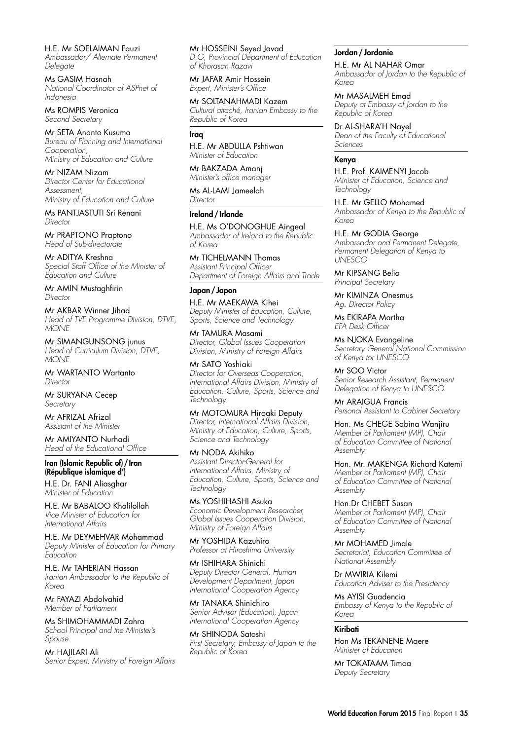H.E. Mr SOELAIMAN Fauzi
*Ambassador/ Alternate Permanent Delegate*

Ms GASIM Hasnah
*National Coordinator of ASPnet of Indonesia*

Ms ROMPIS Veronica
*Second Secretary*

Mr SETA Ananto Kusuma
*Bureau of Planning and International Cooperation, Ministry of Education and Culture*

Mr NIZAM Nizam
*Director Center for Educational Assessment, Ministry of Education and Culture*

Ms PANTJASTUTI Sri Renani
*Director*

Mr PRAPTONO Praptono
*Head of Sub-directorate*

Mr ADITYA Kreshna
*Special Staff Office of the Minister of Education and Culture*

Mr AMIN Mustaghfirin
*Director*

Mr AKBAR Winner Jihad
*Head of TVE Programme Division, DTVE, MONE*

Mr SIMANGUNSONG junus
*Head of Curriculum Division, DTVE, MONE*

Mr WARTANTO Wartanto
*Director*

Mr SURYANA Cecep
*Secretary*

Mr AFRIZAL Afrizal
*Assistant of the Minister*

Mr AMIYANTO Nurhadi
*Head of the Educational Office*

**Iran (Islamic Republic of) / Iran (République islamique d')**

H.E. Dr. FANI Aliasghar
*Minister of Education*

H.E. Mr BABALOO Khalilollah
*Vice Minister of Education for International Affairs*

H.E. Mr DEYMEHVAR Mohammad
*Deputy Minister of Education for Primary Education*

H.E. Mr TAHERIAN Hassan
*Iranian Ambassador to the Republic of Korea*

Mr FAYAZI Abdolvahid
*Member of Parliament*

Ms SHIMOHAMMADI Zahra
*School Principal and the Minister's Spouse*

Mr HAJILARI Ali
*Senior Expert, Ministry of Foreign Affairs*

Mr HOSSEINI Seyed Javad
*D.G, Provincial Department of Education of Khorasan Razavi*

Mr JAFAR Amir Hossein
*Expert, Minister's Office*

Mr SOLTANAHMADI Kazem
*Cultural attaché, Iranian Embassy to the Republic of Korea*

**Iraq**

H.E. Mr ABDULLA Pshtiwan
*Minister of Education*

Mr BAKZADA Amanj
*Minister's office manager*

Ms AL-LAMI Jameelah
*Director*

**Ireland / Irlande**

H.E. Ms O'DONOGHUE Aingeal
*Ambassador of Ireland to the Republic of Korea*

Mr TICHELMANN Thomas
*Assistant Principal Officer Department of Foreign Affairs and Trade*

**Japan / Japon**

H.E. Mr MAEKAWA Kihei
*Deputy Minister of Education, Culture, Sports, Science and Technology*

Mr TAMURA Masami
*Director, Global Issues Cooperation Division, Ministry of Foreign Affairs*

Mr SATO Yoshiaki
*Director for Overseas Cooperation, International Affairs Division, Ministry of Education, Culture, Sports, Science and Technology*

Mr MOTOMURA Hiroaki Deputy
*Director, International Affairs Division, Ministry of Education, Culture, Sports, Science and Technology*

Mr NODA Akihiko
*Assistant Director-General for International Affairs, Ministry of Education, Culture, Sports, Science and Technology*

Ms YOSHIHASHI Asuka
*Economic Development Researcher, Global Issues Cooperation Division, Ministry of Foreign Affairs*

Mr YOSHIDA Kazuhiro
*Professor at Hiroshima University*

Mr ISHIHARA Shinichi
*Deputy Director General, Human Development Department, Japan International Cooperation Agency*

Mr TANAKA Shinichiro
*Senior Advisor (Education), Japan International Cooperation Agency*

Mr SHINODA Satoshi
*First Secretary, Embassy of Japan to the Republic of Korea*

**Jordan / Jordanie**

H.E. Mr AL NAHAR Omar
*Ambassador of Jordan to the Republic of Korea*

Mr MASALMEH Emad
*Deputy at Embassy of Jordan to the Republic of Korea*

Dr AL-SHARA'H Nayel
*Dean of the Faculty of Educational Sciences*

**Kenya**

H.E. Prof. KAIMENYI Jacob
*Minister of Education, Science and Technology*

H.E. Mr GELLO Mohamed
*Ambassador of Kenya to the Republic of Korea*

H.E. Mr GODIA George
*Ambassador and Permanent Delegate, Permanent Delegation of Kenya to UNESCO*

Mr KIPSANG Belio
*Principal Secretary*

Mr KIMINZA Onesmus
*Ag. Director Policy*

Ms EKIRAPA Martha
*EFA Desk Officer*

Ms NJOKA Evangeline
*Secretary General National Commission of Kenya for UNESCO*

Mr SOO Victor
*Senior Research Assistant, Permanent Delegation of Kenya to UNESCO*

Mr ARAIGUA Francis
*Personal Assistant to Cabinet Secretary*

Hon. Ms CHEGE Sabina Wanjiru
*Member of Parliament (MP), Chair of Education Committee of National Assembly*

Hon. Mr. MAKENGA Richard Katemi
*Member of Parliament (MP), Chair of Education Committee of National Assembly*

Hon.Dr CHEBET Susan
*Member of Parliament (MP), Chair of Education Committee of National Assembly*

Mr MOHAMED Jimale
*Secretariat, Education Committee of National Assembly*

Dr MWIRIA Kilemi
*Education Adviser to the Presidency*

Ms AYISI Guadencia
*Embassy of Kenya to the Republic of Korea*

**Kiribati**

Hon Ms TEKANENE Maere
*Minister of Education*

Mr TOKATAAM Timoa
*Deputy Secretary*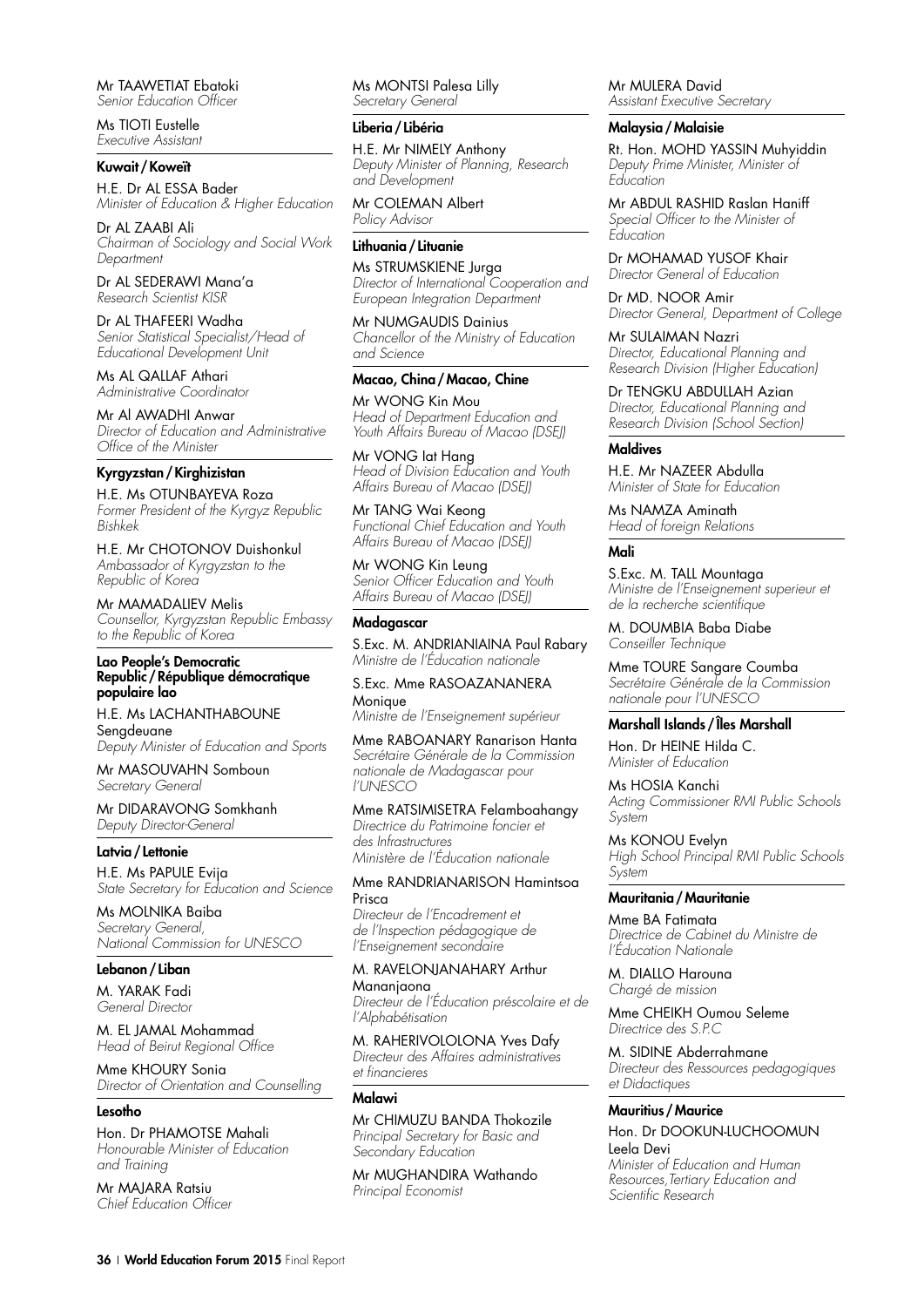Mr TAAWETIAT Ebatoki
*Senior Education Officer*

Ms TIOTI Eustelle
*Executive Assistant*

**Kuwait / Koweït**

H.E. Dr AL ESSA Bader
*Minister of Education & Higher Education*

Dr AL ZAABI Ali
*Chairman of Sociology and Social Work Department*

Dr AL SEDERAWI Mana'a
*Research Scientist KISR*

Dr AL THAFEERI Wadha
*Senior Statistical Specialist/Head of Educational Development Unit*

Ms AL QALLAF Athari
*Administrative Coordinator*

Mr Al AWADHI Anwar
*Director of Education and Administrative Office of the Minister*

**Kyrgyzstan / Kirghizistan**

H.E. Ms OTUNBAYEVA Roza
*Former President of the Kyrgyz Republic Bishkek*

H.E. Mr CHOTONOV Duishonkul
*Ambassador of Kyrgyzstan to the Republic of Korea*

Mr MAMADALIEV Melis
*Counsellor, Kyrgyzstan Republic Embassy to the Republic of Korea*

**Lao People's Democratic Republic / République démocratique populaire lao**

H.E. Ms LACHANTHABOUNE Sengdeuane
*Deputy Minister of Education and Sports*

Mr MASOUVAHN Somboun
*Secretary General*

Mr DIDARAVONG Somkhanh
*Deputy Director-General*

**Latvia / Lettonie**

H.E. Ms PAPULE Evija
*State Secretary for Education and Science*

Ms MOLNIKA Baiba
*Secretary General, National Commission for UNESCO*

**Lebanon / Liban**

M. YARAK Fadi
*General Director*

M. EL JAMAL Mohammad
*Head of Beirut Regional Office*

Mme KHOURY Sonia
*Director of Orientation and Counselling*

**Lesotho**

Hon. Dr PHAMOTSE Mahali
*Honourable Minister of Education and Training*

Mr MAJARA Ratsiu
*Chief Education Officer*

Ms MONTSI Palesa Lilly
*Secretary General*

**Liberia / Libéria**

H.E. Mr NIMELY Anthony
*Deputy Minister of Planning, Research and Development*

Mr COLEMAN Albert
*Policy Advisor*

**Lithuania / Lituanie**

Ms STRUMSKIENE Jurga
*Director of International Cooperation and European Integration Department*

Mr NUMGAUDIS Dainius
*Chancellor of the Ministry of Education and Science*

**Macao, China / Macao, Chine**

Mr WONG Kin Mou
*Head of Department Education and Youth Affairs Bureau of Macao (DSEJ)*

Mr VONG Iat Hang
*Head of Division Education and Youth Affairs Bureau of Macao (DSEJ)*

Mr TANG Wai Keong
*Functional Chief Education and Youth Affairs Bureau of Macao (DSEJ)*

Mr WONG Kin Leung
*Senior Officer Education and Youth Affairs Bureau of Macao (DSEJ)*

**Madagascar**

S.Exc. M. ANDRIANIAINA Paul Rabary
*Ministre de l'Éducation nationale*

S.Exc. Mme RASOAZANANERA Monique
*Ministre de l'Enseignement supérieur*

Mme RABOANARY Ranarison Hanta
*Secrétaire Générale de la Commission nationale de Madagascar pour l'UNESCO*

Mme RATSIMISETRA Felamboahangy
*Directrice du Patrimoine foncier et des Infrastructures Ministère de l'Éducation nationale*

Mme RANDRIANARISON Hamintsoa Prisca
*Directeur de l'Encadrement et de l'Inspection pédagogique de l'Enseignement secondaire*

M. RAVELONJANAHARY Arthur Mananjaona
*Directeur de l'Éducation préscolaire et de l'Alphabétisation*

M. RAHERIVOLOLONA Yves Dafy
*Directeur des Affaires administratives et financieres*

**Malawi**

Mr CHIMUZU BANDA Thokozile
*Principal Secretary for Basic and Secondary Education*

Mr MUGHANDIRA Wathando
*Principal Economist*

Mr MULERA David
*Assistant Executive Secretary*

**Malaysia / Malaisie**

Rt. Hon. MOHD YASSIN Muhyiddin
*Deputy Prime Minister, Minister of Education*

Mr ABDUL RASHID Raslan Haniff
*Special Officer to the Minister of Education*

Dr MOHAMAD YUSOF Khair
*Director General of Education*

Dr MD. NOOR Amir
*Director General, Department of College*

Mr SULAIMAN Nazri
*Director, Educational Planning and Research Division (Higher Education)*

Dr TENGKU ABDULLAH Azian
*Director, Educational Planning and Research Division (School Section)*

**Maldives**

H.E. Mr NAZEER Abdulla
*Minister of State for Education*

Ms NAMZA Aminath
*Head of foreign Relations*

**Mali**

S.Exc. M. TALL Mountaga
*Ministre de l'Enseignement superieur et de la recherche scientifique*

M. DOUMBIA Baba Diabe
*Conseiller Technique*

Mme TOURE Sangare Coumba
*Secrétaire Générale de la Commission nationale pour l'UNESCO*

**Marshall Islands / Îles Marshall**

Hon. Dr HEINE Hilda C.
*Minister of Education*

Ms HOSIA Kanchi
*Acting Commissioner RMI Public Schools System*

Ms KONOU Evelyn
*High School Principal RMI Public Schools System*

**Mauritania / Mauritanie**

Mme BA Fatimata
*Directrice de Cabinet du Ministre de l'Éducation Nationale*

M. DIALLO Harouna
*Chargé de mission*

Mme CHEIKH Oumou Seleme
*Directrice des S.P.C*

M. SIDINE Abderrahmane
*Directeur des Ressources pedagogiques et Didactiques*

**Mauritius / Maurice**

Hon. Dr DOOKUN-LUCHOOMUN Leela Devi
*Minister of Education and Human Resources,Tertiary Education and Scientific Research*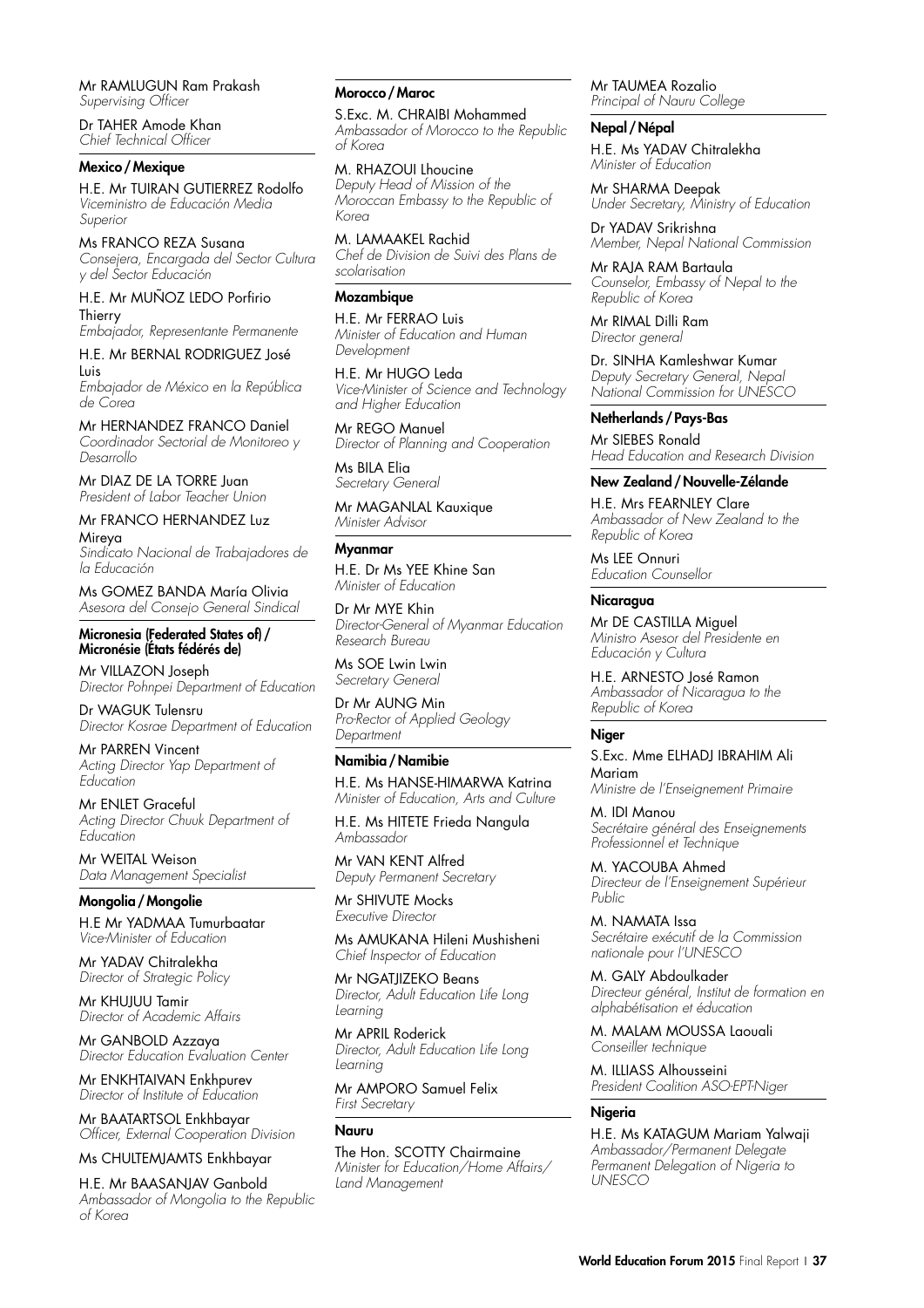Mr RAMLUGUN Ram Prakash
*Supervising Officer*

Dr TAHER Amode Khan
*Chief Technical Officer*

### Mexico / Mexique

H.E. Mr TUIRAN GUTIERREZ Rodolfo
*Viceministro de Educación Media Superior*

Ms FRANCO REZA Susana
*Consejera, Encargada del Sector Cultura y del Sector Educación*

H.E. Mr MUÑOZ LEDO Porfirio Thierry
*Embajador, Representante Permanente*

H.E. Mr BERNAL RODRIGUEZ José Luis
*Embajador de México en la República de Corea*

Mr HERNANDEZ FRANCO Daniel
*Coordinador Sectorial de Monitoreo y Desarrollo*

Mr DIAZ DE LA TORRE Juan
*President of Labor Teacher Union*

Mr FRANCO HERNANDEZ Luz Mireya
*Sindicato Nacional de Trabajadores de la Educación*

Ms GOMEZ BANDA María Olivia
*Asesora del Consejo General Sindical*

### Micronesia (Federated States of) / Micronésie (États fédérés de)

Mr VILLAZON Joseph
*Director Pohnpei Department of Education*

Dr WAGUK Tulensru
*Director Kosrae Department of Education*

Mr PARREN Vincent
*Acting Director Yap Department of Education*

Mr ENLET Graceful
*Acting Director Chuuk Department of Education*

Mr WEITAL Weison
*Data Management Specialist*

### Mongolia / Mongolie

H.E Mr YADMAA Tumurbaatar
*Vice-Minister of Education*

Mr YADAV Chitralekha
*Director of Strategic Policy*

Mr KHUJUU Tamir
*Director of Academic Affairs*

Mr GANBOLD Azzaya
*Director Education Evaluation Center*

Mr ENKHTAIVAN Enkhpurev
*Director of Institute of Education*

Mr BAATARTSOL Enkhbayar
*Officer, External Cooperation Division*

Ms CHULTEMJAMTS Enkhbayar

H.E. Mr BAASANJAV Ganbold
*Ambassador of Mongolia to the Republic of Korea*

### Morocco / Maroc

S.Exc. M. CHRAIBI Mohammed
*Ambassador of Morocco to the Republic of Korea*

M. RHAZOUI Lhoucine
*Deputy Head of Mission of the Moroccan Embassy to the Republic of Korea*

M. LAMAAKEL Rachid
*Chef de Division de Suivi des Plans de scolarisation*

### Mozambique

H.E. Mr FERRAO Luis
*Minister of Education and Human Development*

H.E. Mr HUGO Leda
*Vice-Minister of Science and Technology and Higher Education*

Mr REGO Manuel
*Director of Planning and Cooperation*

Ms BILA Elia
*Secretary General*

Mr MAGANLAL Kauxique
*Minister Advisor*

### Myanmar

H.E. Dr Ms YEE Khine San
*Minister of Education*

Dr Mr MYE Khin
*Director-General of Myanmar Education Research Bureau*

Ms SOE Lwin Lwin
*Secretary General*

Dr Mr AUNG Min
*Pro-Rector of Applied Geology Department*

### Namibia / Namibie

H.E. Ms HANSE-HIMARWA Katrina
*Minister of Education, Arts and Culture*

H.E. Ms HITETE Frieda Nangula
*Ambassador*

Mr VAN KENT Alfred
*Deputy Permanent Secretary*

Mr SHIVUTE Mocks
*Executive Director*

Ms AMUKANA Hileni Mushisheni
*Chief Inspector of Education*

Mr NGATJIZEKO Beans
*Director, Adult Education Life Long Learning*

Mr APRIL Roderick
*Director, Adult Education Life Long Learning*

Mr AMPORO Samuel Felix
*First Secretary*

### Nauru

The Hon. SCOTTY Chairmaine
*Minister for Education/Home Affairs/ Land Management*

Mr TAUMEA Rozalio
*Principal of Nauru College*

### Nepal / Népal

H.E. Ms YADAV Chitralekha
*Minister of Education*

Mr SHARMA Deepak
*Under Secretary, Ministry of Education*

Dr YADAV Srikrishna
*Member, Nepal National Commission*

Mr RAJA RAM Bartaula
*Counselor, Embassy of Nepal to the Republic of Korea*

Mr RIMAL Dilli Ram
*Director general*

Dr. SINHA Kamleshwar Kumar
*Deputy Secretary General, Nepal National Commission for UNESCO*

### Netherlands / Pays-Bas

Mr SIEBES Ronald
*Head Education and Research Division*

### New Zealand / Nouvelle-Zélande

H.E. Mrs FEARNLEY Clare
*Ambassador of New Zealand to the Republic of Korea*

Ms LEE Onnuri
*Education Counsellor*

### Nicaragua

Mr DE CASTILLA Miguel
*Ministro Asesor del Presidente en Educación y Cultura*

H.E. ARNESTO José Ramon
*Ambassador of Nicaragua to the Republic of Korea*

### Niger

S.Exc. Mme ELHADJ IBRAHIM Ali Mariam
*Ministre de l'Enseignement Primaire*

M. IDI Manou
*Secrétaire général des Enseignements Professionnel et Technique*

M. YACOUBA Ahmed
*Directeur de l'Enseignement Supérieur Public*

M. NAMATA Issa
*Secrétaire exécutif de la Commission nationale pour l'UNESCO*

M. GALY Abdoulkader
*Directeur général, Institut de formation en alphabétisation et éducation*

M. MALAM MOUSSA Laouali
*Conseiller technique*

M. ILLIASS Alhousseini
*President Coalition ASO-EPT-Niger*

### Nigeria

H.E. Ms KATAGUM Mariam Yalwaji
*Ambassador/Permanent Delegate Permanent Delegation of Nigeria to UNESCO*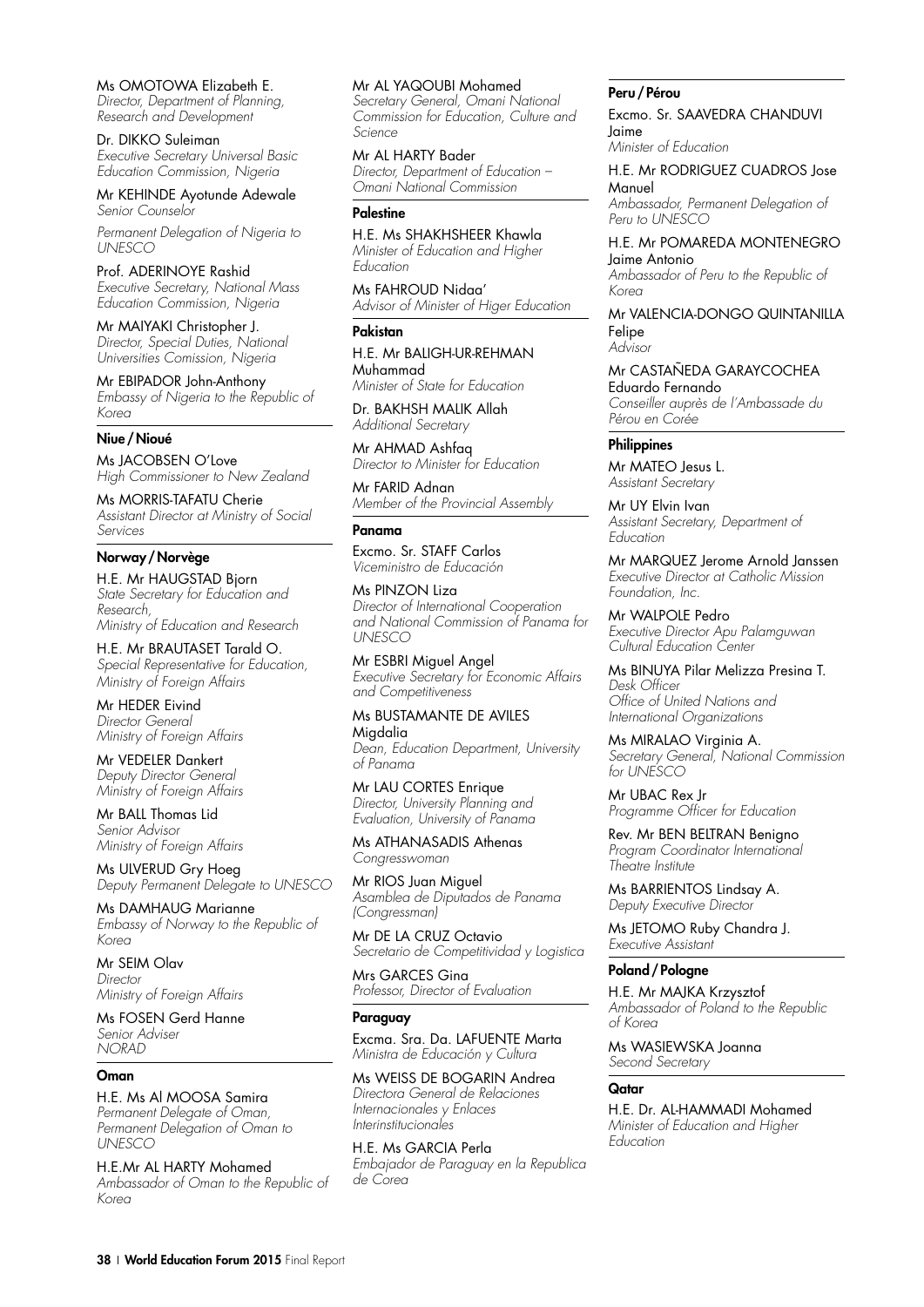Ms OMOTOWA Elizabeth E.
*Director, Department of Planning, Research and Development*

Dr. DIKKO Suleiman
*Executive Secretary Universal Basic Education Commission, Nigeria*

Mr KEHINDE Ayotunde Adewale
*Senior Counselor*

*Permanent Delegation of Nigeria to UNESCO*

Prof. ADERINOYE Rashid
*Executive Secretary, National Mass Education Commission, Nigeria*

Mr MAIYAKI Christopher J.
*Director, Special Duties, National Universities Comission, Nigeria*

Mr EBIPADOR John-Anthony
*Embassy of Nigeria to the Republic of Korea*

**Niue / Nioué**

Ms JACOBSEN O'Love
*High Commissioner to New Zealand*

Ms MORRIS-TAFATU Cherie
*Assistant Director at Ministry of Social Services*

**Norway / Norvège**

H.E. Mr HAUGSTAD Bjorn
*State Secretary for Education and Research,*
*Ministry of Education and Research*

H.E. Mr BRAUTASET Tarald O.
*Special Representative for Education, Ministry of Foreign Affairs*

Mr HEDER Eivind
*Director General*
*Ministry of Foreign Affairs*

Mr VEDELER Dankert
*Deputy Director General*
*Ministry of Foreign Affairs*

Mr BALL Thomas Lid
*Senior Advisor*
*Ministry of Foreign Affairs*

Ms ULVERUD Gry Hoeg
*Deputy Permanent Delegate to UNESCO*

Ms DAMHAUG Marianne
*Embassy of Norway to the Republic of Korea*

Mr SEIM Olav
*Director*
*Ministry of Foreign Affairs*

Ms FOSEN Gerd Hanne
*Senior Adviser*
*NORAD*

**Oman**

H.E. Ms Al MOOSA Samira
*Permanent Delegate of Oman, Permanent Delegation of Oman to UNESCO*

H.E.Mr AL HARTY Mohamed
*Ambassador of Oman to the Republic of Korea*

Mr AL YAQOUBI Mohamed
*Secretary General, Omani National Commission for Education, Culture and Science*

Mr AL HARTY Bader
*Director, Department of Education – Omani National Commission*

**Palestine**

H.E. Ms SHAKHSHEER Khawla
*Minister of Education and Higher Education*

Ms FAHROUD Nidaa'
*Advisor of Minister of Higer Education*

**Pakistan**

H.E. Mr BALIGH-UR-REHMAN Muhammad
*Minister of State for Education*

Dr. BAKHSH MALIK Allah
*Additional Secretary*

Mr AHMAD Ashfaq
*Director to Minister for Education*

Mr FARID Adnan
*Member of the Provincial Assembly*

**Panama**

Excmo. Sr. STAFF Carlos
*Viceministro de Educación*

Ms PINZON Liza
*Director of International Cooperation and National Commission of Panama for UNESCO*

Mr ESBRI Miguel Angel
*Executive Secretary for Economic Affairs and Competitiveness*

Ms BUSTAMANTE DE AVILES Migdalia
*Dean, Education Department, University of Panama*

Mr LAU CORTES Enrique
*Director, University Planning and Evaluation, University of Panama*

Ms ATHANASADIS Athenas
*Congresswoman*

Mr RIOS Juan Miguel
*Asamblea de Diputados de Panama (Congressman)*

Mr DE LA CRUZ Octavio
*Secretario de Competitividad y Logistica*

Mrs GARCES Gina
*Professor, Director of Evaluation*

**Paraguay**

Excma. Sra. Da. LAFUENTE Marta
*Ministra de Educación y Cultura*

Ms WEISS DE BOGARIN Andrea
*Directora General de Relaciones Internacionales y Enlaces Interinstitucionales*

H.E. Ms GARCIA Perla
*Embajador de Paraguay en la Republica de Corea*

**Peru / Pérou**

Excmo. Sr. SAAVEDRA CHANDUVI Jaime
*Minister of Education*

H.E. Mr RODRIGUEZ CUADROS Jose Manuel
*Ambassador, Permanent Delegation of Peru to UNESCO*

H.E. Mr POMAREDA MONTENEGRO Jaime Antonio
*Ambassador of Peru to the Republic of Korea*

Mr VALENCIA-DONGO QUINTANILLA Felipe
*Advisor*

Mr CASTAÑEDA GARAYCOCHEA Eduardo Fernando
*Conseiller auprès de l'Ambassade du Pérou en Corée*

**Philippines**

Mr MATEO Jesus L.
*Assistant Secretary*

Mr UY Elvin Ivan
*Assistant Secretary, Department of Education*

Mr MARQUEZ Jerome Arnold Janssen
*Executive Director at Catholic Mission Foundation, Inc.*

Mr WALPOLE Pedro
*Executive Director Apu Palamguwan Cultural Education Center*

Ms BINUYA Pilar Melizza Presina T.
*Desk Officer*
*Office of United Nations and International Organizations*

Ms MIRALAO Virginia A.
*Secretary General, National Commission for UNESCO*

Mr UBAC Rex Jr
*Programme Officer for Education*

Rev. Mr BEN BELTRAN Benigno
*Program Coordinator International Theatre Institute*

Ms BARRIENTOS Lindsay A.
*Deputy Executive Director*

Ms JETOMO Ruby Chandra J.
*Executive Assistant*

**Poland / Pologne**

H.E. Mr MAJKA Krzysztof
*Ambassador of Poland to the Republic of Korea*

Ms WASIEWSKA Joanna
*Second Secretary*

**Qatar**

H.E. Dr. AL-HAMMADI Mohamed
*Minister of Education and Higher Education*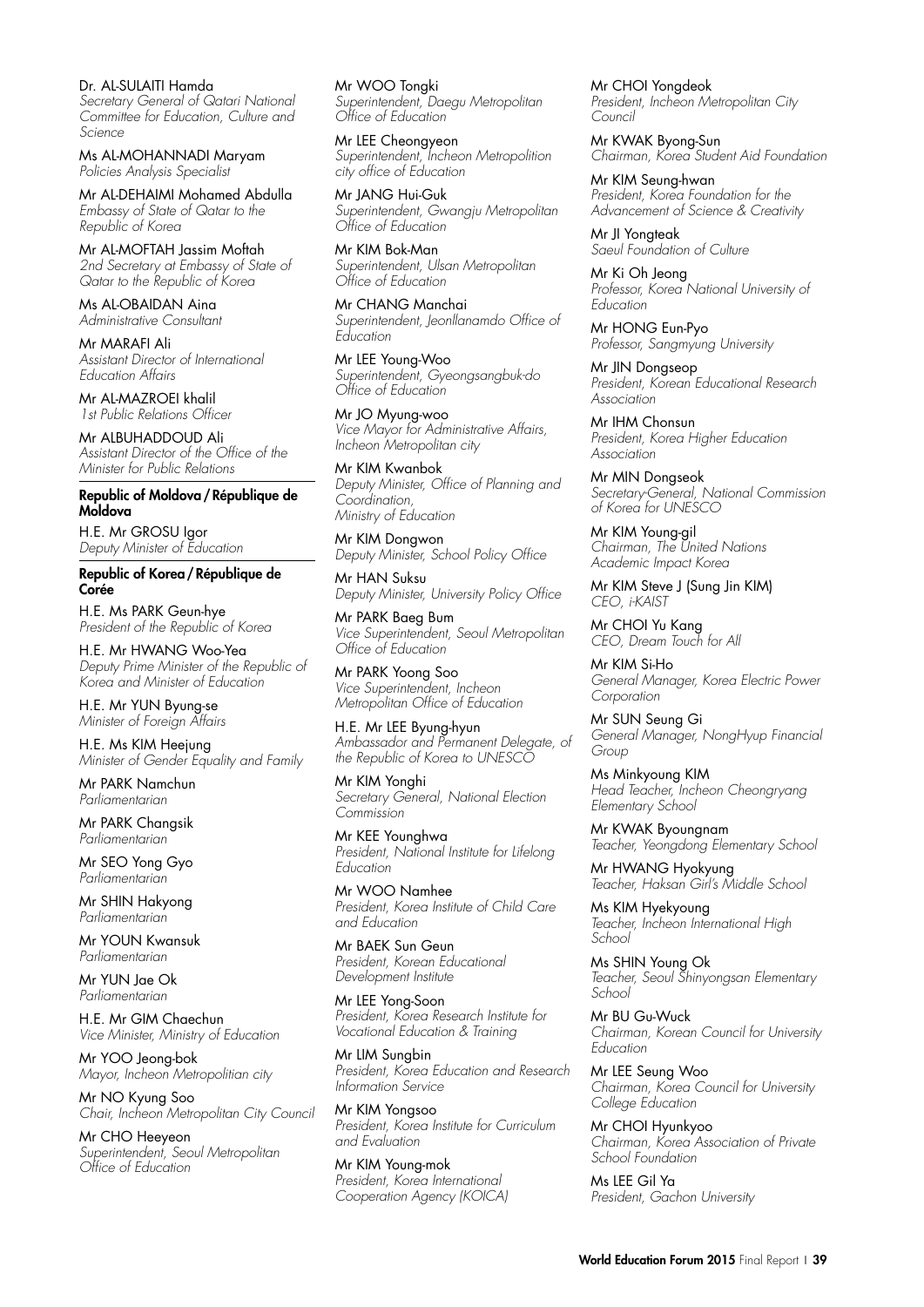Dr. AL-SULAITI Hamda
*Secretary General of Qatari National Committee for Education, Culture and Science*

Ms AL-MOHANNADI Maryam
*Policies Analysis Specialist*

Mr AL-DEHAIMI Mohamed Abdulla
*Embassy of State of Qatar to the Republic of Korea*

Mr AL-MOFTAH Jassim Moftah
*2nd Secretary at Embassy of State of Qatar to the Republic of Korea*

Ms AL-OBAIDAN Aina
*Administrative Consultant*

Mr MARAFI Ali
*Assistant Director of International Education Affairs*

Mr AL-MAZROEI khalil
*1st Public Relations Officer*

Mr ALBUHADDOUD Ali
*Assistant Director of the Office of the Minister for Public Relations*

**Republic of Moldova / République de Moldova**

H.E. Mr GROSU Igor
*Deputy Minister of Education*

**Republic of Korea / République de Corée**

H.E. Ms PARK Geun-hye
*President of the Republic of Korea*

H.E. Mr HWANG Woo-Yea
*Deputy Prime Minister of the Republic of Korea and Minister of Education*

H.E. Mr YUN Byung-se
*Minister of Foreign Affairs*

H.E. Ms KIM Heejung
*Minister of Gender Equality and Family*

Mr PARK Namchun
*Parliamentarian*

Mr PARK Changsik
*Parliamentarian*

Mr SEO Yong Gyo
*Parliamentarian*

Mr SHIN Hakyong
*Parliamentarian*

Mr YOUN Kwansuk
*Parliamentarian*

Mr YUN Jae Ok
*Parliamentarian*

H.E. Mr GIM Chaechun
*Vice Minister, Ministry of Education*

Mr YOO Jeong-bok
*Mayor, Incheon Metropolitian city*

Mr NO Kyung Soo
*Chair, Incheon Metropolitan City Council*

Mr CHO Heeyeon
*Superintendent, Seoul Metropolitan Office of Education*

Mr WOO Tongki
*Superintendent, Daegu Metropolitan Office of Education*

Mr LEE Cheongyeon
*Superintendent, Incheon Metropolition city office of Education*

Mr JANG Hui-Guk
*Superintendent, Gwangju Metropolitan Office of Education*

Mr KIM Bok-Man
*Superintendent, Ulsan Metropolitan Office of Education*

Mr CHANG Manchai
*Superintendent, Jeonllanamdo Office of Education*

Mr LEE Young-Woo
*Superintendent, Gyeongsangbuk-do Office of Education*

Mr JO Myung-woo
*Vice Mayor for Administrative Affairs, Incheon Metropolitan city*

Mr KIM Kwanbok
*Deputy Minister, Office of Planning and Coordination, Ministry of Education*

Mr KIM Dongwon
*Deputy Minister, School Policy Office*

Mr HAN Suksu
*Deputy Minister, University Policy Office*

Mr PARK Baeg Bum
*Vice Superintendent, Seoul Metropolitan Office of Education*

Mr PARK Yoong Soo
*Vice Superintendent, Incheon Metropolitan Office of Education*

H.E. Mr LEE Byung-hyun
*Ambassador and Permanent Delegate, of the Republic of Korea to UNESCO*

Mr KIM Yonghi
*Secretary General, National Election Commission*

Mr KEE Younghwa
*President, National Institute for Lifelong Education*

Mr WOO Namhee
*President, Korea Institute of Child Care and Education*

Mr BAEK Sun Geun
*President, Korean Educational Development Institute*

Mr LEE Yong-Soon
*President, Korea Research Institute for Vocational Education & Training*

Mr LIM Sungbin
*President, Korea Education and Research Information Service*

Mr KIM Yongsoo
*President, Korea Institute for Curriculum and Evaluation*

Mr KIM Young-mok
*President, Korea International Cooperation Agency (KOICA)*

Mr CHOI Yongdeok
*President, Incheon Metropolitan City Council*

Mr KWAK Byong-Sun
*Chairman, Korea Student Aid Foundation*

Mr KIM Seung-hwan
*President, Korea Foundation for the Advancement of Science & Creativity*

Mr JI Yongteak
*Saeul Foundation of Culture*

Mr Ki Oh Jeong
*Professor, Korea National University of Education*

Mr HONG Eun-Pyo
*Professor, Sangmyung University*

Mr JIN Dongseop
*President, Korean Educational Research Association*

Mr IHM Chonsun
*President, Korea Higher Education Association*

Mr MIN Dongseok
*Secretary-General, National Commission of Korea for UNESCO*

Mr KIM Young-gil
*Chairman, The United Nations Academic Impact Korea*

Mr KIM Steve J (Sung Jin KIM)
*CEO, i-KAIST*

Mr CHOI Yu Kang
*CEO, Dream Touch for All*

Mr KIM Si-Ho
*General Manager, Korea Electric Power Corporation*

Mr SUN Seung Gi
*General Manager, NongHyup Financial Group*

Ms Minkyoung KIM
*Head Teacher, Incheon Cheongryang Elementary School*

Mr KWAK Byoungnam
*Teacher, Yeongdong Elementary School*

Mr HWANG Hyokyung
*Teacher, Haksan Girl's Middle School*

Ms KIM Hyekyoung
*Teacher, Incheon International High School*

Ms SHIN Young Ok
*Teacher, Seoul Shinyongsan Elementary School*

Mr BU Gu-Wuck
*Chairman, Korean Council for University Education*

Mr LEE Seung Woo
*Chairman, Korea Council for University College Education*

Mr CHOI Hyunkyoo
*Chairman, Korea Association of Private School Foundation*

Ms LEE Gil Ya
*President, Gachon University*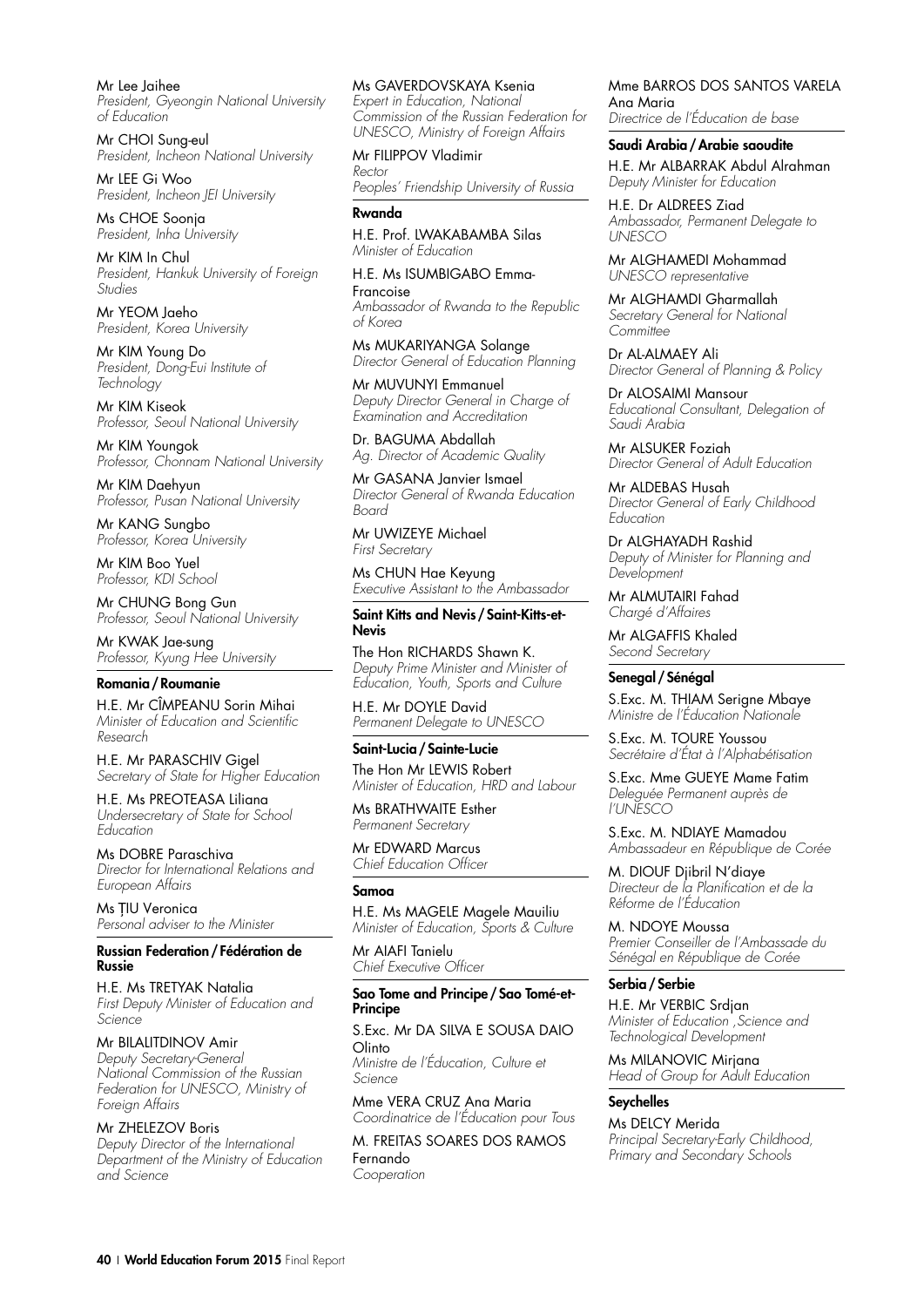Mr Lee Jaihee
*President, Gyeongin National University of Education*

Mr CHOI Sung-eul
*President, Incheon National University*

Mr LEE Gi Woo
*President, Incheon JEI University*

Ms CHOE Soonja
*President, Inha University*

Mr KIM In Chul
*President, Hankuk University of Foreign Studies*

Mr YEOM Jaeho
*President, Korea University*

Mr KIM Young Do
*President, Dong-Eui Institute of Technology*

Mr KIM Kiseok
*Professor, Seoul National University*

Mr KIM Youngok
*Professor, Chonnam National University*

Mr KIM Daehyun
*Professor, Pusan National University*

Mr KANG Sungbo
*Professor, Korea University*

Mr KIM Boo Yuel
*Professor, KDI School*

Mr CHUNG Bong Gun
*Professor, Seoul National University*

Mr KWAK Jae-sung
*Professor, Kyung Hee University*

**Romania / Roumanie**

H.E. Mr CÎMPEANU Sorin Mihai
*Minister of Education and Scientific Research*

H.E. Mr PARASCHIV Gigel
*Secretary of State for Higher Education*

H.E. Ms PREOTEASA Liliana
*Undersecretary of State for School Education*

Ms DOBRE Paraschiva
*Director for International Relations and European Affairs*

Ms ŢIU Veronica
*Personal adviser to the Minister*

**Russian Federation / Fédération de Russie**

H.E. Ms TRETYAK Natalia
*First Deputy Minister of Education and Science*

Mr BILALITDINOV Amir
*Deputy Secretary-General National Commission of the Russian Federation for UNESCO, Ministry of Foreign Affairs*

Mr ZHELEZOV Boris
*Deputy Director of the International Department of the Ministry of Education and Science*

Ms GAVERDOVSKAYA Ksenia
*Expert in Education, National Commission of the Russian Federation for UNESCO, Ministry of Foreign Affairs*

Mr FILIPPOV Vladimir
*Rector*
*Peoples' Friendship University of Russia*

**Rwanda**

H.E. Prof. LWAKABAMBA Silas
*Minister of Education*

H.E. Ms ISUMBIGABO Emma-Francoise
*Ambassador of Rwanda to the Republic of Korea*

Ms MUKARIYANGA Solange
*Director General of Education Planning*

Mr MUVUNYI Emmanuel
*Deputy Director General in Charge of Examination and Accreditation*

Dr. BAGUMA Abdallah
*Ag. Director of Academic Quality*

Mr GASANA Janvier Ismael
*Director General of Rwanda Education Board*

Mr UWIZEYE Michael
*First Secretary*

Ms CHUN Hae Keyung
*Executive Assistant to the Ambassador*

**Saint Kitts and Nevis / Saint-Kitts-et-Nevis**

The Hon RICHARDS Shawn K.
*Deputy Prime Minister and Minister of Education, Youth, Sports and Culture*

H.E. Mr DOYLE David
*Permanent Delegate to UNESCO*

**Saint-Lucia / Sainte-Lucie**

The Hon Mr LEWIS Robert
*Minister of Education, HRD and Labour*

Ms BRATHWAITE Esther
*Permanent Secretary*

Mr EDWARD Marcus
*Chief Education Officer*

**Samoa**

H.E. Ms MAGELE Magele Mauiliu
*Minister of Education, Sports & Culture*

Mr AIAFI Tanielu
*Chief Executive Officer*

**Sao Tome and Principe / Sao Tomé-et-Principe**

S.Exc. Mr DA SILVA E SOUSA DAIO Olinto
*Ministre de l'Éducation, Culture et Science*

Mme VERA CRUZ Ana Maria
*Coordinatrice de l'Éducation pour Tous*

M. FREITAS SOARES DOS RAMOS Fernando
*Cooperation*

Mme BARROS DOS SANTOS VARELA Ana Maria
*Directrice de l'Éducation de base*

**Saudi Arabia / Arabie saoudite**

H.E. Mr ALBARRAK Abdul Alrahman
*Deputy Minister for Education*

H.E. Dr ALDREES Ziad
*Ambassador, Permanent Delegate to UNESCO*

Mr ALGHAMEDI Mohammad
*UNESCO representative*

Mr ALGHAMDI Gharmallah
*Secretary General for National Committee*

Dr AL-ALMAEY Ali
*Director General of Planning & Policy*

Dr ALOSAIMI Mansour
*Educational Consultant, Delegation of Saudi Arabia*

Mr ALSUKER Foziah
*Director General of Adult Education*

Mr ALDEBAS Husah
*Director General of Early Childhood Education*

Dr ALGHAYADH Rashid
*Deputy of Minister for Planning and Development*

Mr ALMUTAIRI Fahad
*Chargé d'Affaires*

Mr ALGAFFIS Khaled
*Second Secretary*

**Senegal / Sénégal**

S.Exc. M. THIAM Serigne Mbaye
*Ministre de l'Éducation Nationale*

S.Exc. M. TOURE Youssou
*Secrétaire d'État à l'Alphabétisation*

S.Exc. Mme GUEYE Mame Fatim
*Deleguée Permanent auprès de l'UNESCO*

S.Exc. M. NDIAYE Mamadou
*Ambassadeur en République de Corée*

M. DIOUF Djibril N'diaye
*Directeur de la Planification et de la Réforme de l'Éducation*

M. NDOYE Moussa
*Premier Conseiller de l'Ambassade du Sénégal en République de Corée*

**Serbia / Serbie**

H.E. Mr VERBIC Srdjan
*Minister of Education ,Science and Technological Development*

Ms MILANOVIC Mirjana
*Head of Group for Adult Education*

**Seychelles**

Ms DELCY Merida
*Principal Secretary-Early Childhood, Primary and Secondary Schools*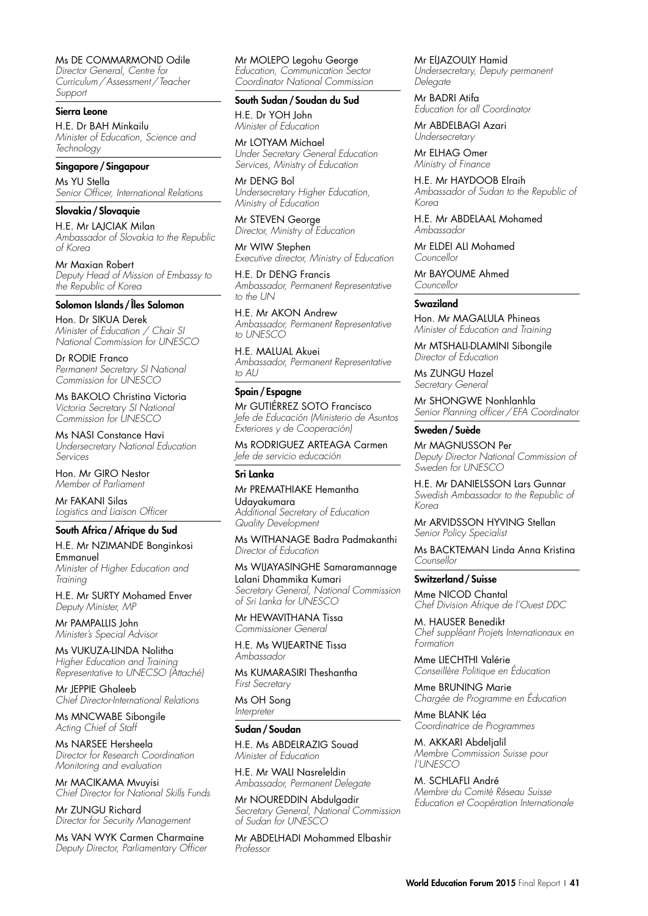Ms DE COMMARMOND Odile
*Director General, Centre for Curriculum / Assessment / Teacher Support*

### Sierra Leone

H.E. Dr BAH Minkailu
*Minister of Education, Science and Technology*

### Singapore / Singapour

Ms YU Stella
*Senior Officer, International Relations*

### Slovakia / Slovaquie

H.E. Mr LAJCIAK Milan
*Ambassador of Slovakia to the Republic of Korea*

Mr Maxian Robert
*Deputy Head of Mission of Embassy to the Republic of Korea*

### Solomon Islands / Îles Salomon

Hon. Dr SIKUA Derek
*Minister of Education / Chair SI National Commission for UNESCO*

Dr RODIE Franco
*Permanent Secretary SI National Commission for UNESCO*

Ms BAKOLO Christina Victoria
*Victoria Secretary SI National Commission for UNESCO*

Ms NASI Constance Havi
*Undersecretary National Education Services*

Hon. Mr GIRO Nestor
*Member of Parliament*

Mr FAKANI Silas
*Logistics and Liaison Officer*

### South Africa / Afrique du Sud

H.E. Mr NZIMANDE Bonginkosi Emmanuel
*Minister of Higher Education and Training*

H.E. Mr SURTY Mohamed Enver
*Deputy Minister, MP*

Mr PAMPALLIS John
*Minister's Special Advisor*

Ms VUKUZA-LINDA Nolitha
*Higher Education and Training Representative to UNESCO (Attaché)*

Mr JEPPIE Ghaleeb
*Chief Director-International Relations*

Ms MNCWABE Sibongile
*Acting Chief of Staff*

Ms NARSEE Hersheela
*Director for Research Coordination Monitoring and evaluation*

Mr MACIKAMA Mvuyisi
*Chief Director for National Skills Funds*

Mr ZUNGU Richard
*Director for Security Management*

Ms VAN WYK Carmen Charmaine
*Deputy Director, Parliamentary Officer*

Mr MOLEPO Legohu George
*Education, Communication Sector Coordinator National Commission*

### South Sudan / Soudan du Sud

H.E. Dr YOH John
*Minister of Education*

Mr LOTYAM Michael
*Under Secretary General Education Services, Ministry of Education*

Mr DENG Bol
*Undersecretary Higher Education, Ministry of Education*

Mr STEVEN George
*Director, Ministry of Education*

Mr WIW Stephen
*Executive director, Ministry of Education*

H.E. Dr DENG Francis
*Ambassador, Permanent Representative to the UN*

H.E. Mr AKON Andrew
*Ambassador, Permanent Representative to UNESCO*

H.E. MALUAL Akuei
*Ambassador, Permanent Representative to AU*

### Spain / Espagne

Mr GUTIÉRREZ SOTO Francisco
*Jefe de Educación (Ministerio de Asuntos Exteriores y de Cooperación)*

Ms RODRIGUEZ ARTEAGA Carmen
*Jefe de servicio educación*

### Sri Lanka

Mr PREMATHIAKE Hemantha Udayakumara
*Additional Secretary of Education Quality Development*

Ms WITHANAGE Badra Padmakanthi
*Director of Education*

Ms WIJAYASINGHE Samaramannage Lalani Dhammika Kumari
*Secretary General, National Commission of Sri Lanka for UNESCO*

Mr HEWAVITHANA Tissa
*Commissioner General*

H.E. Ms WIJEARTNE Tissa
*Ambassador*

Ms KUMARASIRI Theshantha
*First Secretary*

Ms OH Song
*Interpreter*

### Sudan / Soudan

H.E. Ms ABDELRAZIG Souad
*Minister of Education*

H.E. Mr WALI Nasreleldin
*Ambassador, Permanent Delegate*

Mr NOUREDDIN Abdulgadir
*Secretary General, National Commission of Sudan for UNESCO*

Mr ABDELHADI Mohammed Elbashir
*Professor*

Mr EIJAZOULY Hamid
*Undersecretary, Deputy permanent Delegate*

Mr BADRI Atifa
*Education for all Coordinator*

Mr ABDELBAGI Azari
*Undersecretary*

Mr ELHAG Omer
*Ministry of Finance*

H.E. Mr HAYDOOB Elraih
*Ambassador of Sudan to the Republic of Korea*

H.E. Mr ABDELAAL Mohamed
*Ambassador*

Mr ELDEI ALI Mohamed
*Councellor*

Mr BAYOUME Ahmed
*Councellor*

### Swaziland

Hon. Mr MAGALULA Phineas
*Minister of Education and Training*

Mr MTSHALI-DLAMINI Sibongile
*Director of Education*

Ms ZUNGU Hazel
*Secretary General*

Mr SHONGWE Nonhlanhla
*Senior Planning officer / EFA Coordinator*

### Sweden / Suède

Mr MAGNUSSON Per
*Deputy Director National Commission of Sweden for UNESCO*

H.E. Mr DANIELSSON Lars Gunnar
*Swedish Ambassador to the Republic of Korea*

Mr ARVIDSSON HYVING Stellan
*Senior Policy Specialist*

Ms BACKTEMAN Linda Anna Kristina
*Counsellor*

### Switzerland / Suisse

Mme NICOD Chantal
*Chef Division Afrique de l'Ouest DDC*

M. HAUSER Benedikt
*Chef suppléant Projets Internationaux en Formation*

Mme LIECHTHI Valérie
*Conseillère Politique en Éducation*

Mme BRUNING Marie
*Chargée de Programme en Éducation*

Mme BLANK Léa
*Coordinatrice de Programmes*

M. AKKARI Abdeljalil
*Membre Commission Suisse pour l'UNESCO*

M. SCHLAFLI André
*Membre du Comité Réseau Suisse Education et Coopération Internationale*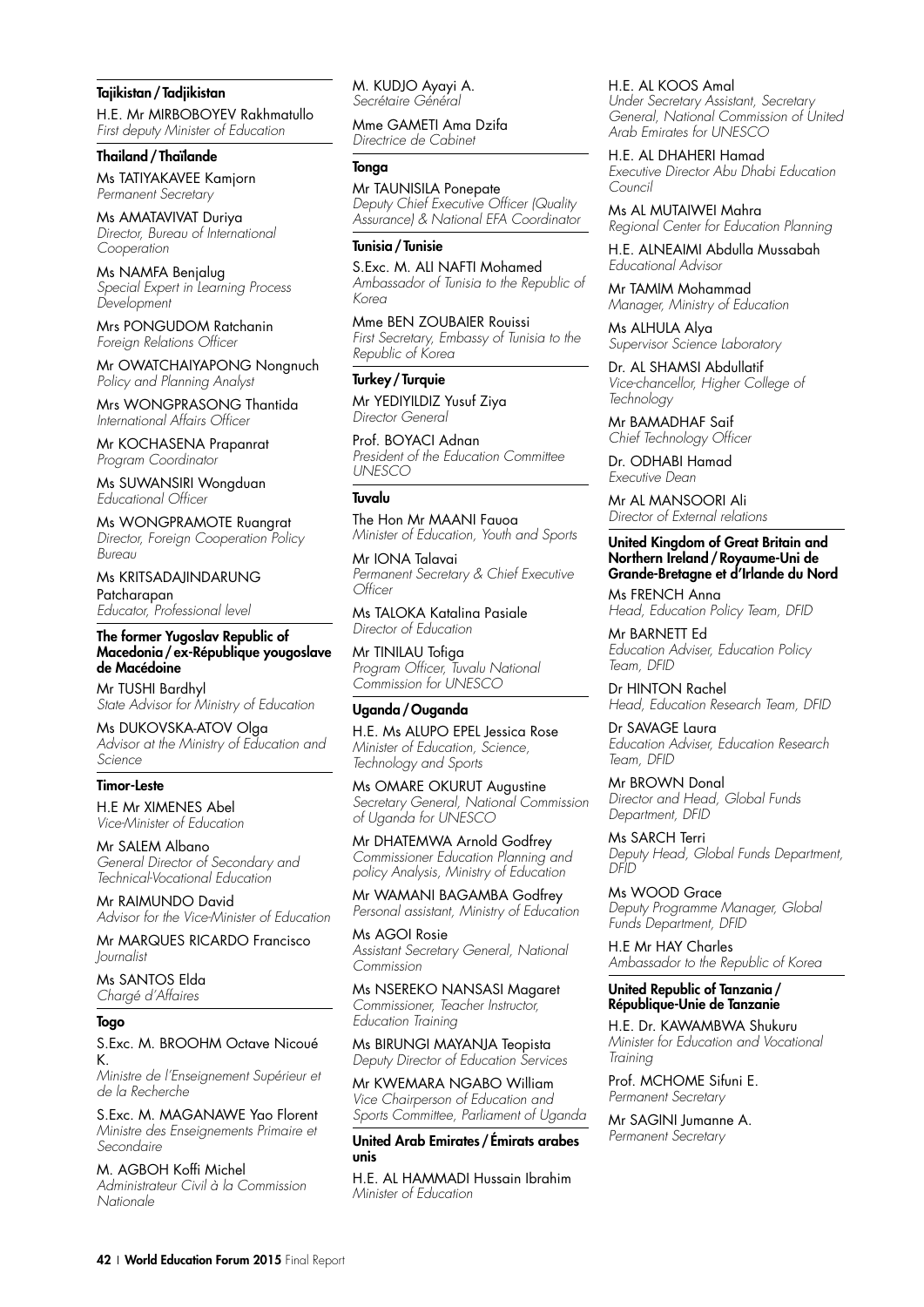**Tajikistan / Tadjikistan**

H.E. Mr MIRBOBOYEV Rakhmatullo
*First deputy Minister of Education*

**Thailand / Thaïlande**

Ms TATIYAKAVEE Kamjorn
*Permanent Secretary*

Ms AMATAVIVAT Duriya
*Director, Bureau of International Cooperation*

Ms NAMFA Benjalug
*Special Expert in Learning Process Development*

Mrs PONGUDOM Ratchanin
*Foreign Relations Officer*

Mr OWATCHAIYAPONG Nongnuch
*Policy and Planning Analyst*

Mrs WONGPRASONG Thantida
*International Affairs Officer*

Mr KOCHASENA Prapanrat
*Program Coordinator*

Ms SUWANSIRI Wongduan
*Educational Officer*

Ms WONGPRAMOTE Ruangrat
*Director, Foreign Cooperation Policy Bureau*

Ms KRITSADAJINDARUNG Patcharapan
*Educator, Professional level*

**The former Yugoslav Republic of Macedonia / ex-République yougoslave de Macédoine**

Mr TUSHI Bardhyl
*State Advisor for Ministry of Education*

Ms DUKOVSKA-ATOV Olga
*Advisor at the Ministry of Education and Science*

**Timor-Leste**

H.E Mr XIMENES Abel
*Vice-Minister of Education*

Mr SALEM Albano
*General Director of Secondary and Technical-Vocational Education*

Mr RAIMUNDO David
*Advisor for the Vice-Minister of Education*

Mr MARQUES RICARDO Francisco
*Journalist*

Ms SANTOS Elda
*Chargé d'Affaires*

**Togo**

S.Exc. M. BROOHM Octave Nicoué K.
*Ministre de l'Enseignement Supérieur et de la Recherche*

S.Exc. M. MAGANAWE Yao Florent
*Ministre des Enseignements Primaire et Secondaire*

M. AGBOH Koffi Michel
*Administrateur Civil à la Commission Nationale*

M. KUDJO Ayayi A.
*Secrétaire Général*

Mme GAMETI Ama Dzifa
*Directrice de Cabinet*

**Tonga**

Mr TAUNISILA Ponepate
*Deputy Chief Executive Officer (Quality Assurance) & National EFA Coordinator*

**Tunisia / Tunisie**

S.Exc. M. ALI NAFTI Mohamed
*Ambassador of Tunisia to the Republic of Korea*

Mme BEN ZOUBAIER Rouissi
*First Secretary, Embassy of Tunisia to the Republic of Korea*

**Turkey / Turquie**

Mr YEDIYILDIZ Yusuf Ziya
*Director General*

Prof. BOYACI Adnan
*President of the Education Committee UNESCO*

**Tuvalu**

The Hon Mr MAANI Fauoa
*Minister of Education, Youth and Sports*

Mr IONA Talavai
*Permanent Secretary & Chief Executive Officer*

Ms TALOKA Katalina Pasiale
*Director of Education*

Mr TINILAU Tofiga
*Program Officer, Tuvalu National Commission for UNESCO*

**Uganda / Ouganda**

H.E. Ms ALUPO EPEL Jessica Rose
*Minister of Education, Science, Technology and Sports*

Ms OMARE OKURUT Augustine
*Secretary General, National Commission of Uganda for UNESCO*

Mr DHATEMWA Arnold Godfrey
*Commissioner Education Planning and policy Analysis, Ministry of Education*

Mr WAMANI BAGAMBA Godfrey
*Personal assistant, Ministry of Education*

Ms AGOI Rosie
*Assistant Secretary General, National Commission*

Ms NSEREKO NANSASI Magaret
*Commissioner, Teacher Instructor, Education Training*

Ms BIRUNGI MAYANJA Teopista
*Deputy Director of Education Services*

Mr KWEMARA NGABO William
*Vice Chairperson of Education and Sports Committee, Parliament of Uganda*

**United Arab Emirates / Émirats arabes unis**

H.E. AL HAMMADI Hussain Ibrahim
*Minister of Education*

H.E. AL KOOS Amal
*Under Secretary Assistant, Secretary General, National Commission of United Arab Emirates for UNESCO*

H.E. AL DHAHERI Hamad
*Executive Director Abu Dhabi Education Council*

Ms AL MUTAIWEI Mahra
*Regional Center for Education Planning*

H.E. ALNEAIMI Abdulla Mussabah
*Educational Advisor*

Mr TAMIM Mohammad
*Manager, Ministry of Education*

Ms ALHULA Alya
*Supervisor Science Laboratory*

Dr. AL SHAMSI Abdullatif
*Vice-chancellor, Higher College of Technology*

Mr BAMADHAF Saif
*Chief Technology Officer*

Dr. ODHABI Hamad
*Executive Dean*

Mr AL MANSOORI Ali
*Director of External relations*

**United Kingdom of Great Britain and Northern Ireland / Royaume-Uni de Grande-Bretagne et d'Irlande du Nord**

Ms FRENCH Anna
*Head, Education Policy Team, DFID*

Mr BARNETT Ed
*Education Adviser, Education Policy Team, DFID*

Dr HINTON Rachel
*Head, Education Research Team, DFID*

Dr SAVAGE Laura
*Education Adviser, Education Research Team, DFID*

Mr BROWN Donal
*Director and Head, Global Funds Department, DFID*

Ms SARCH Terri
*Deputy Head, Global Funds Department, DFID*

Ms WOOD Grace
*Deputy Programme Manager, Global Funds Department, DFID*

H.E Mr HAY Charles
*Ambassador to the Republic of Korea*

**United Republic of Tanzania / République-Unie de Tanzanie**

H.E. Dr. KAWAMBWA Shukuru
*Minister for Education and Vocational Training*

Prof. MCHOME Sifuni E.
*Permanent Secretary*

Mr SAGINI Jumanne A.
*Permanent Secretary*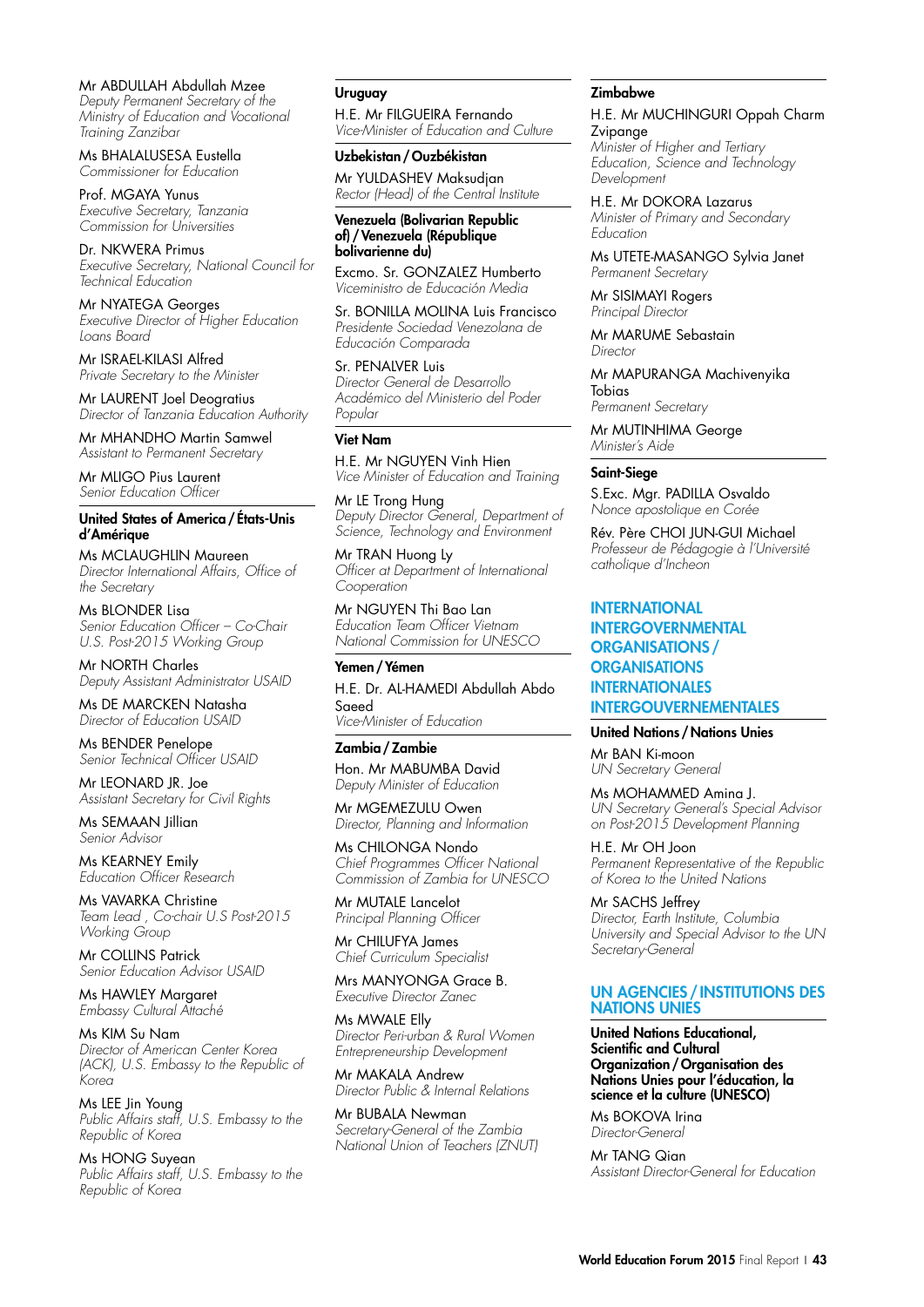Mr ABDULLAH Abdullah Mzee
*Deputy Permanent Secretary of the Ministry of Education and Vocational Training Zanzibar*

Ms BHALALUSESA Eustella
*Commissioner for Education*

Prof. MGAYA Yunus
*Executive Secretary, Tanzania Commission for Universities*

Dr. NKWERA Primus
*Executive Secretary, National Council for Technical Education*

Mr NYATEGA Georges
*Executive Director of Higher Education Loans Board*

Mr ISRAEL-KILASI Alfred
*Private Secretary to the Minister*

Mr LAURENT Joel Deogratius
*Director of Tanzania Education Authority*

Mr MHANDHO Martin Samwel
*Assistant to Permanent Secretary*

Mr MLIGO Pius Laurent
*Senior Education Officer*

**United States of America / États-Unis d'Amérique**

Ms MCLAUGHLIN Maureen
*Director International Affairs, Office of the Secretary*

Ms BLONDER Lisa
*Senior Education Officer – Co-Chair U.S. Post-2015 Working Group*

Mr NORTH Charles
*Deputy Assistant Administrator USAID*

Ms DE MARCKEN Natasha
*Director of Education USAID*

Ms BENDER Penelope
*Senior Technical Officer USAID*

Mr LEONARD JR. Joe
*Assistant Secretary for Civil Rights*

Ms SEMAAN Jillian
*Senior Advisor*

Ms KEARNEY Emily
*Education Officer Research*

Ms VAVARKA Christine
*Team Lead , Co-chair U.S Post-2015 Working Group*

Mr COLLINS Patrick
*Senior Education Advisor USAID*

Ms HAWLEY Margaret
*Embassy Cultural Attaché*

Ms KIM Su Nam
*Director of American Center Korea (ACK), U.S. Embassy to the Republic of Korea*

Ms LEE Jin Young
*Public Affairs staff, U.S. Embassy to the Republic of Korea*

Ms HONG Suyean
*Public Affairs staff, U.S. Embassy to the Republic of Korea*

**Uruguay**

H.E. Mr FILGUEIRA Fernando
*Vice-Minister of Education and Culture*

**Uzbekistan / Ouzbékistan**

Mr YULDASHEV Maksudjan
*Rector (Head) of the Central Institute*

**Venezuela (Bolivarian Republic of) / Venezuela (République bolivarienne du)**

Excmo. Sr. GONZALEZ Humberto
*Viceministro de Educación Media*

Sr. BONILLA MOLINA Luis Francisco
*Presidente Sociedad Venezolana de Educación Comparada*

Sr. PENALVER Luis
*Director General de Desarrollo Académico del Ministerio del Poder Popular*

**Viet Nam**

H.E. Mr NGUYEN Vinh Hien
*Vice Minister of Education and Training*

Mr LE Trong Hung
*Deputy Director General, Department of Science, Technology and Environment*

Mr TRAN Huong Ly
*Officer at Department of International Cooperation*

Mr NGUYEN Thi Bao Lan
*Education Team Officer Vietnam National Commission for UNESCO*

**Yemen / Yémen**

H.E. Dr. AL-HAMEDI Abdullah Abdo Saeed
*Vice-Minister of Education*

**Zambia / Zambie**

Hon. Mr MABUMBA David
*Deputy Minister of Education*

Mr MGEMEZULU Owen
*Director, Planning and Information*

Ms CHILONGA Nondo
*Chief Programmes Officer National Commission of Zambia for UNESCO*

Mr MUTALE Lancelot
*Principal Planning Officer*

Mr CHILUFYA James
*Chief Curriculum Specialist*

Mrs MANYONGA Grace B.
*Executive Director Zanec*

Ms MWALE Elly
*Director Peri-urban & Rural Women Entrepreneurship Development*

Mr MAKALA Andrew
*Director Public & Internal Relations*

Mr BUBALA Newman
*Secretary-General of the Zambia National Union of Teachers (ZNUT)*

**Zimbabwe**

H.E. Mr MUCHINGURI Oppah Charm Zvipange
*Minister of Higher and Tertiary Education, Science and Technology Development*

H.E. Mr DOKORA Lazarus
*Minister of Primary and Secondary Education*

Ms UTETE-MASANGO Sylvia Janet
*Permanent Secretary*

Mr SISIMAYI Rogers
*Principal Director*

Mr MARUME Sebastain
*Director*

Mr MAPURANGA Machivenyika Tobias
*Permanent Secretary*

Mr MUTINHIMA George
*Minister's Aide*

**Saint-Siege**

S.Exc. Mgr. PADILLA Osvaldo
*Nonce apostolique en Corée*

Rév. Père CHOI JUN-GUI Michael
*Professeur de Pédagogie à l'Université catholique d'Incheon*

## INTERNATIONAL INTERGOVERNMENTAL ORGANISATIONS / ORGANISATIONS INTERNATIONALES INTERGOUVERNEMENTALES

**United Nations / Nations Unies**

Mr BAN Ki-moon
*UN Secretary General*

Ms MOHAMMED Amina J.
*UN Secretary General's Special Advisor on Post-2015 Development Planning*

H.E. Mr OH Joon
*Permanent Representative of the Republic of Korea to the United Nations*

Mr SACHS Jeffrey
*Director, Earth Institute, Columbia University and Special Advisor to the UN Secretary-General*

## UN AGENCIES / INSTITUTIONS DES NATIONS UNIES

**United Nations Educational, Scientific and Cultural Organization / Organisation des Nations Unies pour l'éducation, la science et la culture (UNESCO)**

Ms BOKOVA Irina
*Director-General*

Mr TANG Qian
*Assistant Director-General for Education*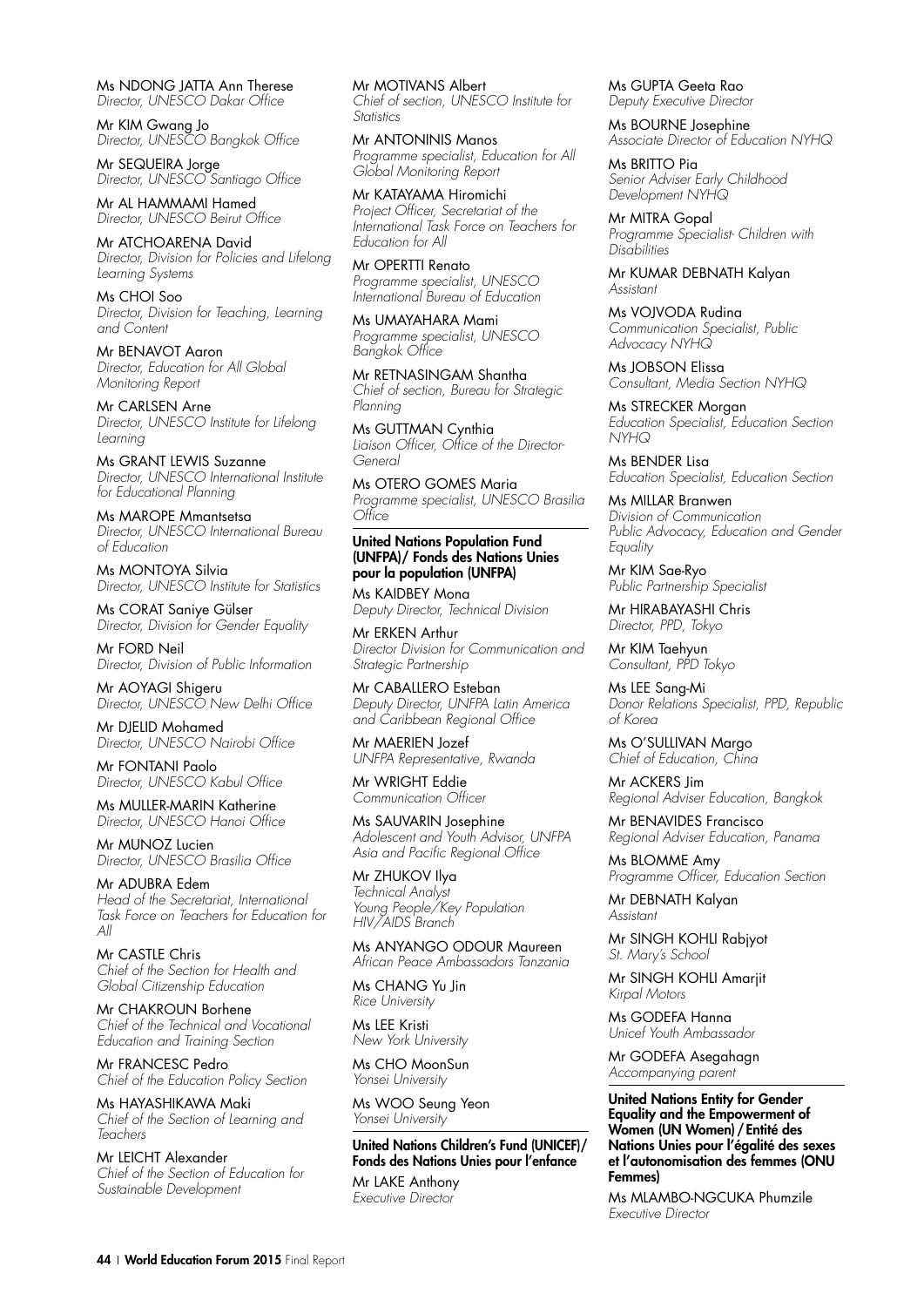Ms NDONG JATTA Ann Therese
*Director, UNESCO Dakar Office*

Mr KIM Gwang Jo
*Director, UNESCO Bangkok Office*

Mr SEQUEIRA Jorge
*Director, UNESCO Santiago Office*

Mr AL HAMMAMI Hamed
*Director, UNESCO Beirut Office*

Mr ATCHOARENA David
*Director, Division for Policies and Lifelong Learning Systems*

Ms CHOI Soo
*Director, Division for Teaching, Learning and Content*

Mr BENAVOT Aaron
*Director, Education for All Global Monitoring Report*

Mr CARLSEN Arne
*Director, UNESCO Institute for Lifelong Learning*

Ms GRANT LEWIS Suzanne
*Director, UNESCO International Institute for Educational Planning*

Ms MAROPE Mmantsetsa
*Director, UNESCO International Bureau of Education*

Ms MONTOYA Silvia
*Director, UNESCO Institute for Statistics*

Ms CORAT Saniye Gülser
*Director, Division for Gender Equality*

Mr FORD Neil
*Director, Division of Public Information*

Mr AOYAGI Shigeru
*Director, UNESCO New Delhi Office*

Mr DJELID Mohamed
*Director, UNESCO Nairobi Office*

Mr FONTANI Paolo
*Director, UNESCO Kabul Office*

Ms MULLER-MARIN Katherine
*Director, UNESCO Hanoi Office*

Mr MUNOZ Lucien
*Director, UNESCO Brasilia Office*

Mr ADUBRA Edem
*Head of the Secretariat, International Task Force on Teachers for Education for All*

Mr CASTLE Chris
*Chief of the Section for Health and Global Citizenship Education*

Mr CHAKROUN Borhene
*Chief of the Technical and Vocational Education and Training Section*

Mr FRANCESC Pedro
*Chief of the Education Policy Section*

Ms HAYASHIKAWA Maki
*Chief of the Section of Learning and Teachers*

Mr LEICHT Alexander
*Chief of the Section of Education for Sustainable Development*

Mr MOTIVANS Albert
*Chief of section, UNESCO Institute for Statistics*

Mr ANTONINIS Manos
*Programme specialist, Education for All Global Monitoring Report*

Mr KATAYAMA Hiromichi
*Project Officer, Secretariat of the International Task Force on Teachers for Education for All*

Mr OPERTTI Renato
*Programme specialist, UNESCO International Bureau of Education*

Ms UMAYAHARA Mami
*Programme specialist, UNESCO Bangkok Office*

Mr RETNASINGAM Shantha
*Chief of section, Bureau for Strategic Planning*

Ms GUTTMAN Cynthia
*Liaison Officer, Office of the Director-General*

Ms OTERO GOMES Maria
*Programme specialist, UNESCO Brasilia Office*

**United Nations Population Fund (UNFPA)/ Fonds des Nations Unies pour la population (UNFPA)**

Ms KAIDBEY Mona
*Deputy Director, Technical Division*

Mr ERKEN Arthur
*Director Division for Communication and Strategic Partnership*

Mr CABALLERO Esteban
*Deputy Director, UNFPA Latin America and Caribbean Regional Office*

Mr MAERIEN Jozef
*UNFPA Representative, Rwanda*

Mr WRIGHT Eddie
*Communication Officer*

Ms SAUVARIN Josephine
*Adolescent and Youth Advisor, UNFPA Asia and Pacific Regional Office*

Mr ZHUKOV Ilya
*Technical Analyst Young People/Key Population HIV/AIDS Branch*

Ms ANYANGO ODOUR Maureen
*African Peace Ambassadors Tanzania*

Ms CHANG Yu Jin
*Rice University*

Ms LEE Kristi
*New York University*

Ms CHO MoonSun
*Yonsei University*

Ms WOO Seung Yeon
*Yonsei University*

**United Nations Children's Fund (UNICEF)/ Fonds des Nations Unies pour l'enfance**

Mr LAKE Anthony
*Executive Director*

Ms GUPTA Geeta Rao
*Deputy Executive Director*

Ms BOURNE Josephine
*Associate Director of Education NYHQ*

Ms BRITTO Pia
*Senior Adviser Early Childhood Development NYHQ*

Mr MITRA Gopal
*Programme Specialist- Children with Disabilities*

Mr KUMAR DEBNATH Kalyan
*Assistant*

Ms VOJVODA Rudina
*Communication Specialist, Public Advocacy NYHQ*

Ms JOBSON Elissa
*Consultant, Media Section NYHQ*

Ms STRECKER Morgan
*Education Specialist, Education Section NYHQ*

Ms BENDER Lisa
*Education Specialist, Education Section*

Ms MILLAR Branwen
*Division of Communication Public Advocacy, Education and Gender Equality*

Mr KIM Sae-Ryo
*Public Partnership Specialist*

Mr HIRABAYASHI Chris
*Director, PPD, Tokyo*

Mr KIM Taehyun
*Consultant, PPD Tokyo*

Ms LEE Sang-Mi
*Donor Relations Specialist, PPD, Republic of Korea*

Ms O'SULLIVAN Margo
*Chief of Education, China*

Mr ACKERS Jim
*Regional Adviser Education, Bangkok*

Mr BENAVIDES Francisco
*Regional Adviser Education, Panama*

Ms BLOMME Amy
*Programme Officer, Education Section*

Mr DEBNATH Kalyan
*Assistant*

Mr SINGH KOHLI Rabjyot
*St. Mary's School*

Mr SINGH KOHLI Amarjit
*Kirpal Motors*

Ms GODEFA Hanna
*Unicef Youth Ambassador*

Mr GODEFA Asegahagn
*Accompanying parent*

**United Nations Entity for Gender Equality and the Empowerment of Women (UN Women) / Entité des Nations Unies pour l'égalité des sexes et l'autonomisation des femmes (ONU Femmes)**

Ms MLAMBO-NGCUKA Phumzile
*Executive Director*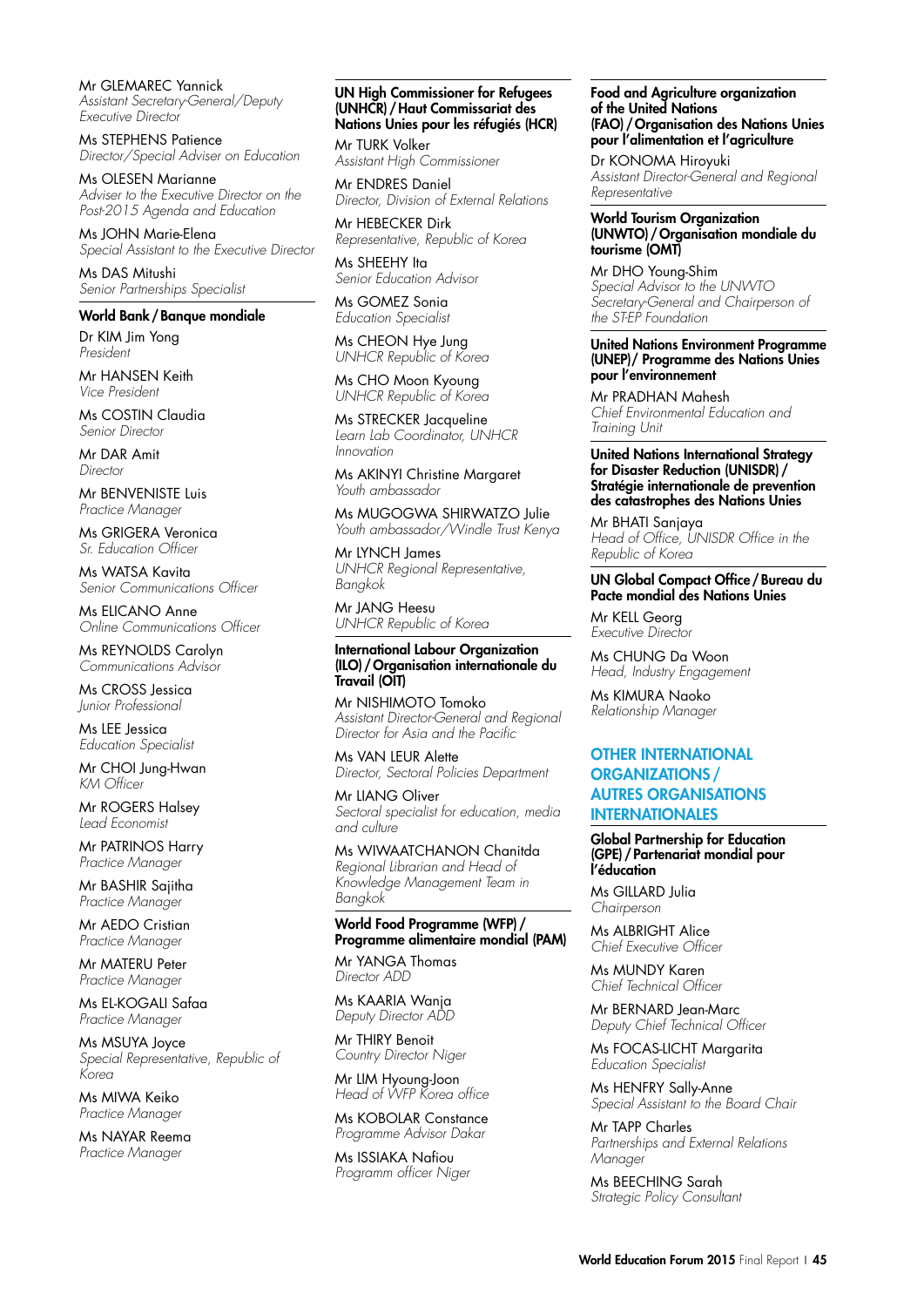Mr GLEMAREC Yannick
*Assistant Secretary-General/Deputy Executive Director*

Ms STEPHENS Patience
*Director/Special Adviser on Education*

Ms OLESEN Marianne
*Adviser to the Executive Director on the Post-2015 Agenda and Education*

Ms JOHN Marie-Elena
*Special Assistant to the Executive Director*

Ms DAS Mitushi
*Senior Partnerships Specialist*

**World Bank / Banque mondiale**

Dr KIM Jim Yong
*President*

Mr HANSEN Keith
*Vice President*

Ms COSTIN Claudia
*Senior Director*

Mr DAR Amit
*Director*

Mr BENVENISTE Luis
*Practice Manager*

Ms GRIGERA Veronica
*Sr. Education Officer*

Ms WATSA Kavita
*Senior Communications Officer*

Ms ELICANO Anne
*Online Communications Officer*

Ms REYNOLDS Carolyn
*Communications Advisor*

Ms CROSS Jessica
*Junior Professional*

Ms LEE Jessica
*Education Specialist*

Mr CHOI Jung-Hwan
*KM Officer*

Mr ROGERS Halsey
*Lead Economist*

Mr PATRINOS Harry
*Practice Manager*

Mr BASHIR Sajitha
*Practice Manager*

Mr AEDO Cristian
*Practice Manager*

Mr MATERU Peter
*Practice Manager*

Ms EL-KOGALI Safaa
*Practice Manager*

Ms MSUYA Joyce
*Special Representative, Republic of Korea*

Ms MIWA Keiko
*Practice Manager*

Ms NAYAR Reema
*Practice Manager*

**UN High Commissioner for Refugees (UNHCR) / Haut Commissariat des Nations Unies pour les réfugiés (HCR)**

Mr TURK Volker
*Assistant High Commissioner*

Mr ENDRES Daniel
*Director, Division of External Relations*

Mr HEBECKER Dirk
*Representative, Republic of Korea*

Ms SHEEHY Ita
*Senior Education Advisor*

Ms GOMEZ Sonia
*Education Specialist*

Ms CHEON Hye Jung
*UNHCR Republic of Korea*

Ms CHO Moon Kyoung
*UNHCR Republic of Korea*

Ms STRECKER Jacqueline
*Learn Lab Coordinator, UNHCR Innovation*

Ms AKINYI Christine Margaret
*Youth ambassador*

Ms MUGOGWA SHIRWATZO Julie
*Youth ambassador/Windle Trust Kenya*

Mr LYNCH James
*UNHCR Regional Representative, Bangkok*

Mr JANG Heesu
*UNHCR Republic of Korea*

**International Labour Organization (ILO) / Organisation internationale du Travail (OIT)**

Mr NISHIMOTO Tomoko
*Assistant Director-General and Regional Director for Asia and the Pacific*

Ms VAN LEUR Alette
*Director, Sectoral Policies Department*

Mr LIANG Oliver
*Sectoral specialist for education, media and culture*

Ms WIWAATCHANON Chanitda
*Regional Librarian and Head of Knowledge Management Team in Bangkok*

**World Food Programme (WFP) / Programme alimentaire mondial (PAM)**

Mr YANGA Thomas
*Director ADD*

Ms KAARIA Wanja
*Deputy Director ADD*

Mr THIRY Benoit
*Country Director Niger*

Mr LIM Hyoung-Joon
*Head of WFP Korea office*

Ms KOBOLAR Constance
*Programme Advisor Dakar*

Ms ISSIAKA Nafiou
*Programm officer Niger*

**Food and Agriculture organization of the United Nations (FAO) / Organisation des Nations Unies pour l'alimentation et l'agriculture**

Dr KONOMA Hiroyuki
*Assistant Director-General and Regional Representative*

**World Tourism Organization (UNWTO) / Organisation mondiale du tourisme (OMT)**

Mr DHO Young-Shim
*Special Advisor to the UNWTO Secretary-General and Chairperson of the ST-EP Foundation*

**United Nations Environment Programme (UNEP)/ Programme des Nations Unies pour l'environnement**

Mr PRADHAN Mahesh
*Chief Environmental Education and Training Unit*

**United Nations International Strategy for Disaster Reduction (UNISDR) / Stratégie internationale de prevention des catastrophes des Nations Unies**

Mr BHATI Sanjaya
*Head of Office, UNISDR Office in the Republic of Korea*

**UN Global Compact Office / Bureau du Pacte mondial des Nations Unies**

Mr KELL Georg
*Executive Director*

Ms CHUNG Da Woon
*Head, Industry Engagement*

Ms KIMURA Naoko
*Relationship Manager*

## OTHER INTERNATIONAL ORGANIZATIONS / AUTRES ORGANISATIONS INTERNATIONALES

**Global Partnership for Education (GPE) / Partenariat mondial pour l'éducation**

Ms GILLARD Julia
*Chairperson*

Ms ALBRIGHT Alice
*Chief Executive Officer*

Ms MUNDY Karen
*Chief Technical Officer*

Mr BERNARD Jean-Marc
*Deputy Chief Technical Officer*

Ms FOCAS-LICHT Margarita
*Education Specialist*

Ms HENFRY Sally-Anne
*Special Assistant to the Board Chair*

Mr TAPP Charles
*Partnerships and External Relations Manager*

Ms BEECHING Sarah
*Strategic Policy Consultant*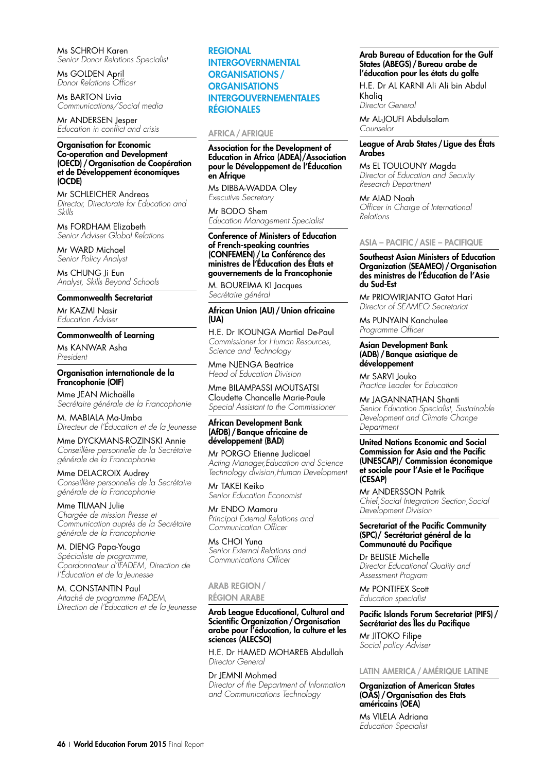Ms SCHROH Karen
*Senior Donor Relations Specialist*

Ms GOLDEN April
*Donor Relations Officer*

Ms BARTON Livia
*Communications/Social media*

Mr ANDERSEN Jesper
*Education in conflict and crisis*

**Organisation for Economic Co-operation and Development (OECD) / Organisation de Coopération et de Développement économiques (OCDE)**

Mr SCHLEICHER Andreas
*Director, Directorate for Education and Skills*

Ms FORDHAM Elizabeth
*Senior Adviser Global Relations*

Mr WARD Michael
*Senior Policy Analyst*

Ms CHUNG Ji Eun
*Analyst, Skills Beyond Schools*

**Commonwealth Secretariat**

Mr KAZMI Nasir
*Education Adviser*

**Commonwealth of Learning**

Ms KANWAR Asha
*President*

**Organisation internationale de la Francophonie (OIF)**

Mme JEAN Michaëlle
*Secrétaire générale de la Francophonie*

M. MABIALA Ma-Umba
*Directeur de l'Éducation et de la Jeunesse*

Mme DYCKMANS-ROZINSKI Annie
*Conseillère personnelle de la Secrétaire générale de la Francophonie*

Mme DELACROIX Audrey
*Conseillère personnelle de la Secrétaire générale de la Francophonie*

Mme TILMAN Julie
*Chargée de mission Presse et Communication auprès de la Secrétaire générale de la Francophonie*

M. DIENG Papa-Yougа
*Spécialiste de programme, Coordonnateur d'IFADEM, Direction de l'Éducation et de la Jeunesse*

M. CONSTANTIN Paul
*Attaché de programme IFADEM, Direction de l'Éducation et de la Jeunesse*

## REGIONAL INTERGOVERNMENTAL ORGANISATIONS / ORGANISATIONS INTERGOUVERNEMENTALES RÉGIONALES

### AFRICA / AFRIQUE

**Association for the Development of Education in Africa (ADEA)/Association pour le Développement de l'Éducation en Afrique**

Ms DIBBA-WADDA Oley
*Executive Secretary*

Mr BODO Shem
*Education Management Specialist*

**Conference of Ministers of Education of French-speaking countries (CONFEMEN) / La Conférence des ministres de l'Éducation des États et gouvernements de la Francophonie**

M. BOUREIMA KI Jacques
*Secrétaire général*

**African Union (AU) / Union africaine (UA)**

H.E. Dr IKOUNGA Martial De-Paul
*Commissioner for Human Resources, Science and Technology*

Mme NJENGA Beatrice
*Head of Education Division*

Mme BILAMPASSI MOUTSATSI Claudette Chancelle Marie-Paule
*Special Assistant to the Commissioner*

**African Development Bank (AfDB) / Banque africaine de développement (BAD)**

Mr PORGO Etienne Judicael
*Acting Manager,Education and Science Technology division,Human Development*

Mr TAKEI Keiko
*Senior Education Economist*

Mr ENDO Mamoru
*Principal External Relations and Communication Officer*

Ms CHOI Yuna
*Senior External Relations and Communications Officer*

### ARAB REGION / RÉGION ARABE

**Arab League Educational, Cultural and Scientific Organization / Organisation arabe pour l'éducation, la culture et les sciences (ALECSO)**

H.E. Dr HAMED MOHAREB Abdullah
*Director General*

Dr JEMNI Mohmed
*Director of the Department of Information and Communications Technology*

**Arab Bureau of Education for the Gulf States (ABEGS) / Bureau arabe de l'éducation pour les états du golfe**

H.E. Dr AL KARNI Ali Ali bin Abdul Khaliq
*Director General*

Mr AL-JOUFI Abdulsalam
*Counselor*

**League of Arab States / Ligue des États Arabes**

Ms EL TOULOUNY Magda
*Director of Education and Security Research Department*

Mr AIAD Noah
*Officer in Charge of International Relations*

### ASIA – PACIFIC / ASIE – PACIFIQUE

**Southeast Asian Ministers of Education Organization (SEAMEO) / Organisation des ministres de l'Éducation de l'Asie du Sud-Est**

Mr PRIOWIRJANTO Gatot Hari
*Director of SEAMEO Secretariat*

Ms PUNYAIN Kanchulee
*Programme Officer*

**Asian Development Bank (ADB) / Banque asiatique de développement**

Mr SARVI Jouko
*Practice Leader for Education*

Mr JAGANNATHAN Shanti
*Senior Education Specialist, Sustainable Development and Climate Change Department*

**United Nations Economic and Social Commission for Asia and the Pacific (UNESCAP)/ Commission économique et sociale pour l'Asie et le Pacifique (CESAP)**

Mr ANDERSSON Patrik
*Chief,Social Integration Section,Social Development Division*

**Secretariat of the Pacific Community (SPC)/ Secrétariat général de la Communauté du Pacifique**

Dr BELISLE Michelle
*Director Educational Quality and Assessment Program*

Mr PONTIFEX Scott
*Education specialist*

**Pacific Islands Forum Secretariat (PIFS) / Secrétariat des Îles du Pacifique**

Mr JITOKO Filipe
*Social policy Adviser*

### LATIN AMERICA / AMÉRIQUE LATINE

**Organization of American States (OAS) / Organisation des Etats américains (OEA)**

Ms VILELA Adriana
*Education Specialist*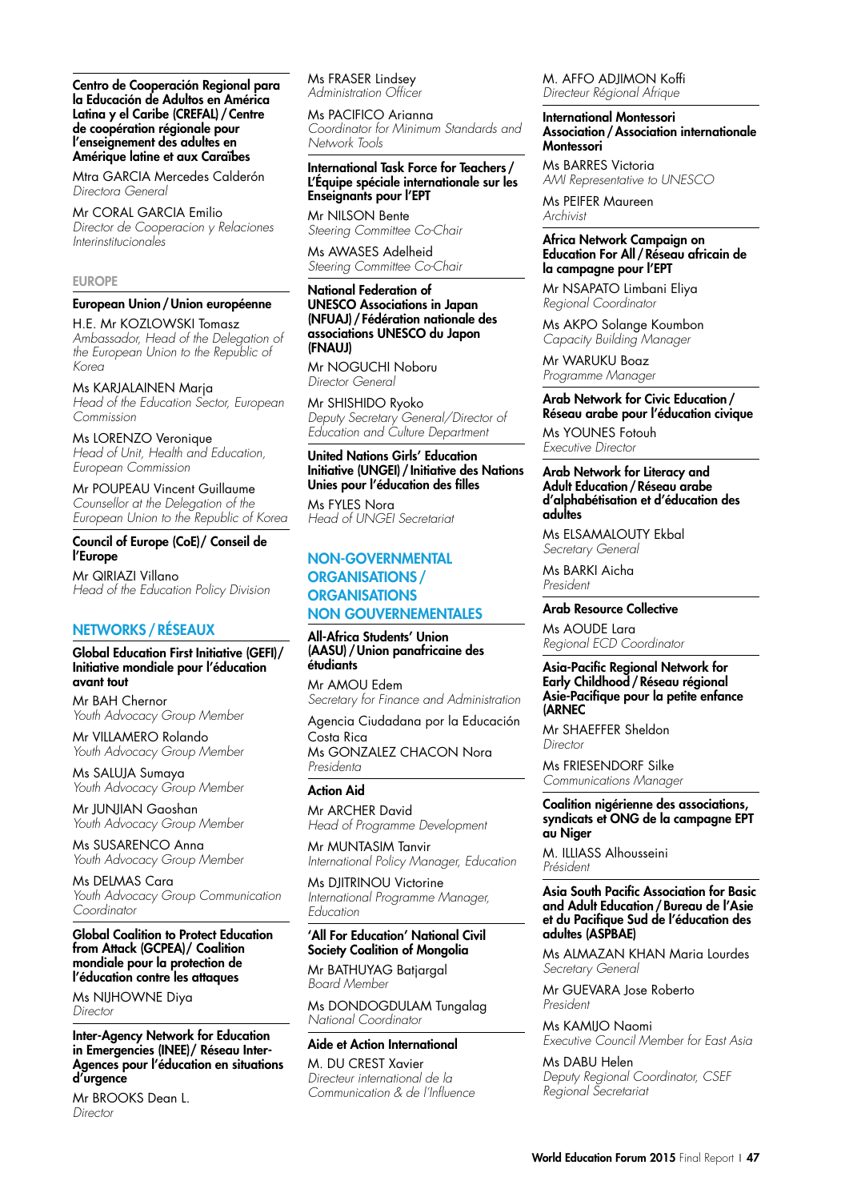**Centro de Cooperación Regional para la Educación de Adultos en América Latina y el Caribe (CREFAL) / Centre de coopération régionale pour l'enseignement des adultes en Amérique latine et aux Caraïbes**

Mtra GARCIA Mercedes Calderón
*Directora General*

Mr CORAL GARCIA Emilio
*Director de Cooperacion y Relaciones Interinstitucionales*

## EUROPE

**European Union / Union européenne**

H.E. Mr KOZLOWSKI Tomasz
*Ambassador, Head of the Delegation of the European Union to the Republic of Korea*

Ms KARJALAINEN Marja
*Head of the Education Sector, European Commission*

Ms LORENZO Veronique
*Head of Unit, Health and Education, European Commission*

Mr POUPEAU Vincent Guillaume
*Counsellor at the Delegation of the European Union to the Republic of Korea*

**Council of Europe (CoE)/ Conseil de l'Europe**

Mr QIRIAZI Villano
*Head of the Education Policy Division*

## NETWORKS / RÉSEAUX

**Global Education First Initiative (GEFI) / Initiative mondiale pour l'éducation avant tout**

Mr BAH Chernor
*Youth Advocacy Group Member*

Mr VILLAMERO Rolando
*Youth Advocacy Group Member*

Ms SALUJA Sumaya
*Youth Advocacy Group Member*

Mr JUNJIAN Gaoshan
*Youth Advocacy Group Member*

Ms SUSARENCO Anna
*Youth Advocacy Group Member*

Ms DELMAS Cara
*Youth Advocacy Group Communication Coordinator*

**Global Coalition to Protect Education from Attack (GCPEA)/ Coalition mondiale pour la protection de l'éducation contre les attaques**

Ms NIJHOWNE Diya
*Director*

**Inter-Agency Network for Education in Emergencies (INEE)/ Réseau Inter-Agences pour l'éducation en situations d'urgence**

Mr BROOKS Dean L.
*Director*

Ms FRASER Lindsey
*Administration Officer*

Ms PACIFICO Arianna
*Coordinator for Minimum Standards and Network Tools*

**International Task Force for Teachers / L'Équipe spéciale internationale sur les Enseignants pour l'EPT**

Mr NILSON Bente
*Steering Committee Co-Chair*

Ms AWASES Adelheid
*Steering Committee Co-Chair*

**National Federation of UNESCO Associations in Japan (NFUAJ) / Fédération nationale des associations UNESCO du Japon (FNAUJ)**

Mr NOGUCHI Noboru
*Director General*

Mr SHISHIDO Ryoko
*Deputy Secretary General/Director of Education and Culture Department*

**United Nations Girls' Education Initiative (UNGEI) / Initiative des Nations Unies pour l'éducation des filles**

Ms FYLES Nora
*Head of UNGEI Secretariat*

## NON-GOVERNMENTAL ORGANISATIONS / ORGANISATIONS NON GOUVERNEMENTALES

**All-Africa Students' Union (AASU) / Union panafricaine des étudiants**

Mr AMOU Edem
*Secretary for Finance and Administration*

Agencia Ciudadana por la Educación Costa Rica
Ms GONZALEZ CHACON Nora
*Presidenta*

**Action Aid**

Mr ARCHER David
*Head of Programme Development*

Mr MUNTASIM Tanvir
*International Policy Manager, Education*

Ms DJITRINOU Victorine
*International Programme Manager, Education*

**'All For Education' National Civil Society Coalition of Mongolia**

Mr BATHUYAG Batjargal
*Board Member*

Ms DONDOGDULAM Tungalag
*National Coordinator*

**Aide et Action International**

M. DU CREST Xavier
*Directeur international de la Communication & de l'Influence*

M. AFFO ADJIMON Koffi
*Directeur Régional Afrique*

**International Montessori Association / Association internationale Montessori**

Ms BARRES Victoria
*AMI Representative to UNESCO*

Ms PEIFER Maureen
*Archivist*

**Africa Network Campaign on Education For All / Réseau africain de la campagne pour l'EPT**

Mr NSAPATO Limbani Eliya
*Regional Coordinator*

Ms AKPO Solange Koumbon
*Capacity Building Manager*

Mr WARUKU Boaz
*Programme Manager*

**Arab Network for Civic Education / Réseau arabe pour l'éducation civique**

Ms YOUNES Fotouh
*Executive Director*

**Arab Network for Literacy and Adult Education / Réseau arabe d'alphabétisation et d'éducation des adultes**

Ms ELSAMALOUTY Ekbal
*Secretary General*

Ms BARKI Aicha
*President*

**Arab Resource Collective**

Ms AOUDE Lara
*Regional ECD Coordinator*

**Asia-Pacific Regional Network for Early Childhood / Réseau régional Asie-Pacifique pour la petite enfance (ARNEC**

Mr SHAEFFER Sheldon
*Director*

Ms FRIESENDORF Silke
*Communications Manager*

**Coalition nigérienne des associations, syndicats et ONG de la campagne EPT au Niger**

M. ILLIASS Alhousseini
*Président*

**Asia South Pacific Association for Basic and Adult Education / Bureau de l'Asie et du Pacifique Sud de l'éducation des adultes (ASPBAE)**

Ms ALMAZAN KHAN Maria Lourdes
*Secretary General*

Mr GUEVARA Jose Roberto
*President*

Ms KAMIJO Naomi
*Executive Council Member for East Asia*

Ms DABU Helen
*Deputy Regional Coordinator, CSEF Regional Secretariat*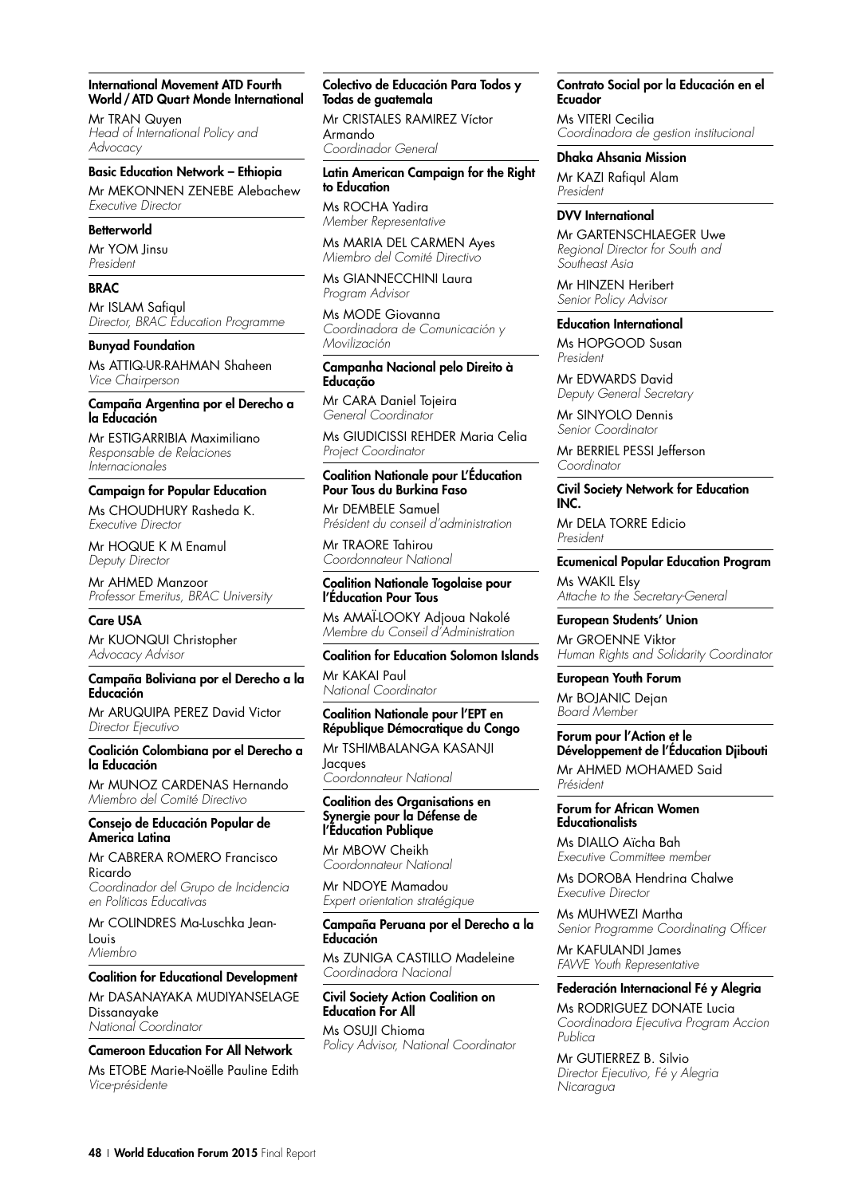**International Movement ATD Fourth World / ATD Quart Monde International**

Mr TRAN Quyen
*Head of International Policy and Advocacy*

**Basic Education Network – Ethiopia**

Mr MEKONNEN ZENEBE Alebachew
*Executive Director*

**Betterworld**

Mr YOM Jinsu
*President*

**BRAC**

Mr ISLAM Safiqul
*Director, BRAC Education Programme*

**Bunyad Foundation**

Ms ATTIQ-UR-RAHMAN Shaheen
*Vice Chairperson*

**Campaña Argentina por el Derecho a la Educación**

Mr ESTIGARRIBIA Maximiliano
*Responsable de Relaciones Internacionales*

**Campaign for Popular Education**

Ms CHOUDHURY Rasheda K.
*Executive Director*

Mr HOQUE K M Enamul
*Deputy Director*

Mr AHMED Manzoor
*Professor Emeritus, BRAC University*

**Care USA**

Mr KUONQUI Christopher
*Advocacy Advisor*

**Campaña Boliviana por el Derecho a la Educación**

Mr ARUQUIPA PEREZ David Victor
*Director Ejecutivo*

**Coalición Colombiana por el Derecho a la Educación**

Mr MUNOZ CARDENAS Hernando
*Miembro del Comité Directivo*

**Consejo de Educación Popular de America Latina**

Mr CABRERA ROMERO Francisco Ricardo
*Coordinador del Grupo de Incidencia en Políticas Educativas*

Mr COLINDRES Ma-Luschka Jean-Louis
*Miembro*

**Coalition for Educational Development**

Mr DASANAYAKA MUDIYANSELAGE Dissanayake
*National Coordinator*

**Cameroon Education For All Network**

Ms ETOBE Marie-Noëlle Pauline Edith
*Vice-présidente*

**Colectivo de Educación Para Todos y Todas de guatemala**

Mr CRISTALES RAMIREZ Víctor Armando
*Coordinador General*

**Latin American Campaign for the Right to Education**

Ms ROCHA Yadira
*Member Representative*

Ms MARIA DEL CARMEN Ayes
*Miembro del Comité Directivo*

Ms GIANNECCHINI Laura
*Program Advisor*

Ms MODE Giovanna
*Coordinadora de Comunicación y Movilización*

**Campanha Nacional pelo Direito à Educação**

Mr CARA Daniel Tojeira
*General Coordinator*

Ms GIUDICISSI REHDER Maria Celia
*Project Coordinator*

**Coalition Nationale pour L'Éducation Pour Tous du Burkina Faso**

Mr DEMBELE Samuel
*Président du conseil d'administration*

Mr TRAORE Tahirou
*Coordonnateur National*

**Coalition Nationale Togolaise pour l'Éducation Pour Tous**

Ms AMAÏ-LOOKY Adjoua Nakolé
*Membre du Conseil d'Administration*

**Coalition for Education Solomon Islands**

Mr KAKAI Paul
*National Coordinator*

**Coalition Nationale pour l'EPT en République Démocratique du Congo**

Mr TSHIMBALANGA KASANJI Jacques
*Coordonnateur National*

**Coalition des Organisations en Synergie pour la Défense de l'Éducation Publique**

Mr MBOW Cheikh
*Coordonnateur National*

Mr NDOYE Mamadou
*Expert orientation stratégique*

**Campaña Peruana por el Derecho a la Educación**

Ms ZUNIGA CASTILLO Madeleine
*Coordinadora Nacional*

**Civil Society Action Coalition on Education For All**

Ms OSUJI Chioma
*Policy Advisor, National Coordinator*

**Contrato Social por la Educación en el Ecuador**

Ms VITERI Cecilia
*Coordinadora de gestion institucional*

**Dhaka Ahsania Mission**

Mr KAZI Rafiqul Alam
*President*

**DVV International**

Mr GARTENSCHLAEGER Uwe
*Regional Director for South and Southeast Asia*

Mr HINZEN Heribert
*Senior Policy Advisor*

**Education International**

Ms HOPGOOD Susan
*President*

Mr EDWARDS David
*Deputy General Secretary*

Mr SINYOLO Dennis
*Senior Coordinator*

Mr BERRIEL PESSI Jefferson
*Coordinator*

**Civil Society Network for Education INC.**

Mr DELA TORRE Edicio
*President*

**Ecumenical Popular Education Program**

Ms WAKIL Elsy
*Attache to the Secretary-General*

**European Students' Union**

Mr GROENNE Viktor
*Human Rights and Solidarity Coordinator*

**European Youth Forum**

Mr BOJANIC Dejan
*Board Member*

**Forum pour l'Action et le Développement de l'Éducation Djibouti**

Mr AHMED MOHAMED Said
*Président*

**Forum for African Women Educationalists**

Ms DIALLO Aïcha Bah
*Executive Committee member*

Ms DOROBA Hendrina Chalwe
*Executive Director*

Ms MUHWEZI Martha
*Senior Programme Coordinating Officer*

Mr KAFULANDI James
*FAWE Youth Representative*

**Federación Internacional Fé y Alegria**

Ms RODRIGUEZ DONATE Lucia
*Coordinadora Ejecutiva Program Accion Publica*

Mr GUTIERREZ B. Silvio
*Director Ejecutivo, Fé y Alegria Nicaragua*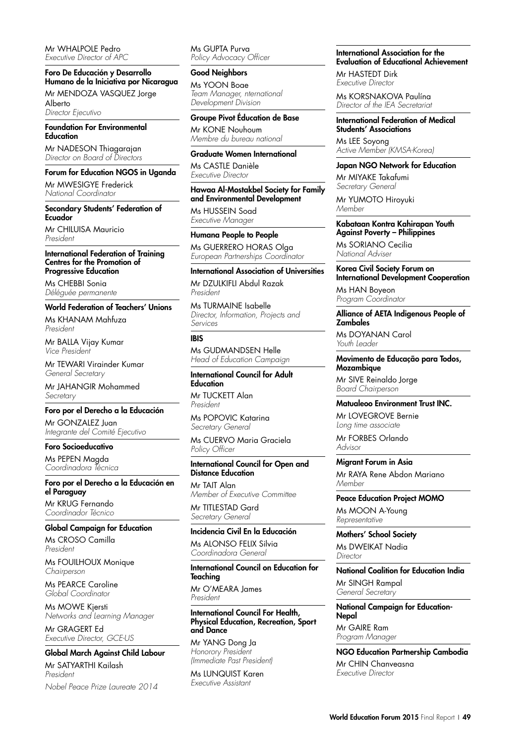Mr WHALPOLE Pedro
*Executive Director of APC*

**Foro De Educación y Desarrollo Humano de la Iniciativa por Nicaragua**

Mr MENDOZA VASQUEZ Jorge Alberto
*Director Ejecutivo*

**Foundation For Environmental Education**

Mr NADESON Thiagarajan
*Director on Board of Directors*

**Forum for Education NGOS in Uganda**

Mr MWESIGYE Frederick
*National Coordinator*

**Secondary Students' Federation of Ecuador**

Mr CHILUISA Mauricio
*President*

**International Federation of Training Centres for the Promotion of Progressive Education**

Ms CHEBBI Sonia
*Déléguée permanente*

**World Federation of Teachers' Unions**

Ms KHANAM Mahfuza
*President*

Mr BALLA Vijay Kumar
*Vice President*

Mr TEWARI Virainder Kumar
*General Secretary*

Mr JAHANGIR Mohammed
*Secretary*

**Foro por el Derecho a la Educación**

Mr GONZALEZ Juan
*Integrante del Comité Ejecutivo*

**Foro Socioeducativo**

Ms PEPEN Magda
*Coordinadora Técnica*

**Foro por el Derecho a la Educación en el Paraguay**

Mr KRUG Fernando
*Coordinador Técnico*

**Global Campaign for Education**

Ms CROSO Camilla
*President*

Ms FOUILHOUX Monique
*Chairperson*

Ms PEARCE Caroline
*Global Coordinator*

Ms MOWE Kjersti
*Networks and Learning Manager*

Mr GRAGERT Ed
*Executive Director, GCE-US*

**Global March Against Child Labour**

Mr SATYARTHI Kailash
*President*
*Nobel Peace Prize Laureate 2014*

Ms GUPTA Purva
*Policy Advocacy Officer*

**Good Neighbors**

Ms YOON Boae
*Team Manager, nternational Development Division*

**Groupe Pivot Éducation de Base**

Mr KONE Nouhoum
*Membre du bureau national*

**Graduate Women International**

Ms CASTLE Danièle
*Executive Director*

**Hawaa Al-Mostakbel Society for Family and Environmental Development**

Ms HUSSEIN Soad
*Executive Manager*

**Humana People to People**

Ms GUERRERO HORAS Olga
*European Partnerships Coordinator*

**International Association of Universities**

Mr DZULKIFLI Abdul Razak
*President*

Ms TURMAINE Isabelle
*Director, Information, Projects and Services*

**IBIS**

Ms GUDMANDSEN Helle
*Head of Education Campaign*

**International Council for Adult Education**

Mr TUCKETT Alan
*President*

Ms POPOVIC Katarina
*Secretary General*

Ms CUERVO Maria Graciela
*Policy Officer*

**International Council for Open and Distance Education**

Mr TAIT Alan
*Member of Executive Committee*

Mr TITLESTAD Gard
*Secretary General*

**Incidencia Civil En la Educación**

Ms ALONSO FELIX Silvia
*Coordinadora General*

**International Council on Education for Teaching**

Mr O'MEARA James
*President*

**International Council For Health, Physical Education, Recreation, Sport and Dance**

Mr YANG Dong Ja
*Honorory President (Immediate Past President)*

Ms LUNQUIST Karen
*Executive Assistant*

**International Association for the Evaluation of Educational Achievement**

Mr HASTEDT Dirk
*Executive Director*

Ms KORSNAKOVA Paulína
*Director of the IEA Secretariat*

**International Federation of Medical Students' Associations**

Ms LEE Soyong
*Active Member (KMSA-Korea)*

**Japan NGO Network for Education**

Mr MIYAKE Takafumi
*Secretary General*

Mr YUMOTO Hiroyuki
*Member*

**Kabataan Kontra Kahirapan Youth Against Poverty – Philippines**

Ms SORIANO Cecilia
*National Adviser*

**Korea Civil Society Forum on International Development Cooperation**

Ms HAN Boyeon
*Program Coordinator*

**Alliance of AETA Indigenous People of Zambales**

Ms DOYANAN Carol
*Youth Leader*

**Movimento de Educação para Todos, Mozambique**

Mr SIVE Reinaldo Jorge
*Board Chairperson*

**Matualeoo Environment Trust INC.**

Mr LOVEGROVE Bernie
*Long time associate*

Mr FORBES Orlando
*Advisor*

**Migrant Forum in Asia**

Mr RAYA Rene Abdon Mariano
*Member*

**Peace Education Project MOMO**

Ms MOON A-Young
*Representative*

**Mothers' School Society**

Ms DWEIKAT Nadia
*Director*

**National Coalition for Education India**

Mr SINGH Rampal
*General Secretary*

**National Campaign for Education-Nepal**

Mr GAIRE Ram
*Program Manager*

**NGO Education Partnership Cambodia**

Mr CHIN Chanveasna
*Executive Director*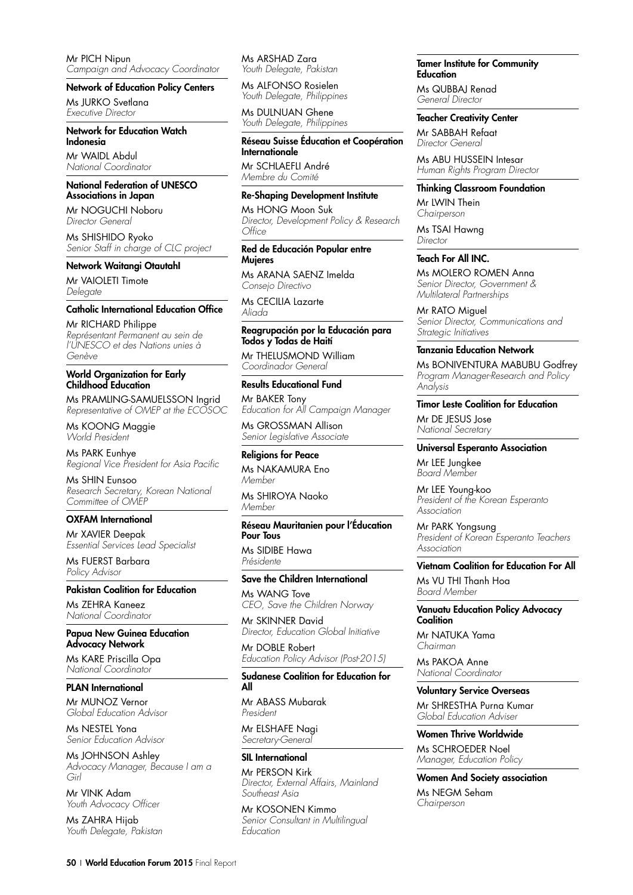Mr PICH Nipun
*Campaign and Advocacy Coordinator*

**Network of Education Policy Centers**

Ms JURKO Svetlana
*Executive Director*

**Network for Education Watch Indonesia**

Mr WAIDL Abdul
*National Coordinator*

**National Federation of UNESCO Associations in Japan**

Mr NOGUCHI Noboru
*Director General*

Ms SHISHIDO Ryoko
*Senior Staff in charge of CLC project*

**Network Waitangi OtautahI**

Mr VAIOLETI Timote
*Delegate*

**Catholic International Education Office**

Mr RICHARD Philippe
*Représentant Permanent au sein de l'UNESCO et des Nations unies à Genève*

**World Organization for Early Childhood Education**

Ms PRAMLING-SAMUELSSON Ingrid
*Representative of OMEP at the ECOSOC*

Ms KOONG Maggie
*World President*

Ms PARK Eunhye
*Regional Vice President for Asia Pacific*

Ms SHIN Eunsoo
*Research Secretary, Korean National Committee of OMEP*

**OXFAM International**

Mr XAVIER Deepak
*Essential Services Lead Specialist*

Ms FUERST Barbara
*Policy Advisor*

**Pakistan Coalition for Education**

Ms ZEHRA Kaneez
*National Coordinator*

**Papua New Guinea Education Advocacy Network**

Ms KARE Priscilla Opa
*National Coordinator*

**PLAN International**

Mr MUNOZ Vernor
*Global Education Advisor*

Ms NESTEL Yona
*Senior Education Advisor*

Ms JOHNSON Ashley
*Advocacy Manager, Because I am a Girl*

Mr VINK Adam
*Youth Advocacy Officer*

Ms ZAHRA Hijab
*Youth Delegate, Pakistan*

Ms ARSHAD Zara
*Youth Delegate, Pakistan*

Ms ALFONSO Rosielen
*Youth Delegate, Philippines*

Ms DULNUAN Ghene
*Youth Delegate, Philippines*

**Réseau Suisse Éducation et Coopération Internationale**

Mr SCHLAEFLI André
*Membre du Comité*

**Re-Shaping Development Institute**

Ms HONG Moon Suk
*Director, Development Policy & Research Office*

**Red de Educación Popular entre Mujeres**

Ms ARANA SAENZ Imelda
*Consejo Directivo*

Ms CECILIA Lazarte
*Aliada*

**Reagrupación por la Educación para Todos y Todas de Haití**

Mr THELUSMOND William
*Coordinador General*

**Results Educational Fund**

Mr BAKER Tony
*Education for All Campaign Manager*

Ms GROSSMAN Allison
*Senior Legislative Associate*

**Religions for Peace**

Ms NAKAMURA Eno
*Member*

Ms SHIROYA Naoko
*Member*

**Réseau Mauritanien pour l'Éducation Pour Tous**

Ms SIDIBE Hawa
*Présidente*

**Save the Children International**

Ms WANG Tove
*CEO, Save the Children Norway*

Mr SKINNER David
*Director, Education Global Initiative*

Mr DOBLE Robert
*Education Policy Advisor (Post-2015)*

**Sudanese Coalition for Education for All**

Mr ABASS Mubarak
*President*

Mr ELSHAFE Nagi
*Secretary-General*

**SIL International**

Mr PERSON Kirk
*Director, External Affairs, Mainland Southeast Asia*

Mr KOSONEN Kimmo
*Senior Consultant in Multilingual Education*

**Tamer Institute for Community Education**

Ms QUBBAJ Renad
*General Director*

**Teacher Creativity Center**

Mr SABBAH Refaat
*Director General*

Ms ABU HUSSEIN Intesar
*Human Rights Program Director*

**Thinking Classroom Foundation**

Mr LWIN Thein
*Chairperson*

Ms TSAI Hawng
*Director*

**Teach For All INC.**

Ms MOLERO ROMEN Anna
*Senior Director, Government & Multilateral Partnerships*

Mr RATO Miguel
*Senior Director, Communications and Strategic Initiatives*

**Tanzania Education Network**

Ms BONIVENTURA MABUBU Godfrey
*Program Manager-Research and Policy Analysis*

**Timor Leste Coalition for Education**

Mr DE JESUS Jose
*National Secretary*

**Universal Esperanto Association**

Mr LEE Jungkee
*Board Member*

Mr LEE Young-koo
*President of the Korean Esperanto Association*

Mr PARK Yongsung
*President of Korean Esperanto Teachers Association*

**Vietnam Coalition for Education For All**

Ms VU THI Thanh Hoa
*Board Member*

**Vanuatu Education Policy Advocacy Coalition**

Mr NATUKA Yama
*Chairman*

Ms PAKOA Anne
*National Coordinator*

**Voluntary Service Overseas**

Mr SHRESTHA Purna Kumar
*Global Education Adviser*

**Women Thrive Worldwide**

Ms SCHROEDER Noel
*Manager, Education Policy*

**Women And Society association**

Ms NEGM Seham
*Chairperson*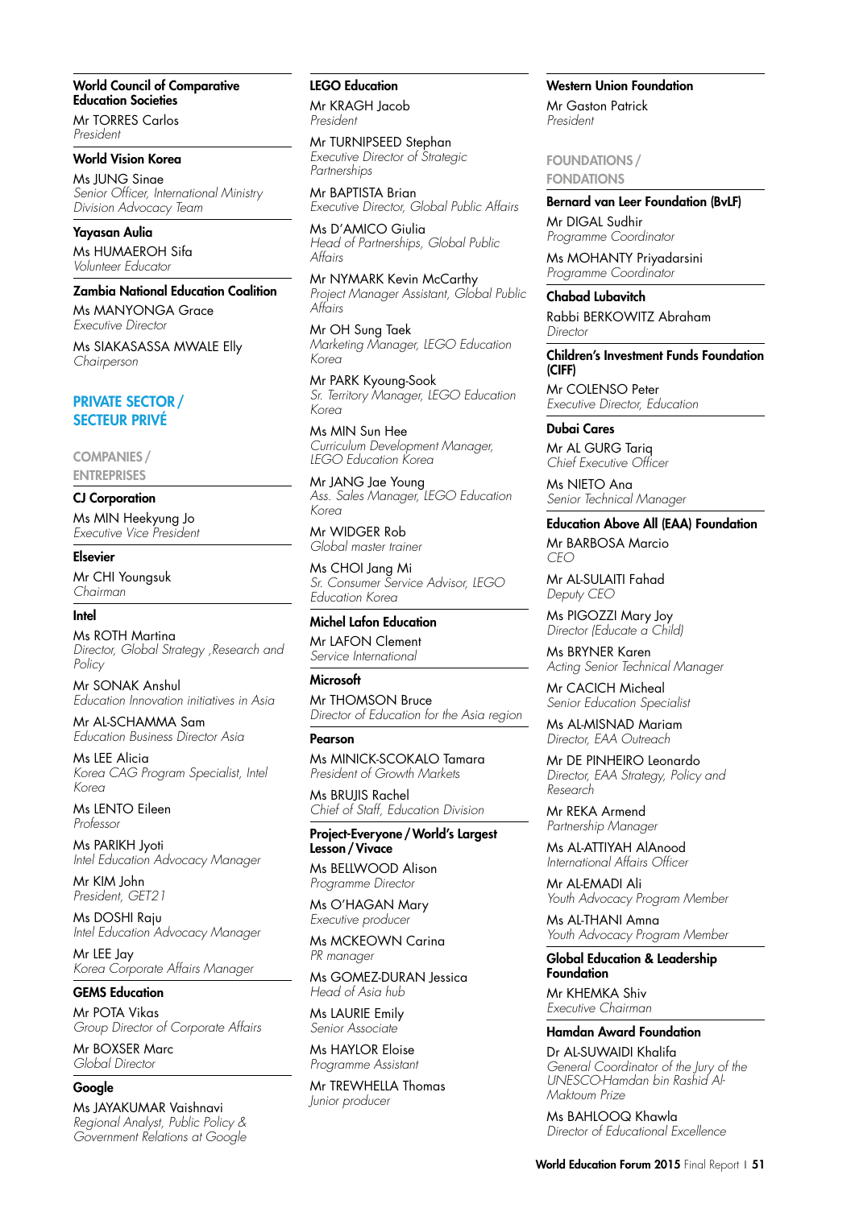**World Council of Comparative Education Societies**

Mr TORRES Carlos
*President*

**World Vision Korea**

Ms JUNG Sinae
*Senior Officer, International Ministry Division Advocacy Team*

**Yayasan Aulia**

Ms HUMAEROH Sifa
*Volunteer Educator*

**Zambia National Education Coalition**

Ms MANYONGA Grace
*Executive Director*

Ms SIAKASASSA MWALE Elly
*Chairperson*

## PRIVATE SECTOR / SECTEUR PRIVÉ

### COMPANIES / ENTREPRISES

**CJ Corporation**

Ms MIN Heekyung Jo
*Executive Vice President*

**Elsevier**

Mr CHI Youngsuk
*Chairman*

**Intel**

Ms ROTH Martina
*Director, Global Strategy ,Research and Policy*

Mr SONAK Anshul
*Education Innovation initiatives in Asia*

Mr AL-SCHAMMA Sam
*Education Business Director Asia*

Ms LEE Alicia
*Korea CAG Program Specialist, Intel Korea*

Ms LENTO Eileen
*Professor*

Ms PARIKH Jyoti
*Intel Education Advocacy Manager*

Mr KIM John
*President, GET21*

Ms DOSHI Raju
*Intel Education Advocacy Manager*

Mr LEE Jay
*Korea Corporate Affairs Manager*

**GEMS Education**

Mr POTA Vikas
*Group Director of Corporate Affairs*

Mr BOXSER Marc
*Global Director*

**Google**

Ms JAYAKUMAR Vaishnavi
*Regional Analyst, Public Policy & Government Relations at Google*

**LEGO Education**

Mr KRAGH Jacob
*President*

Mr TURNIPSEED Stephan
*Executive Director of Strategic Partnerships*

Mr BAPTISTA Brian
*Executive Director, Global Public Affairs*

Ms D'AMICO Giulia
*Head of Partnerships, Global Public Affairs*

Mr NYMARK Kevin McCarthy
*Project Manager Assistant, Global Public Affairs*

Mr OH Sung Taek
*Marketing Manager, LEGO Education Korea*

Mr PARK Kyoung-Sook
*Sr. Territory Manager, LEGO Education Korea*

Ms MIN Sun Hee
*Curriculum Development Manager, LEGO Education Korea*

Mr JANG Jae Young
*Ass. Sales Manager, LEGO Education Korea*

Mr WIDGER Rob
*Global master trainer*

Ms CHOI Jang Mi
*Sr. Consumer Service Advisor, LEGO Education Korea*

**Michel Lafon Education**

Mr LAFON Clement
*Service International*

**Microsoft**

Mr THOMSON Bruce
*Director of Education for the Asia region*

**Pearson**

Ms MINICK-SCOKALO Tamara
*President of Growth Markets*

Ms BRUJIS Rachel
*Chief of Staff, Education Division*

**Project-Everyone / World's Largest Lesson / Vivace**

Ms BELLWOOD Alison
*Programme Director*

Ms O'HAGAN Mary
*Executive producer*

Ms MCKEOWN Carina
*PR manager*

Ms GOMEZ-DURAN Jessica
*Head of Asia hub*

Ms LAURIE Emily
*Senior Associate*

Ms HAYLOR Eloise
*Programme Assistant*

Mr TREWHELLA Thomas
*Junior producer*

**Western Union Foundation**

Mr Gaston Patrick
*President*

### FOUNDATIONS / FONDATIONS

**Bernard van Leer Foundation (BvLF)**

Mr DIGAL Sudhir
*Programme Coordinator*

Ms MOHANTY Priyadarsini
*Programme Coordinator*

**Chabad Lubavitch**

Rabbi BERKOWITZ Abraham
*Director*

**Children's Investment Funds Foundation (CIFF)**

Mr COLENSO Peter
*Executive Director, Education*

**Dubai Cares**

Mr AL GURG Tariq
*Chief Executive Officer*

Ms NIETO Ana
*Senior Technical Manager*

**Education Above All (EAA) Foundation**

Mr BARBOSA Marcio
*CEO*

Mr AL-SULAITI Fahad
*Deputy CEO*

Ms PIGOZZI Mary Joy
*Director (Educate a Child)*

Ms BRYNER Karen
*Acting Senior Technical Manager*

Mr CACICH Micheal
*Senior Education Specialist*

Ms AL-MISNAD Mariam
*Director, EAA Outreach*

Mr DE PINHEIRO Leonardo
*Director, EAA Strategy, Policy and Research*

Mr REKA Armend
*Partnership Manager*

Ms AL-ATTIYAH AlAnood
*International Affairs Officer*

Mr AL-EMADI Ali
*Youth Advocacy Program Member*

Ms AL-THANI Amna
*Youth Advocacy Program Member*

**Global Education & Leadership Foundation**

Mr KHEMKA Shiv
*Executive Chairman*

**Hamdan Award Foundation**

Dr AL-SUWAIDI Khalifa
*General Coordinator of the Jury of the UNESCO-Hamdan bin Rashid Al-Maktoum Prize*

Ms BAHLOOQ Khawla
*Director of Educational Excellence*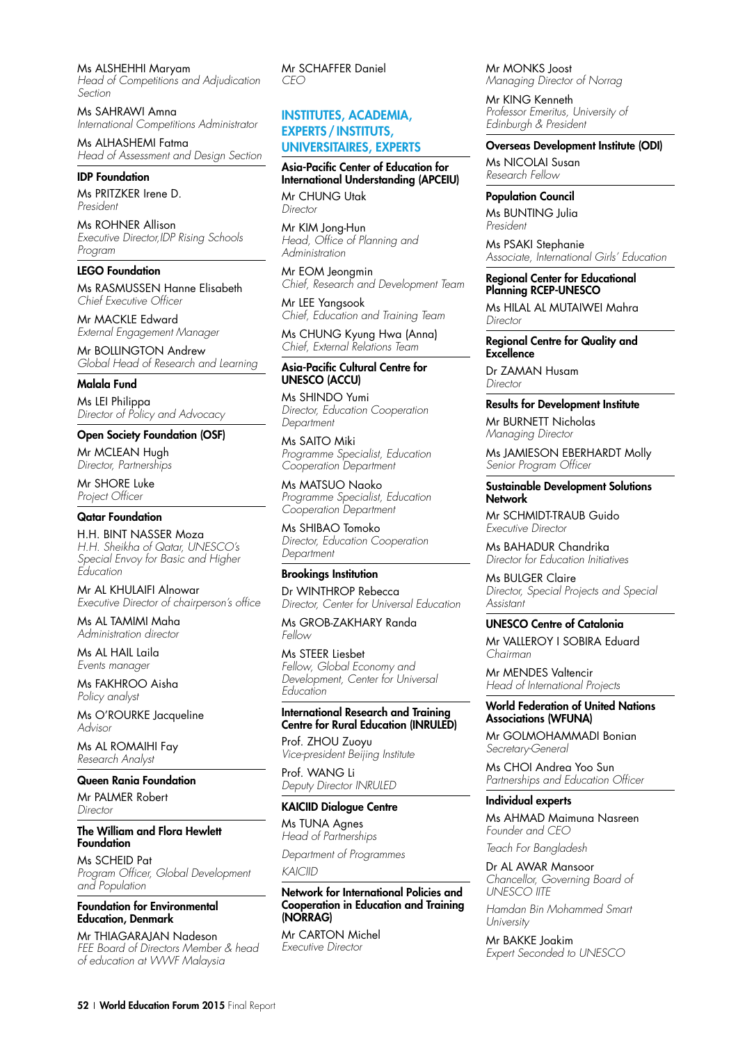Ms ALSHEHHI Maryam
*Head of Competitions and Adjudication Section*

Ms SAHRAWI Amna
*International Competitions Administrator*

Ms ALHASHEMI Fatma
*Head of Assessment and Design Section*

**IDP Foundation**

Ms PRITZKER Irene D.
*President*

Ms ROHNER Allison
*Executive Director,IDP Rising Schools Program*

**LEGO Foundation**

Ms RASMUSSEN Hanne Elisabeth
*Chief Executive Officer*

Mr MACKLE Edward
*External Engagement Manager*

Mr BOLLINGTON Andrew
*Global Head of Research and Learning*

**Malala Fund**

Ms LEI Philippa
*Director of Policy and Advocacy*

**Open Society Foundation (OSF)**

Mr MCLEAN Hugh
*Director, Partnerships*

Mr SHORE Luke
*Project Officer*

**Qatar Foundation**

H.H. BINT NASSER Moza
*H.H. Sheikha of Qatar, UNESCO's Special Envoy for Basic and Higher Education*

Mr AL KHULAIFI Alnowar
*Executive Director of chairperson's office*

Ms AL TAMIMI Maha
*Administration director*

Ms AL HAIL Laila
*Events manager*

Ms FAKHROO Aisha
*Policy analyst*

Ms O'ROURKE Jacqueline
*Advisor*

Ms AL ROMAIHI Fay
*Research Analyst*

**Queen Rania Foundation**

Mr PALMER Robert
*Director*

**The William and Flora Hewlett Foundation**

Ms SCHEID Pat
*Program Officer, Global Development and Population*

**Foundation for Environmental Education, Denmark**

Mr THIAGARAJAN Nadeson
*FEE Board of Directors Member & head of education at WWF Malaysia*

Mr SCHAFFER Daniel
*CEO*

## INSTITUTES, ACADEMIA, EXPERTS / INSTITUTS, UNIVERSITAIRES, EXPERTS

**Asia-Pacific Center of Education for International Understanding (APCEIU)**

Mr CHUNG Utak
*Director*

Mr KIM Jong-Hun
*Head, Office of Planning and Administration*

Mr EOM Jeongmin
*Chief, Research and Development Team*

Mr LEE Yangsook
*Chief, Education and Training Team*

Ms CHUNG Kyung Hwa (Anna)
*Chief, External Relations Team*

**Asia-Pacific Cultural Centre for UNESCO (ACCU)**

Ms SHINDO Yumi
*Director, Education Cooperation Department*

Ms SAITO Miki
*Programme Specialist, Education Cooperation Department*

Ms MATSUO Naoko
*Programme Specialist, Education Cooperation Department*

Ms SHIBAO Tomoko
*Director, Education Cooperation Department*

**Brookings Institution**

Dr WINTHROP Rebecca
*Director, Center for Universal Education*

Ms GROB-ZAKHARY Randa
*Fellow*

Ms STEER Liesbet
*Fellow, Global Economy and Development, Center for Universal Education*

**International Research and Training Centre for Rural Education (INRULED)**

Prof. ZHOU Zuoyu
*Vice-president Beijing Institute*

Prof. WANG Li
*Deputy Director INRULED*

**KAICIID Dialogue Centre**

Ms TUNA Agnes
*Head of Partnerships*

*Department of Programmes*

*KAICIID*

**Network for International Policies and Cooperation in Education and Training (NORRAG)**

Mr CARTON Michel
*Executive Director*

Mr MONKS Joost
*Managing Director of Norrag*

Mr KING Kenneth
*Professor Emeritus, University of Edinburgh & President*

**Overseas Development Institute (ODI)**

Ms NICOLAI Susan
*Research Fellow*

**Population Council**

Ms BUNTING Julia
*President*

Ms PSAKI Stephanie
*Associate, International Girls' Education*

**Regional Center for Educational Planning RCEP-UNESCO**

Ms HILAL AL MUTAIWEI Mahra
*Director*

**Regional Centre for Quality and Excellence**

Dr ZAMAN Husam
*Director*

**Results for Development Institute**

Mr BURNETT Nicholas
*Managing Director*

Ms JAMIESON EBERHARDT Molly
*Senior Program Officer*

**Sustainable Development Solutions Network**

Mr SCHMIDT-TRAUB Guido
*Executive Director*

Ms BAHADUR Chandrika
*Director for Education Initiatives*

Ms BULGER Claire
*Director, Special Projects and Special Assistant*

**UNESCO Centre of Catalonia**

Mr VALLEROY I SOBIRA Eduard
*Chairman*

Mr MENDES Valtencir
*Head of International Projects*

**World Federation of United Nations Associations (WFUNA)**

Mr GOLMOHAMMADI Bonian
*Secretary-General*

Ms CHOI Andrea Yoo Sun
*Partnerships and Education Officer*

**Individual experts**

Ms AHMAD Maimuna Nasreen
*Founder and CEO*

*Teach For Bangladesh*

Dr AL AWAR Mansoor
*Chancellor, Governing Board of UNESCO IITE*

*Hamdan Bin Mohammed Smart University*

Mr BAKKE Joakim
*Expert Seconded to UNESCO*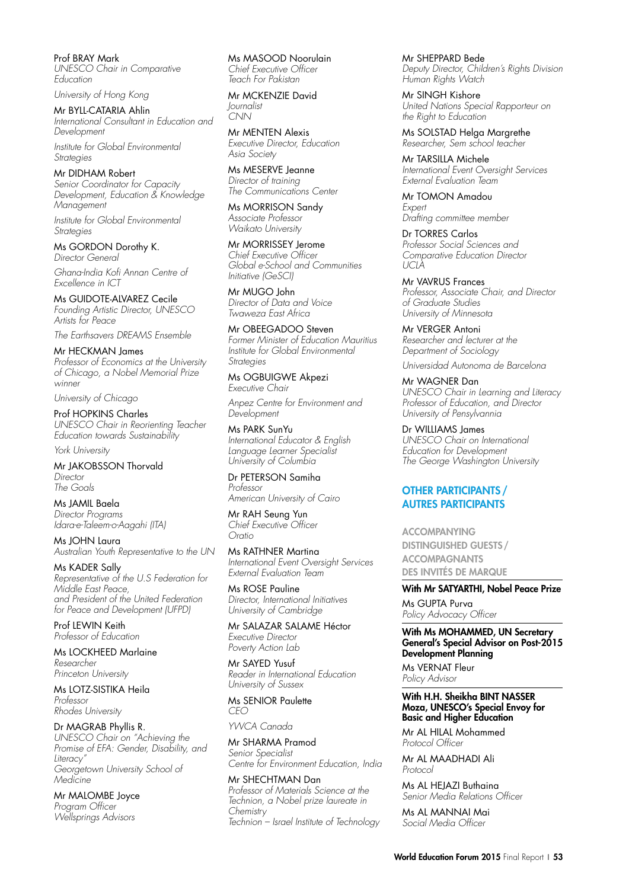Prof BRAY Mark
*UNESCO Chair in Comparative Education*
*University of Hong Kong*

Mr BYLL-CATARIA Ahlin
*International Consultant in Education and Development*
*Institute for Global Environmental Strategies*

Mr DIDHAM Robert
*Senior Coordinator for Capacity Development, Education & Knowledge Management*
*Institute for Global Environmental Strategies*

Ms GORDON Dorothy K.
*Director General*
*Ghana-India Kofi Annan Centre of Excellence in ICT*

Ms GUIDOTE-ALVAREZ Cecile
*Founding Artistic Director, UNESCO Artists for Peace*
*The Earthsavers DREAMS Ensemble*

Mr HECKMAN James
*Professor of Economics at the University of Chicago, a Nobel Memorial Prize winner*
*University of Chicago*

Prof HOPKINS Charles
*UNESCO Chair in Reorienting Teacher Education towards Sustainability*
*York University*

Mr JAKOBSSON Thorvald
*Director*
*The Goals*

Ms JAMIL Baela
*Director Programs*
*Idara-e-Taleem-o-Aagahi (ITA)*

Ms JOHN Laura
*Australian Youth Representative to the UN*

Ms KADER Sally
*Representative of the U.S Federation for Middle East Peace, and President of the United Federation for Peace and Development (UFPD)*

Prof LEWIN Keith
*Professor of Education*

Ms LOCKHEED Marlaine
*Researcher*
*Princeton University*

Ms LOTZ-SISTIKA Heila
*Professor*
*Rhodes University*

Dr MAGRAB Phyllis R.
*UNESCO Chair on "Achieving the Promise of EFA: Gender, Disability, and Literacy"*
*Georgetown University School of Medicine*

Mr MALOMBE Joyce
*Program Officer*
*Wellsprings Advisors*

Ms MASOOD Noorulain
*Chief Executive Officer*
*Teach For Pakistan*

Mr MCKENZIE David
*Journalist*
*CNN*

Mr MENTEN Alexis
*Executive Director, Education*
*Asia Society*

Ms MESERVE Jeanne
*Director of training*
*The Communications Center*

Ms MORRISON Sandy
*Associate Professor*
*Waikato University*

Mr MORRISSEY Jerome
*Chief Executive Officer*
*Global e-School and Communities Initiative (GeSCI)*

Mr MUGO John
*Director of Data and Voice*
*Twaweza East Africa*

Mr OBEEGADOO Steven
*Former Minister of Education Mauritius*
*Institute for Global Environmental Strategies*

Ms OGBUIGWE Akpezi
*Executive Chair*
*Anpez Centre for Environment and Development*

Ms PARK SunYu
*International Educator & English Language Learner Specialist*
*University of Columbia*

Dr PETERSON Samiha
*Professor*
*American University of Cairo*

Mr RAH Seung Yun
*Chief Executive Officer*
*Oratio*

Ms RATHNER Martina
*International Event Oversight Services*
*External Evaluation Team*

Ms ROSE Pauline
*Director, International Initiatives*
*University of Cambridge*

Mr SALAZAR SALAME Héctor
*Executive Director*
*Poverty Action Lab*

Mr SAYED Yusuf
*Reader in International Education*
*University of Sussex*

Ms SENIOR Paulette
*CEO*
*YWCA Canada*

Mr SHARMA Pramod
*Senior Specialist*
*Centre for Environment Education, India*

Mr SHECHTMAN Dan
*Professor of Materials Science at the Technion, a Nobel prize laureate in Chemistry*
*Technion – Israel Institute of Technology*

Mr SHEPPARD Bede
*Deputy Director, Children's Rights Division*
*Human Rights Watch*

Mr SINGH Kishore
*United Nations Special Rapporteur on the Right to Education*

Ms SOLSTAD Helga Margrethe
*Researcher, Sem school teacher*

Mr TARSILLA Michele
*International Event Oversight Services*
*External Evaluation Team*

Mr TOMON Amadou
*Expert*
*Drafting committee member*

Dr TORRES Carlos
*Professor Social Sciences and Comparative Education Director*
*UCLA*

Mr VAVRUS Frances
*Professor, Associate Chair, and Director of Graduate Studies*
*University of Minnesota*

Mr VERGER Antoni
*Researcher and lecturer at the Department of Sociology*
*Universidad Autonoma de Barcelona*

Mr WAGNER Dan
*UNESCO Chair in Learning and Literacy*
*Professor of Education, and Director*
*University of Pensylvannia*

Dr WILLIAMS James
*UNESCO Chair on International Education for Development*
*The George Washington University*

## OTHER PARTICIPANTS / AUTRES PARTICIPANTS

### ACCOMPANYING DISTINGUISHED GUESTS / ACCOMPAGNANTS DES INVITÉS DE MARQUE

**With Mr SATYARTHI, Nobel Peace Prize**

Ms GUPTA Purva
*Policy Advocacy Officer*

**With Ms MOHAMMED, UN Secretary General's Special Advisor on Post-2015 Development Planning**

Ms VERNAT Fleur
*Policy Advisor*

**With H.H. Sheikha BINT NASSER Moza, UNESCO's Special Envoy for Basic and Higher Education**

Mr AL HILAL Mohammed
*Protocol Officer*

Mr AL MAADHADI Ali
*Protocol*

Ms AL HEJAZI Buthaina
*Senior Media Relations Officer*

Ms AL MANNAI Mai
*Social Media Officer*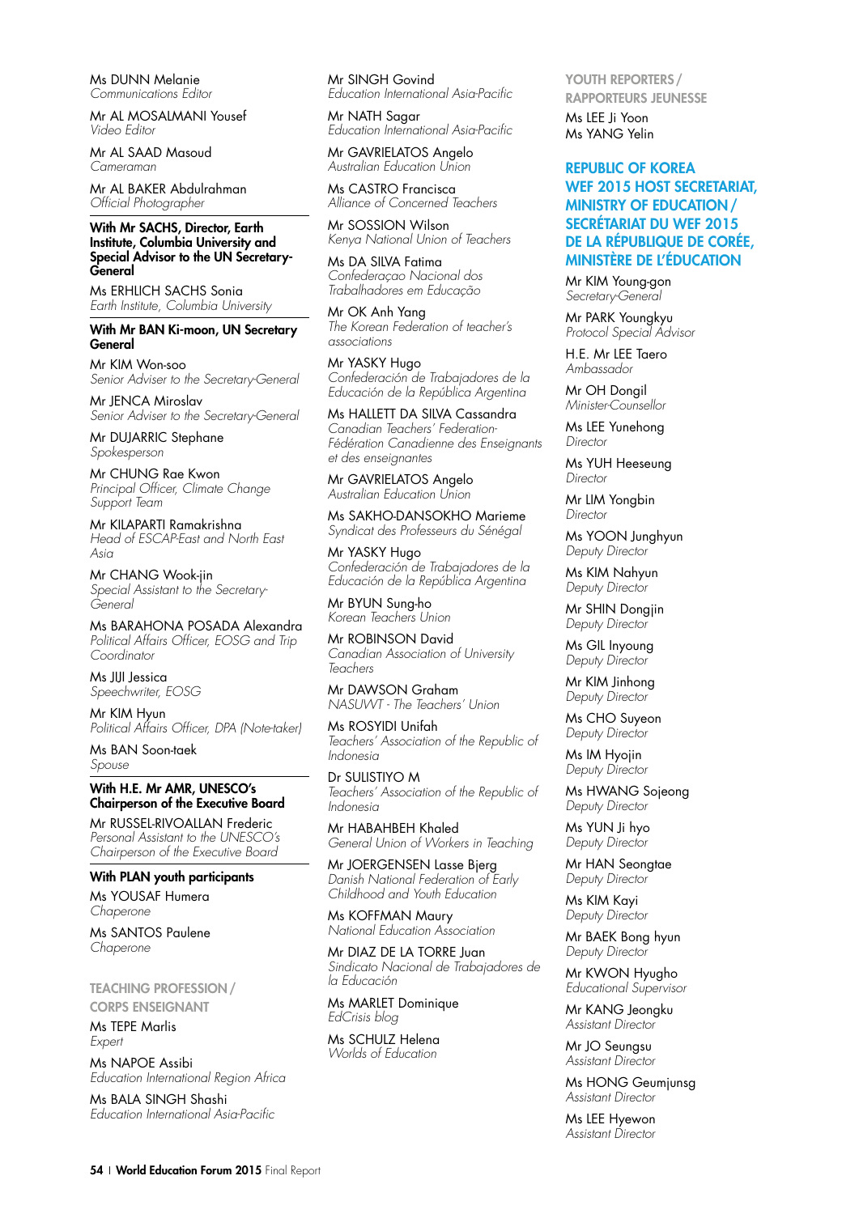Ms DUNN Melanie
*Communications Editor*

Mr AL MOSALMANI Yousef
*Video Editor*

Mr AL SAAD Masoud
*Cameraman*

Mr AL BAKER Abdulrahman
*Official Photographer*

**With Mr SACHS, Director, Earth Institute, Columbia University and Special Advisor to the UN Secretary-General**

Ms ERHLICH SACHS Sonia
*Earth Institute, Columbia University*

**With Mr BAN Ki-moon, UN Secretary General**

Mr KIM Won-soo
*Senior Adviser to the Secretary-General*

Mr JENCA Miroslav
*Senior Adviser to the Secretary-General*

Mr DUJARRIC Stephane
*Spokesperson*

Mr CHUNG Rae Kwon
*Principal Officer, Climate Change Support Team*

Mr KILAPARTI Ramakrishna
*Head of ESCAP-East and North East Asia*

Mr CHANG Wook-jin
*Special Assistant to the Secretary-General*

Ms BARAHONA POSADA Alexandra
*Political Affairs Officer, EOSG and Trip Coordinator*

Ms JIJI Jessica
*Speechwriter, EOSG*

Mr KIM Hyun
*Political Affairs Officer, DPA (Note-taker)*

Ms BAN Soon-taek
*Spouse*

**With H.E. Mr AMR, UNESCO's Chairperson of the Executive Board**

Mr RUSSEL-RIVOALLAN Frederic
*Personal Assistant to the UNESCO's Chairperson of the Executive Board*

**With PLAN youth participants**

Ms YOUSAF Humera
*Chaperone*

Ms SANTOS Paulene
*Chaperone*

## TEACHING PROFESSION / CORPS ENSEIGNANT

Ms TEPE Marlis
*Expert*

Ms NAPOE Assibi
*Education International Region Africa*

Ms BALA SINGH Shashi
*Education International Asia-Pacific*

Mr SINGH Govind
*Education International Asia-Pacific*

Mr NATH Sagar
*Education International Asia-Pacific*

Mr GAVRIELATOS Angelo
*Australian Education Union*

Ms CASTRO Francisca
*Alliance of Concerned Teachers*

Mr SOSSION Wilson
*Kenya National Union of Teachers*

Ms DA SILVA Fatima
*Confederaçao Nacional dos Trabalhadores em Educação*

Mr OK Anh Yang
*The Korean Federation of teacher's associations*

Mr YASKY Hugo
*Confederación de Trabajadores de la Educación de la República Argentina*

Ms HALLETT DA SILVA Cassandra
*Canadian Teachers' Federation-Fédération Canadienne des Enseignants et des enseignantes*

Mr GAVRIELATOS Angelo
*Australian Education Union*

Ms SAKHO-DANSOKHO Marieme
*Syndicat des Professeurs du Sénégal*

Mr YASKY Hugo
*Confederación de Trabajadores de la Educación de la República Argentina*

Mr BYUN Sung-ho
*Korean Teachers Union*

Mr ROBINSON David
*Canadian Association of University Teachers*

Mr DAWSON Graham
*NASUWT - The Teachers' Union*

Ms ROSYIDI Unifah
*Teachers' Association of the Republic of Indonesia*

Dr SULISTIYO M
*Teachers' Association of the Republic of Indonesia*

Mr HABAHBEH Khaled
*General Union of Workers in Teaching*

Mr JOERGENSEN Lasse Bjerg
*Danish National Federation of Early Childhood and Youth Education*

Ms KOFFMAN Maury
*National Education Association*

Mr DIAZ DE LA TORRE Juan
*Sindicato Nacional de Trabajadores de la Educación*

Ms MARLET Dominique
*EdCrisis blog*

Ms SCHULZ Helena
*Worlds of Education*

## YOUTH REPORTERS / RAPPORTEURS JEUNESSE

Ms LEE Ji Yoon
Ms YANG Yelin

## REPUBLIC OF KOREA WEF 2015 HOST SECRETARIAT, MINISTRY OF EDUCATION / SECRÉTARIAT DU WEF 2015 DE LA RÉPUBLIQUE DE CORÉE, MINISTÈRE DE L'ÉDUCATION

Mr KIM Young-gon
*Secretary-General*

Mr PARK Youngkyu
*Protocol Special Advisor*

H.E. Mr LEE Taero
*Ambassador*

Mr OH Dongil
*Minister-Counsellor*

Ms LEE Yunehong
*Director*

Ms YUH Heeseung
*Director*

Mr LIM Yongbin
*Director*

Ms YOON Junghyun
*Deputy Director*

Ms KIM Nahyun
*Deputy Director*

Mr SHIN Dongjin
*Deputy Director*

Ms GIL Inyoung
*Deputy Director*

Mr KIM Jinhong
*Deputy Director*

Ms CHO Suyeon
*Deputy Director*

Ms IM Hyojin
*Deputy Director*

Ms HWANG Sojeong
*Deputy Director*

Ms YUN Ji hyo
*Deputy Director*

Mr HAN Seongtae
*Deputy Director*

Ms KIM Kayi
*Deputy Director*

Mr BAEK Bong hyun
*Deputy Director*

Mr KWON Hyugho
*Educational Supervisor*

Mr KANG Jeongku
*Assistant Director*

Mr JO Seungsu
*Assistant Director*

Ms HONG Geumjunsg
*Assistant Director*

Ms LEE Hyewon
*Assistant Director*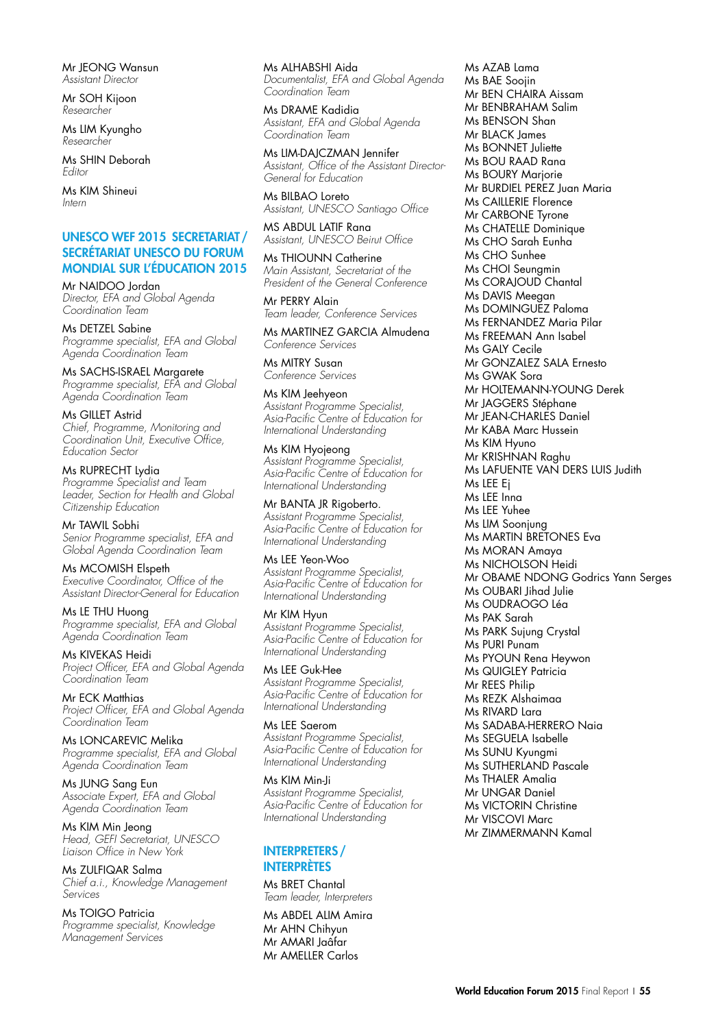Mr JEONG Wansun
*Assistant Director*

Mr SOH Kijoon
*Researcher*

Ms LIM Kyungho
*Researcher*

Ms SHIN Deborah
*Editor*

Ms KIM Shineui
*Intern*

## UNESCO WEF 2015 SECRETARIAT / SECRÉTARIAT UNESCO DU FORUM MONDIAL SUR L'ÉDUCATION 2015

Mr NAIDOO Jordan
*Director, EFA and Global Agenda Coordination Team*

Ms DETZEL Sabine
*Programme specialist, EFA and Global Agenda Coordination Team*

Ms SACHS-ISRAEL Margarete
*Programme specialist, EFA and Global Agenda Coordination Team*

Ms GILLET Astrid
*Chief, Programme, Monitoring and Coordination Unit, Executive Office, Education Sector*

Ms RUPRECHT Lydia
*Programme Specialist and Team Leader, Section for Health and Global Citizenship Education*

Mr TAWIL Sobhi
*Senior Programme specialist, EFA and Global Agenda Coordination Team*

Ms MCOMISH Elspeth
*Executive Coordinator, Office of the Assistant Director-General for Education*

Ms LE THU Huong
*Programme specialist, EFA and Global Agenda Coordination Team*

Ms KIVEKAS Heidi
*Project Officer, EFA and Global Agenda Coordination Team*

Mr ECK Matthias
*Project Officer, EFA and Global Agenda Coordination Team*

Ms LONCAREVIC Melika
*Programme specialist, EFA and Global Agenda Coordination Team*

Ms JUNG Sang Eun
*Associate Expert, EFA and Global Agenda Coordination Team*

Ms KIM Min Jeong
*Head, GEFI Secretariat, UNESCO Liaison Office in New York*

Ms ZULFIQAR Salma
*Chief a.i., Knowledge Management Services*

Ms TOIGO Patricia
*Programme specialist, Knowledge Management Services*

Ms ALHABSHI Aida
*Documentalist, EFA and Global Agenda Coordination Team*

Ms DRAME Kadidia
*Assistant, EFA and Global Agenda Coordination Team*

Ms LIM-DAJCZMAN Jennifer
*Assistant, Office of the Assistant Director-General for Education*

Ms BILBAO Loreto
*Assistant, UNESCO Santiago Office*

MS ABDUL LATIF Rana
*Assistant, UNESCO Beirut Office*

Ms THIOUNN Catherine
*Main Assistant, Secretariat of the President of the General Conference*

Mr PERRY Alain
*Team leader, Conference Services*

Ms MARTINEZ GARCIA Almudena
*Conference Services*

Ms MITRY Susan
*Conference Services*

Ms KIM Jeehyeon
*Assistant Programme Specialist, Asia-Pacific Centre of Education for International Understanding*

Ms KIM Hyojeong
*Assistant Programme Specialist, Asia-Pacific Centre of Education for International Understanding*

Mr BANTA JR Rigoberto.
*Assistant Programme Specialist, Asia-Pacific Centre of Education for International Understanding*

Ms LEE Yeon-Woo
*Assistant Programme Specialist, Asia-Pacific Centre of Education for International Understanding*

Mr KIM Hyun
*Assistant Programme Specialist, Asia-Pacific Centre of Education for International Understanding*

Ms LEE Guk-Hee
*Assistant Programme Specialist, Asia-Pacific Centre of Education for International Understanding*

Ms LEE Saerom
*Assistant Programme Specialist, Asia-Pacific Centre of Education for International Understanding*

Ms KIM Min-Ji
*Assistant Programme Specialist, Asia-Pacific Centre of Education for International Understanding*

## INTERPRETERS / INTERPRÈTES

Ms BRET Chantal
*Team leader, Interpreters*

Ms ABDEL ALIM Amira
Mr AHN Chihyun
Mr AMARI Jaâfar
Mr AMELLER Carlos
Ms AZAB Lama
Ms BAE Soojin
Mr BEN CHAIRA Aissam
Mr BENBRAHAM Salim
Ms BENSON Shan
Mr BLACK James
Ms BONNET Juliette
Ms BOU RAAD Rana
Ms BOURY Marjorie
Mr BURDIEL PEREZ Juan Maria
Ms CAILLERIE Florence
Mr CARBONE Tyrone
Ms CHATELLE Dominique
Ms CHO Sarah Eunha
Ms CHO Sunhee
Ms CHOI Seungmin
Ms CORAJOUD Chantal
Ms DAVIS Meegan
Ms DOMINGUEZ Paloma
Ms FERNANDEZ Maria Pilar
Ms FREEMAN Ann Isabel
Ms GALY Cecile
Mr GONZALEZ SALA Ernesto
Ms GWAK Sora
Mr HOLTEMANN-YOUNG Derek
Mr JAGGERS Stéphane
Mr JEAN-CHARLES Daniel
Mr KABA Marc Hussein
Ms KIM Hyuno
Mr KRISHNAN Raghu
Ms LAFUENTE VAN DERS LUIS Judith
Ms LEE Ej
Ms LEE Inna
Ms LEE Yuhee
Ms LIM Soonjung
Ms MARTIN BRETONES Eva
Ms MORAN Amaya
Ms NICHOLSON Heidi
Mr OBAME NDONG Godrics Yann Serges
Ms OUBARI Jihad Julie
Ms OUDRAOGO Léa
Ms PAK Sarah
Ms PARK Sujung Crystal
Ms PURI Punam
Ms PYOUN Rena Heywon
Ms QUIGLEY Patricia
Mr REES Philip
Ms REZK Alshaimaa
Ms RIVARD Lara
Ms SADABA-HERRERO Naia
Ms SEGUELA Isabelle
Ms SUNU Kyungmi
Ms SUTHERLAND Pascale
Ms THALER Amalia
Mr UNGAR Daniel
Ms VICTORIN Christine
Mr VISCOVI Marc
Mr ZIMMERMANN Kamal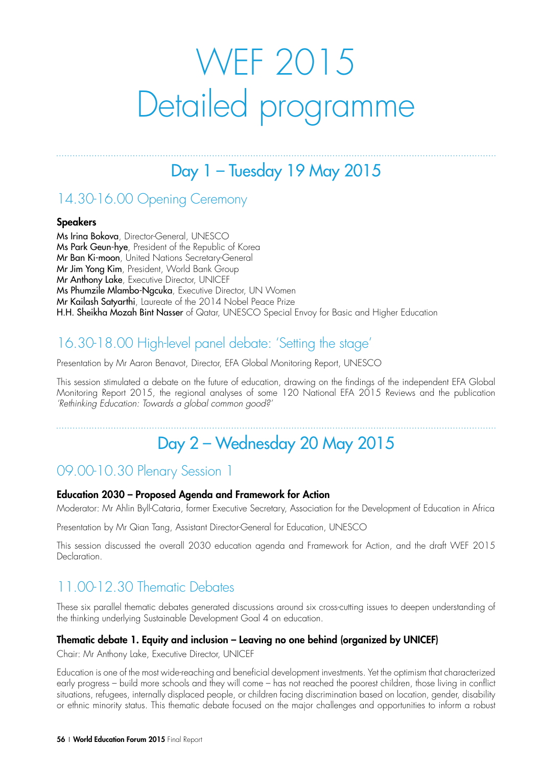# WEF 2015 Detailed programme

## Day 1 – Tuesday 19 May 2015

### 14.30-16.00 Opening Ceremony

**Speakers**

**Ms Irina Bokova**, Director-General, UNESCO
**Ms Park Geun-hye**, President of the Republic of Korea
**Mr Ban Ki-moon**, United Nations Secretary-General
**Mr Jim Yong Kim**, President, World Bank Group
**Mr Anthony Lake**, Executive Director, UNICEF
**Ms Phumzile Mlambo-Ngcuka**, Executive Director, UN Women
**Mr Kailash Satyarthi**, Laureate of the 2014 Nobel Peace Prize
**H.H. Sheikha Mozah Bint Nasser** of Qatar, UNESCO Special Envoy for Basic and Higher Education

### 16.30-18.00 High-level panel debate: 'Setting the stage'

Presentation by Mr Aaron Benavot, Director, EFA Global Monitoring Report, UNESCO

This session stimulated a debate on the future of education, drawing on the findings of the independent EFA Global Monitoring Report 2015, the regional analyses of some 120 National EFA 2015 Reviews and the publication *'Rethinking Education: Towards a global common good?'*

## Day 2 – Wednesday 20 May 2015

### 09.00-10.30 Plenary Session 1

**Education 2030 – Proposed Agenda and Framework for Action**

Moderator: Mr Ahlin Byll-Cataria, former Executive Secretary, Association for the Development of Education in Africa

Presentation by Mr Qian Tang, Assistant Director-General for Education, UNESCO

This session discussed the overall 2030 education agenda and Framework for Action, and the draft WEF 2015 Declaration.

### 11.00-12.30 Thematic Debates

These six parallel thematic debates generated discussions around six cross-cutting issues to deepen understanding of the thinking underlying Sustainable Development Goal 4 on education.

**Thematic debate 1. Equity and inclusion – Leaving no one behind (organized by UNICEF)**

Chair: Mr Anthony Lake, Executive Director, UNICEF

Education is one of the most wide-reaching and beneficial development investments. Yet the optimism that characterized early progress – build more schools and they will come – has not reached the poorest children, those living in conflict situations, refugees, internally displaced people, or children facing discrimination based on location, gender, disability or ethnic minority status. This thematic debate focused on the major challenges and opportunities to inform a robust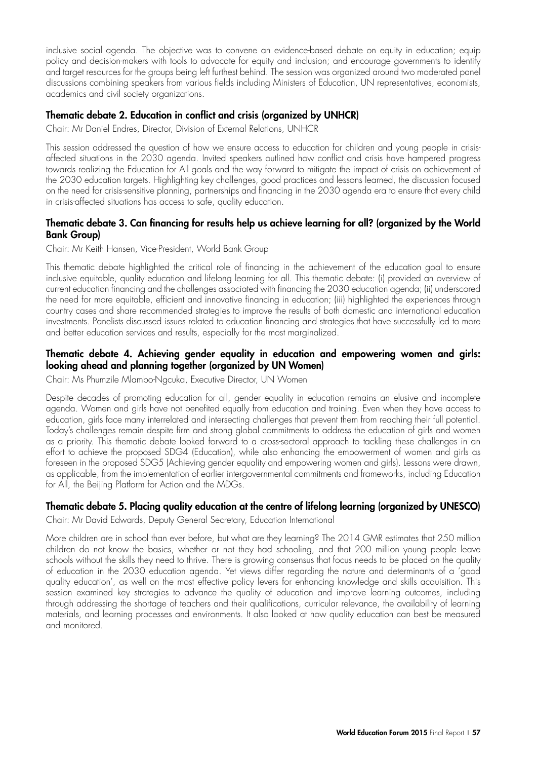inclusive social agenda. The objective was to convene an evidence-based debate on equity in education; equip policy and decision-makers with tools to advocate for equity and inclusion; and encourage governments to identify and target resources for the groups being left furthest behind. The session was organized around two moderated panel discussions combining speakers from various fields including Ministers of Education, UN representatives, economists, academics and civil society organizations.

### Thematic debate 2. Education in conflict and crisis (organized by UNHCR)

Chair: Mr Daniel Endres, Director, Division of External Relations, UNHCR

This session addressed the question of how we ensure access to education for children and young people in crisis-affected situations in the 2030 agenda. Invited speakers outlined how conflict and crisis have hampered progress towards realizing the Education for All goals and the way forward to mitigate the impact of crisis on achievement of the 2030 education targets. Highlighting key challenges, good practices and lessons learned, the discussion focused on the need for crisis-sensitive planning, partnerships and financing in the 2030 agenda era to ensure that every child in crisis-affected situations has access to safe, quality education.

### Thematic debate 3. Can financing for results help us achieve learning for all? (organized by the World Bank Group)

Chair: Mr Keith Hansen, Vice-President, World Bank Group

This thematic debate highlighted the critical role of financing in the achievement of the education goal to ensure inclusive equitable, quality education and lifelong learning for all. This thematic debate: (i) provided an overview of current education financing and the challenges associated with financing the 2030 education agenda; (ii) underscored the need for more equitable, efficient and innovative financing in education; (iii) highlighted the experiences through country cases and share recommended strategies to improve the results of both domestic and international education investments. Panelists discussed issues related to education financing and strategies that have successfully led to more and better education services and results, especially for the most marginalized.

### Thematic debate 4. Achieving gender equality in education and empowering women and girls: looking ahead and planning together (organized by UN Women)

Chair: Ms Phumzile Mlambo-Ngcuka, Executive Director, UN Women

Despite decades of promoting education for all, gender equality in education remains an elusive and incomplete agenda. Women and girls have not benefited equally from education and training. Even when they have access to education, girls face many interrelated and intersecting challenges that prevent them from reaching their full potential. Today's challenges remain despite firm and strong global commitments to address the education of girls and women as a priority. This thematic debate looked forward to a cross-sectoral approach to tackling these challenges in an effort to achieve the proposed SDG4 (Education), while also enhancing the empowerment of women and girls as foreseen in the proposed SDG5 (Achieving gender equality and empowering women and girls). Lessons were drawn, as applicable, from the implementation of earlier intergovernmental commitments and frameworks, including Education for All, the Beijing Platform for Action and the MDGs.

### Thematic debate 5. Placing quality education at the centre of lifelong learning (organized by UNESCO)

Chair: Mr David Edwards, Deputy General Secretary, Education International

More children are in school than ever before, but what are they learning? The 2014 GMR estimates that 250 million children do not know the basics, whether or not they had schooling, and that 200 million young people leave schools without the skills they need to thrive. There is growing consensus that focus needs to be placed on the quality of education in the 2030 education agenda. Yet views differ regarding the nature and determinants of a 'good quality education', as well on the most effective policy levers for enhancing knowledge and skills acquisition. This session examined key strategies to advance the quality of education and improve learning outcomes, including through addressing the shortage of teachers and their qualifications, curricular relevance, the availability of learning materials, and learning processes and environments. It also looked at how quality education can best be measured and monitored.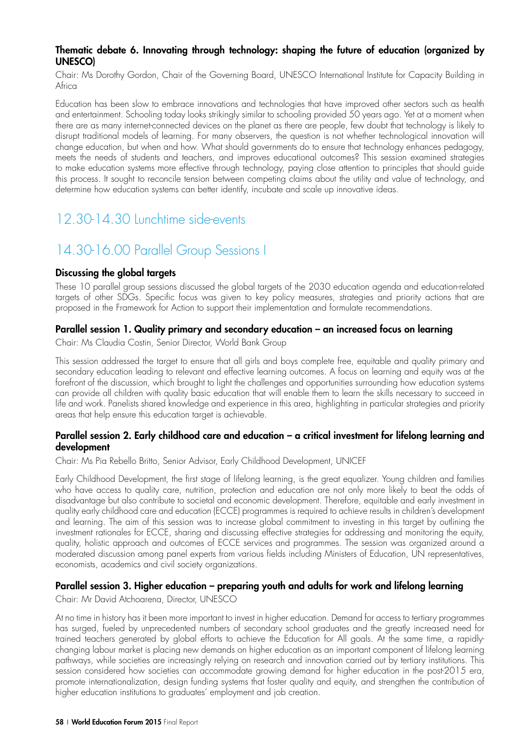### Thematic debate 6. Innovating through technology: shaping the future of education (organized by UNESCO)

Chair: Ms Dorothy Gordon, Chair of the Governing Board, UNESCO International Institute for Capacity Building in Africa

Education has been slow to embrace innovations and technologies that have improved other sectors such as health and entertainment. Schooling today looks strikingly similar to schooling provided 50 years ago. Yet at a moment when there are as many internet-connected devices on the planet as there are people, few doubt that technology is likely to disrupt traditional models of learning. For many observers, the question is not whether technological innovation will change education, but when and how. What should governments do to ensure that technology enhances pedagogy, meets the needs of students and teachers, and improves educational outcomes? This session examined strategies to make education systems more effective through technology, paying close attention to principles that should guide this process. It sought to reconcile tension between competing claims about the utility and value of technology, and determine how education systems can better identify, incubate and scale up innovative ideas.

## 12.30-14.30 Lunchtime side-events

## 14.30-16.00 Parallel Group Sessions I

### Discussing the global targets

These 10 parallel group sessions discussed the global targets of the 2030 education agenda and education-related targets of other SDGs. Specific focus was given to key policy measures, strategies and priority actions that are proposed in the Framework for Action to support their implementation and formulate recommendations.

### Parallel session 1. Quality primary and secondary education – an increased focus on learning

Chair: Ms Claudia Costin, Senior Director, World Bank Group

This session addressed the target to ensure that all girls and boys complete free, equitable and quality primary and secondary education leading to relevant and effective learning outcomes. A focus on learning and equity was at the forefront of the discussion, which brought to light the challenges and opportunities surrounding how education systems can provide all children with quality basic education that will enable them to learn the skills necessary to succeed in life and work. Panelists shared knowledge and experience in this area, highlighting in particular strategies and priority areas that help ensure this education target is achievable.

### Parallel session 2. Early childhood care and education – a critical investment for lifelong learning and development

Chair: Ms Pia Rebello Britto, Senior Advisor, Early Childhood Development, UNICEF

Early Childhood Development, the first stage of lifelong learning, is the great equalizer. Young children and families who have access to quality care, nutrition, protection and education are not only more likely to beat the odds of disadvantage but also contribute to societal and economic development. Therefore, equitable and early investment in quality early childhood care and education (ECCE) programmes is required to achieve results in children's development and learning. The aim of this session was to increase global commitment to investing in this target by outlining the investment rationales for ECCE, sharing and discussing effective strategies for addressing and monitoring the equity, quality, holistic approach and outcomes of ECCE services and programmes. The session was organized around a moderated discussion among panel experts from various fields including Ministers of Education, UN representatives, economists, academics and civil society organizations.

### Parallel session 3. Higher education – preparing youth and adults for work and lifelong learning

Chair: Mr David Atchoarena, Director, UNESCO

At no time in history has it been more important to invest in higher education. Demand for access to tertiary programmes has surged, fueled by unprecedented numbers of secondary school graduates and the greatly increased need for trained teachers generated by global efforts to achieve the Education for All goals. At the same time, a rapidly-changing labour market is placing new demands on higher education as an important component of lifelong learning pathways, while societies are increasingly relying on research and innovation carried out by tertiary institutions. This session considered how societies can accommodate growing demand for higher education in the post-2015 era, promote internationalization, design funding systems that foster quality and equity, and strengthen the contribution of higher education institutions to graduates' employment and job creation.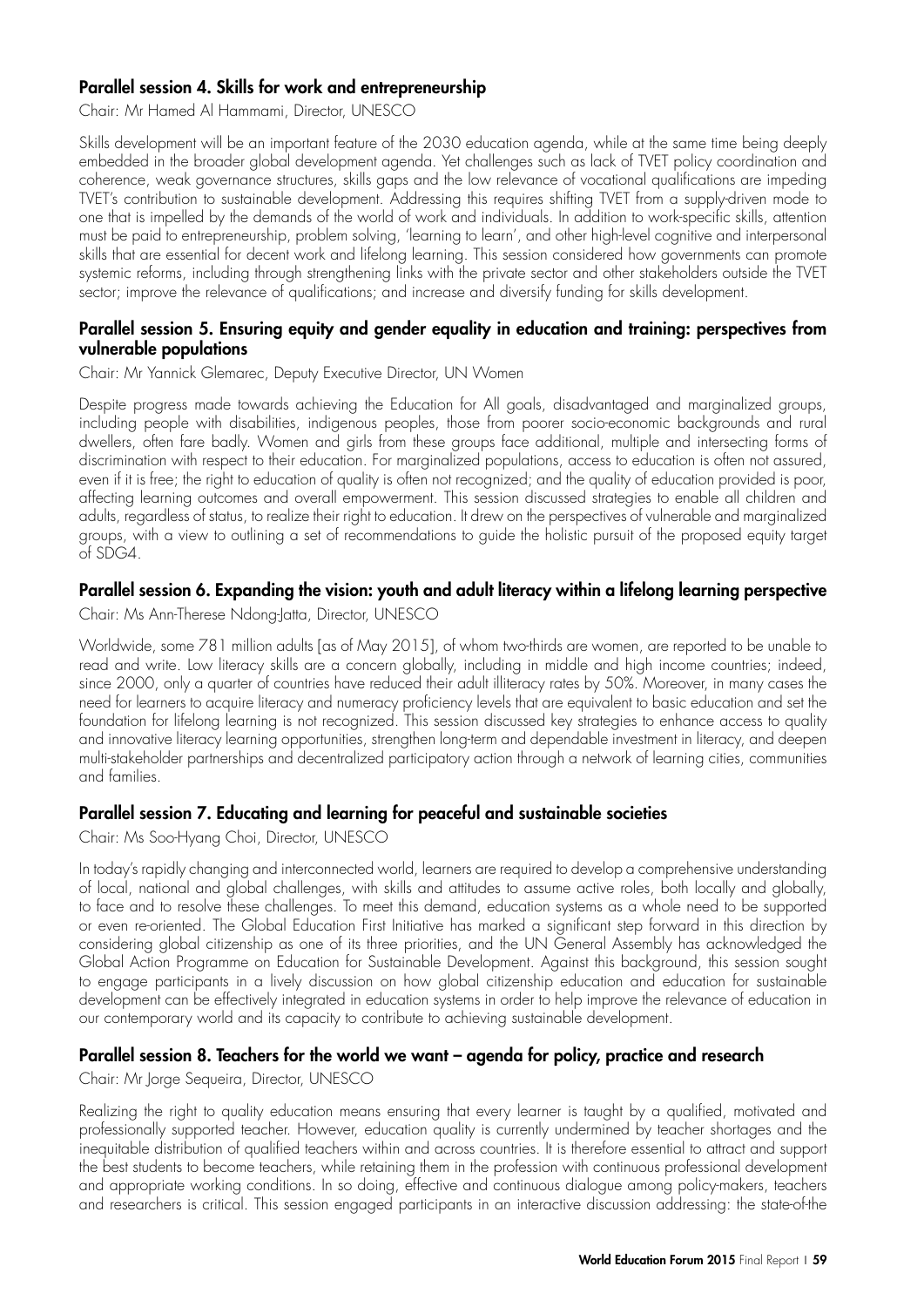### Parallel session 4. Skills for work and entrepreneurship

Chair: Mr Hamed Al Hammami, Director, UNESCO

Skills development will be an important feature of the 2030 education agenda, while at the same time being deeply embedded in the broader global development agenda. Yet challenges such as lack of TVET policy coordination and coherence, weak governance structures, skills gaps and the low relevance of vocational qualifications are impeding TVET's contribution to sustainable development. Addressing this requires shifting TVET from a supply-driven mode to one that is impelled by the demands of the world of work and individuals. In addition to work-specific skills, attention must be paid to entrepreneurship, problem solving, 'learning to learn', and other high-level cognitive and interpersonal skills that are essential for decent work and lifelong learning. This session considered how governments can promote systemic reforms, including through strengthening links with the private sector and other stakeholders outside the TVET sector; improve the relevance of qualifications; and increase and diversify funding for skills development.

### Parallel session 5. Ensuring equity and gender equality in education and training: perspectives from vulnerable populations

Chair: Mr Yannick Glemarec, Deputy Executive Director, UN Women

Despite progress made towards achieving the Education for All goals, disadvantaged and marginalized groups, including people with disabilities, indigenous peoples, those from poorer socio-economic backgrounds and rural dwellers, often fare badly. Women and girls from these groups face additional, multiple and intersecting forms of discrimination with respect to their education. For marginalized populations, access to education is often not assured, even if it is free; the right to education of quality is often not recognized; and the quality of education provided is poor, affecting learning outcomes and overall empowerment. This session discussed strategies to enable all children and adults, regardless of status, to realize their right to education. It drew on the perspectives of vulnerable and marginalized groups, with a view to outlining a set of recommendations to guide the holistic pursuit of the proposed equity target of SDG4.

### Parallel session 6. Expanding the vision: youth and adult literacy within a lifelong learning perspective

Chair: Ms Ann-Therese Ndong-Jatta, Director, UNESCO

Worldwide, some 781 million adults [as of May 2015], of whom two-thirds are women, are reported to be unable to read and write. Low literacy skills are a concern globally, including in middle and high income countries; indeed, since 2000, only a quarter of countries have reduced their adult illiteracy rates by 50%. Moreover, in many cases the need for learners to acquire literacy and numeracy proficiency levels that are equivalent to basic education and set the foundation for lifelong learning is not recognized. This session discussed key strategies to enhance access to quality and innovative literacy learning opportunities, strengthen long-term and dependable investment in literacy, and deepen multi-stakeholder partnerships and decentralized participatory action through a network of learning cities, communities and families.

### Parallel session 7. Educating and learning for peaceful and sustainable societies

Chair: Ms Soo-Hyang Choi, Director, UNESCO

In today's rapidly changing and interconnected world, learners are required to develop a comprehensive understanding of local, national and global challenges, with skills and attitudes to assume active roles, both locally and globally, to face and to resolve these challenges. To meet this demand, education systems as a whole need to be supported or even re-oriented. The Global Education First Initiative has marked a significant step forward in this direction by considering global citizenship as one of its three priorities, and the UN General Assembly has acknowledged the Global Action Programme on Education for Sustainable Development. Against this background, this session sought to engage participants in a lively discussion on how global citizenship education and education for sustainable development can be effectively integrated in education systems in order to help improve the relevance of education in our contemporary world and its capacity to contribute to achieving sustainable development.

### Parallel session 8. Teachers for the world we want – agenda for policy, practice and research

Chair: Mr Jorge Sequeira, Director, UNESCO

Realizing the right to quality education means ensuring that every learner is taught by a qualified, motivated and professionally supported teacher. However, education quality is currently undermined by teacher shortages and the inequitable distribution of qualified teachers within and across countries. It is therefore essential to attract and support the best students to become teachers, while retaining them in the profession with continuous professional development and appropriate working conditions. In so doing, effective and continuous dialogue among policy-makers, teachers and researchers is critical. This session engaged participants in an interactive discussion addressing: the state-of-the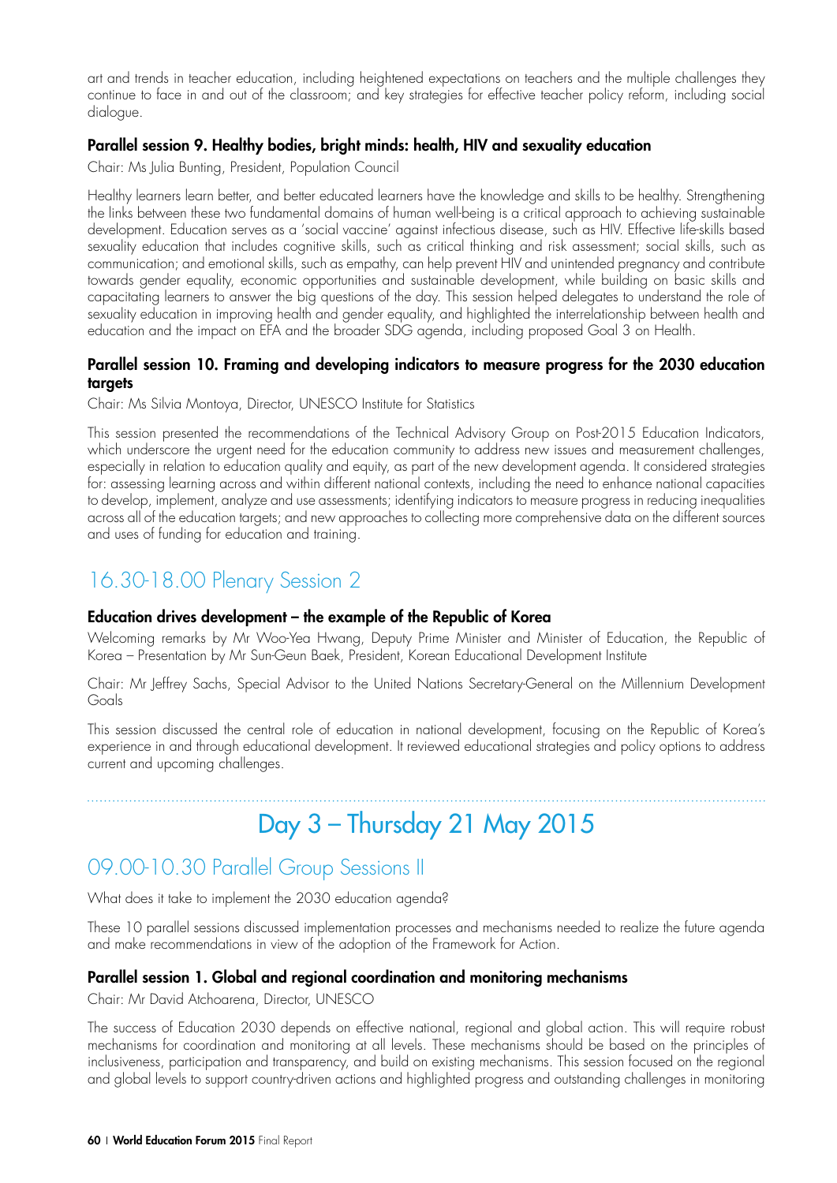art and trends in teacher education, including heightened expectations on teachers and the multiple challenges they continue to face in and out of the classroom; and key strategies for effective teacher policy reform, including social dialogue.

### Parallel session 9. Healthy bodies, bright minds: health, HIV and sexuality education

Chair: Ms Julia Bunting, President, Population Council

Healthy learners learn better, and better educated learners have the knowledge and skills to be healthy. Strengthening the links between these two fundamental domains of human well-being is a critical approach to achieving sustainable development. Education serves as a 'social vaccine' against infectious disease, such as HIV. Effective life-skills based sexuality education that includes cognitive skills, such as critical thinking and risk assessment; social skills, such as communication; and emotional skills, such as empathy, can help prevent HIV and unintended pregnancy and contribute towards gender equality, economic opportunities and sustainable development, while building on basic skills and capacitating learners to answer the big questions of the day. This session helped delegates to understand the role of sexuality education in improving health and gender equality, and highlighted the interrelationship between health and education and the impact on EFA and the broader SDG agenda, including proposed Goal 3 on Health.

### Parallel session 10. Framing and developing indicators to measure progress for the 2030 education targets

Chair: Ms Silvia Montoya, Director, UNESCO Institute for Statistics

This session presented the recommendations of the Technical Advisory Group on Post-2015 Education Indicators, which underscore the urgent need for the education community to address new issues and measurement challenges, especially in relation to education quality and equity, as part of the new development agenda. It considered strategies for: assessing learning across and within different national contexts, including the need to enhance national capacities to develop, implement, analyze and use assessments; identifying indicators to measure progress in reducing inequalities across all of the education targets; and new approaches to collecting more comprehensive data on the different sources and uses of funding for education and training.

## 16.30-18.00 Plenary Session 2

### Education drives development – the example of the Republic of Korea

Welcoming remarks by Mr Woo-Yea Hwang, Deputy Prime Minister and Minister of Education, the Republic of Korea – Presentation by Mr Sun-Geun Baek, President, Korean Educational Development Institute

Chair: Mr Jeffrey Sachs, Special Advisor to the United Nations Secretary-General on the Millennium Development Goals

This session discussed the central role of education in national development, focusing on the Republic of Korea's experience in and through educational development. It reviewed educational strategies and policy options to address current and upcoming challenges.

# Day 3 – Thursday 21 May 2015

## 09.00-10.30 Parallel Group Sessions II

What does it take to implement the 2030 education agenda?

These 10 parallel sessions discussed implementation processes and mechanisms needed to realize the future agenda and make recommendations in view of the adoption of the Framework for Action.

### Parallel session 1. Global and regional coordination and monitoring mechanisms

Chair: Mr David Atchoarena, Director, UNESCO

The success of Education 2030 depends on effective national, regional and global action. This will require robust mechanisms for coordination and monitoring at all levels. These mechanisms should be based on the principles of inclusiveness, participation and transparency, and build on existing mechanisms. This session focused on the regional and global levels to support country-driven actions and highlighted progress and outstanding challenges in monitoring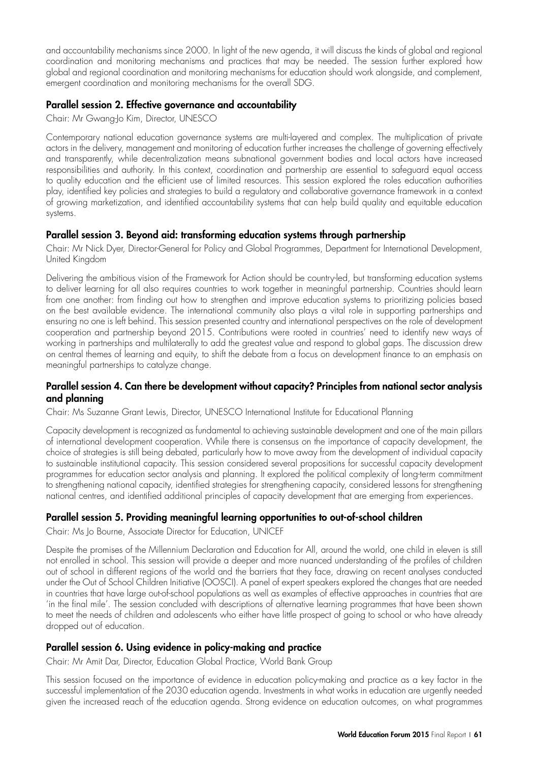and accountability mechanisms since 2000. In light of the new agenda, it will discuss the kinds of global and regional coordination and monitoring mechanisms and practices that may be needed. The session further explored how global and regional coordination and monitoring mechanisms for education should work alongside, and complement, emergent coordination and monitoring mechanisms for the overall SDG.

### Parallel session 2. Effective governance and accountability

Chair: Mr Gwang-Jo Kim, Director, UNESCO

Contemporary national education governance systems are multi-layered and complex. The multiplication of private actors in the delivery, management and monitoring of education further increases the challenge of governing effectively and transparently, while decentralization means subnational government bodies and local actors have increased responsibilities and authority. In this context, coordination and partnership are essential to safeguard equal access to quality education and the efficient use of limited resources. This session explored the roles education authorities play, identified key policies and strategies to build a regulatory and collaborative governance framework in a context of growing marketization, and identified accountability systems that can help build quality and equitable education systems.

### Parallel session 3. Beyond aid: transforming education systems through partnership

Chair: Mr Nick Dyer, Director-General for Policy and Global Programmes, Department for International Development, United Kingdom

Delivering the ambitious vision of the Framework for Action should be country-led, but transforming education systems to deliver learning for all also requires countries to work together in meaningful partnership. Countries should learn from one another: from finding out how to strengthen and improve education systems to prioritizing policies based on the best available evidence. The international community also plays a vital role in supporting partnerships and ensuring no one is left behind. This session presented country and international perspectives on the role of development cooperation and partnership beyond 2015. Contributions were rooted in countries' need to identify new ways of working in partnerships and multilaterally to add the greatest value and respond to global gaps. The discussion drew on central themes of learning and equity, to shift the debate from a focus on development finance to an emphasis on meaningful partnerships to catalyze change.

### Parallel session 4. Can there be development without capacity? Principles from national sector analysis and planning

Chair: Ms Suzanne Grant Lewis, Director, UNESCO International Institute for Educational Planning

Capacity development is recognized as fundamental to achieving sustainable development and one of the main pillars of international development cooperation. While there is consensus on the importance of capacity development, the choice of strategies is still being debated, particularly how to move away from the development of individual capacity to sustainable institutional capacity. This session considered several propositions for successful capacity development programmes for education sector analysis and planning. It explored the political complexity of long-term commitment to strengthening national capacity, identified strategies for strengthening capacity, considered lessons for strengthening national centres, and identified additional principles of capacity development that are emerging from experiences.

### Parallel session 5. Providing meaningful learning opportunities to out-of-school children

Chair: Ms Jo Bourne, Associate Director for Education, UNICEF

Despite the promises of the Millennium Declaration and Education for All, around the world, one child in eleven is still not enrolled in school. This session will provide a deeper and more nuanced understanding of the profiles of children out of school in different regions of the world and the barriers that they face, drawing on recent analyses conducted under the Out of School Children Initiative (OOSCI). A panel of expert speakers explored the changes that are needed in countries that have large out-of-school populations as well as examples of effective approaches in countries that are 'in the final mile'. The session concluded with descriptions of alternative learning programmes that have been shown to meet the needs of children and adolescents who either have little prospect of going to school or who have already dropped out of education.

### Parallel session 6. Using evidence in policy-making and practice

Chair: Mr Amit Dar, Director, Education Global Practice, World Bank Group

This session focused on the importance of evidence in education policy-making and practice as a key factor in the successful implementation of the 2030 education agenda. Investments in what works in education are urgently needed given the increased reach of the education agenda. Strong evidence on education outcomes, on what programmes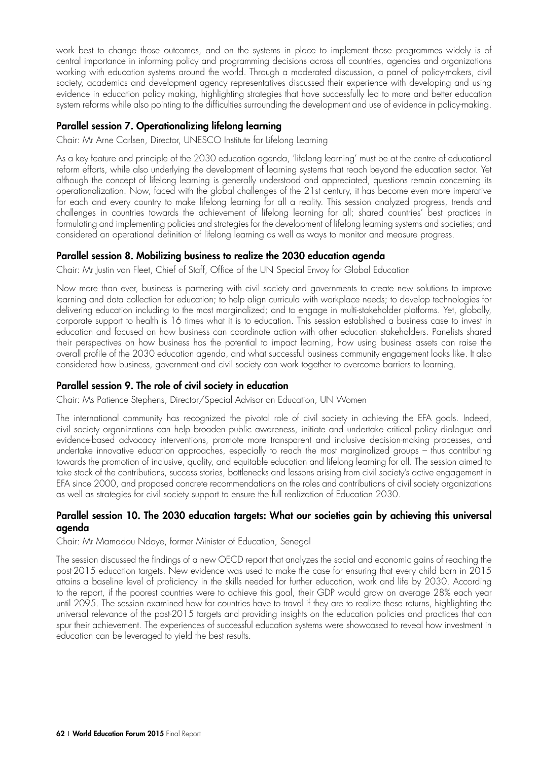work best to change those outcomes, and on the systems in place to implement those programmes widely is of central importance in informing policy and programming decisions across all countries, agencies and organizations working with education systems around the world. Through a moderated discussion, a panel of policy-makers, civil society, academics and development agency representatives discussed their experience with developing and using evidence in education policy making, highlighting strategies that have successfully led to more and better education system reforms while also pointing to the difficulties surrounding the development and use of evidence in policy-making.

### Parallel session 7. Operationalizing lifelong learning

Chair: Mr Arne Carlsen, Director, UNESCO Institute for Lifelong Learning

As a key feature and principle of the 2030 education agenda, 'lifelong learning' must be at the centre of educational reform efforts, while also underlying the development of learning systems that reach beyond the education sector. Yet although the concept of lifelong learning is generally understood and appreciated, questions remain concerning its operationalization. Now, faced with the global challenges of the 21st century, it has become even more imperative for each and every country to make lifelong learning for all a reality. This session analyzed progress, trends and challenges in countries towards the achievement of lifelong learning for all; shared countries' best practices in formulating and implementing policies and strategies for the development of lifelong learning systems and societies; and considered an operational definition of lifelong learning as well as ways to monitor and measure progress.

### Parallel session 8. Mobilizing business to realize the 2030 education agenda

Chair: Mr Justin van Fleet, Chief of Staff, Office of the UN Special Envoy for Global Education

Now more than ever, business is partnering with civil society and governments to create new solutions to improve learning and data collection for education; to help align curricula with workplace needs; to develop technologies for delivering education including to the most marginalized; and to engage in multi-stakeholder platforms. Yet, globally, corporate support to health is 16 times what it is to education. This session established a business case to invest in education and focused on how business can coordinate action with other education stakeholders. Panelists shared their perspectives on how business has the potential to impact learning, how using business assets can raise the overall profile of the 2030 education agenda, and what successful business community engagement looks like. It also considered how business, government and civil society can work together to overcome barriers to learning.

### Parallel session 9. The role of civil society in education

Chair: Ms Patience Stephens, Director/Special Advisor on Education, UN Women

The international community has recognized the pivotal role of civil society in achieving the EFA goals. Indeed, civil society organizations can help broaden public awareness, initiate and undertake critical policy dialogue and evidence-based advocacy interventions, promote more transparent and inclusive decision-making processes, and undertake innovative education approaches, especially to reach the most marginalized groups – thus contributing towards the promotion of inclusive, quality, and equitable education and lifelong learning for all. The session aimed to take stock of the contributions, success stories, bottlenecks and lessons arising from civil society's active engagement in EFA since 2000, and proposed concrete recommendations on the roles and contributions of civil society organizations as well as strategies for civil society support to ensure the full realization of Education 2030.

### Parallel session 10. The 2030 education targets: What our societies gain by achieving this universal agenda

Chair: Mr Mamadou Ndoye, former Minister of Education, Senegal

The session discussed the findings of a new OECD report that analyzes the social and economic gains of reaching the post-2015 education targets. New evidence was used to make the case for ensuring that every child born in 2015 attains a baseline level of proficiency in the skills needed for further education, work and life by 2030. According to the report, if the poorest countries were to achieve this goal, their GDP would grow on average 28% each year until 2095. The session examined how far countries have to travel if they are to realize these returns, highlighting the universal relevance of the post-2015 targets and providing insights on the education policies and practices that can spur their achievement. The experiences of successful education systems were showcased to reveal how investment in education can be leveraged to yield the best results.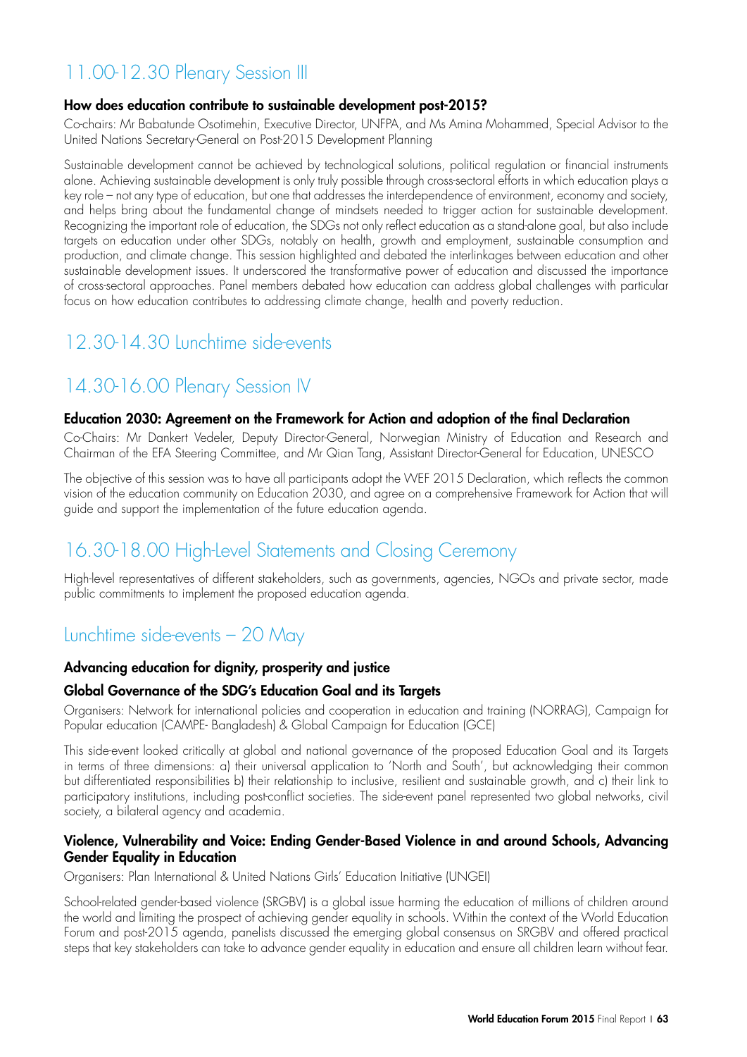## 11.00-12.30 Plenary Session III

### How does education contribute to sustainable development post-2015?

Co-chairs: Mr Babatunde Osotimehin, Executive Director, UNFPA, and Ms Amina Mohammed, Special Advisor to the United Nations Secretary-General on Post-2015 Development Planning

Sustainable development cannot be achieved by technological solutions, political regulation or financial instruments alone. Achieving sustainable development is only truly possible through cross-sectoral efforts in which education plays a key role – not any type of education, but one that addresses the interdependence of environment, economy and society, and helps bring about the fundamental change of mindsets needed to trigger action for sustainable development. Recognizing the important role of education, the SDGs not only reflect education as a stand-alone goal, but also include targets on education under other SDGs, notably on health, growth and employment, sustainable consumption and production, and climate change. This session highlighted and debated the interlinkages between education and other sustainable development issues. It underscored the transformative power of education and discussed the importance of cross-sectoral approaches. Panel members debated how education can address global challenges with particular focus on how education contributes to addressing climate change, health and poverty reduction.

## 12.30-14.30 Lunchtime side-events

## 14.30-16.00 Plenary Session IV

### Education 2030: Agreement on the Framework for Action and adoption of the final Declaration

Co-Chairs: Mr Dankert Vedeler, Deputy Director-General, Norwegian Ministry of Education and Research and Chairman of the EFA Steering Committee, and Mr Qian Tang, Assistant Director-General for Education, UNESCO

The objective of this session was to have all participants adopt the WEF 2015 Declaration, which reflects the common vision of the education community on Education 2030, and agree on a comprehensive Framework for Action that will guide and support the implementation of the future education agenda.

## 16.30-18.00 High-Level Statements and Closing Ceremony

High-level representatives of different stakeholders, such as governments, agencies, NGOs and private sector, made public commitments to implement the proposed education agenda.

## Lunchtime side-events – 20 May

### Advancing education for dignity, prosperity and justice

### Global Governance of the SDG's Education Goal and its Targets

Organisers: Network for international policies and cooperation in education and training (NORRAG), Campaign for Popular education (CAMPE- Bangladesh) & Global Campaign for Education (GCE)

This side-event looked critically at global and national governance of the proposed Education Goal and its Targets in terms of three dimensions: a) their universal application to 'North and South', but acknowledging their common but differentiated responsibilities b) their relationship to inclusive, resilient and sustainable growth, and c) their link to participatory institutions, including post-conflict societies. The side-event panel represented two global networks, civil society, a bilateral agency and academia.

### Violence, Vulnerability and Voice: Ending Gender-Based Violence in and around Schools, Advancing Gender Equality in Education

Organisers: Plan International & United Nations Girls' Education Initiative (UNGEI)

School-related gender-based violence (SRGBV) is a global issue harming the education of millions of children around the world and limiting the prospect of achieving gender equality in schools. Within the context of the World Education Forum and post-2015 agenda, panelists discussed the emerging global consensus on SRGBV and offered practical steps that key stakeholders can take to advance gender equality in education and ensure all children learn without fear.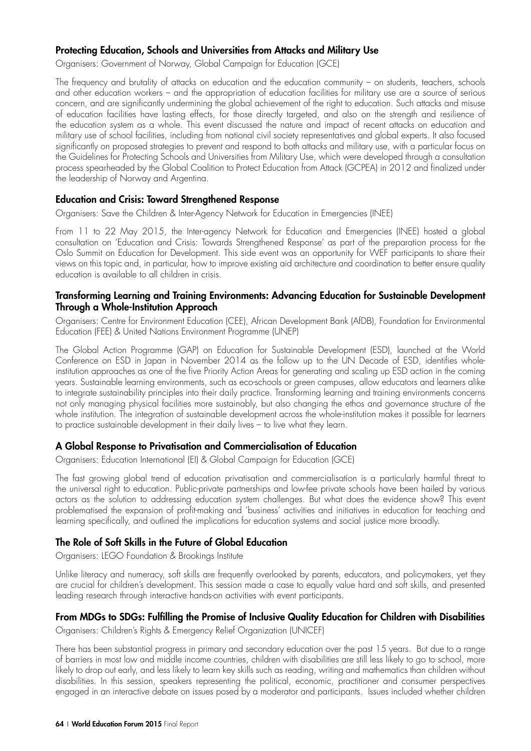### Protecting Education, Schools and Universities from Attacks and Military Use

Organisers: Government of Norway, Global Campaign for Education (GCE)

The frequency and brutality of attacks on education and the education community – on students, teachers, schools and other education workers – and the appropriation of education facilities for military use are a source of serious concern, and are significantly undermining the global achievement of the right to education. Such attacks and misuse of education facilities have lasting effects, for those directly targeted, and also on the strength and resilience of the education system as a whole. This event discussed the nature and impact of recent attacks on education and military use of school facilities, including from national civil society representatives and global experts. It also focused significantly on proposed strategies to prevent and respond to both attacks and military use, with a particular focus on the Guidelines for Protecting Schools and Universities from Military Use, which were developed through a consultation process spearheaded by the Global Coalition to Protect Education from Attack (GCPEA) in 2012 and finalized under the leadership of Norway and Argentina.

### Education and Crisis: Toward Strengthened Response

Organisers: Save the Children & Inter-Agency Network for Education in Emergencies (INEE)

From 11 to 22 May 2015, the Inter-agency Network for Education and Emergencies (INEE) hosted a global consultation on 'Education and Crisis: Towards Strengthened Response' as part of the preparation process for the Oslo Summit on Education for Development. This side event was an opportunity for WEF participants to share their views on this topic and, in particular, how to improve existing aid architecture and coordination to better ensure quality education is available to all children in crisis.

### Transforming Learning and Training Environments: Advancing Education for Sustainable Development Through a Whole-Institution Approach

Organisers: Centre for Environment Education (CEE), African Development Bank (AfDB), Foundation for Environmental Education (FEE) & United Nations Environment Programme (UNEP)

The Global Action Programme (GAP) on Education for Sustainable Development (ESD), launched at the World Conference on ESD in Japan in November 2014 as the follow up to the UN Decade of ESD, identifies whole-institution approaches as one of the five Priority Action Areas for generating and scaling up ESD action in the coming years. Sustainable learning environments, such as eco-schools or green campuses, allow educators and learners alike to integrate sustainability principles into their daily practice. Transforming learning and training environments concerns not only managing physical facilities more sustainably, but also changing the ethos and governance structure of the whole institution. The integration of sustainable development across the whole-institution makes it possible for learners to practice sustainable development in their daily lives – to live what they learn.

### A Global Response to Privatisation and Commercialisation of Education

Organisers: Education International (EI) & Global Campaign for Education (GCE)

The fast growing global trend of education privatisation and commercialisation is a particularly harmful threat to the universal right to education. Public-private partnerships and low-fee private schools have been hailed by various actors as the solution to addressing education system challenges. But what does the evidence show? This event problematised the expansion of profit-making and 'business' activities and initiatives in education for teaching and learning specifically, and outlined the implications for education systems and social justice more broadly.

### The Role of Soft Skills in the Future of Global Education

Organisers: LEGO Foundation & Brookings Institute

Unlike literacy and numeracy, soft skills are frequently overlooked by parents, educators, and policymakers, yet they are crucial for children's development. This session made a case to equally value hard and soft skills, and presented leading research through interactive hands-on activities with event participants.

### From MDGs to SDGs: Fulfilling the Promise of Inclusive Quality Education for Children with Disabilities

Organisers: Children's Rights & Emergency Relief Organization (UNICEF)

There has been substantial progress in primary and secondary education over the past 15 years. But due to a range of barriers in most low and middle income countries, children with disabilities are still less likely to go to school, more likely to drop out early, and less likely to learn key skills such as reading, writing and mathematics than children without disabilities. In this session, speakers representing the political, economic, practitioner and consumer perspectives engaged in an interactive debate on issues posed by a moderator and participants. Issues included whether children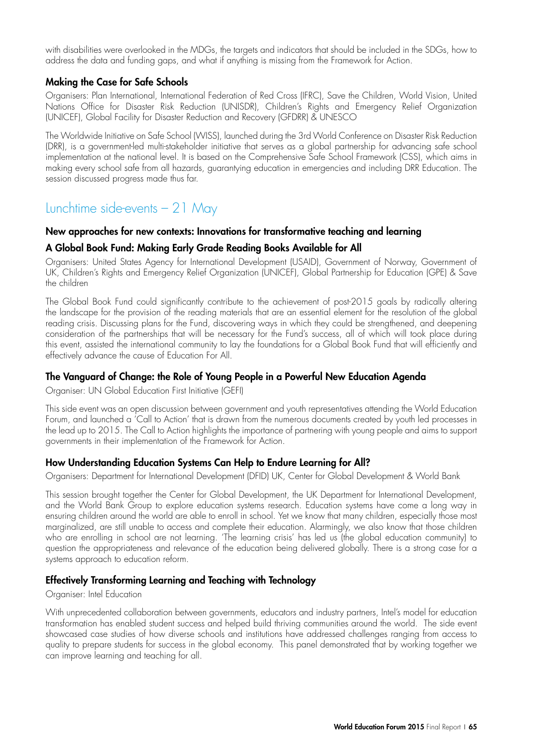with disabilities were overlooked in the MDGs, the targets and indicators that should be included in the SDGs, how to address the data and funding gaps, and what if anything is missing from the Framework for Action.

### Making the Case for Safe Schools

Organisers: Plan International, International Federation of Red Cross (IFRC), Save the Children, World Vision, United Nations Office for Disaster Risk Reduction (UNISDR), Children's Rights and Emergency Relief Organization (UNICEF), Global Facility for Disaster Reduction and Recovery (GFDRR) & UNESCO

The Worldwide Initiative on Safe School (WISS), launched during the 3rd World Conference on Disaster Risk Reduction (DRR), is a government-led multi-stakeholder initiative that serves as a global partnership for advancing safe school implementation at the national level. It is based on the Comprehensive Safe School Framework (CSS), which aims in making every school safe from all hazards, guarantying education in emergencies and including DRR Education. The session discussed progress made thus far.

## Lunchtime side-events – 21 May

### New approaches for new contexts: Innovations for transformative teaching and learning

### A Global Book Fund: Making Early Grade Reading Books Available for All

Organisers: United States Agency for International Development (USAID), Government of Norway, Government of UK, Children's Rights and Emergency Relief Organization (UNICEF), Global Partnership for Education (GPE) & Save the children

The Global Book Fund could significantly contribute to the achievement of post-2015 goals by radically altering the landscape for the provision of the reading materials that are an essential element for the resolution of the global reading crisis. Discussing plans for the Fund, discovering ways in which they could be strengthened, and deepening consideration of the partnerships that will be necessary for the Fund's success, all of which will took place during this event, assisted the international community to lay the foundations for a Global Book Fund that will efficiently and effectively advance the cause of Education For All.

### The Vanguard of Change: the Role of Young People in a Powerful New Education Agenda

Organiser: UN Global Education First Initiative (GEFI)

This side event was an open discussion between government and youth representatives attending the World Education Forum, and launched a 'Call to Action' that is drawn from the numerous documents created by youth led processes in the lead up to 2015. The Call to Action highlights the importance of partnering with young people and aims to support governments in their implementation of the Framework for Action.

### How Understanding Education Systems Can Help to Endure Learning for All?

Organisers: Department for International Development (DFID) UK, Center for Global Development & World Bank

This session brought together the Center for Global Development, the UK Department for International Development, and the World Bank Group to explore education systems research. Education systems have come a long way in ensuring children around the world are able to enroll in school. Yet we know that many children, especially those most marginalized, are still unable to access and complete their education. Alarmingly, we also know that those children who are enrolling in school are not learning. 'The learning crisis' has led us (the global education community) to question the appropriateness and relevance of the education being delivered globally. There is a strong case for a systems approach to education reform.

### Effectively Transforming Learning and Teaching with Technology

Organiser: Intel Education

With unprecedented collaboration between governments, educators and industry partners, Intel's model for education transformation has enabled student success and helped build thriving communities around the world. The side event showcased case studies of how diverse schools and institutions have addressed challenges ranging from access to quality to prepare students for success in the global economy. This panel demonstrated that by working together we can improve learning and teaching for all.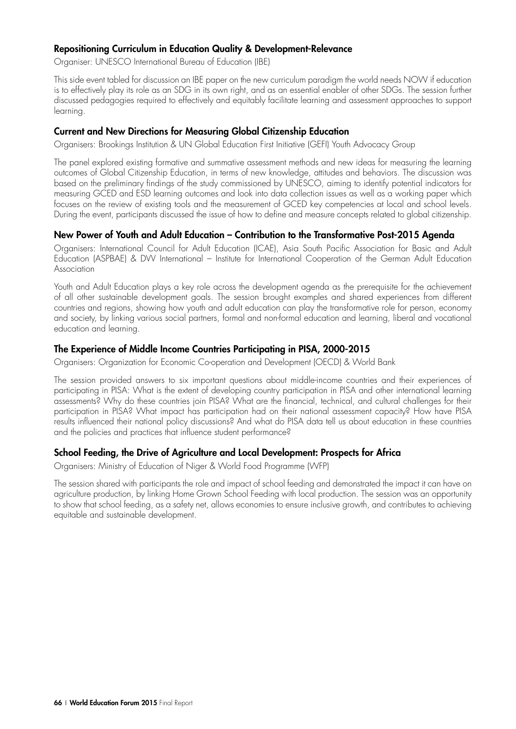### Repositioning Curriculum in Education Quality & Development-Relevance

Organiser: UNESCO International Bureau of Education (IBE)

This side event tabled for discussion an IBE paper on the new curriculum paradigm the world needs NOW if education is to effectively play its role as an SDG in its own right, and as an essential enabler of other SDGs. The session further discussed pedagogies required to effectively and equitably facilitate learning and assessment approaches to support learning.

### Current and New Directions for Measuring Global Citizenship Education

Organisers: Brookings Institution & UN Global Education First Initiative (GEFI) Youth Advocacy Group

The panel explored existing formative and summative assessment methods and new ideas for measuring the learning outcomes of Global Citizenship Education, in terms of new knowledge, attitudes and behaviors. The discussion was based on the preliminary findings of the study commissioned by UNESCO, aiming to identify potential indicators for measuring GCED and ESD learning outcomes and look into data collection issues as well as a working paper which focuses on the review of existing tools and the measurement of GCED key competencies at local and school levels. During the event, participants discussed the issue of how to define and measure concepts related to global citizenship.

### New Power of Youth and Adult Education – Contribution to the Transformative Post-2015 Agenda

Organisers: International Council for Adult Education (ICAE), Asia South Pacific Association for Basic and Adult Education (ASPBAE) & DVV International – Institute for International Cooperation of the German Adult Education Association

Youth and Adult Education plays a key role across the development agenda as the prerequisite for the achievement of all other sustainable development goals. The session brought examples and shared experiences from different countries and regions, showing how youth and adult education can play the transformative role for person, economy and society, by linking various social partners, formal and non-formal education and learning, liberal and vocational education and learning.

### The Experience of Middle Income Countries Participating in PISA, 2000-2015

Organisers: Organization for Economic Co-operation and Development (OECD) & World Bank

The session provided answers to six important questions about middle-income countries and their experiences of participating in PISA: What is the extent of developing country participation in PISA and other international learning assessments? Why do these countries join PISA? What are the financial, technical, and cultural challenges for their participation in PISA? What impact has participation had on their national assessment capacity? How have PISA results influenced their national policy discussions? And what do PISA data tell us about education in these countries and the policies and practices that influence student performance?

### School Feeding, the Drive of Agriculture and Local Development: Prospects for Africa

Organisers: Ministry of Education of Niger & World Food Programme (WFP)

The session shared with participants the role and impact of school feeding and demonstrated the impact it can have on agriculture production, by linking Home Grown School Feeding with local production. The session was an opportunity to show that school feeding, as a safety net, allows economies to ensure inclusive growth, and contributes to achieving equitable and sustainable development.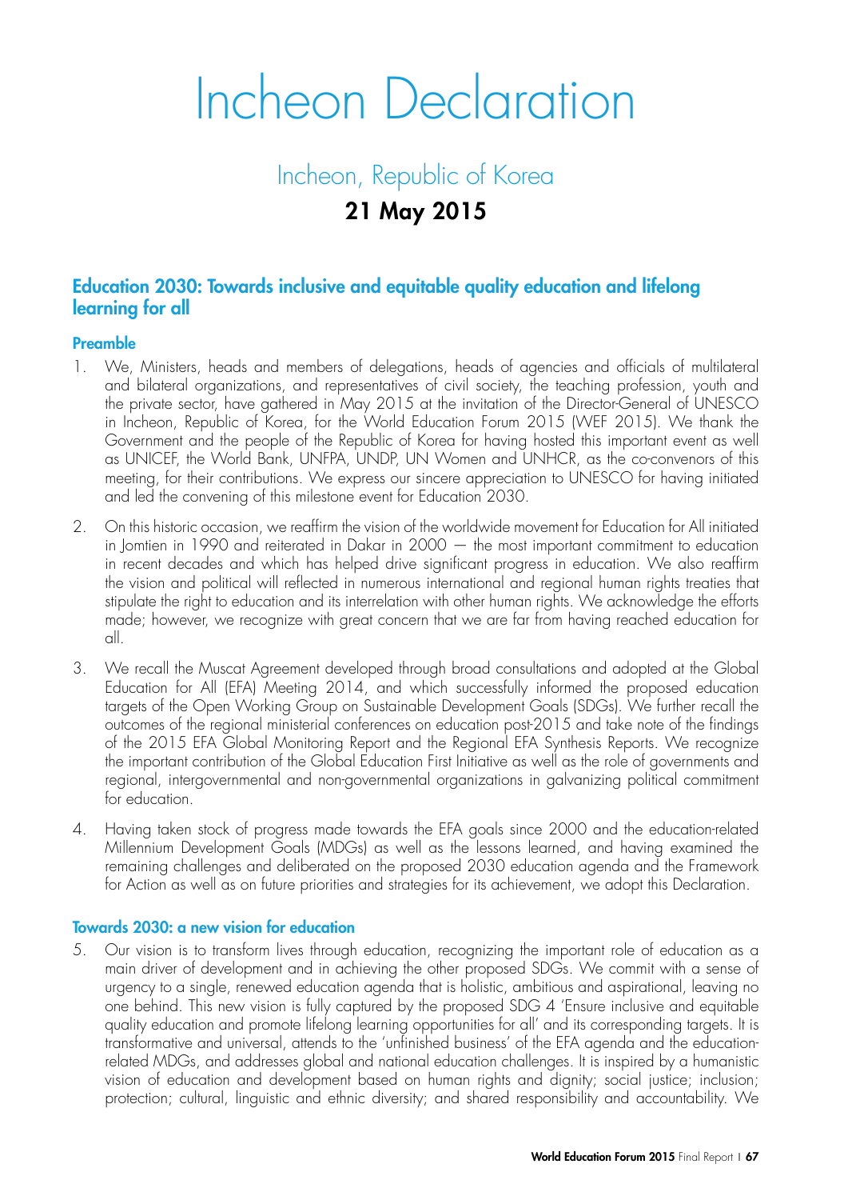# Incheon Declaration

## Incheon, Republic of Korea

## 21 May 2015

### Education 2030: Towards inclusive and equitable quality education and lifelong learning for all

#### Preamble

1. We, Ministers, heads and members of delegations, heads of agencies and officials of multilateral and bilateral organizations, and representatives of civil society, the teaching profession, youth and the private sector, have gathered in May 2015 at the invitation of the Director-General of UNESCO in Incheon, Republic of Korea, for the World Education Forum 2015 (WEF 2015). We thank the Government and the people of the Republic of Korea for having hosted this important event as well as UNICEF, the World Bank, UNFPA, UNDP, UN Women and UNHCR, as the co-convenors of this meeting, for their contributions. We express our sincere appreciation to UNESCO for having initiated and led the convening of this milestone event for Education 2030.

2. On this historic occasion, we reaffirm the vision of the worldwide movement for Education for All initiated in Jomtien in 1990 and reiterated in Dakar in 2000 — the most important commitment to education in recent decades and which has helped drive significant progress in education. We also reaffirm the vision and political will reflected in numerous international and regional human rights treaties that stipulate the right to education and its interrelation with other human rights. We acknowledge the efforts made; however, we recognize with great concern that we are far from having reached education for all.

3. We recall the Muscat Agreement developed through broad consultations and adopted at the Global Education for All (EFA) Meeting 2014, and which successfully informed the proposed education targets of the Open Working Group on Sustainable Development Goals (SDGs). We further recall the outcomes of the regional ministerial conferences on education post-2015 and take note of the findings of the 2015 EFA Global Monitoring Report and the Regional EFA Synthesis Reports. We recognize the important contribution of the Global Education First Initiative as well as the role of governments and regional, intergovernmental and non-governmental organizations in galvanizing political commitment for education.

4. Having taken stock of progress made towards the EFA goals since 2000 and the education-related Millennium Development Goals (MDGs) as well as the lessons learned, and having examined the remaining challenges and deliberated on the proposed 2030 education agenda and the Framework for Action as well as on future priorities and strategies for its achievement, we adopt this Declaration.

#### Towards 2030: a new vision for education

5. Our vision is to transform lives through education, recognizing the important role of education as a main driver of development and in achieving the other proposed SDGs. We commit with a sense of urgency to a single, renewed education agenda that is holistic, ambitious and aspirational, leaving no one behind. This new vision is fully captured by the proposed SDG 4 'Ensure inclusive and equitable quality education and promote lifelong learning opportunities for all' and its corresponding targets. It is transformative and universal, attends to the 'unfinished business' of the EFA agenda and the education-related MDGs, and addresses global and national education challenges. It is inspired by a humanistic vision of education and development based on human rights and dignity; social justice; inclusion; protection; cultural, linguistic and ethnic diversity; and shared responsibility and accountability. We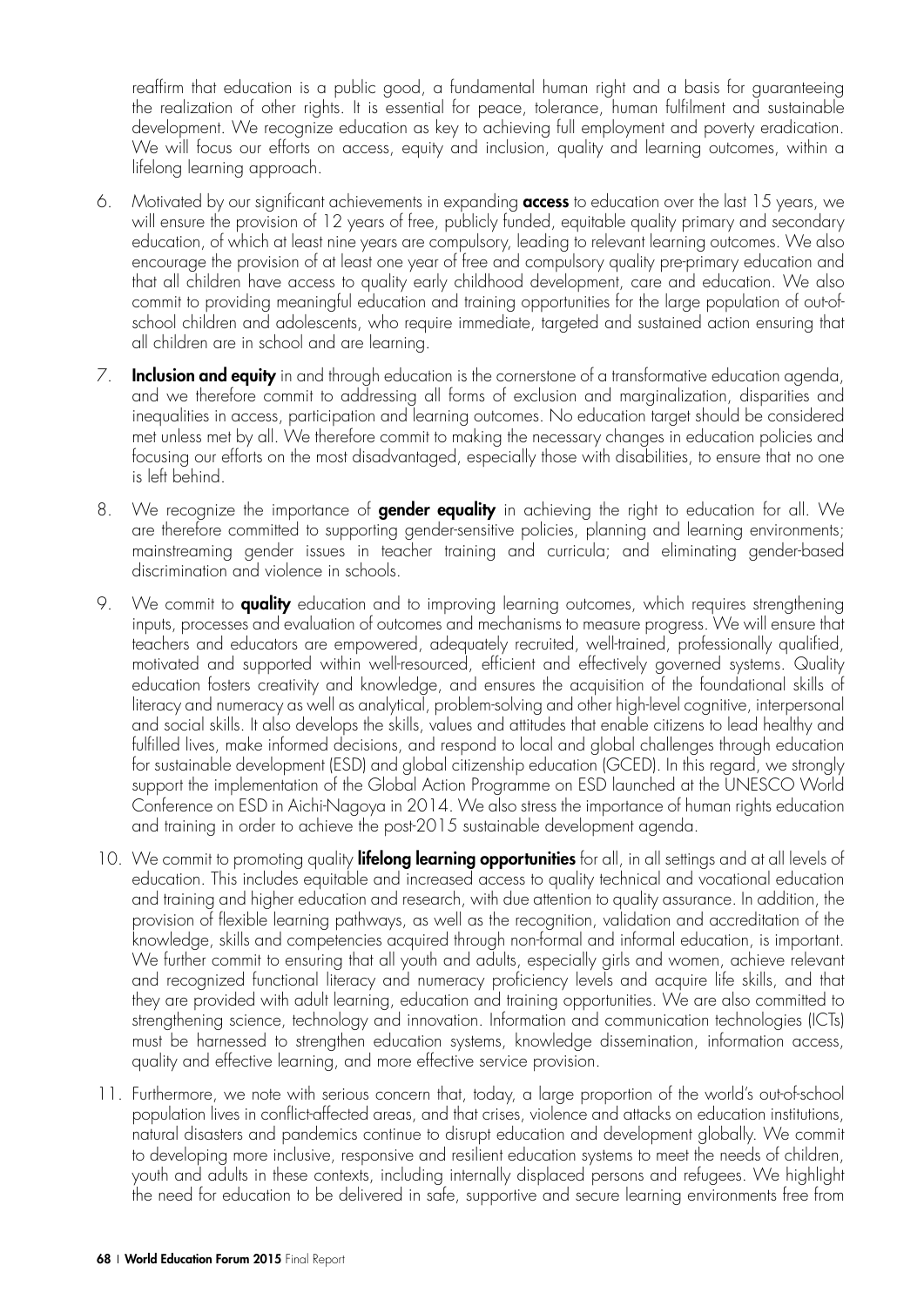reaffirm that education is a public good, a fundamental human right and a basis for guaranteeing the realization of other rights. It is essential for peace, tolerance, human fulfilment and sustainable development. We recognize education as key to achieving full employment and poverty eradication. We will focus our efforts on access, equity and inclusion, quality and learning outcomes, within a lifelong learning approach.

6. Motivated by our significant achievements in expanding **access** to education over the last 15 years, we will ensure the provision of 12 years of free, publicly funded, equitable quality primary and secondary education, of which at least nine years are compulsory, leading to relevant learning outcomes. We also encourage the provision of at least one year of free and compulsory quality pre-primary education and that all children have access to quality early childhood development, care and education. We also commit to providing meaningful education and training opportunities for the large population of out-of-school children and adolescents, who require immediate, targeted and sustained action ensuring that all children are in school and are learning.

7. **Inclusion and equity** in and through education is the cornerstone of a transformative education agenda, and we therefore commit to addressing all forms of exclusion and marginalization, disparities and inequalities in access, participation and learning outcomes. No education target should be considered met unless met by all. We therefore commit to making the necessary changes in education policies and focusing our efforts on the most disadvantaged, especially those with disabilities, to ensure that no one is left behind.

8. We recognize the importance of **gender equality** in achieving the right to education for all. We are therefore committed to supporting gender-sensitive policies, planning and learning environments; mainstreaming gender issues in teacher training and curricula; and eliminating gender-based discrimination and violence in schools.

9. We commit to **quality** education and to improving learning outcomes, which requires strengthening inputs, processes and evaluation of outcomes and mechanisms to measure progress. We will ensure that teachers and educators are empowered, adequately recruited, well-trained, professionally qualified, motivated and supported within well-resourced, efficient and effectively governed systems. Quality education fosters creativity and knowledge, and ensures the acquisition of the foundational skills of literacy and numeracy as well as analytical, problem-solving and other high-level cognitive, interpersonal and social skills. It also develops the skills, values and attitudes that enable citizens to lead healthy and fulfilled lives, make informed decisions, and respond to local and global challenges through education for sustainable development (ESD) and global citizenship education (GCED). In this regard, we strongly support the implementation of the Global Action Programme on ESD launched at the UNESCO World Conference on ESD in Aichi-Nagoya in 2014. We also stress the importance of human rights education and training in order to achieve the post-2015 sustainable development agenda.

10. We commit to promoting quality **lifelong learning opportunities** for all, in all settings and at all levels of education. This includes equitable and increased access to quality technical and vocational education and training and higher education and research, with due attention to quality assurance. In addition, the provision of flexible learning pathways, as well as the recognition, validation and accreditation of the knowledge, skills and competencies acquired through non-formal and informal education, is important. We further commit to ensuring that all youth and adults, especially girls and women, achieve relevant and recognized functional literacy and numeracy proficiency levels and acquire life skills, and that they are provided with adult learning, education and training opportunities. We are also committed to strengthening science, technology and innovation. Information and communication technologies (ICTs) must be harnessed to strengthen education systems, knowledge dissemination, information access, quality and effective learning, and more effective service provision.

11. Furthermore, we note with serious concern that, today, a large proportion of the world's out-of-school population lives in conflict-affected areas, and that crises, violence and attacks on education institutions, natural disasters and pandemics continue to disrupt education and development globally. We commit to developing more inclusive, responsive and resilient education systems to meet the needs of children, youth and adults in these contexts, including internally displaced persons and refugees. We highlight the need for education to be delivered in safe, supportive and secure learning environments free from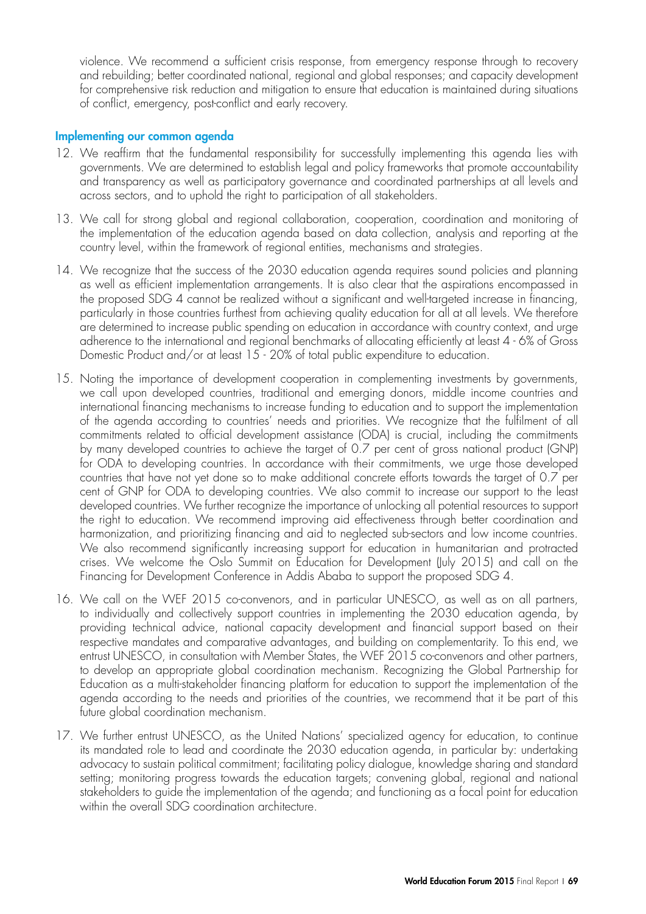violence. We recommend a sufficient crisis response, from emergency response through to recovery and rebuilding; better coordinated national, regional and global responses; and capacity development for comprehensive risk reduction and mitigation to ensure that education is maintained during situations of conflict, emergency, post-conflict and early recovery.

## Implementing our common agenda

12. We reaffirm that the fundamental responsibility for successfully implementing this agenda lies with governments. We are determined to establish legal and policy frameworks that promote accountability and transparency as well as participatory governance and coordinated partnerships at all levels and across sectors, and to uphold the right to participation of all stakeholders.

13. We call for strong global and regional collaboration, cooperation, coordination and monitoring of the implementation of the education agenda based on data collection, analysis and reporting at the country level, within the framework of regional entities, mechanisms and strategies.

14. We recognize that the success of the 2030 education agenda requires sound policies and planning as well as efficient implementation arrangements. It is also clear that the aspirations encompassed in the proposed SDG 4 cannot be realized without a significant and well-targeted increase in financing, particularly in those countries furthest from achieving quality education for all at all levels. We therefore are determined to increase public spending on education in accordance with country context, and urge adherence to the international and regional benchmarks of allocating efficiently at least 4 - 6% of Gross Domestic Product and/or at least 15 - 20% of total public expenditure to education.

15. Noting the importance of development cooperation in complementing investments by governments, we call upon developed countries, traditional and emerging donors, middle income countries and international financing mechanisms to increase funding to education and to support the implementation of the agenda according to countries' needs and priorities. We recognize that the fulfilment of all commitments related to official development assistance (ODA) is crucial, including the commitments by many developed countries to achieve the target of 0.7 per cent of gross national product (GNP) for ODA to developing countries. In accordance with their commitments, we urge those developed countries that have not yet done so to make additional concrete efforts towards the target of 0.7 per cent of GNP for ODA to developing countries. We also commit to increase our support to the least developed countries. We further recognize the importance of unlocking all potential resources to support the right to education. We recommend improving aid effectiveness through better coordination and harmonization, and prioritizing financing and aid to neglected sub-sectors and low income countries. We also recommend significantly increasing support for education in humanitarian and protracted crises. We welcome the Oslo Summit on Education for Development (July 2015) and call on the Financing for Development Conference in Addis Ababa to support the proposed SDG 4.

16. We call on the WEF 2015 co-convenors, and in particular UNESCO, as well as on all partners, to individually and collectively support countries in implementing the 2030 education agenda, by providing technical advice, national capacity development and financial support based on their respective mandates and comparative advantages, and building on complementarity. To this end, we entrust UNESCO, in consultation with Member States, the WEF 2015 co-convenors and other partners, to develop an appropriate global coordination mechanism. Recognizing the Global Partnership for Education as a multi-stakeholder financing platform for education to support the implementation of the agenda according to the needs and priorities of the countries, we recommend that it be part of this future global coordination mechanism.

17. We further entrust UNESCO, as the United Nations' specialized agency for education, to continue its mandated role to lead and coordinate the 2030 education agenda, in particular by: undertaking advocacy to sustain political commitment; facilitating policy dialogue, knowledge sharing and standard setting; monitoring progress towards the education targets; convening global, regional and national stakeholders to guide the implementation of the agenda; and functioning as a focal point for education within the overall SDG coordination architecture.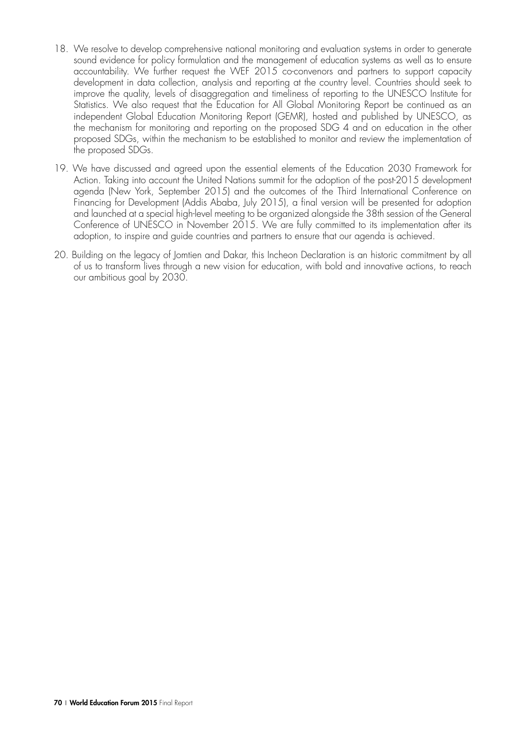18. We resolve to develop comprehensive national monitoring and evaluation systems in order to generate sound evidence for policy formulation and the management of education systems as well as to ensure accountability. We further request the WEF 2015 co-convenors and partners to support capacity development in data collection, analysis and reporting at the country level. Countries should seek to improve the quality, levels of disaggregation and timeliness of reporting to the UNESCO Institute for Statistics. We also request that the Education for All Global Monitoring Report be continued as an independent Global Education Monitoring Report (GEMR), hosted and published by UNESCO, as the mechanism for monitoring and reporting on the proposed SDG 4 and on education in the other proposed SDGs, within the mechanism to be established to monitor and review the implementation of the proposed SDGs.

19. We have discussed and agreed upon the essential elements of the Education 2030 Framework for Action. Taking into account the United Nations summit for the adoption of the post-2015 development agenda (New York, September 2015) and the outcomes of the Third International Conference on Financing for Development (Addis Ababa, July 2015), a final version will be presented for adoption and launched at a special high-level meeting to be organized alongside the 38th session of the General Conference of UNESCO in November 2015. We are fully committed to its implementation after its adoption, to inspire and guide countries and partners to ensure that our agenda is achieved.

20. Building on the legacy of Jomtien and Dakar, this Incheon Declaration is an historic commitment by all of us to transform lives through a new vision for education, with bold and innovative actions, to reach our ambitious goal by 2030.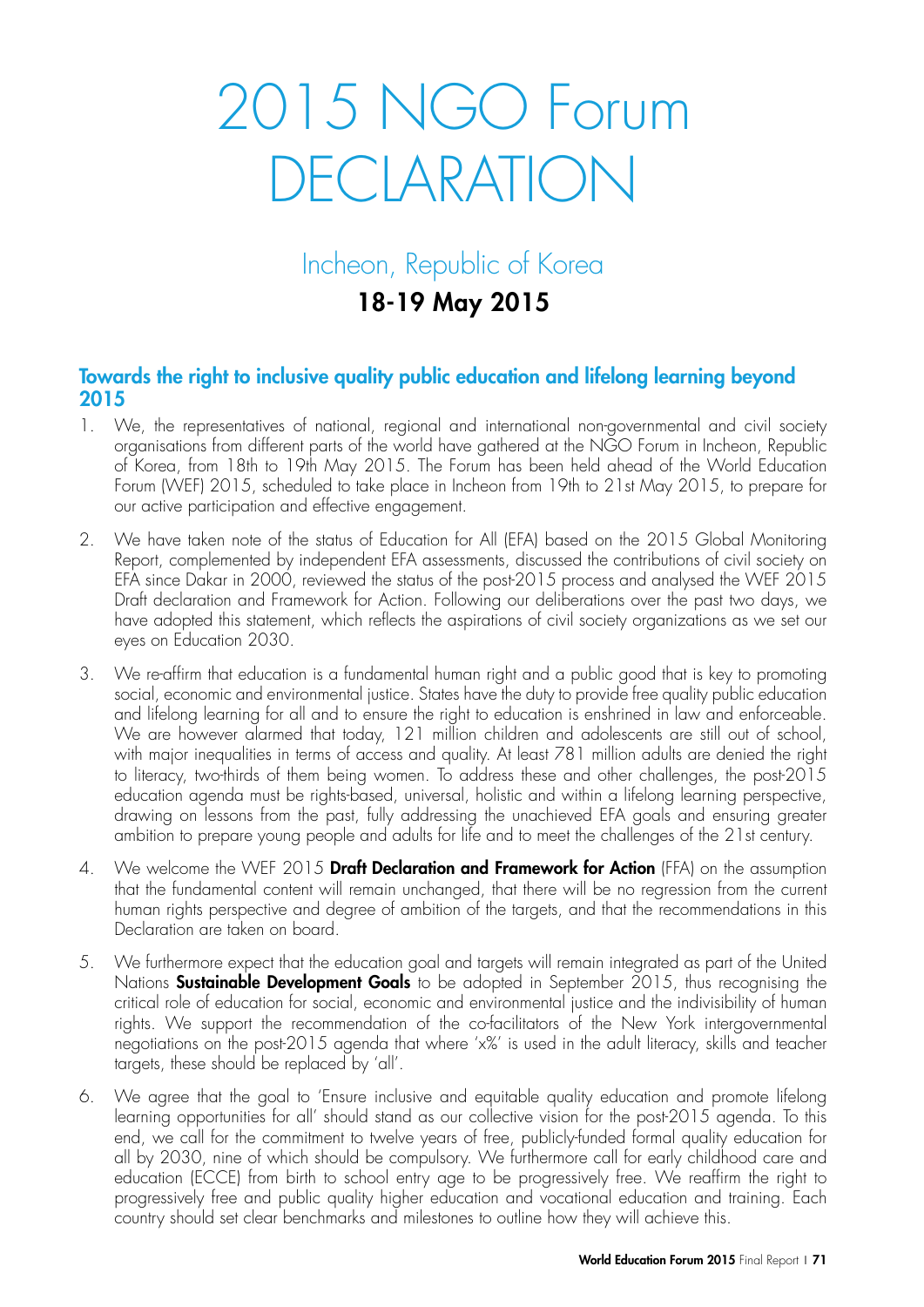# 2015 NGO Forum DECLARATION

## Incheon, Republic of Korea

## 18-19 May 2015

### Towards the right to inclusive quality public education and lifelong learning beyond 2015

1. We, the representatives of national, regional and international non-governmental and civil society organisations from different parts of the world have gathered at the NGO Forum in Incheon, Republic of Korea, from 18th to 19th May 2015. The Forum has been held ahead of the World Education Forum (WEF) 2015, scheduled to take place in Incheon from 19th to 21st May 2015, to prepare for our active participation and effective engagement.

2. We have taken note of the status of Education for All (EFA) based on the 2015 Global Monitoring Report, complemented by independent EFA assessments, discussed the contributions of civil society on EFA since Dakar in 2000, reviewed the status of the post-2015 process and analysed the WEF 2015 Draft declaration and Framework for Action. Following our deliberations over the past two days, we have adopted this statement, which reflects the aspirations of civil society organizations as we set our eyes on Education 2030.

3. We re-affirm that education is a fundamental human right and a public good that is key to promoting social, economic and environmental justice. States have the duty to provide free quality public education and lifelong learning for all and to ensure the right to education is enshrined in law and enforceable. We are however alarmed that today, 121 million children and adolescents are still out of school, with major inequalities in terms of access and quality. At least 781 million adults are denied the right to literacy, two-thirds of them being women. To address these and other challenges, the post-2015 education agenda must be rights-based, universal, holistic and within a lifelong learning perspective, drawing on lessons from the past, fully addressing the unachieved EFA goals and ensuring greater ambition to prepare young people and adults for life and to meet the challenges of the 21st century.

4. We welcome the WEF 2015 **Draft Declaration and Framework for Action** (FFA) on the assumption that the fundamental content will remain unchanged, that there will be no regression from the current human rights perspective and degree of ambition of the targets, and that the recommendations in this Declaration are taken on board.

5. We furthermore expect that the education goal and targets will remain integrated as part of the United Nations **Sustainable Development Goals** to be adopted in September 2015, thus recognising the critical role of education for social, economic and environmental justice and the indivisibility of human rights. We support the recommendation of the co-facilitators of the New York intergovernmental negotiations on the post-2015 agenda that where 'x%' is used in the adult literacy, skills and teacher targets, these should be replaced by 'all'.

6. We agree that the goal to 'Ensure inclusive and equitable quality education and promote lifelong learning opportunities for all' should stand as our collective vision for the post-2015 agenda. To this end, we call for the commitment to twelve years of free, publicly-funded formal quality education for all by 2030, nine of which should be compulsory. We furthermore call for early childhood care and education (ECCE) from birth to school entry age to be progressively free. We reaffirm the right to progressively free and public quality higher education and vocational education and training. Each country should set clear benchmarks and milestones to outline how they will achieve this.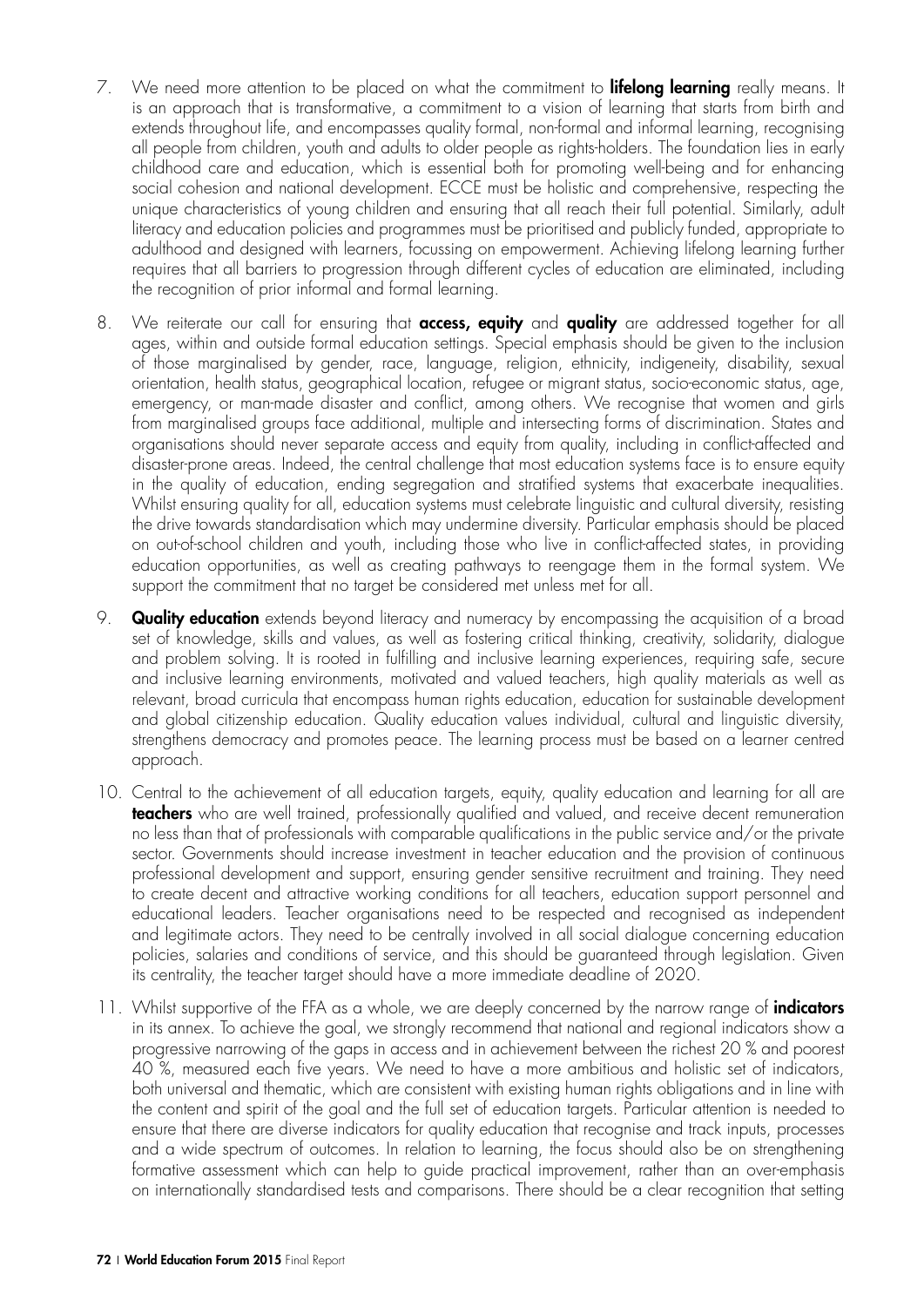7. We need more attention to be placed on what the commitment to **lifelong learning** really means. It is an approach that is transformative, a commitment to a vision of learning that starts from birth and extends throughout life, and encompasses quality formal, non-formal and informal learning, recognising all people from children, youth and adults to older people as rights-holders. The foundation lies in early childhood care and education, which is essential both for promoting well-being and for enhancing social cohesion and national development. ECCE must be holistic and comprehensive, respecting the unique characteristics of young children and ensuring that all reach their full potential. Similarly, adult literacy and education policies and programmes must be prioritised and publicly funded, appropriate to adulthood and designed with learners, focussing on empowerment. Achieving lifelong learning further requires that all barriers to progression through different cycles of education are eliminated, including the recognition of prior informal and formal learning.

8. We reiterate our call for ensuring that **access, equity** and **quality** are addressed together for all ages, within and outside formal education settings. Special emphasis should be given to the inclusion of those marginalised by gender, race, language, religion, ethnicity, indigeneity, disability, sexual orientation, health status, geographical location, refugee or migrant status, socio-economic status, age, emergency, or man-made disaster and conflict, among others. We recognise that women and girls from marginalised groups face additional, multiple and intersecting forms of discrimination. States and organisations should never separate access and equity from quality, including in conflict-affected and disaster-prone areas. Indeed, the central challenge that most education systems face is to ensure equity in the quality of education, ending segregation and stratified systems that exacerbate inequalities. Whilst ensuring quality for all, education systems must celebrate linguistic and cultural diversity, resisting the drive towards standardisation which may undermine diversity. Particular emphasis should be placed on out-of-school children and youth, including those who live in conflict-affected states, in providing education opportunities, as well as creating pathways to reengage them in the formal system. We support the commitment that no target be considered met unless met for all.

9. **Quality education** extends beyond literacy and numeracy by encompassing the acquisition of a broad set of knowledge, skills and values, as well as fostering critical thinking, creativity, solidarity, dialogue and problem solving. It is rooted in fulfilling and inclusive learning experiences, requiring safe, secure and inclusive learning environments, motivated and valued teachers, high quality materials as well as relevant, broad curricula that encompass human rights education, education for sustainable development and global citizenship education. Quality education values individual, cultural and linguistic diversity, strengthens democracy and promotes peace. The learning process must be based on a learner centred approach.

10. Central to the achievement of all education targets, equity, quality education and learning for all are **teachers** who are well trained, professionally qualified and valued, and receive decent remuneration no less than that of professionals with comparable qualifications in the public service and/or the private sector. Governments should increase investment in teacher education and the provision of continuous professional development and support, ensuring gender sensitive recruitment and training. They need to create decent and attractive working conditions for all teachers, education support personnel and educational leaders. Teacher organisations need to be respected and recognised as independent and legitimate actors. They need to be centrally involved in all social dialogue concerning education policies, salaries and conditions of service, and this should be guaranteed through legislation. Given its centrality, the teacher target should have a more immediate deadline of 2020.

11. Whilst supportive of the FFA as a whole, we are deeply concerned by the narrow range of **indicators** in its annex. To achieve the goal, we strongly recommend that national and regional indicators show a progressive narrowing of the gaps in access and in achievement between the richest 20 % and poorest 40 %, measured each five years. We need to have a more ambitious and holistic set of indicators, both universal and thematic, which are consistent with existing human rights obligations and in line with the content and spirit of the goal and the full set of education targets. Particular attention is needed to ensure that there are diverse indicators for quality education that recognise and track inputs, processes and a wide spectrum of outcomes. In relation to learning, the focus should also be on strengthening formative assessment which can help to guide practical improvement, rather than an over-emphasis on internationally standardised tests and comparisons. There should be a clear recognition that setting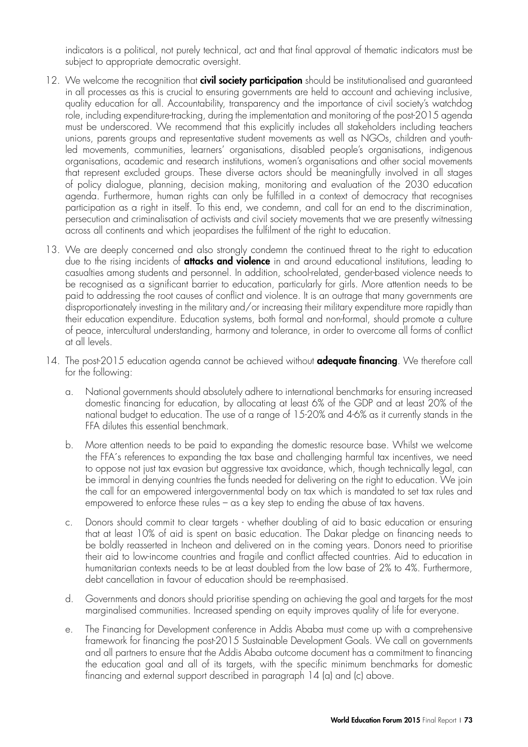indicators is a political, not purely technical, act and that final approval of thematic indicators must be subject to appropriate democratic oversight.

12. We welcome the recognition that **civil society participation** should be institutionalised and guaranteed in all processes as this is crucial to ensuring governments are held to account and achieving inclusive, quality education for all. Accountability, transparency and the importance of civil society's watchdog role, including expenditure-tracking, during the implementation and monitoring of the post-2015 agenda must be underscored. We recommend that this explicitly includes all stakeholders including teachers unions, parents groups and representative student movements as well as NGOs, children and youth-led movements, communities, learners' organisations, disabled people's organisations, indigenous organisations, academic and research institutions, women's organisations and other social movements that represent excluded groups. These diverse actors should be meaningfully involved in all stages of policy dialogue, planning, decision making, monitoring and evaluation of the 2030 education agenda. Furthermore, human rights can only be fulfilled in a context of democracy that recognises participation as a right in itself. To this end, we condemn, and call for an end to the discrimination, persecution and criminalisation of activists and civil society movements that we are presently witnessing across all continents and which jeopardises the fulfilment of the right to education.

13. We are deeply concerned and also strongly condemn the continued threat to the right to education due to the rising incidents of **attacks and violence** in and around educational institutions, leading to casualties among students and personnel. In addition, school-related, gender-based violence needs to be recognised as a significant barrier to education, particularly for girls. More attention needs to be paid to addressing the root causes of conflict and violence. It is an outrage that many governments are disproportionately investing in the military and/or increasing their military expenditure more rapidly than their education expenditure. Education systems, both formal and non-formal, should promote a culture of peace, intercultural understanding, harmony and tolerance, in order to overcome all forms of conflict at all levels.

14. The post-2015 education agenda cannot be achieved without **adequate financing**. We therefore call for the following:

    a. National governments should absolutely adhere to international benchmarks for ensuring increased domestic financing for education, by allocating at least 6% of the GDP and at least 20% of the national budget to education. The use of a range of 15-20% and 4-6% as it currently stands in the FFA dilutes this essential benchmark.

    b. More attention needs to be paid to expanding the domestic resource base. Whilst we welcome the FFA´s references to expanding the tax base and challenging harmful tax incentives, we need to oppose not just tax evasion but aggressive tax avoidance, which, though technically legal, can be immoral in denying countries the funds needed for delivering on the right to education. We join the call for an empowered intergovernmental body on tax which is mandated to set tax rules and empowered to enforce these rules – as a key step to ending the abuse of tax havens.

    c. Donors should commit to clear targets - whether doubling of aid to basic education or ensuring that at least 10% of aid is spent on basic education. The Dakar pledge on financing needs to be boldly reasserted in Incheon and delivered on in the coming years. Donors need to prioritise their aid to low-income countries and fragile and conflict affected countries. Aid to education in humanitarian contexts needs to be at least doubled from the low base of 2% to 4%. Furthermore, debt cancellation in favour of education should be re-emphasised.

    d. Governments and donors should prioritise spending on achieving the goal and targets for the most marginalised communities. Increased spending on equity improves quality of life for everyone.

    e. The Financing for Development conference in Addis Ababa must come up with a comprehensive framework for financing the post-2015 Sustainable Development Goals. We call on governments and all partners to ensure that the Addis Ababa outcome document has a commitment to financing the education goal and all of its targets, with the specific minimum benchmarks for domestic financing and external support described in paragraph 14 (a) and (c) above.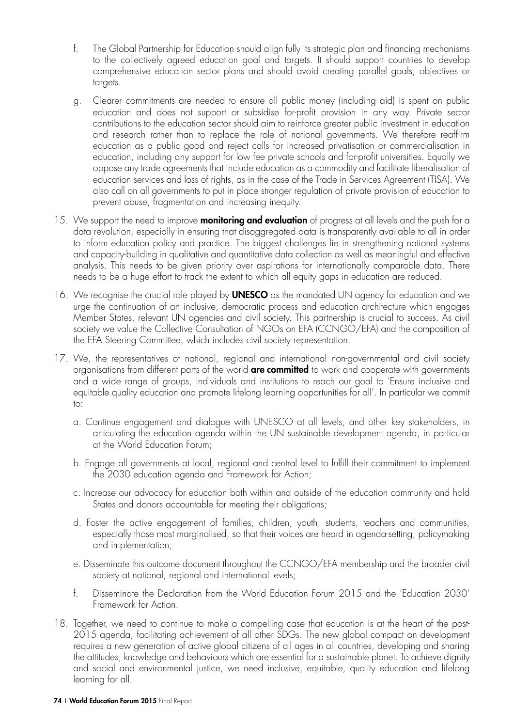f. The Global Partnership for Education should align fully its strategic plan and financing mechanisms to the collectively agreed education goal and targets. It should support countries to develop comprehensive education sector plans and should avoid creating parallel goals, objectives or targets.

g. Clearer commitments are needed to ensure all public money (including aid) is spent on public education and does not support or subsidise for-profit provision in any way. Private sector contributions to the education sector should aim to reinforce greater public investment in education and research rather than to replace the role of national governments. We therefore reaffirm education as a public good and reject calls for increased privatisation or commercialisation in education, including any support for low fee private schools and for-profit universities. Equally we oppose any trade agreements that include education as a commodity and facilitate liberalisation of education services and loss of rights, as in the case of the Trade in Services Agreement (TISA). We also call on all governments to put in place stronger regulation of private provision of education to prevent abuse, fragmentation and increasing inequity.

15. We support the need to improve **monitoring and evaluation** of progress at all levels and the push for a data revolution, especially in ensuring that disaggregated data is transparently available to all in order to inform education policy and practice. The biggest challenges lie in strengthening national systems and capacity-building in qualitative and quantitative data collection as well as meaningful and effective analysis. This needs to be given priority over aspirations for internationally comparable data. There needs to be a huge effort to track the extent to which all equity gaps in education are reduced.

16. We recognise the crucial role played by **UNESCO** as the mandated UN agency for education and we urge the continuation of an inclusive, democratic process and education architecture which engages Member States, relevant UN agencies and civil society. This partnership is crucial to success. As civil society we value the Collective Consultation of NGOs on EFA (CCNGO/EFA) and the composition of the EFA Steering Committee, which includes civil society representation.

17. We, the representatives of national, regional and international non-governmental and civil society organisations from different parts of the world **are committed** to work and cooperate with governments and a wide range of groups, individuals and institutions to reach our goal to 'Ensure inclusive and equitable quality education and promote lifelong learning opportunities for all'. In particular we commit to:

    a. Continue engagement and dialogue with UNESCO at all levels, and other key stakeholders, in articulating the education agenda within the UN sustainable development agenda, in particular at the World Education Forum;

    b. Engage all governments at local, regional and central level to fulfill their commitment to implement the 2030 education agenda and Framework for Action;

    c. Increase our advocacy for education both within and outside of the education community and hold States and donors accountable for meeting their obligations;

    d. Foster the active engagement of families, children, youth, students, teachers and communities, especially those most marginalised, so that their voices are heard in agenda-setting, policymaking and implementation;

    e. Disseminate this outcome document throughout the CCNGO/EFA membership and the broader civil society at national, regional and international levels;

    f. Disseminate the Declaration from the World Education Forum 2015 and the 'Education 2030' Framework for Action.

18. Together, we need to continue to make a compelling case that education is at the heart of the post-2015 agenda, facilitating achievement of all other SDGs. The new global compact on development requires a new generation of active global citizens of all ages in all countries, developing and sharing the attitudes, knowledge and behaviours which are essential for a sustainable planet. To achieve dignity and social and environmental justice, we need inclusive, equitable, quality education and lifelong learning for all.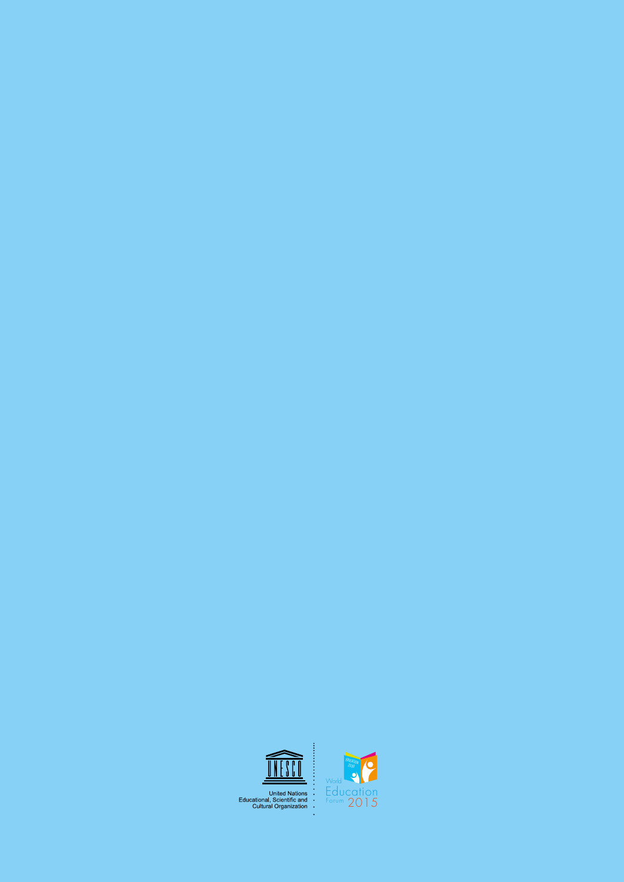United Nations
Educational, Scientific and
Cultural Organization

World
Education
Forum 2015